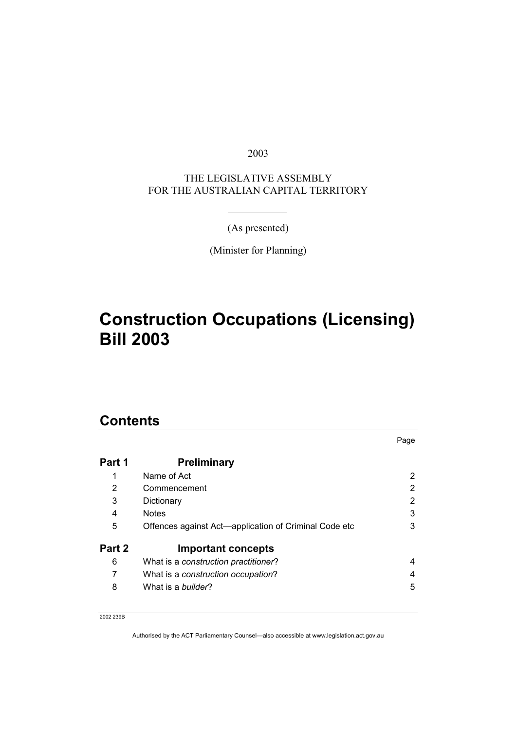2003

THE LEGISLATIVE ASSEMBLY
FOR THE AUSTRALIAN CAPITAL TERRITORY

(As presented)

(Minister for Planning)

# Construction Occupations (Licensing) Bill 2003

## Contents

| | | Page |
|---|---|---|
| **Part 1** | **Preliminary** | |
| 1 | Name of Act | 2 |
| 2 | Commencement | 2 |
| 3 | Dictionary | 2 |
| 4 | Notes | 3 |
| 5 | Offences against Act—application of Criminal Code etc | 3 |
| **Part 2** | **Important concepts** | |
| 6 | What is a *construction practitioner*? | 4 |
| 7 | What is a *construction occupation*? | 4 |
| 8 | What is a *builder*? | 5 |

2002 239B

Authorised by the ACT Parliamentary Counsel—also accessible at www.legislation.act.gov.au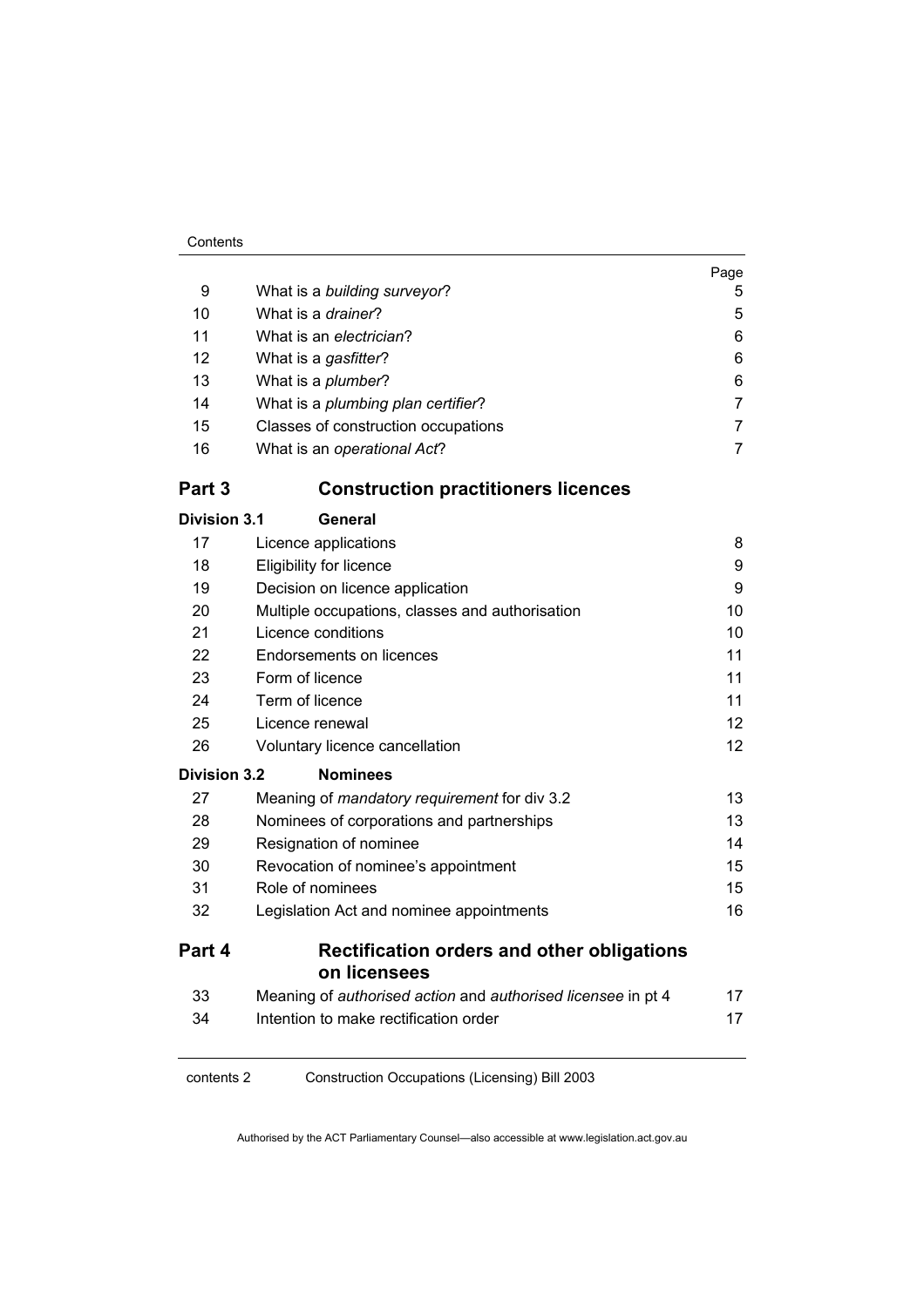| | | Page |
|---|---|---|
| 9 | What is a *building surveyor*? | 5 |
| 10 | What is a *drainer*? | 5 |
| 11 | What is an *electrician*? | 6 |
| 12 | What is a *gasfitter*? | 6 |
| 13 | What is a *plumber*? | 6 |
| 14 | What is a *plumbing plan certifier*? | 7 |
| 15 | Classes of construction occupations | 7 |
| 16 | What is an *operational Act*? | 7 |

## Part 3 Construction practitioners licences

### Division 3.1 General

| | | |
|---|---|---|
| 17 | Licence applications | 8 |
| 18 | Eligibility for licence | 9 |
| 19 | Decision on licence application | 9 |
| 20 | Multiple occupations, classes and authorisation | 10 |
| 21 | Licence conditions | 10 |
| 22 | Endorsements on licences | 11 |
| 23 | Form of licence | 11 |
| 24 | Term of licence | 11 |
| 25 | Licence renewal | 12 |
| 26 | Voluntary licence cancellation | 12 |

### Division 3.2 Nominees

| | | |
|---|---|---|
| 27 | Meaning of *mandatory requirement* for div 3.2 | 13 |
| 28 | Nominees of corporations and partnerships | 13 |
| 29 | Resignation of nominee | 14 |
| 30 | Revocation of nominee's appointment | 15 |
| 31 | Role of nominees | 15 |
| 32 | Legislation Act and nominee appointments | 16 |

## Part 4 Rectification orders and other obligations on licensees

| | | |
|---|---|---|
| 33 | Meaning of *authorised action* and *authorised licensee* in pt 4 | 17 |
| 34 | Intention to make rectification order | 17 |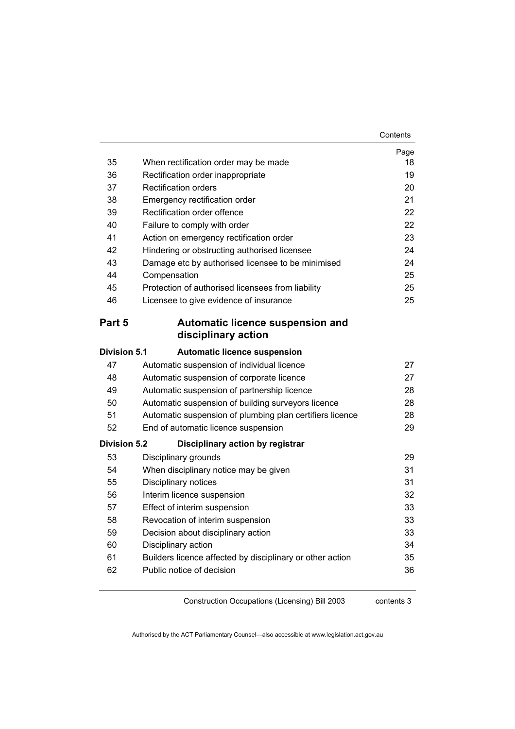| | | Page |
|---|---|---|
| 35 | When rectification order may be made | 18 |
| 36 | Rectification order inappropriate | 19 |
| 37 | Rectification orders | 20 |
| 38 | Emergency rectification order | 21 |
| 39 | Rectification order offence | 22 |
| 40 | Failure to comply with order | 22 |
| 41 | Action on emergency rectification order | 23 |
| 42 | Hindering or obstructing authorised licensee | 24 |
| 43 | Damage etc by authorised licensee to be minimised | 24 |
| 44 | Compensation | 25 |
| 45 | Protection of authorised licensees from liability | 25 |
| 46 | Licensee to give evidence of insurance | 25 |

## Part 5 Automatic licence suspension and disciplinary action

### Division 5.1 Automatic licence suspension

| | | |
|---|---|---|
| 47 | Automatic suspension of individual licence | 27 |
| 48 | Automatic suspension of corporate licence | 27 |
| 49 | Automatic suspension of partnership licence | 28 |
| 50 | Automatic suspension of building surveyors licence | 28 |
| 51 | Automatic suspension of plumbing plan certifiers licence | 28 |
| 52 | End of automatic licence suspension | 29 |

### Division 5.2 Disciplinary action by registrar

| | | |
|---|---|---|
| 53 | Disciplinary grounds | 29 |
| 54 | When disciplinary notice may be given | 31 |
| 55 | Disciplinary notices | 31 |
| 56 | Interim licence suspension | 32 |
| 57 | Effect of interim suspension | 33 |
| 58 | Revocation of interim suspension | 33 |
| 59 | Decision about disciplinary action | 33 |
| 60 | Disciplinary action | 34 |
| 61 | Builders licence affected by disciplinary or other action | 35 |
| 62 | Public notice of decision | 36 |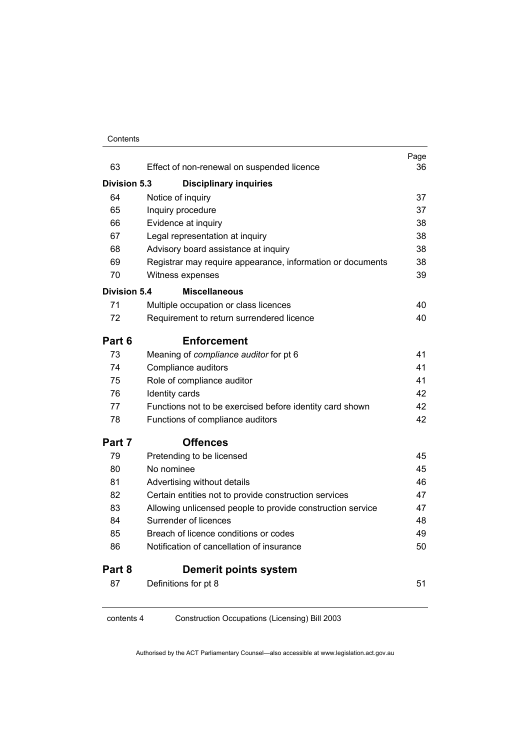| | | Page |
|---|---|---|
| 63 | Effect of non-renewal on suspended licence | 36 |
| **Division 5.3** | **Disciplinary inquiries** | |
| 64 | Notice of inquiry | 37 |
| 65 | Inquiry procedure | 37 |
| 66 | Evidence at inquiry | 38 |
| 67 | Legal representation at inquiry | 38 |
| 68 | Advisory board assistance at inquiry | 38 |
| 69 | Registrar may require appearance, information or documents | 38 |
| 70 | Witness expenses | 39 |
| **Division 5.4** | **Miscellaneous** | |
| 71 | Multiple occupation or class licences | 40 |
| 72 | Requirement to return surrendered licence | 40 |
| **Part 6** | **Enforcement** | |
| 73 | Meaning of *compliance auditor* for pt 6 | 41 |
| 74 | Compliance auditors | 41 |
| 75 | Role of compliance auditor | 41 |
| 76 | Identity cards | 42 |
| 77 | Functions not to be exercised before identity card shown | 42 |
| 78 | Functions of compliance auditors | 42 |
| **Part 7** | **Offences** | |
| 79 | Pretending to be licensed | 45 |
| 80 | No nominee | 45 |
| 81 | Advertising without details | 46 |
| 82 | Certain entities not to provide construction services | 47 |
| 83 | Allowing unlicensed people to provide construction service | 47 |
| 84 | Surrender of licences | 48 |
| 85 | Breach of licence conditions or codes | 49 |
| 86 | Notification of cancellation of insurance | 50 |
| **Part 8** | **Demerit points system** | |
| 87 | Definitions for pt 8 | 51 |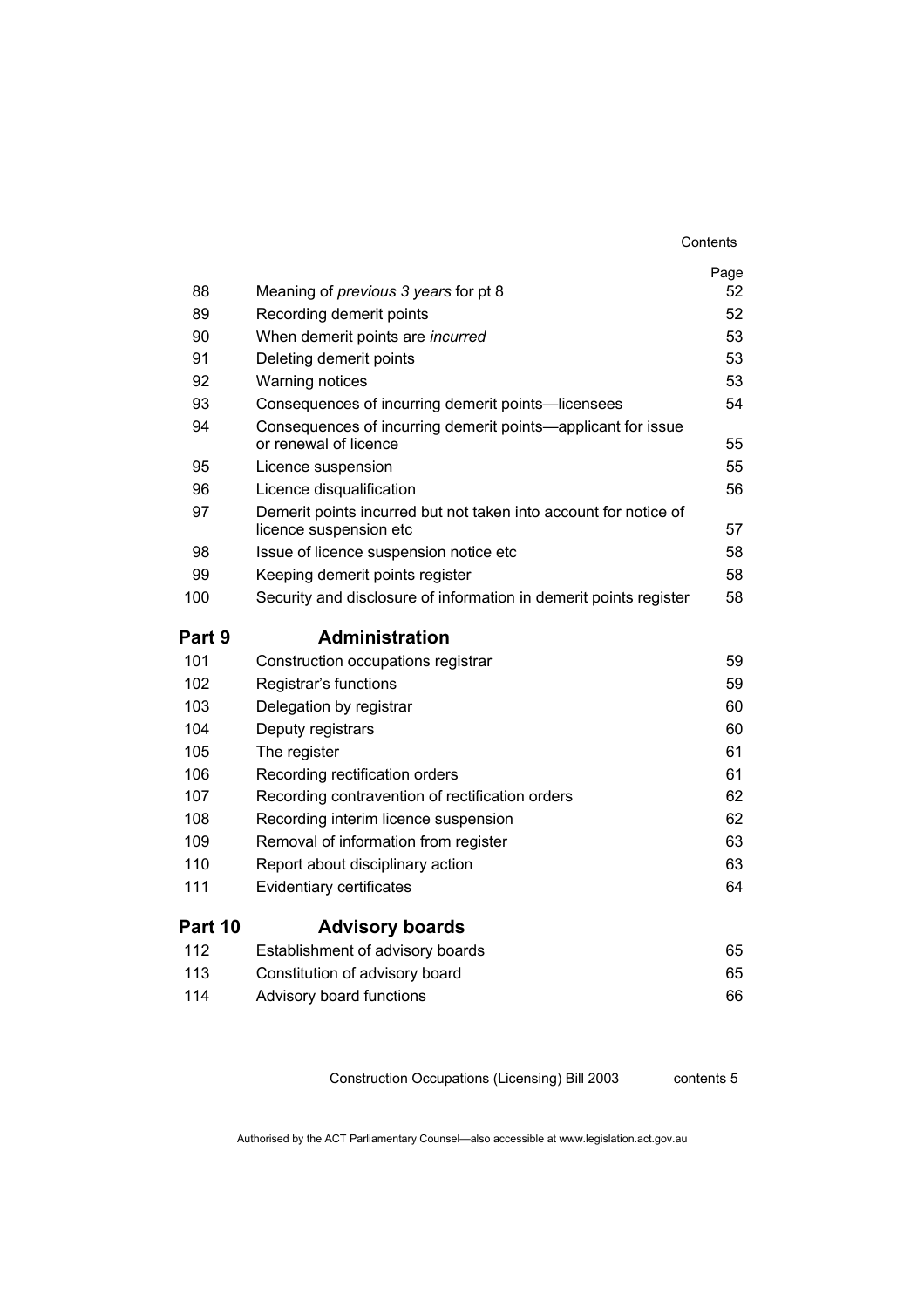| | | Page |
|---|---|---|
| 88 | Meaning of *previous 3 years* for pt 8 | 52 |
| 89 | Recording demerit points | 52 |
| 90 | When demerit points are *incurred* | 53 |
| 91 | Deleting demerit points | 53 |
| 92 | Warning notices | 53 |
| 93 | Consequences of incurring demerit points—licensees | 54 |
| 94 | Consequences of incurring demerit points—applicant for issue or renewal of licence | 55 |
| 95 | Licence suspension | 55 |
| 96 | Licence disqualification | 56 |
| 97 | Demerit points incurred but not taken into account for notice of licence suspension etc | 57 |
| 98 | Issue of licence suspension notice etc | 58 |
| 99 | Keeping demerit points register | 58 |
| 100 | Security and disclosure of information in demerit points register | 58 |

## Part 9 Administration

| | | |
|---|---|---|
| 101 | Construction occupations registrar | 59 |
| 102 | Registrar's functions | 59 |
| 103 | Delegation by registrar | 60 |
| 104 | Deputy registrars | 60 |
| 105 | The register | 61 |
| 106 | Recording rectification orders | 61 |
| 107 | Recording contravention of rectification orders | 62 |
| 108 | Recording interim licence suspension | 62 |
| 109 | Removal of information from register | 63 |
| 110 | Report about disciplinary action | 63 |
| 111 | Evidentiary certificates | 64 |

## Part 10 Advisory boards

| | | |
|---|---|---|
| 112 | Establishment of advisory boards | 65 |
| 113 | Constitution of advisory board | 65 |
| 114 | Advisory board functions | 66 |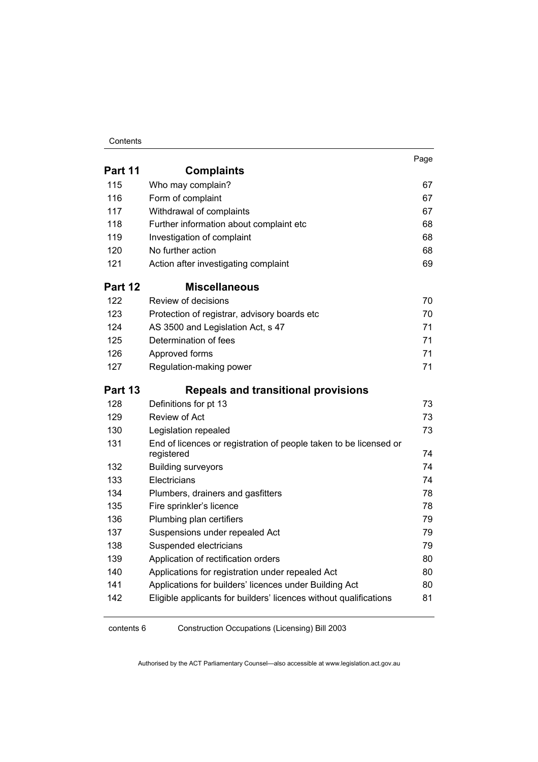| | | Page |
|---|---|---|
| **Part 11** | **Complaints** | |
| 115 | Who may complain? | 67 |
| 116 | Form of complaint | 67 |
| 117 | Withdrawal of complaints | 67 |
| 118 | Further information about complaint etc | 68 |
| 119 | Investigation of complaint | 68 |
| 120 | No further action | 68 |
| 121 | Action after investigating complaint | 69 |
| **Part 12** | **Miscellaneous** | |
| 122 | Review of decisions | 70 |
| 123 | Protection of registrar, advisory boards etc | 70 |
| 124 | AS 3500 and Legislation Act, s 47 | 71 |
| 125 | Determination of fees | 71 |
| 126 | Approved forms | 71 |
| 127 | Regulation-making power | 71 |
| **Part 13** | **Repeals and transitional provisions** | |
| 128 | Definitions for pt 13 | 73 |
| 129 | Review of Act | 73 |
| 130 | Legislation repealed | 73 |
| 131 | End of licences or registration of people taken to be licensed or registered | 74 |
| 132 | Building surveyors | 74 |
| 133 | Electricians | 74 |
| 134 | Plumbers, drainers and gasfitters | 78 |
| 135 | Fire sprinkler's licence | 78 |
| 136 | Plumbing plan certifiers | 79 |
| 137 | Suspensions under repealed Act | 79 |
| 138 | Suspended electricians | 79 |
| 139 | Application of rectification orders | 80 |
| 140 | Applications for registration under repealed Act | 80 |
| 141 | Applications for builders' licences under Building Act | 80 |
| 142 | Eligible applicants for builders' licences without qualifications | 81 |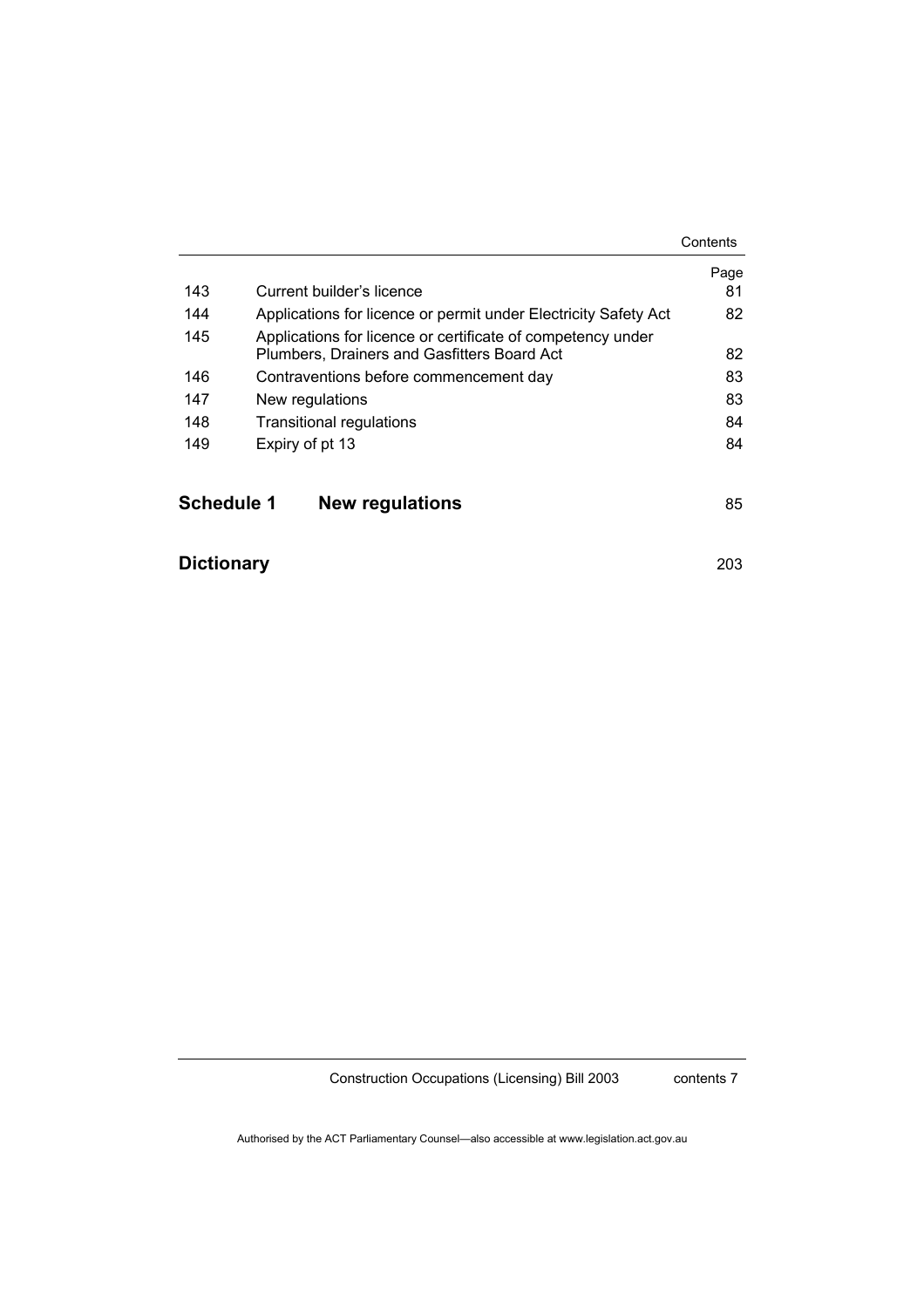| | | Page |
|---|---|---|
| 143 | Current builder's licence | 81 |
| 144 | Applications for licence or permit under Electricity Safety Act | 82 |
| 145 | Applications for licence or certificate of competency under Plumbers, Drainers and Gasfitters Board Act | 82 |
| 146 | Contraventions before commencement day | 83 |
| 147 | New regulations | 83 |
| 148 | Transitional regulations | 84 |
| 149 | Expiry of pt 13 | 84 |

**Schedule 1 New regulations** 85

**Dictionary** 203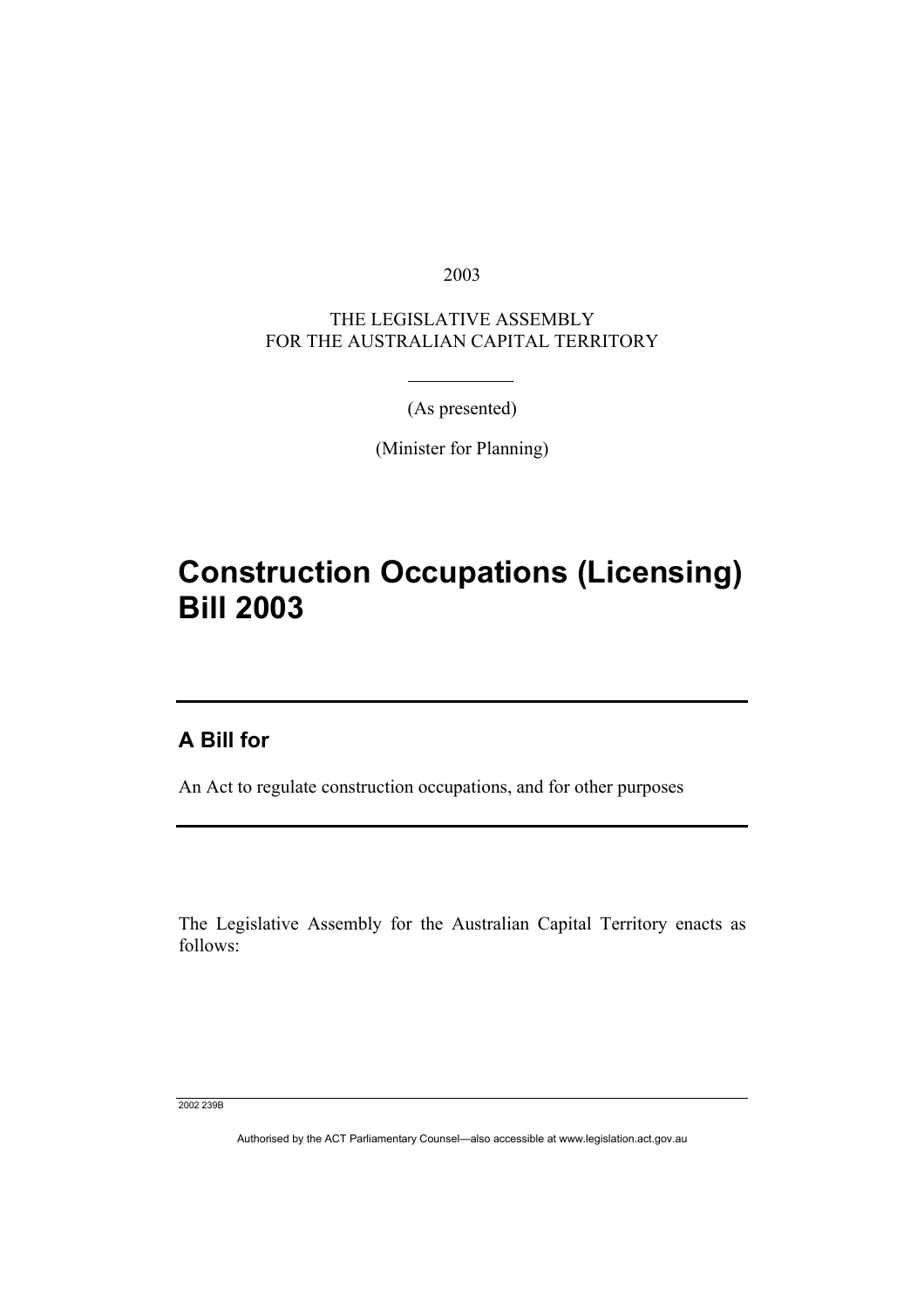2003

THE LEGISLATIVE ASSEMBLY
FOR THE AUSTRALIAN CAPITAL TERRITORY

(As presented)

(Minister for Planning)

# Construction Occupations (Licensing) Bill 2003

## A Bill for

An Act to regulate construction occupations, and for other purposes

The Legislative Assembly for the Australian Capital Territory enacts as follows: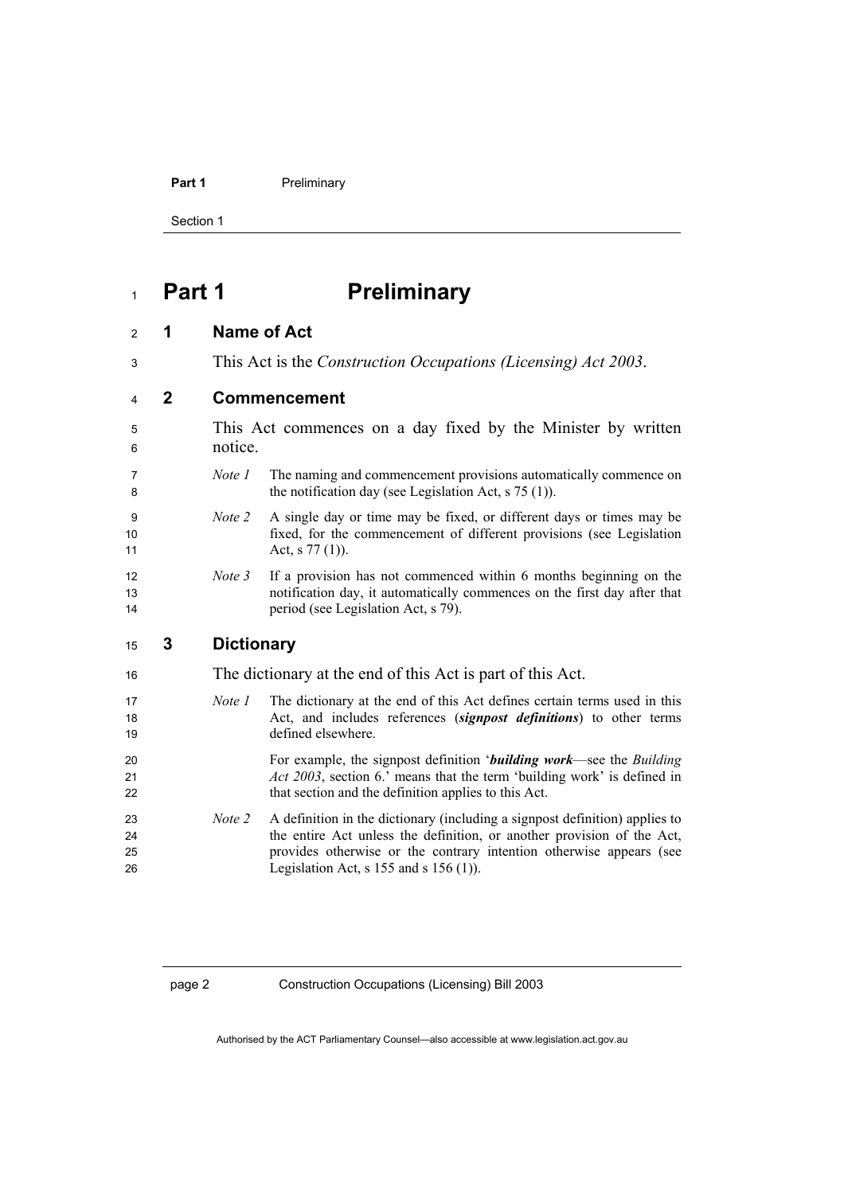# Part 1 Preliminary

## 1 Name of Act

This Act is the *Construction Occupations (Licensing) Act 2003*.

## 2 Commencement

This Act commences on a day fixed by the Minister by written notice.

*Note 1* The naming and commencement provisions automatically commence on the notification day (see Legislation Act, s 75 (1)).

*Note 2* A single day or time may be fixed, or different days or times may be fixed, for the commencement of different provisions (see Legislation Act, s 77 (1)).

*Note 3* If a provision has not commenced within 6 months beginning on the notification day, it automatically commences on the first day after that period (see Legislation Act, s 79).

## 3 Dictionary

The dictionary at the end of this Act is part of this Act.

*Note 1* The dictionary at the end of this Act defines certain terms used in this Act, and includes references (***signpost definitions***) to other terms defined elsewhere.

For example, the signpost definition '***building work***—see the *Building Act 2003*, section 6.' means that the term 'building work' is defined in that section and the definition applies to this Act.

*Note 2* A definition in the dictionary (including a signpost definition) applies to the entire Act unless the definition, or another provision of the Act, provides otherwise or the contrary intention otherwise appears (see Legislation Act, s 155 and s 156 (1)).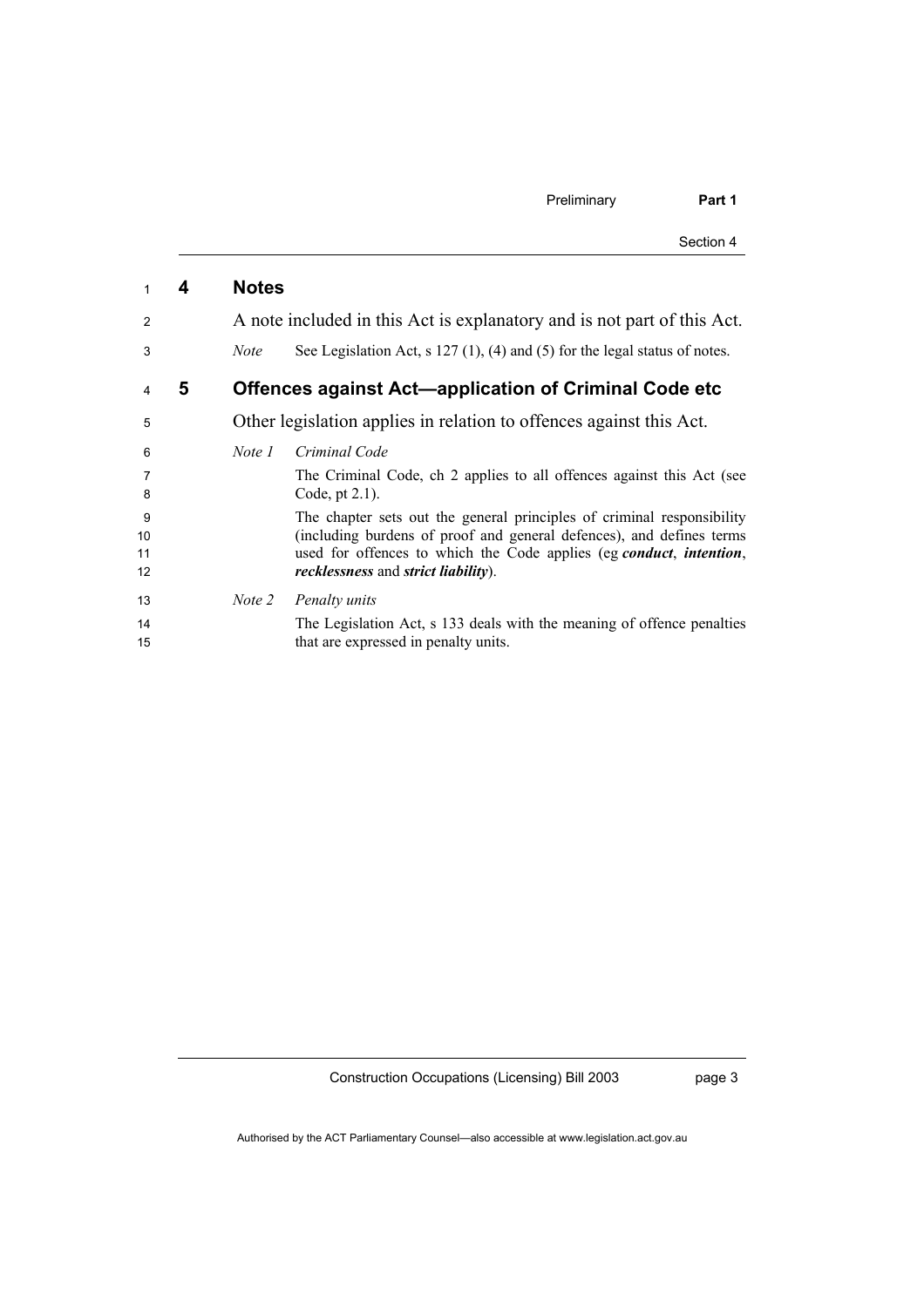## 4 Notes

A note included in this Act is explanatory and is not part of this Act.

*Note* See Legislation Act, s 127 (1), (4) and (5) for the legal status of notes.

## 5 Offences against Act—application of Criminal Code etc

Other legislation applies in relation to offences against this Act.

*Note 1* *Criminal Code*

The Criminal Code, ch 2 applies to all offences against this Act (see Code, pt 2.1).

The chapter sets out the general principles of criminal responsibility (including burdens of proof and general defences), and defines terms used for offences to which the Code applies (eg ***conduct***, ***intention***, ***recklessness*** and ***strict liability***).

*Note 2* *Penalty units*

The Legislation Act, s 133 deals with the meaning of offence penalties that are expressed in penalty units.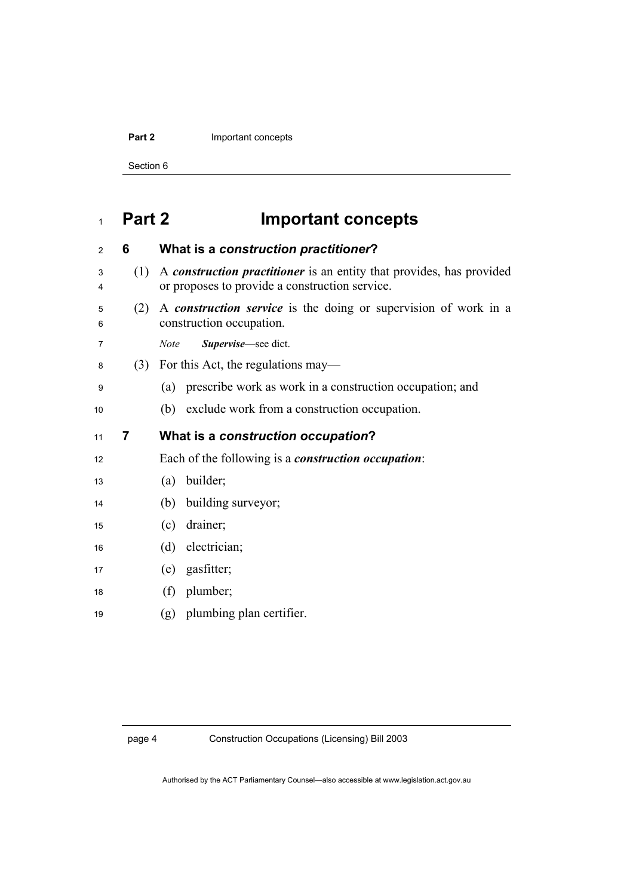# Part 2 Important concepts

## 6 What is a *construction practitioner*?

(1) A ***construction practitioner*** is an entity that provides, has provided or proposes to provide a construction service.

(2) A ***construction service*** is the doing or supervision of work in a construction occupation.

*Note* ***Supervise***—see dict.

(3) For this Act, the regulations may—

(a) prescribe work as work in a construction occupation; and

(b) exclude work from a construction occupation.

## 7 What is a *construction occupation*?

Each of the following is a ***construction occupation***:

(a) builder;

(b) building surveyor;

(c) drainer;

(d) electrician;

(e) gasfitter;

(f) plumber;

(g) plumbing plan certifier.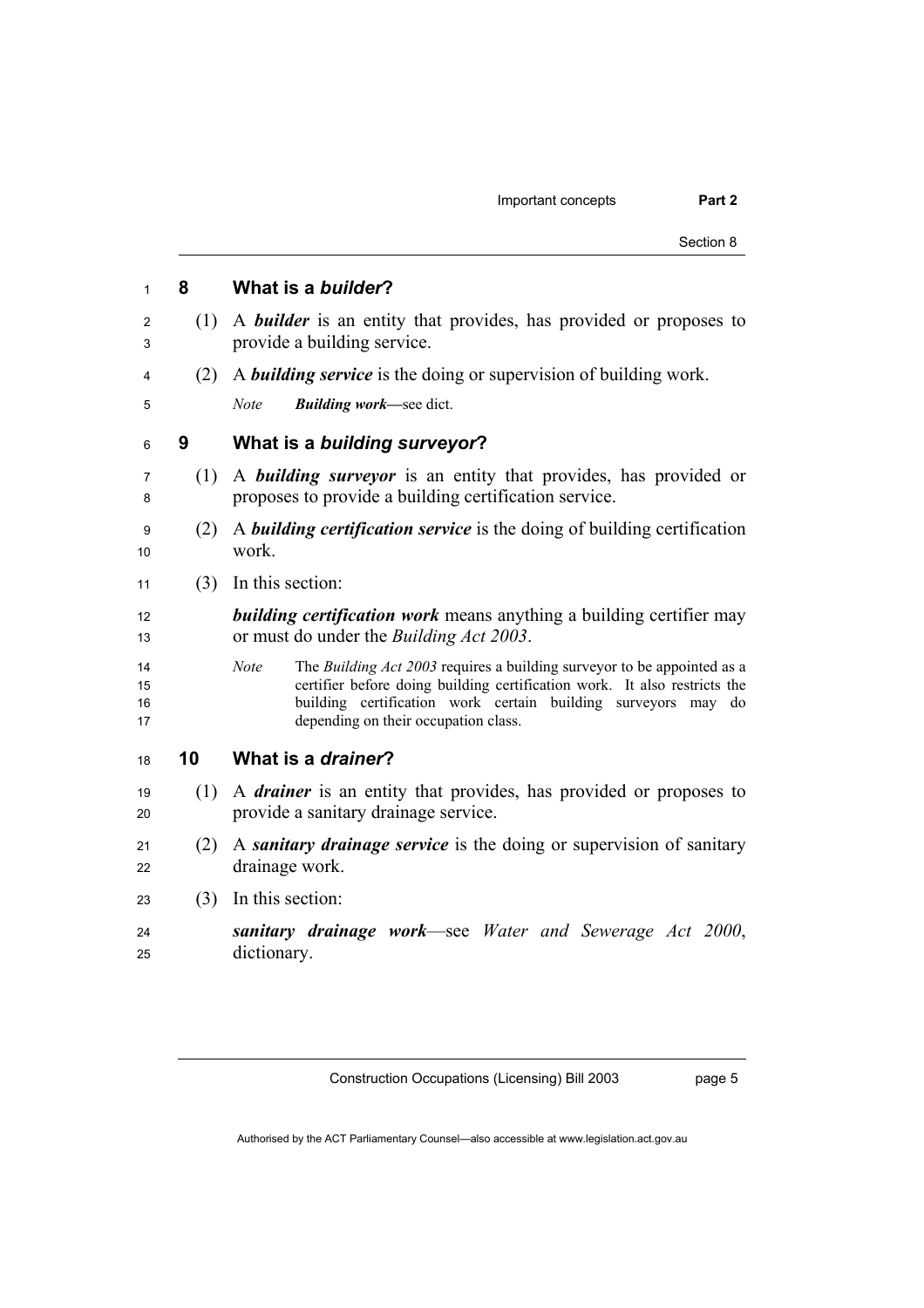## 8 What is a *builder*?

(1) A ***builder*** is an entity that provides, has provided or proposes to provide a building service.

(2) A ***building service*** is the doing or supervision of building work.

*Note* ***Building work***—see dict.

## 9 What is a *building surveyor*?

(1) A ***building surveyor*** is an entity that provides, has provided or proposes to provide a building certification service.

(2) A ***building certification service*** is the doing of building certification work.

(3) In this section:

***building certification work*** means anything a building certifier may or must do under the *Building Act 2003*.

*Note* The *Building Act 2003* requires a building surveyor to be appointed as a certifier before doing building certification work. It also restricts the building certification work certain building surveyors may do depending on their occupation class.

## 10 What is a *drainer*?

(1) A ***drainer*** is an entity that provides, has provided or proposes to provide a sanitary drainage service.

(2) A ***sanitary drainage service*** is the doing or supervision of sanitary drainage work.

(3) In this section:

***sanitary drainage work***—see *Water and Sewerage Act 2000*, dictionary.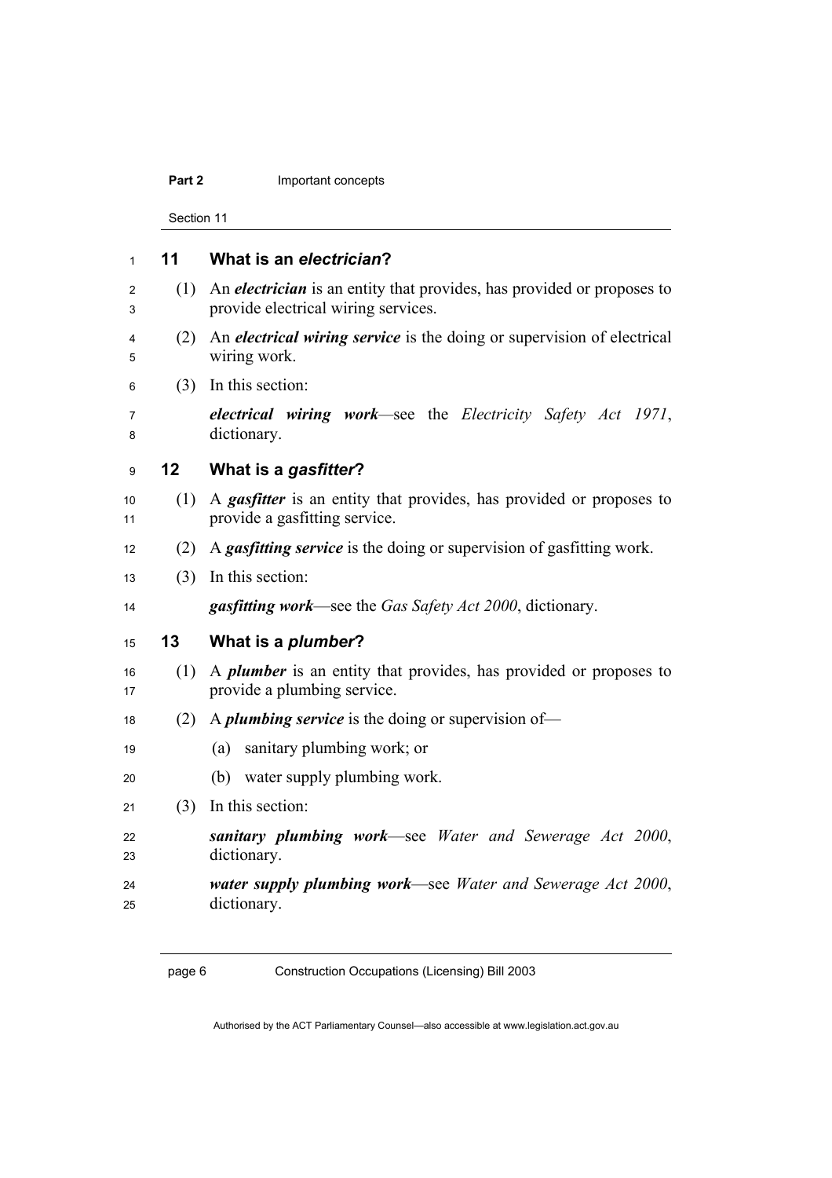## 11 What is an *electrician*?

(1) An ***electrician*** is an entity that provides, has provided or proposes to provide electrical wiring services.

(2) An ***electrical wiring service*** is the doing or supervision of electrical wiring work.

(3) In this section:

***electrical wiring work***—see the *Electricity Safety Act 1971*, dictionary.

## 12 What is a *gasfitter*?

(1) A ***gasfitter*** is an entity that provides, has provided or proposes to provide a gasfitting service.

(2) A ***gasfitting service*** is the doing or supervision of gasfitting work.

(3) In this section:

***gasfitting work***—see the *Gas Safety Act 2000*, dictionary.

## 13 What is a *plumber*?

(1) A ***plumber*** is an entity that provides, has provided or proposes to provide a plumbing service.

(2) A ***plumbing service*** is the doing or supervision of—

(a) sanitary plumbing work; or

(b) water supply plumbing work.

(3) In this section:

***sanitary plumbing work***—see *Water and Sewerage Act 2000*, dictionary.

***water supply plumbing work***—see *Water and Sewerage Act 2000*, dictionary.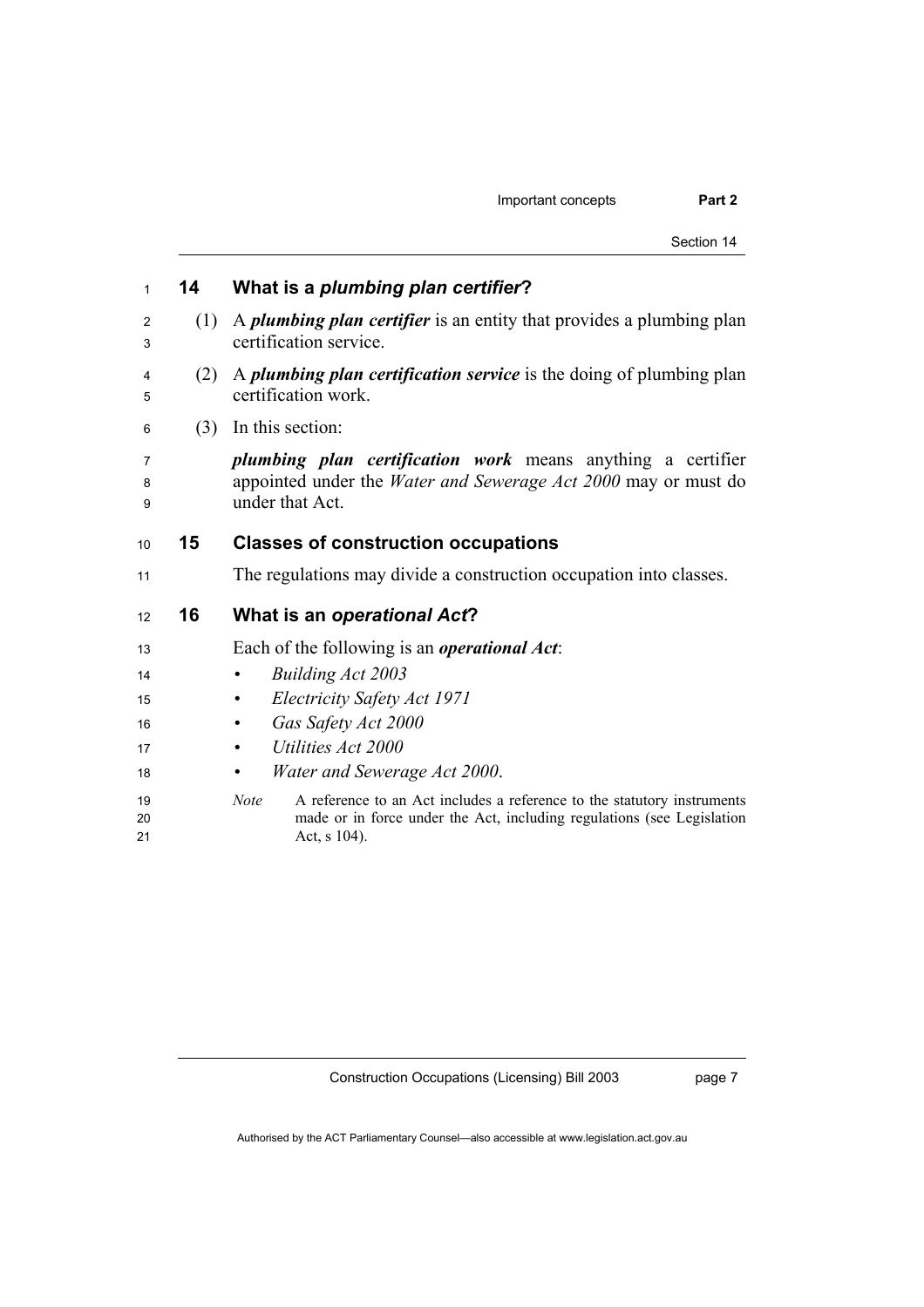## 14 What is a *plumbing plan certifier*?

(1) A ***plumbing plan certifier*** is an entity that provides a plumbing plan certification service.

(2) A ***plumbing plan certification service*** is the doing of plumbing plan certification work.

(3) In this section:

***plumbing plan certification work*** means anything a certifier appointed under the *Water and Sewerage Act 2000* may or must do under that Act.

## 15 Classes of construction occupations

The regulations may divide a construction occupation into classes.

## 16 What is an *operational Act*?

Each of the following is an ***operational Act***:

- *Building Act 2003*
- *Electricity Safety Act 1971*
- *Gas Safety Act 2000*
- *Utilities Act 2000*
- *Water and Sewerage Act 2000*.

*Note* A reference to an Act includes a reference to the statutory instruments made or in force under the Act, including regulations (see Legislation Act, s 104).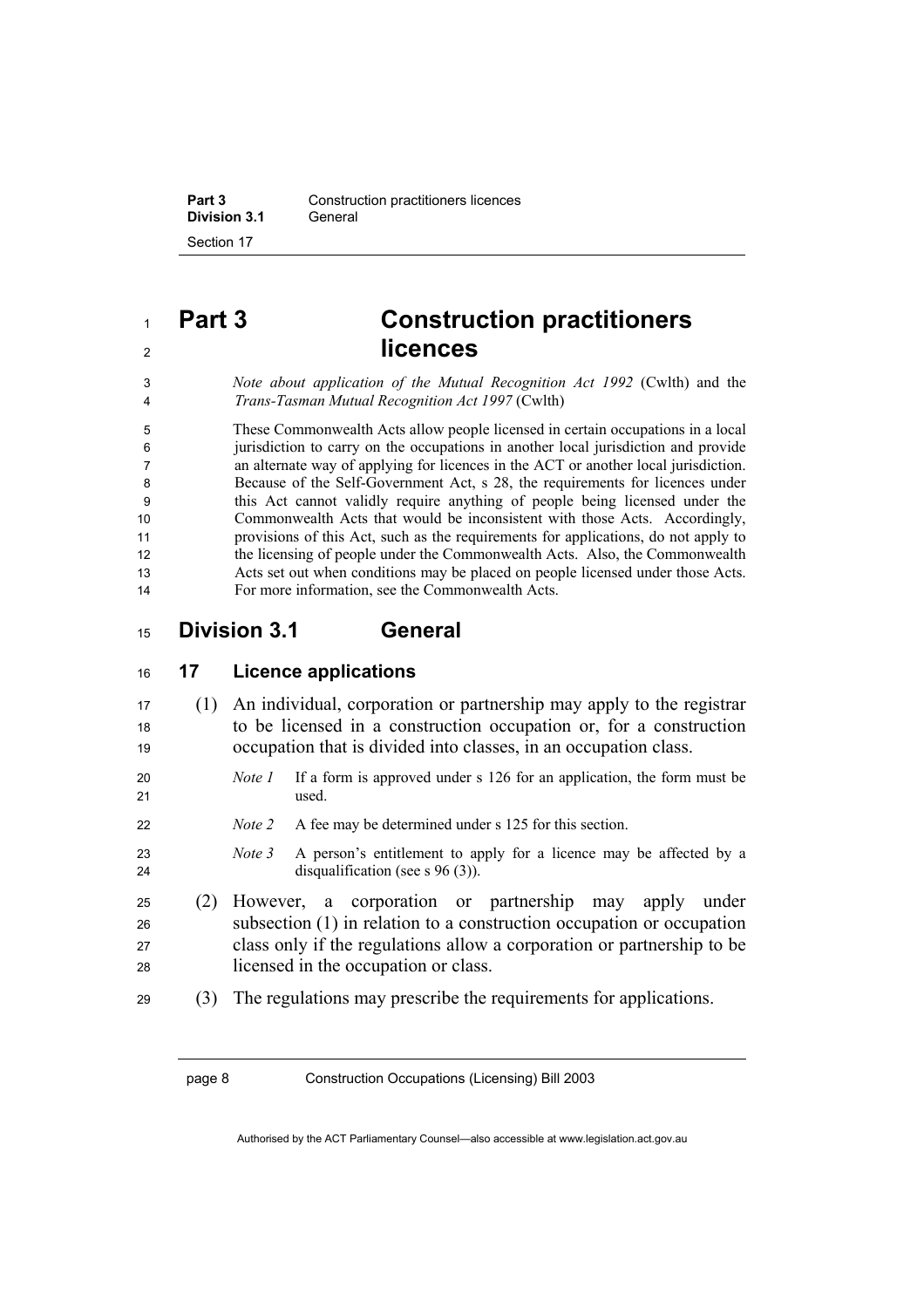# Part 3 Construction practitioners licences

*Note about application of the Mutual Recognition Act 1992* (Cwlth) and the *Trans-Tasman Mutual Recognition Act 1997* (Cwlth)

These Commonwealth Acts allow people licensed in certain occupations in a local jurisdiction to carry on the occupations in another local jurisdiction and provide an alternate way of applying for licences in the ACT or another local jurisdiction. Because of the Self-Government Act, s 28, the requirements for licences under this Act cannot validly require anything of people being licensed under the Commonwealth Acts that would be inconsistent with those Acts. Accordingly, provisions of this Act, such as the requirements for applications, do not apply to the licensing of people under the Commonwealth Acts. Also, the Commonwealth Acts set out when conditions may be placed on people licensed under those Acts. For more information, see the Commonwealth Acts.

## Division 3.1 General

### 17 Licence applications

(1) An individual, corporation or partnership may apply to the registrar to be licensed in a construction occupation or, for a construction occupation that is divided into classes, in an occupation class.

*Note 1* If a form is approved under s 126 for an application, the form must be used.

*Note 2* A fee may be determined under s 125 for this section.

*Note 3* A person's entitlement to apply for a licence may be affected by a disqualification (see s 96 (3)).

(2) However, a corporation or partnership may apply under subsection (1) in relation to a construction occupation or occupation class only if the regulations allow a corporation or partnership to be licensed in the occupation or class.

(3) The regulations may prescribe the requirements for applications.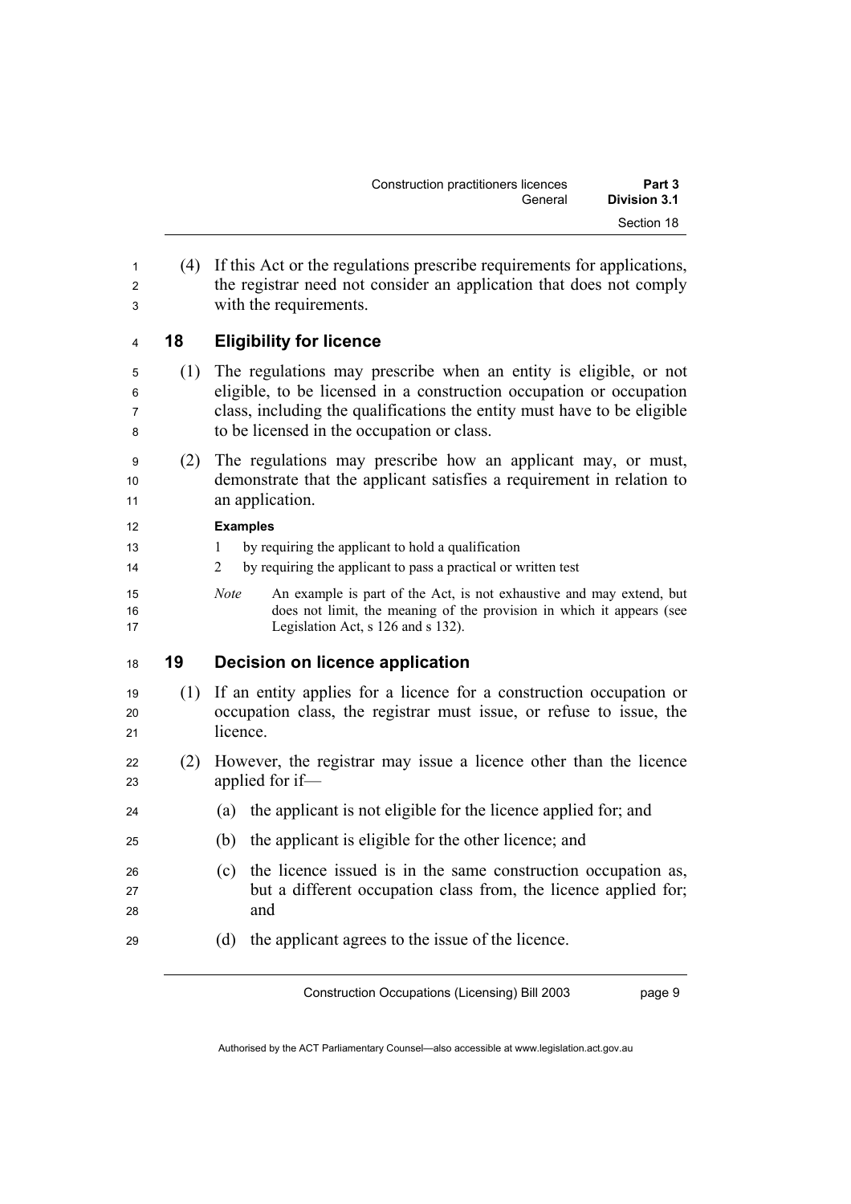(4) If this Act or the regulations prescribe requirements for applications, the registrar need not consider an application that does not comply with the requirements.

## 18 Eligibility for licence

(1) The regulations may prescribe when an entity is eligible, or not eligible, to be licensed in a construction occupation or occupation class, including the qualifications the entity must have to be eligible to be licensed in the occupation or class.

(2) The regulations may prescribe how an applicant may, or must, demonstrate that the applicant satisfies a requirement in relation to an application.

**Examples**

1 by requiring the applicant to hold a qualification

2 by requiring the applicant to pass a practical or written test

*Note* An example is part of the Act, is not exhaustive and may extend, but does not limit, the meaning of the provision in which it appears (see Legislation Act, s 126 and s 132).

## 19 Decision on licence application

(1) If an entity applies for a licence for a construction occupation or occupation class, the registrar must issue, or refuse to issue, the licence.

(2) However, the registrar may issue a licence other than the licence applied for if—

(a) the applicant is not eligible for the licence applied for; and

(b) the applicant is eligible for the other licence; and

(c) the licence issued is in the same construction occupation as, but a different occupation class from, the licence applied for; and

(d) the applicant agrees to the issue of the licence.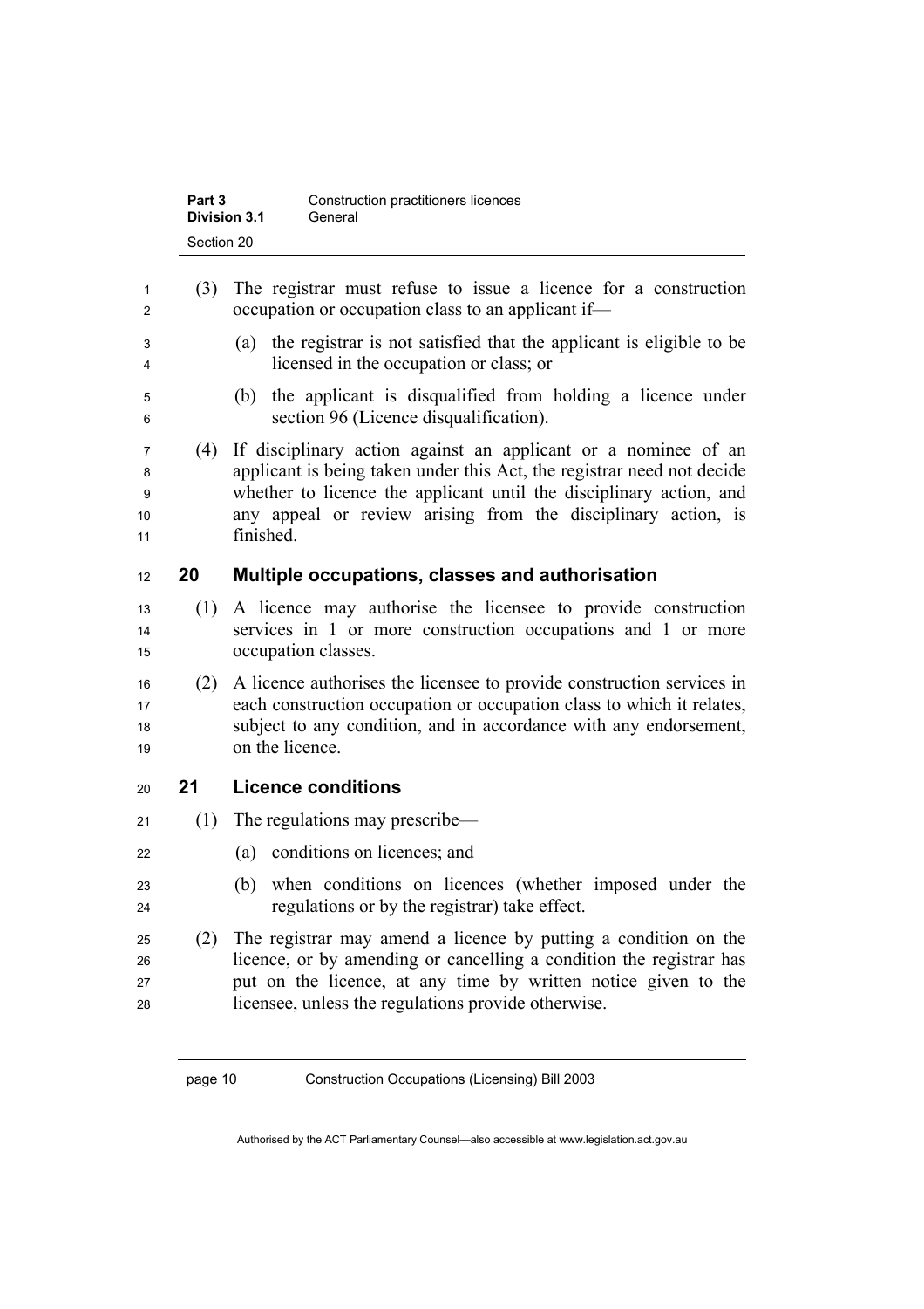(3) The registrar must refuse to issue a licence for a construction occupation or occupation class to an applicant if—

(a) the registrar is not satisfied that the applicant is eligible to be licensed in the occupation or class; or

(b) the applicant is disqualified from holding a licence under section 96 (Licence disqualification).

(4) If disciplinary action against an applicant or a nominee of an applicant is being taken under this Act, the registrar need not decide whether to licence the applicant until the disciplinary action, and any appeal or review arising from the disciplinary action, is finished.

## 20 Multiple occupations, classes and authorisation

(1) A licence may authorise the licensee to provide construction services in 1 or more construction occupations and 1 or more occupation classes.

(2) A licence authorises the licensee to provide construction services in each construction occupation or occupation class to which it relates, subject to any condition, and in accordance with any endorsement, on the licence.

## 21 Licence conditions

(1) The regulations may prescribe—

(a) conditions on licences; and

(b) when conditions on licences (whether imposed under the regulations or by the registrar) take effect.

(2) The registrar may amend a licence by putting a condition on the licence, or by amending or cancelling a condition the registrar has put on the licence, at any time by written notice given to the licensee, unless the regulations provide otherwise.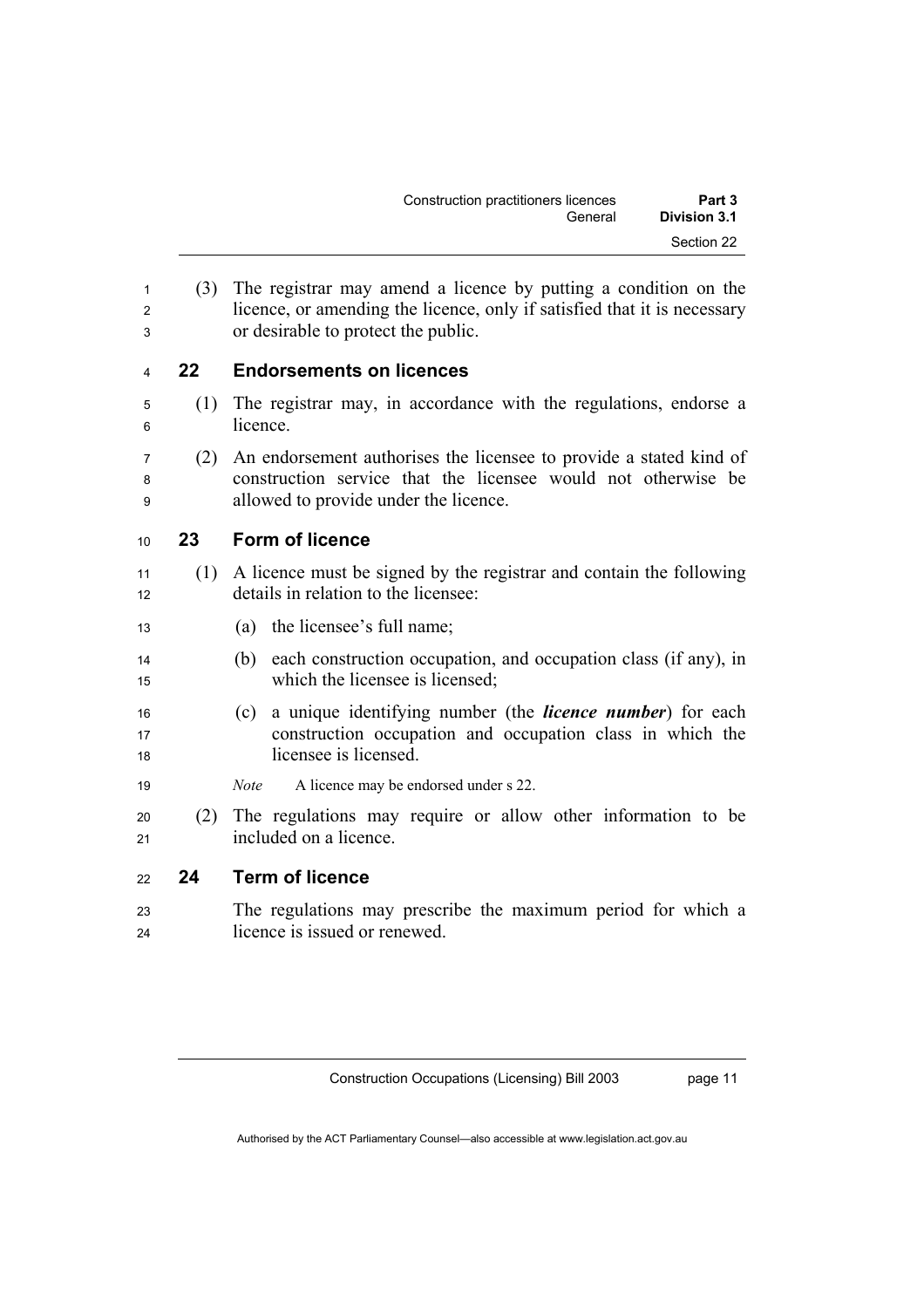(3) The registrar may amend a licence by putting a condition on the licence, or amending the licence, only if satisfied that it is necessary or desirable to protect the public.

### 22 Endorsements on licences

(1) The registrar may, in accordance with the regulations, endorse a licence.

(2) An endorsement authorises the licensee to provide a stated kind of construction service that the licensee would not otherwise be allowed to provide under the licence.

### 23 Form of licence

(1) A licence must be signed by the registrar and contain the following details in relation to the licensee:

(a) the licensee's full name;

(b) each construction occupation, and occupation class (if any), in which the licensee is licensed;

(c) a unique identifying number (the ***licence number***) for each construction occupation and occupation class in which the licensee is licensed.

*Note* A licence may be endorsed under s 22.

(2) The regulations may require or allow other information to be included on a licence.

### 24 Term of licence

The regulations may prescribe the maximum period for which a licence is issued or renewed.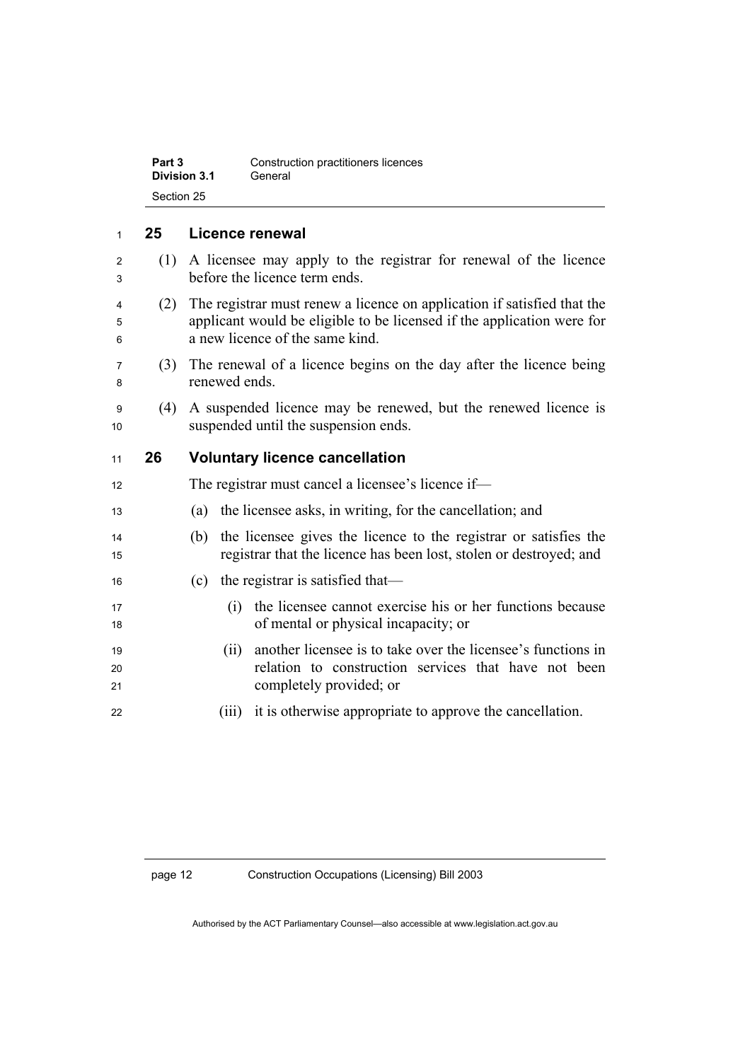## 25 Licence renewal

(1) A licensee may apply to the registrar for renewal of the licence before the licence term ends.

(2) The registrar must renew a licence on application if satisfied that the applicant would be eligible to be licensed if the application were for a new licence of the same kind.

(3) The renewal of a licence begins on the day after the licence being renewed ends.

(4) A suspended licence may be renewed, but the renewed licence is suspended until the suspension ends.

## 26 Voluntary licence cancellation

The registrar must cancel a licensee's licence if—

(a) the licensee asks, in writing, for the cancellation; and

(b) the licensee gives the licence to the registrar or satisfies the registrar that the licence has been lost, stolen or destroyed; and

(c) the registrar is satisfied that—

(i) the licensee cannot exercise his or her functions because of mental or physical incapacity; or

(ii) another licensee is to take over the licensee's functions in relation to construction services that have not been completely provided; or

(iii) it is otherwise appropriate to approve the cancellation.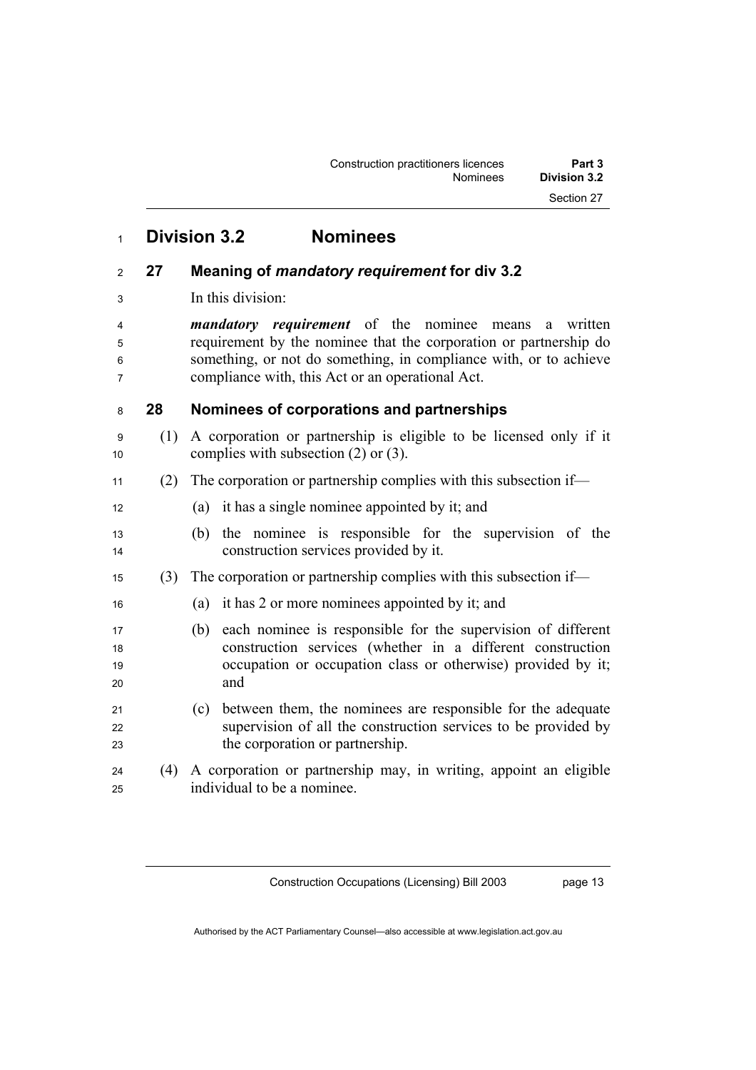## Division 3.2 Nominees

### 27 Meaning of *mandatory requirement* for div 3.2

In this division:

***mandatory requirement*** of the nominee means a written requirement by the nominee that the corporation or partnership do something, or not do something, in compliance with, or to achieve compliance with, this Act or an operational Act.

### 28 Nominees of corporations and partnerships

(1) A corporation or partnership is eligible to be licensed only if it complies with subsection (2) or (3).

(2) The corporation or partnership complies with this subsection if—

(a) it has a single nominee appointed by it; and

(b) the nominee is responsible for the supervision of the construction services provided by it.

(3) The corporation or partnership complies with this subsection if—

(a) it has 2 or more nominees appointed by it; and

(b) each nominee is responsible for the supervision of different construction services (whether in a different construction occupation or occupation class or otherwise) provided by it; and

(c) between them, the nominees are responsible for the adequate supervision of all the construction services to be provided by the corporation or partnership.

(4) A corporation or partnership may, in writing, appoint an eligible individual to be a nominee.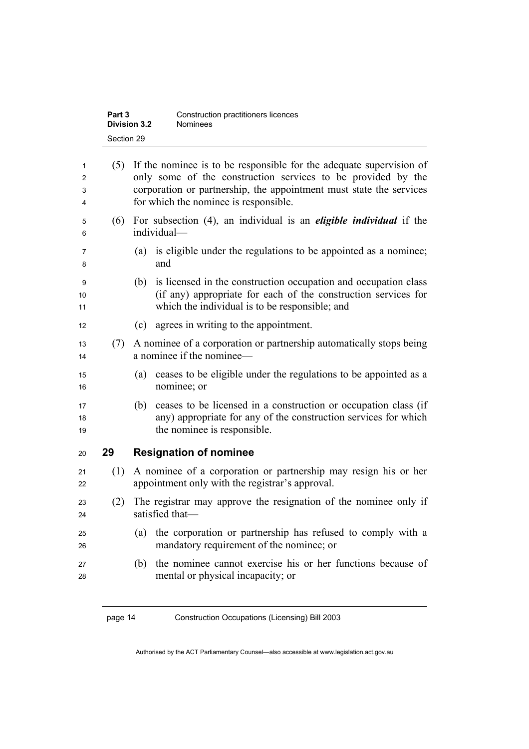(5) If the nominee is to be responsible for the adequate supervision of only some of the construction services to be provided by the corporation or partnership, the appointment must state the services for which the nominee is responsible.

(6) For subsection (4), an individual is an ***eligible individual*** if the individual—

(a) is eligible under the regulations to be appointed as a nominee; and

(b) is licensed in the construction occupation and occupation class (if any) appropriate for each of the construction services for which the individual is to be responsible; and

(c) agrees in writing to the appointment.

(7) A nominee of a corporation or partnership automatically stops being a nominee if the nominee—

(a) ceases to be eligible under the regulations to be appointed as a nominee; or

(b) ceases to be licensed in a construction or occupation class (if any) appropriate for any of the construction services for which the nominee is responsible.

## 29 Resignation of nominee

(1) A nominee of a corporation or partnership may resign his or her appointment only with the registrar's approval.

(2) The registrar may approve the resignation of the nominee only if satisfied that—

(a) the corporation or partnership has refused to comply with a mandatory requirement of the nominee; or

(b) the nominee cannot exercise his or her functions because of mental or physical incapacity; or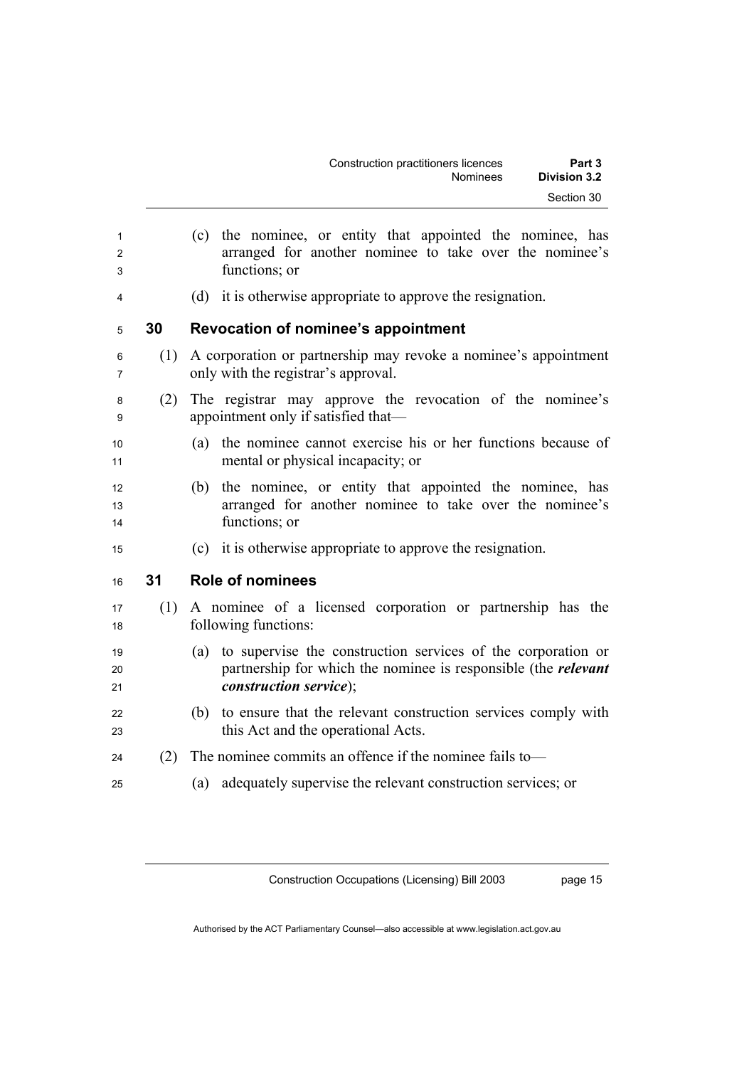(c) the nominee, or entity that appointed the nominee, has arranged for another nominee to take over the nominee's functions; or

(d) it is otherwise appropriate to approve the resignation.

### 30 Revocation of nominee's appointment

(1) A corporation or partnership may revoke a nominee's appointment only with the registrar's approval.

(2) The registrar may approve the revocation of the nominee's appointment only if satisfied that—

(a) the nominee cannot exercise his or her functions because of mental or physical incapacity; or

(b) the nominee, or entity that appointed the nominee, has arranged for another nominee to take over the nominee's functions; or

(c) it is otherwise appropriate to approve the resignation.

### 31 Role of nominees

(1) A nominee of a licensed corporation or partnership has the following functions:

(a) to supervise the construction services of the corporation or partnership for which the nominee is responsible (the ***relevant construction service***);

(b) to ensure that the relevant construction services comply with this Act and the operational Acts.

(2) The nominee commits an offence if the nominee fails to—

(a) adequately supervise the relevant construction services; or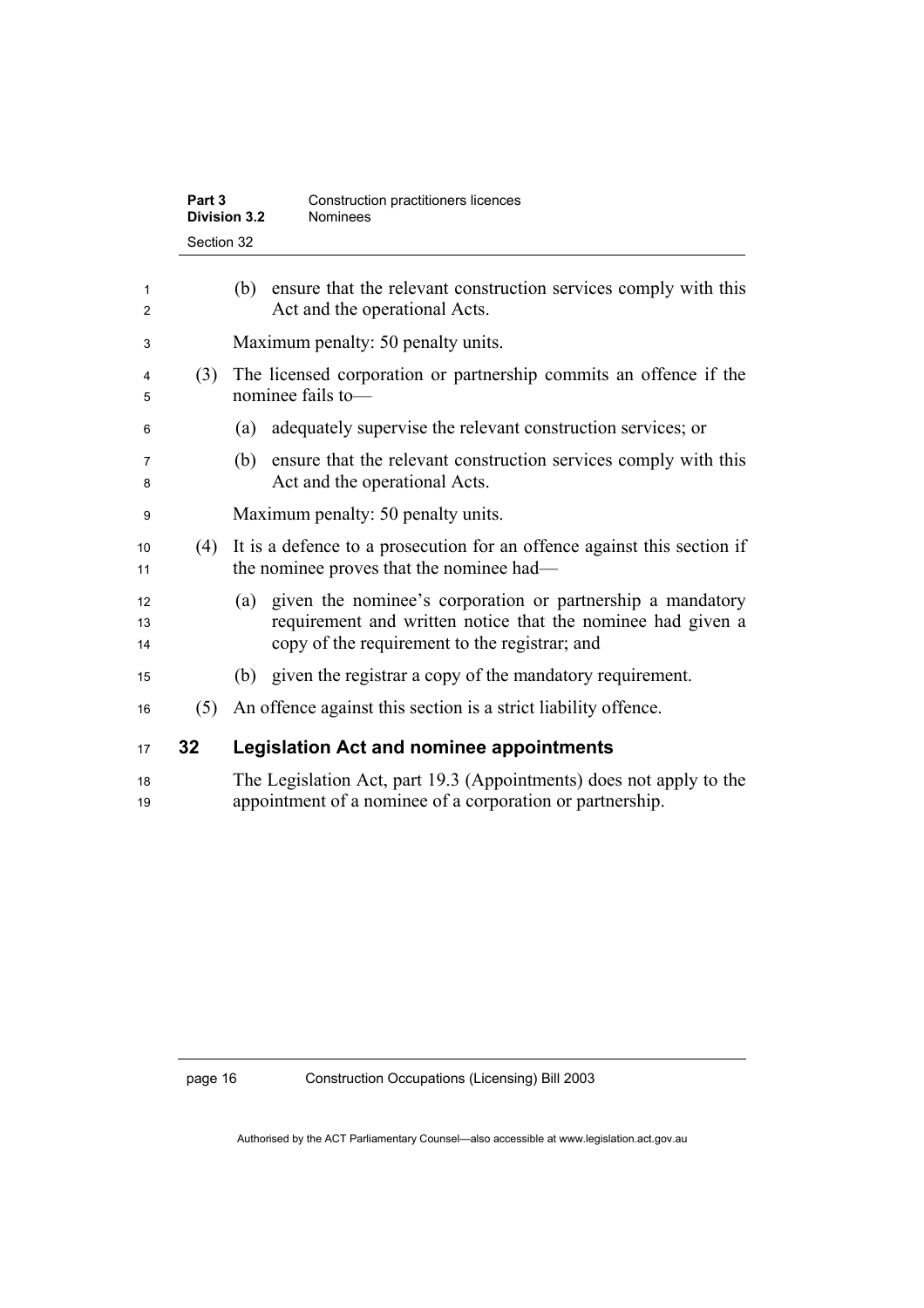(b) ensure that the relevant construction services comply with this Act and the operational Acts.

Maximum penalty: 50 penalty units.

(3) The licensed corporation or partnership commits an offence if the nominee fails to—

(a) adequately supervise the relevant construction services; or

(b) ensure that the relevant construction services comply with this Act and the operational Acts.

Maximum penalty: 50 penalty units.

(4) It is a defence to a prosecution for an offence against this section if the nominee proves that the nominee had—

(a) given the nominee's corporation or partnership a mandatory requirement and written notice that the nominee had given a copy of the requirement to the registrar; and

(b) given the registrar a copy of the mandatory requirement.

(5) An offence against this section is a strict liability offence.

## 32 Legislation Act and nominee appointments

The Legislation Act, part 19.3 (Appointments) does not apply to the appointment of a nominee of a corporation or partnership.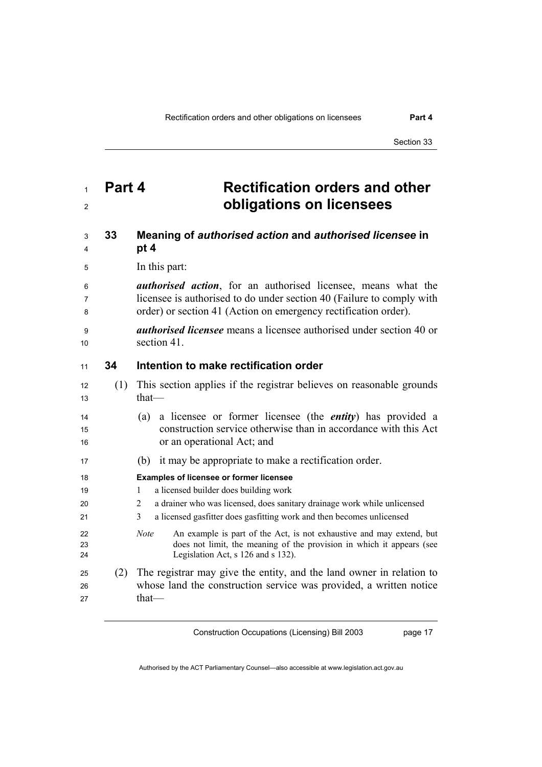# Part 4 Rectification orders and other obligations on licensees

## 33 Meaning of *authorised action* and *authorised licensee* in pt 4

In this part:

***authorised action***, for an authorised licensee, means what the licensee is authorised to do under section 40 (Failure to comply with order) or section 41 (Action on emergency rectification order).

***authorised licensee*** means a licensee authorised under section 40 or section 41.

## 34 Intention to make rectification order

(1) This section applies if the registrar believes on reasonable grounds that—

(a) a licensee or former licensee (the ***entity***) has provided a construction service otherwise than in accordance with this Act or an operational Act; and

(b) it may be appropriate to make a rectification order.

**Examples of licensee or former licensee**

1 a licensed builder does building work

2 a drainer who was licensed, does sanitary drainage work while unlicensed

3 a licensed gasfitter does gasfitting work and then becomes unlicensed

*Note* An example is part of the Act, is not exhaustive and may extend, but does not limit, the meaning of the provision in which it appears (see Legislation Act, s 126 and s 132).

(2) The registrar may give the entity, and the land owner in relation to whose land the construction service was provided, a written notice that—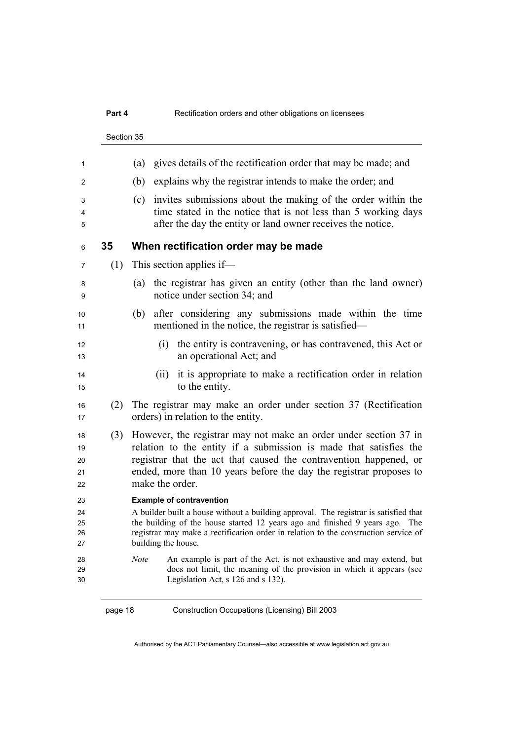(a) gives details of the rectification order that may be made; and

(b) explains why the registrar intends to make the order; and

(c) invites submissions about the making of the order within the time stated in the notice that is not less than 5 working days after the day the entity or land owner receives the notice.

## 35 When rectification order may be made

(1) This section applies if—

(a) the registrar has given an entity (other than the land owner) notice under section 34; and

(b) after considering any submissions made within the time mentioned in the notice, the registrar is satisfied—

(i) the entity is contravening, or has contravened, this Act or an operational Act; and

(ii) it is appropriate to make a rectification order in relation to the entity.

(2) The registrar may make an order under section 37 (Rectification orders) in relation to the entity.

(3) However, the registrar may not make an order under section 37 in relation to the entity if a submission is made that satisfies the registrar that the act that caused the contravention happened, or ended, more than 10 years before the day the registrar proposes to make the order.

**Example of contravention**

A builder built a house without a building approval. The registrar is satisfied that the building of the house started 12 years ago and finished 9 years ago. The registrar may make a rectification order in relation to the construction service of building the house.

*Note* An example is part of the Act, is not exhaustive and may extend, but does not limit, the meaning of the provision in which it appears (see Legislation Act, s 126 and s 132).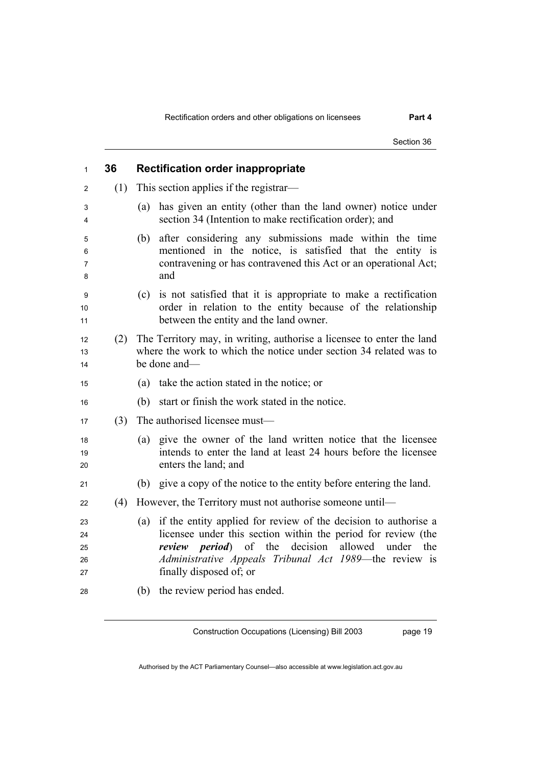### 36 Rectification order inappropriate

(1) This section applies if the registrar—

(a) has given an entity (other than the land owner) notice under section 34 (Intention to make rectification order); and

(b) after considering any submissions made within the time mentioned in the notice, is satisfied that the entity is contravening or has contravened this Act or an operational Act; and

(c) is not satisfied that it is appropriate to make a rectification order in relation to the entity because of the relationship between the entity and the land owner.

(2) The Territory may, in writing, authorise a licensee to enter the land where the work to which the notice under section 34 related was to be done and—

(a) take the action stated in the notice; or

(b) start or finish the work stated in the notice.

(3) The authorised licensee must—

(a) give the owner of the land written notice that the licensee intends to enter the land at least 24 hours before the licensee enters the land; and

(b) give a copy of the notice to the entity before entering the land.

(4) However, the Territory must not authorise someone until—

(a) if the entity applied for review of the decision to authorise a licensee under this section within the period for review (the ***review period***) of the decision allowed under the *Administrative Appeals Tribunal Act 1989*—the review is finally disposed of; or

(b) the review period has ended.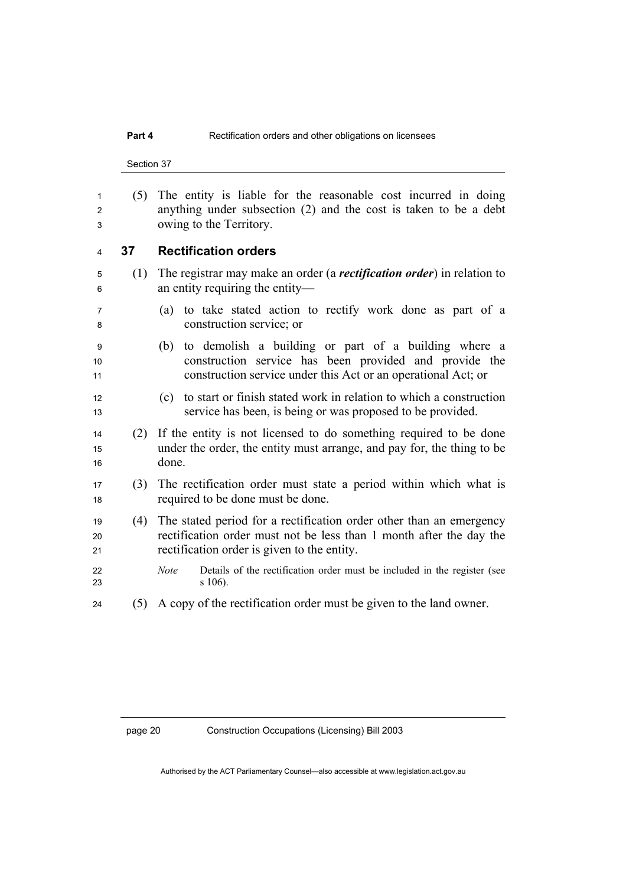(5) The entity is liable for the reasonable cost incurred in doing anything under subsection (2) and the cost is taken to be a debt owing to the Territory.

## 37 Rectification orders

(1) The registrar may make an order (a ***rectification order***) in relation to an entity requiring the entity—

(a) to take stated action to rectify work done as part of a construction service; or

(b) to demolish a building or part of a building where a construction service has been provided and provide the construction service under this Act or an operational Act; or

(c) to start or finish stated work in relation to which a construction service has been, is being or was proposed to be provided.

(2) If the entity is not licensed to do something required to be done under the order, the entity must arrange, and pay for, the thing to be done.

(3) The rectification order must state a period within which what is required to be done must be done.

(4) The stated period for a rectification order other than an emergency rectification order must not be less than 1 month after the day the rectification order is given to the entity.

*Note* Details of the rectification order must be included in the register (see s 106).

(5) A copy of the rectification order must be given to the land owner.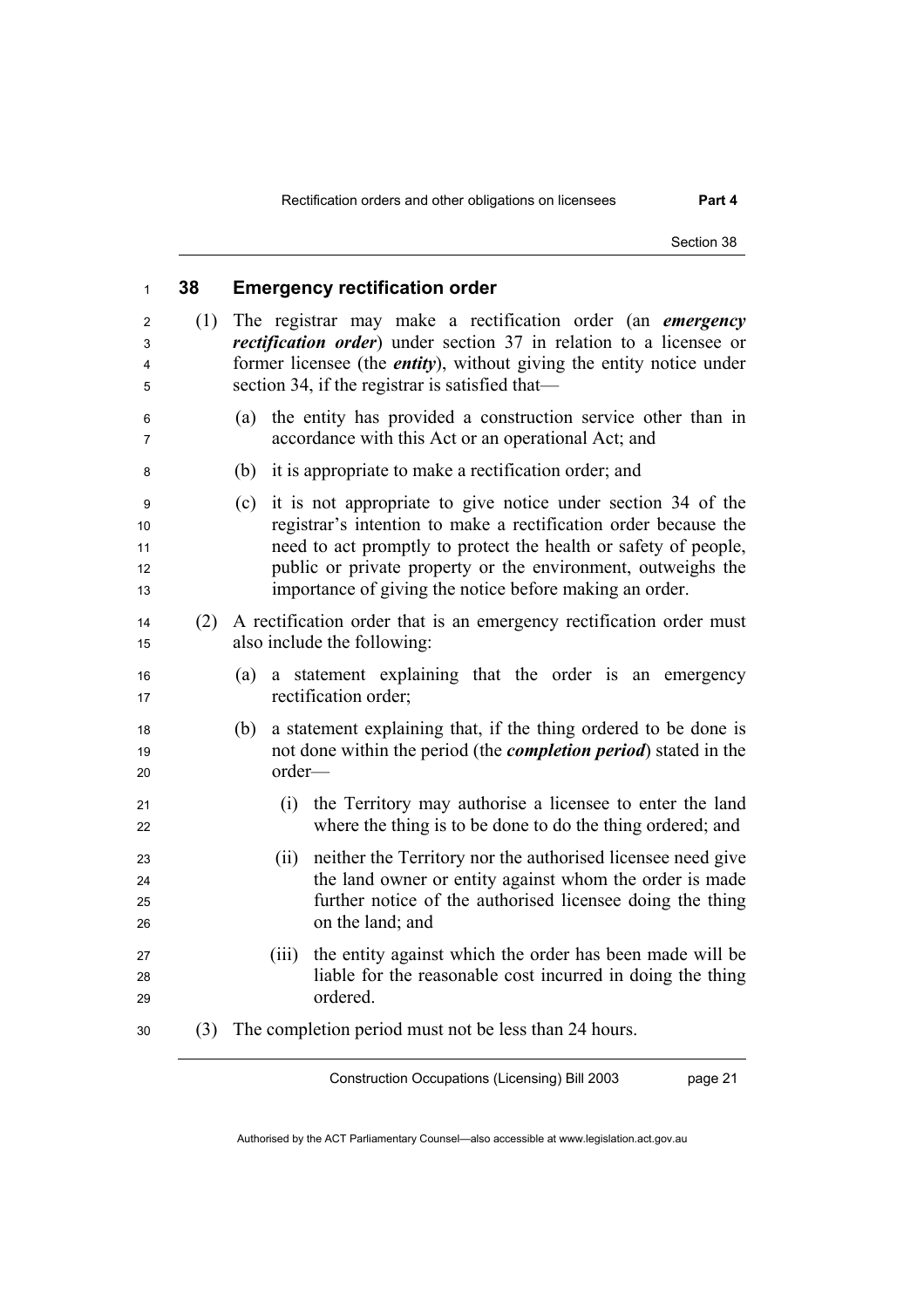## 38 Emergency rectification order

(1) The registrar may make a rectification order (an ***emergency rectification order***) under section 37 in relation to a licensee or former licensee (the ***entity***), without giving the entity notice under section 34, if the registrar is satisfied that—

- (a) the entity has provided a construction service other than in accordance with this Act or an operational Act; and
- (b) it is appropriate to make a rectification order; and
- (c) it is not appropriate to give notice under section 34 of the registrar's intention to make a rectification order because the need to act promptly to protect the health or safety of people, public or private property or the environment, outweighs the importance of giving the notice before making an order.

(2) A rectification order that is an emergency rectification order must also include the following:

- (a) a statement explaining that the order is an emergency rectification order;
- (b) a statement explaining that, if the thing ordered to be done is not done within the period (the ***completion period***) stated in the order—
  - (i) the Territory may authorise a licensee to enter the land where the thing is to be done to do the thing ordered; and
  - (ii) neither the Territory nor the authorised licensee need give the land owner or entity against whom the order is made further notice of the authorised licensee doing the thing on the land; and
  - (iii) the entity against which the order has been made will be liable for the reasonable cost incurred in doing the thing ordered.

(3) The completion period must not be less than 24 hours.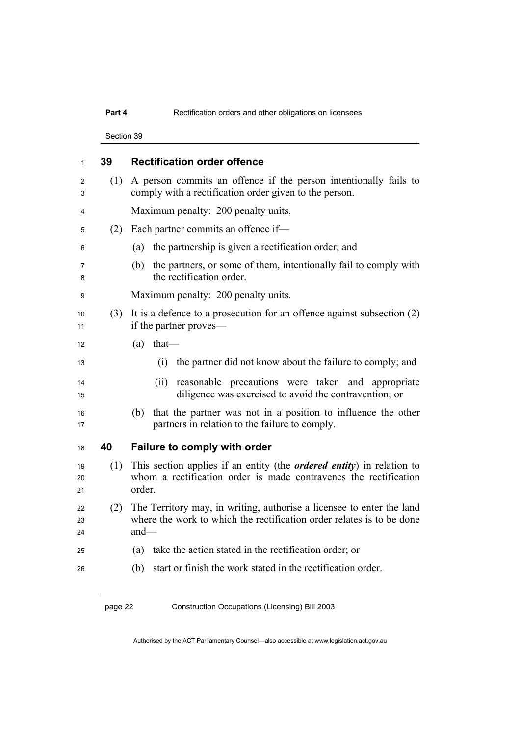## 39 Rectification order offence

(1) A person commits an offence if the person intentionally fails to comply with a rectification order given to the person.

Maximum penalty: 200 penalty units.

(2) Each partner commits an offence if—

(a) the partnership is given a rectification order; and

(b) the partners, or some of them, intentionally fail to comply with the rectification order.

Maximum penalty: 200 penalty units.

(3) It is a defence to a prosecution for an offence against subsection (2) if the partner proves—

(a) that—

(i) the partner did not know about the failure to comply; and

(ii) reasonable precautions were taken and appropriate diligence was exercised to avoid the contravention; or

(b) that the partner was not in a position to influence the other partners in relation to the failure to comply.

## 40 Failure to comply with order

(1) This section applies if an entity (the ***ordered entity***) in relation to whom a rectification order is made contravenes the rectification order.

(2) The Territory may, in writing, authorise a licensee to enter the land where the work to which the rectification order relates is to be done and—

(a) take the action stated in the rectification order; or

(b) start or finish the work stated in the rectification order.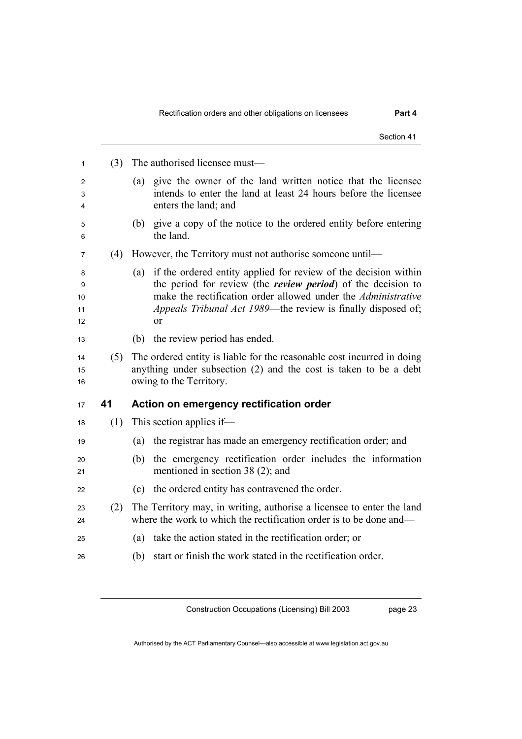(3) The authorised licensee must—

(a) give the owner of the land written notice that the licensee intends to enter the land at least 24 hours before the licensee enters the land; and

(b) give a copy of the notice to the ordered entity before entering the land.

(4) However, the Territory must not authorise someone until—

(a) if the ordered entity applied for review of the decision within the period for review (the ***review period***) of the decision to make the rectification order allowed under the *Administrative Appeals Tribunal Act 1989*—the review is finally disposed of; or

(b) the review period has ended.

(5) The ordered entity is liable for the reasonable cost incurred in doing anything under subsection (2) and the cost is taken to be a debt owing to the Territory.

## 41 Action on emergency rectification order

(1) This section applies if—

(a) the registrar has made an emergency rectification order; and

(b) the emergency rectification order includes the information mentioned in section 38 (2); and

(c) the ordered entity has contravened the order.

(2) The Territory may, in writing, authorise a licensee to enter the land where the work to which the rectification order is to be done and—

(a) take the action stated in the rectification order; or

(b) start or finish the work stated in the rectification order.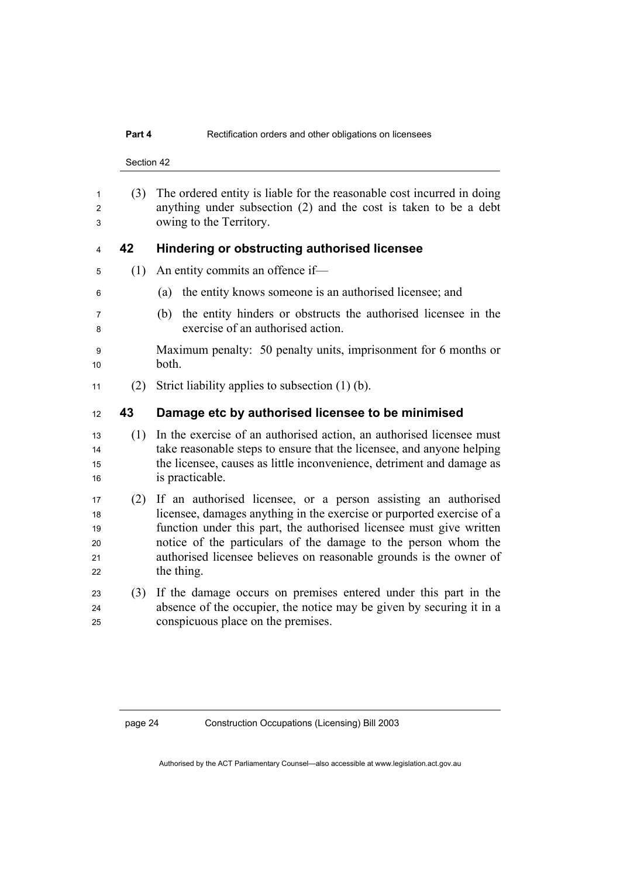(3) The ordered entity is liable for the reasonable cost incurred in doing anything under subsection (2) and the cost is taken to be a debt owing to the Territory.

## 42 Hindering or obstructing authorised licensee

(1) An entity commits an offence if—

(a) the entity knows someone is an authorised licensee; and

(b) the entity hinders or obstructs the authorised licensee in the exercise of an authorised action.

Maximum penalty: 50 penalty units, imprisonment for 6 months or both.

(2) Strict liability applies to subsection (1) (b).

## 43 Damage etc by authorised licensee to be minimised

(1) In the exercise of an authorised action, an authorised licensee must take reasonable steps to ensure that the licensee, and anyone helping the licensee, causes as little inconvenience, detriment and damage as is practicable.

(2) If an authorised licensee, or a person assisting an authorised licensee, damages anything in the exercise or purported exercise of a function under this part, the authorised licensee must give written notice of the particulars of the damage to the person whom the authorised licensee believes on reasonable grounds is the owner of the thing.

(3) If the damage occurs on premises entered under this part in the absence of the occupier, the notice may be given by securing it in a conspicuous place on the premises.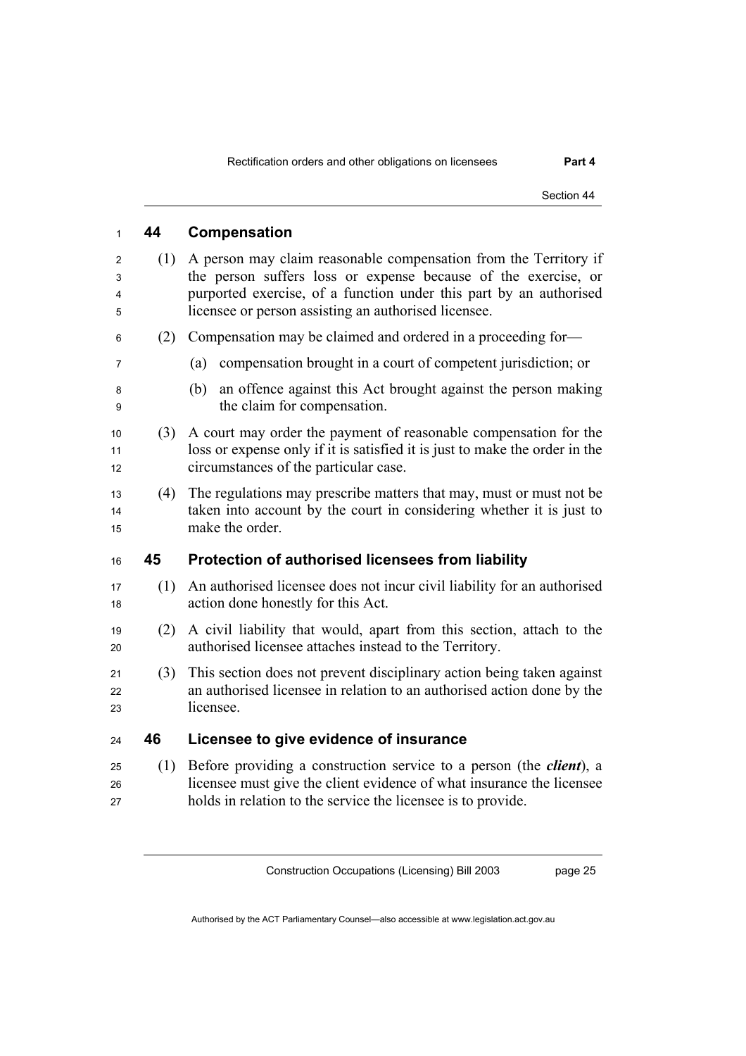## 44 Compensation

(1) A person may claim reasonable compensation from the Territory if the person suffers loss or expense because of the exercise, or purported exercise, of a function under this part by an authorised licensee or person assisting an authorised licensee.

(2) Compensation may be claimed and ordered in a proceeding for—

(a) compensation brought in a court of competent jurisdiction; or

(b) an offence against this Act brought against the person making the claim for compensation.

(3) A court may order the payment of reasonable compensation for the loss or expense only if it is satisfied it is just to make the order in the circumstances of the particular case.

(4) The regulations may prescribe matters that may, must or must not be taken into account by the court in considering whether it is just to make the order.

## 45 Protection of authorised licensees from liability

(1) An authorised licensee does not incur civil liability for an authorised action done honestly for this Act.

(2) A civil liability that would, apart from this section, attach to the authorised licensee attaches instead to the Territory.

(3) This section does not prevent disciplinary action being taken against an authorised licensee in relation to an authorised action done by the licensee.

## 46 Licensee to give evidence of insurance

(1) Before providing a construction service to a person (the ***client***), a licensee must give the client evidence of what insurance the licensee holds in relation to the service the licensee is to provide.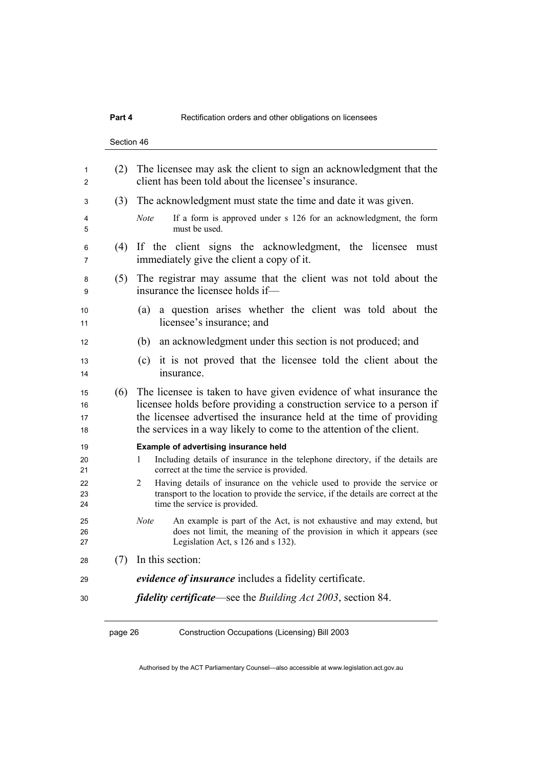(2) The licensee may ask the client to sign an acknowledgment that the client has been told about the licensee's insurance.

(3) The acknowledgment must state the time and date it was given.

*Note* If a form is approved under s 126 for an acknowledgment, the form must be used.

(4) If the client signs the acknowledgment, the licensee must immediately give the client a copy of it.

(5) The registrar may assume that the client was not told about the insurance the licensee holds if—

(a) a question arises whether the client was told about the licensee's insurance; and

(b) an acknowledgment under this section is not produced; and

(c) it is not proved that the licensee told the client about the insurance.

(6) The licensee is taken to have given evidence of what insurance the licensee holds before providing a construction service to a person if the licensee advertised the insurance held at the time of providing the services in a way likely to come to the attention of the client.

**Example of advertising insurance held**

1 Including details of insurance in the telephone directory, if the details are correct at the time the service is provided.

2 Having details of insurance on the vehicle used to provide the service or transport to the location to provide the service, if the details are correct at the time the service is provided.

*Note* An example is part of the Act, is not exhaustive and may extend, but does not limit, the meaning of the provision in which it appears (see Legislation Act, s 126 and s 132).

(7) In this section:

***evidence of insurance*** includes a fidelity certificate.

***fidelity certificate***—see the *Building Act 2003*, section 84.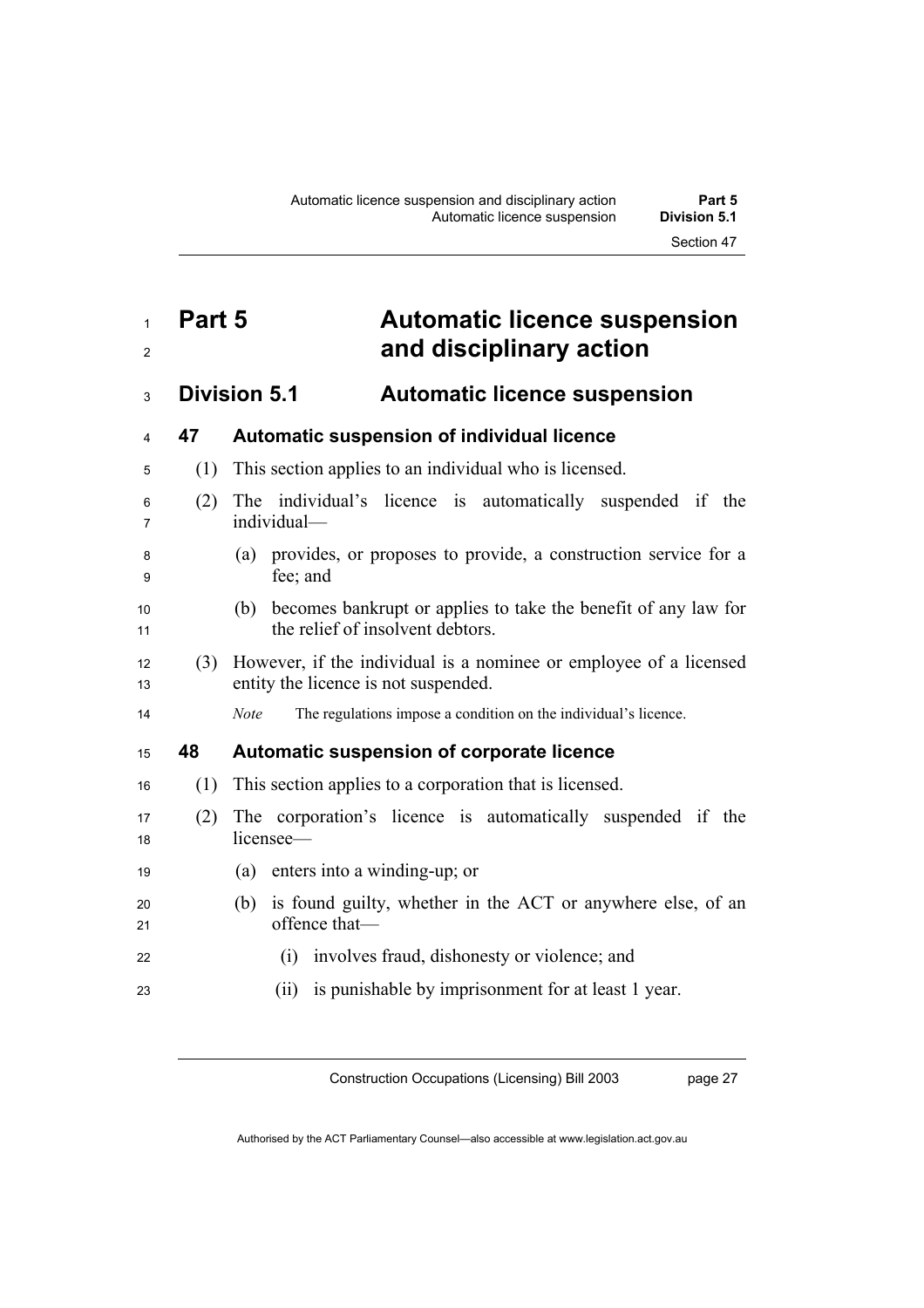# Part 5 Automatic licence suspension and disciplinary action

## Division 5.1 Automatic licence suspension

### 47 Automatic suspension of individual licence

(1) This section applies to an individual who is licensed.

(2) The individual's licence is automatically suspended if the individual—

(a) provides, or proposes to provide, a construction service for a fee; and

(b) becomes bankrupt or applies to take the benefit of any law for the relief of insolvent debtors.

(3) However, if the individual is a nominee or employee of a licensed entity the licence is not suspended.

*Note* The regulations impose a condition on the individual's licence.

### 48 Automatic suspension of corporate licence

(1) This section applies to a corporation that is licensed.

(2) The corporation's licence is automatically suspended if the licensee—

(a) enters into a winding-up; or

(b) is found guilty, whether in the ACT or anywhere else, of an offence that—

(i) involves fraud, dishonesty or violence; and

(ii) is punishable by imprisonment for at least 1 year.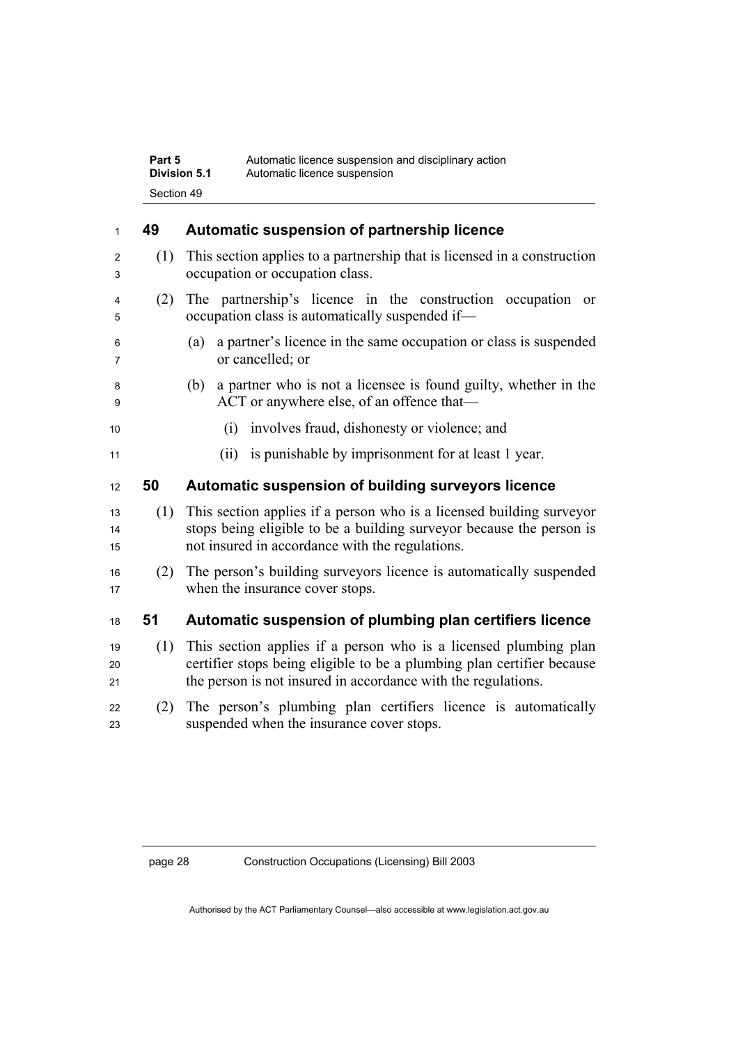## 49 Automatic suspension of partnership licence

(1) This section applies to a partnership that is licensed in a construction occupation or occupation class.

(2) The partnership's licence in the construction occupation or occupation class is automatically suspended if—

(a) a partner's licence in the same occupation or class is suspended or cancelled; or

(b) a partner who is not a licensee is found guilty, whether in the ACT or anywhere else, of an offence that—

(i) involves fraud, dishonesty or violence; and

(ii) is punishable by imprisonment for at least 1 year.

## 50 Automatic suspension of building surveyors licence

(1) This section applies if a person who is a licensed building surveyor stops being eligible to be a building surveyor because the person is not insured in accordance with the regulations.

(2) The person's building surveyors licence is automatically suspended when the insurance cover stops.

## 51 Automatic suspension of plumbing plan certifiers licence

(1) This section applies if a person who is a licensed plumbing plan certifier stops being eligible to be a plumbing plan certifier because the person is not insured in accordance with the regulations.

(2) The person's plumbing plan certifiers licence is automatically suspended when the insurance cover stops.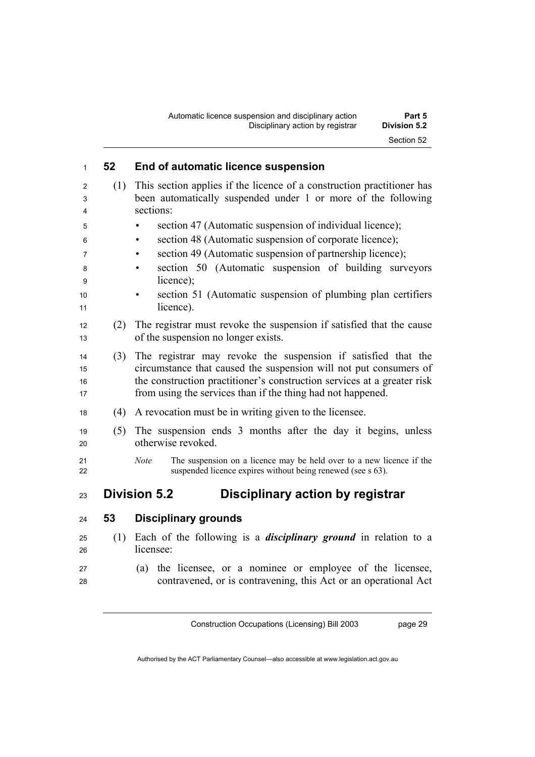## 52 End of automatic licence suspension

(1) This section applies if the licence of a construction practitioner has been automatically suspended under 1 or more of the following sections:

- section 47 (Automatic suspension of individual licence);
- section 48 (Automatic suspension of corporate licence);
- section 49 (Automatic suspension of partnership licence);
- section 50 (Automatic suspension of building surveyors licence);
- section 51 (Automatic suspension of plumbing plan certifiers licence).

(2) The registrar must revoke the suspension if satisfied that the cause of the suspension no longer exists.

(3) The registrar may revoke the suspension if satisfied that the circumstance that caused the suspension will not put consumers of the construction practitioner's construction services at a greater risk from using the services than if the thing had not happened.

(4) A revocation must be in writing given to the licensee.

(5) The suspension ends 3 months after the day it begins, unless otherwise revoked.

*Note* The suspension on a licence may be held over to a new licence if the suspended licence expires without being renewed (see s 63).

# Division 5.2 Disciplinary action by registrar

## 53 Disciplinary grounds

(1) Each of the following is a ***disciplinary ground*** in relation to a licensee:

(a) the licensee, or a nominee or employee of the licensee, contravened, or is contravening, this Act or an operational Act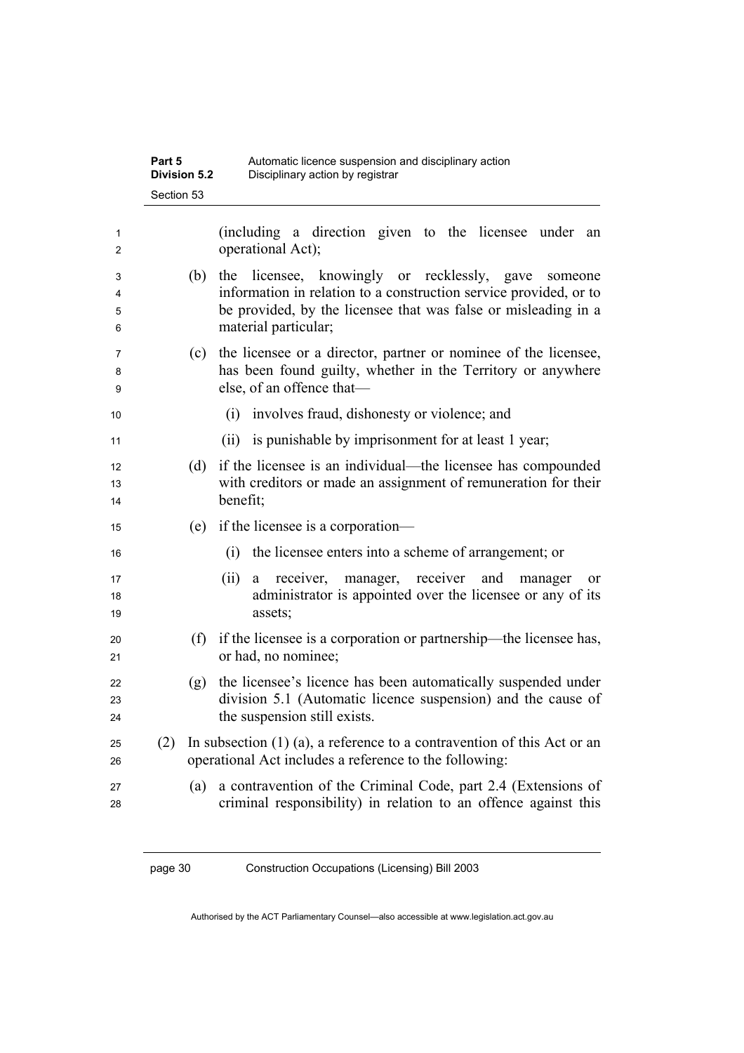(including a direction given to the licensee under an operational Act);

(b) the licensee, knowingly or recklessly, gave someone information in relation to a construction service provided, or to be provided, by the licensee that was false or misleading in a material particular;

(c) the licensee or a director, partner or nominee of the licensee, has been found guilty, whether in the Territory or anywhere else, of an offence that—

(i) involves fraud, dishonesty or violence; and

(ii) is punishable by imprisonment for at least 1 year;

(d) if the licensee is an individual—the licensee has compounded with creditors or made an assignment of remuneration for their benefit;

(e) if the licensee is a corporation—

(i) the licensee enters into a scheme of arrangement; or

(ii) a receiver, manager, receiver and manager or administrator is appointed over the licensee or any of its assets;

(f) if the licensee is a corporation or partnership—the licensee has, or had, no nominee;

(g) the licensee's licence has been automatically suspended under division 5.1 (Automatic licence suspension) and the cause of the suspension still exists.

(2) In subsection (1) (a), a reference to a contravention of this Act or an operational Act includes a reference to the following:

(a) a contravention of the Criminal Code, part 2.4 (Extensions of criminal responsibility) in relation to an offence against this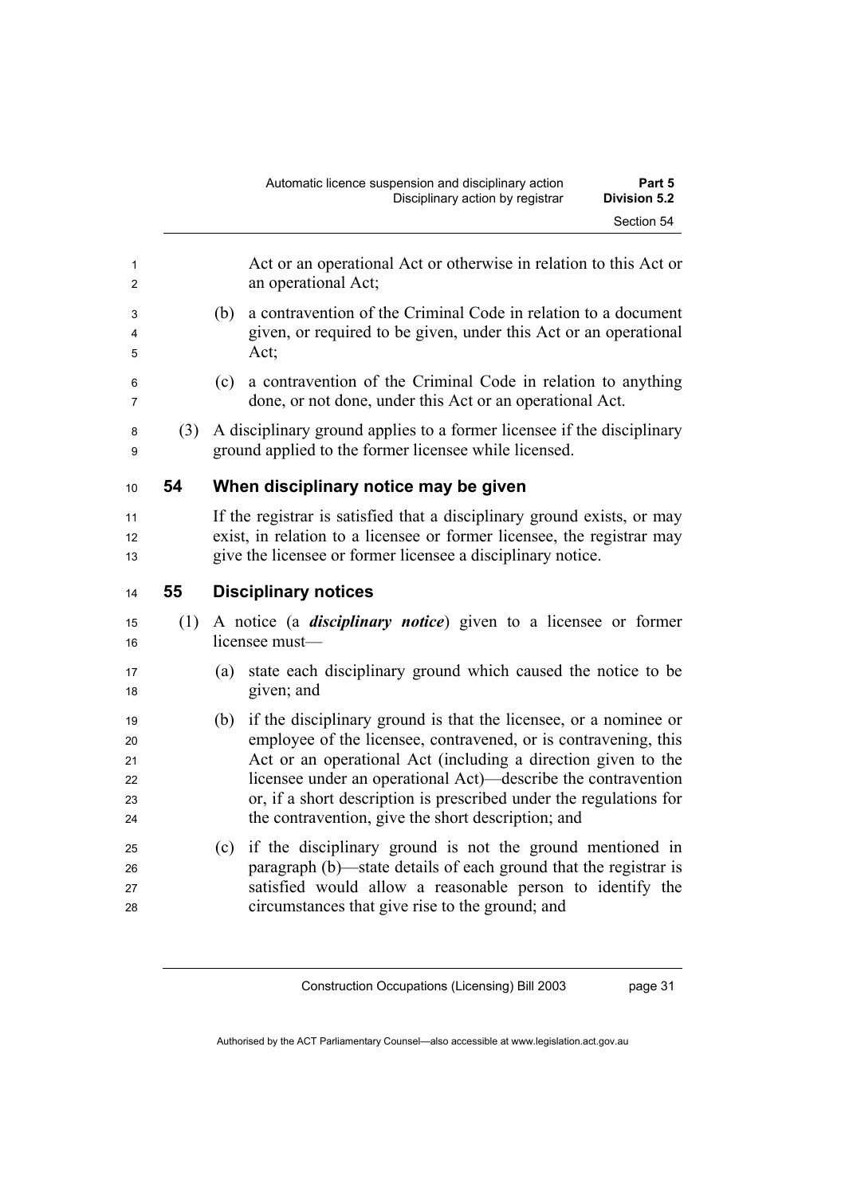Act or an operational Act or otherwise in relation to this Act or an operational Act;

(b) a contravention of the Criminal Code in relation to a document given, or required to be given, under this Act or an operational Act;

(c) a contravention of the Criminal Code in relation to anything done, or not done, under this Act or an operational Act.

(3) A disciplinary ground applies to a former licensee if the disciplinary ground applied to the former licensee while licensed.

### 54 When disciplinary notice may be given

If the registrar is satisfied that a disciplinary ground exists, or may exist, in relation to a licensee or former licensee, the registrar may give the licensee or former licensee a disciplinary notice.

### 55 Disciplinary notices

(1) A notice (a ***disciplinary notice***) given to a licensee or former licensee must—

(a) state each disciplinary ground which caused the notice to be given; and

(b) if the disciplinary ground is that the licensee, or a nominee or employee of the licensee, contravened, or is contravening, this Act or an operational Act (including a direction given to the licensee under an operational Act)—describe the contravention or, if a short description is prescribed under the regulations for the contravention, give the short description; and

(c) if the disciplinary ground is not the ground mentioned in paragraph (b)—state details of each ground that the registrar is satisfied would allow a reasonable person to identify the circumstances that give rise to the ground; and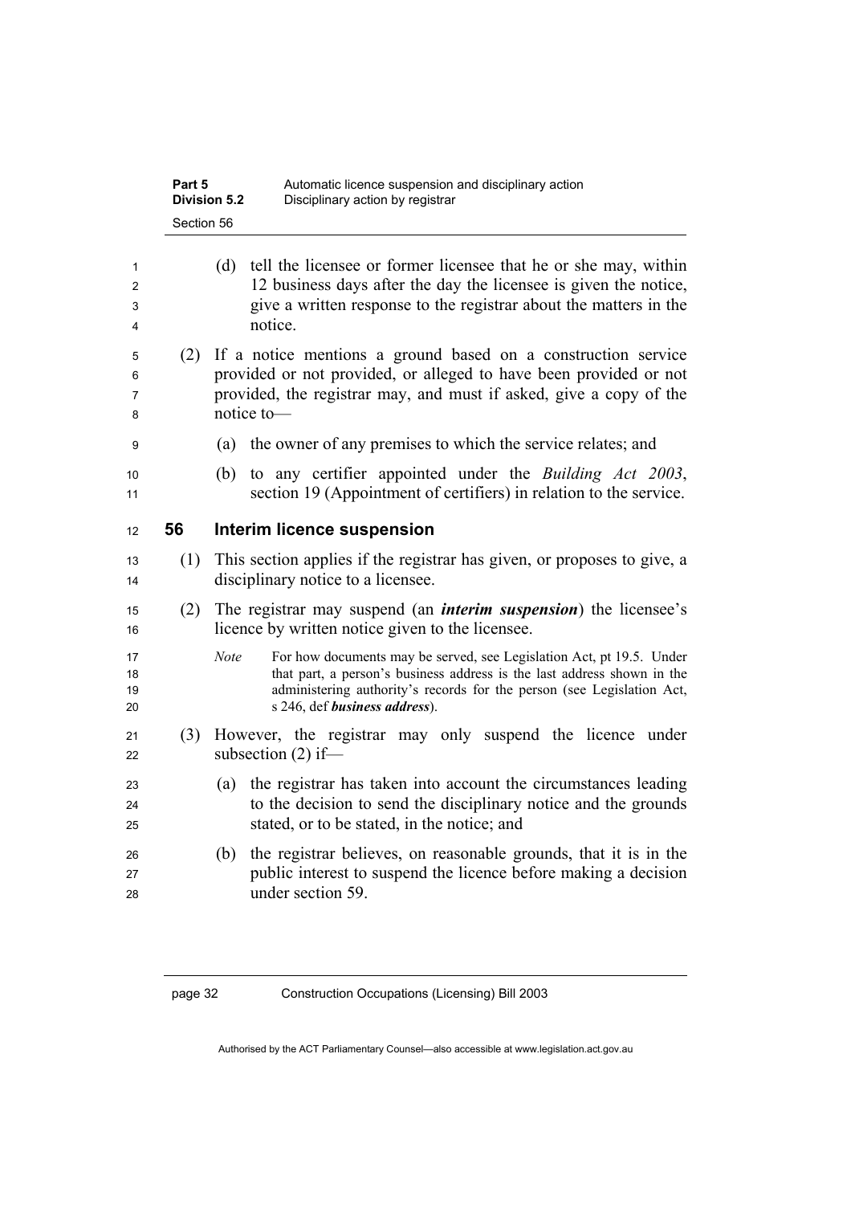(d) tell the licensee or former licensee that he or she may, within 12 business days after the day the licensee is given the notice, give a written response to the registrar about the matters in the notice.

(2) If a notice mentions a ground based on a construction service provided or not provided, or alleged to have been provided or not provided, the registrar may, and must if asked, give a copy of the notice to—

(a) the owner of any premises to which the service relates; and

(b) to any certifier appointed under the *Building Act 2003*, section 19 (Appointment of certifiers) in relation to the service.

## 56 Interim licence suspension

(1) This section applies if the registrar has given, or proposes to give, a disciplinary notice to a licensee.

(2) The registrar may suspend (an ***interim suspension***) the licensee's licence by written notice given to the licensee.

*Note* For how documents may be served, see Legislation Act, pt 19.5. Under that part, a person's business address is the last address shown in the administering authority's records for the person (see Legislation Act, s 246, def ***business address***).

(3) However, the registrar may only suspend the licence under subsection (2) if—

(a) the registrar has taken into account the circumstances leading to the decision to send the disciplinary notice and the grounds stated, or to be stated, in the notice; and

(b) the registrar believes, on reasonable grounds, that it is in the public interest to suspend the licence before making a decision under section 59.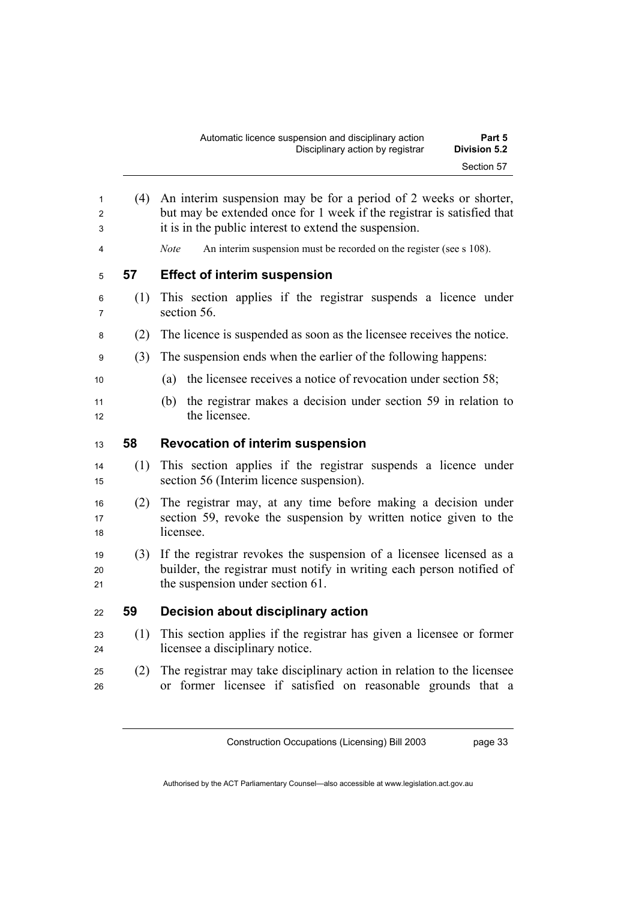(4) An interim suspension may be for a period of 2 weeks or shorter, but may be extended once for 1 week if the registrar is satisfied that it is in the public interest to extend the suspension.

*Note* An interim suspension must be recorded on the register (see s 108).

## 57 Effect of interim suspension

(1) This section applies if the registrar suspends a licence under section 56.

(2) The licence is suspended as soon as the licensee receives the notice.

(3) The suspension ends when the earlier of the following happens:

(a) the licensee receives a notice of revocation under section 58;

(b) the registrar makes a decision under section 59 in relation to the licensee.

## 58 Revocation of interim suspension

(1) This section applies if the registrar suspends a licence under section 56 (Interim licence suspension).

(2) The registrar may, at any time before making a decision under section 59, revoke the suspension by written notice given to the licensee.

(3) If the registrar revokes the suspension of a licensee licensed as a builder, the registrar must notify in writing each person notified of the suspension under section 61.

## 59 Decision about disciplinary action

(1) This section applies if the registrar has given a licensee or former licensee a disciplinary notice.

(2) The registrar may take disciplinary action in relation to the licensee or former licensee if satisfied on reasonable grounds that a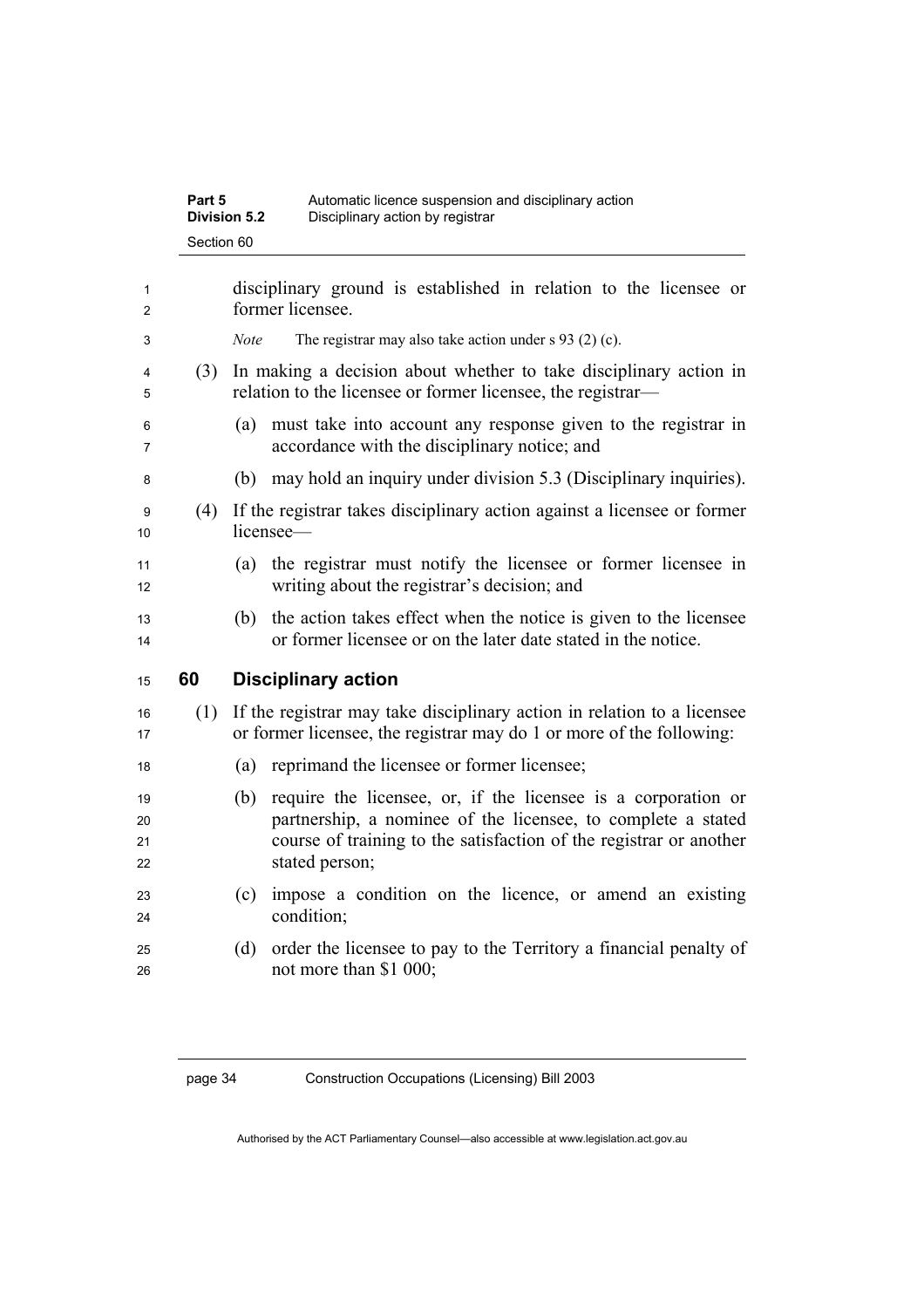disciplinary ground is established in relation to the licensee or former licensee.

*Note* The registrar may also take action under s 93 (2) (c).

(3) In making a decision about whether to take disciplinary action in relation to the licensee or former licensee, the registrar—

(a) must take into account any response given to the registrar in accordance with the disciplinary notice; and

(b) may hold an inquiry under division 5.3 (Disciplinary inquiries).

(4) If the registrar takes disciplinary action against a licensee or former licensee—

(a) the registrar must notify the licensee or former licensee in writing about the registrar's decision; and

(b) the action takes effect when the notice is given to the licensee or former licensee or on the later date stated in the notice.

## 60 Disciplinary action

(1) If the registrar may take disciplinary action in relation to a licensee or former licensee, the registrar may do 1 or more of the following:

(a) reprimand the licensee or former licensee;

(b) require the licensee, or, if the licensee is a corporation or partnership, a nominee of the licensee, to complete a stated course of training to the satisfaction of the registrar or another stated person;

(c) impose a condition on the licence, or amend an existing condition;

(d) order the licensee to pay to the Territory a financial penalty of not more than $1 000;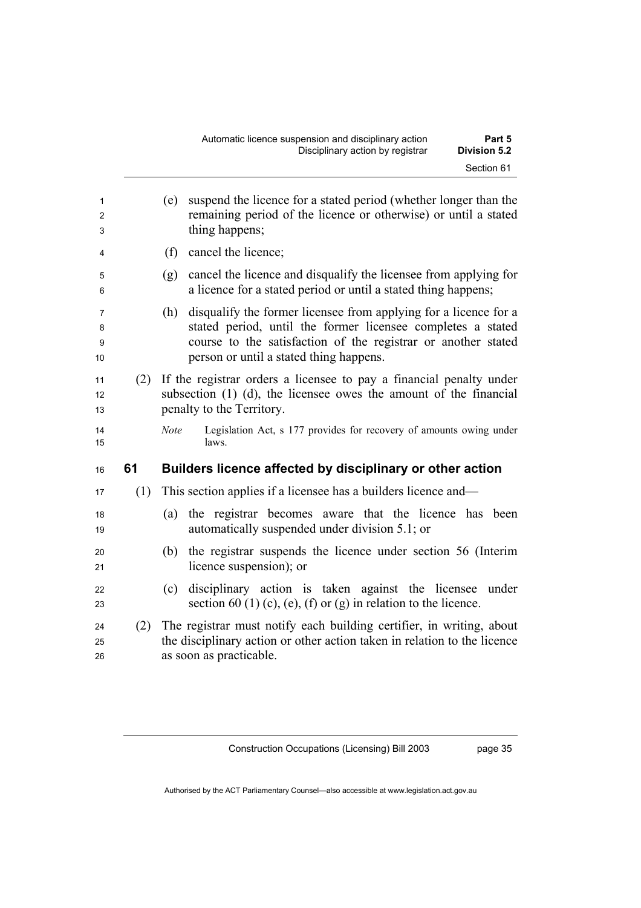(e) suspend the licence for a stated period (whether longer than the remaining period of the licence or otherwise) or until a stated thing happens;

(f) cancel the licence;

(g) cancel the licence and disqualify the licensee from applying for a licence for a stated period or until a stated thing happens;

(h) disqualify the former licensee from applying for a licence for a stated period, until the former licensee completes a stated course to the satisfaction of the registrar or another stated person or until a stated thing happens.

(2) If the registrar orders a licensee to pay a financial penalty under subsection (1) (d), the licensee owes the amount of the financial penalty to the Territory.

*Note* Legislation Act, s 177 provides for recovery of amounts owing under laws.

## 61 Builders licence affected by disciplinary or other action

(1) This section applies if a licensee has a builders licence and—

(a) the registrar becomes aware that the licence has been automatically suspended under division 5.1; or

(b) the registrar suspends the licence under section 56 (Interim licence suspension); or

(c) disciplinary action is taken against the licensee under section 60 (1) (c), (e), (f) or (g) in relation to the licence.

(2) The registrar must notify each building certifier, in writing, about the disciplinary action or other action taken in relation to the licence as soon as practicable.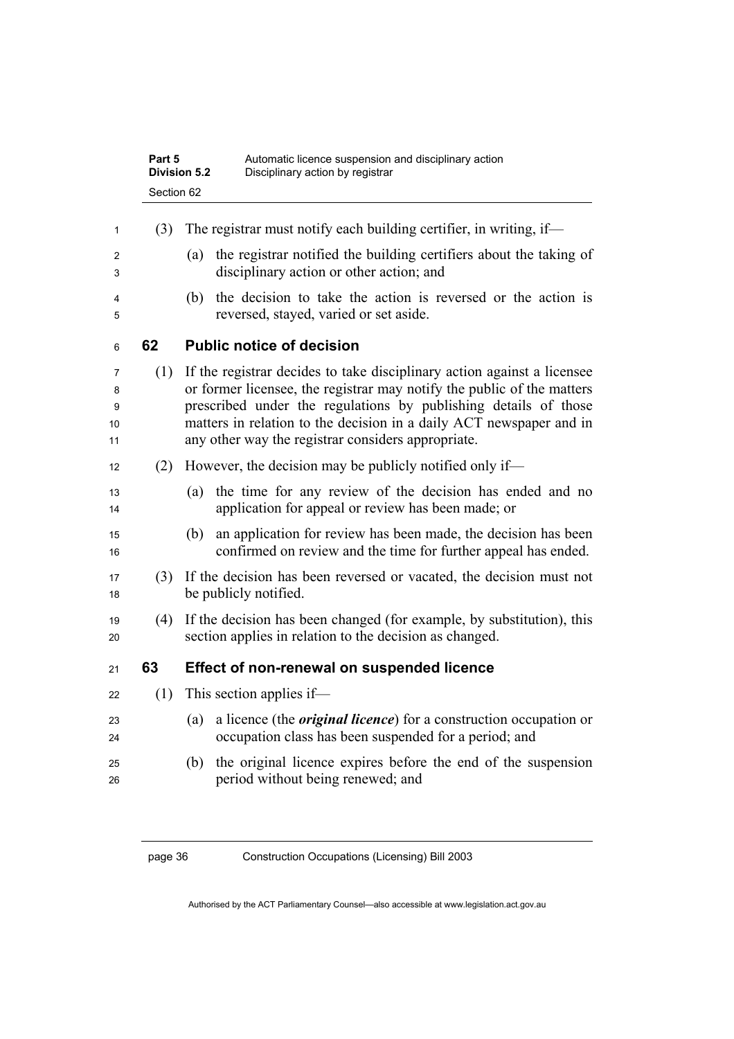(3) The registrar must notify each building certifier, in writing, if—

(a) the registrar notified the building certifiers about the taking of disciplinary action or other action; and

(b) the decision to take the action is reversed or the action is reversed, stayed, varied or set aside.

## 62 Public notice of decision

(1) If the registrar decides to take disciplinary action against a licensee or former licensee, the registrar may notify the public of the matters prescribed under the regulations by publishing details of those matters in relation to the decision in a daily ACT newspaper and in any other way the registrar considers appropriate.

(2) However, the decision may be publicly notified only if—

(a) the time for any review of the decision has ended and no application for appeal or review has been made; or

(b) an application for review has been made, the decision has been confirmed on review and the time for further appeal has ended.

(3) If the decision has been reversed or vacated, the decision must not be publicly notified.

(4) If the decision has been changed (for example, by substitution), this section applies in relation to the decision as changed.

## 63 Effect of non-renewal on suspended licence

(1) This section applies if—

(a) a licence (the ***original licence***) for a construction occupation or occupation class has been suspended for a period; and

(b) the original licence expires before the end of the suspension period without being renewed; and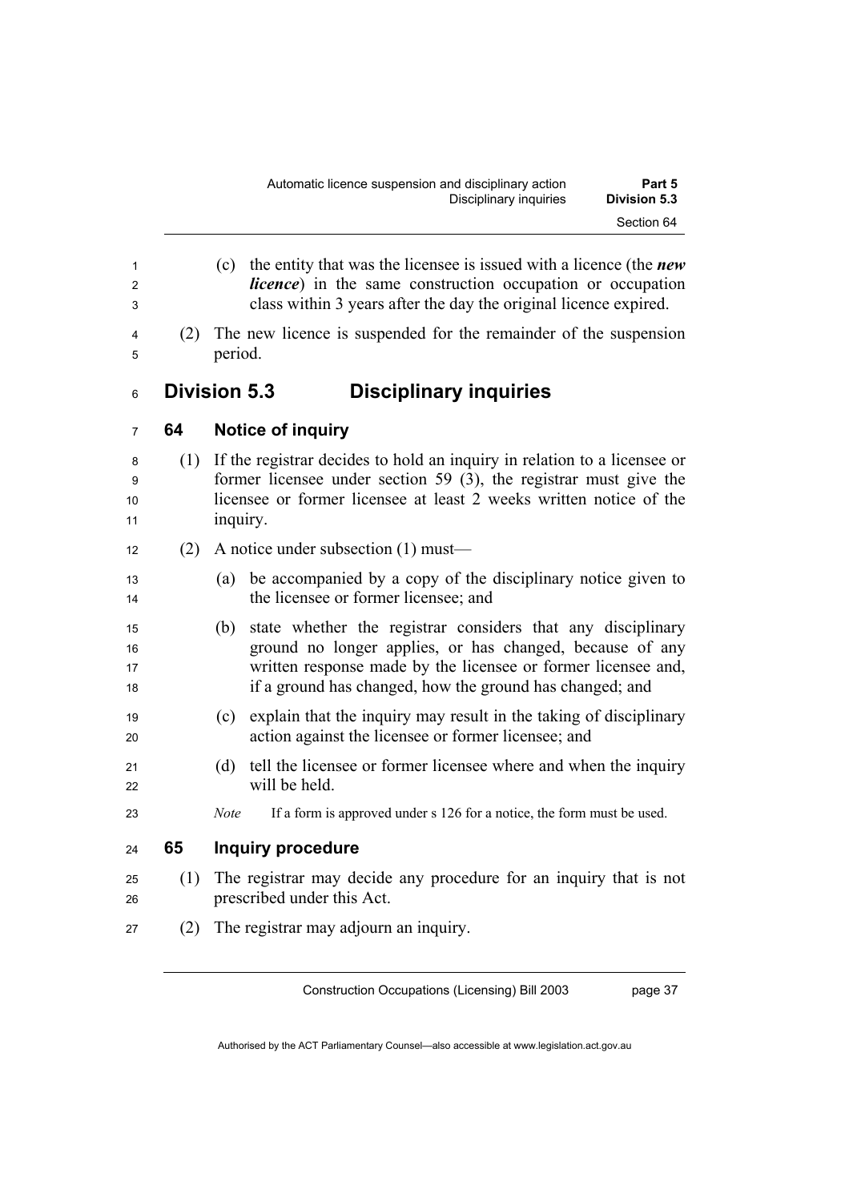(c) the entity that was the licensee is issued with a licence (the ***new licence***) in the same construction occupation or occupation class within 3 years after the day the original licence expired.

(2) The new licence is suspended for the remainder of the suspension period.

## Division 5.3 Disciplinary inquiries

### 64 Notice of inquiry

(1) If the registrar decides to hold an inquiry in relation to a licensee or former licensee under section 59 (3), the registrar must give the licensee or former licensee at least 2 weeks written notice of the inquiry.

(2) A notice under subsection (1) must—

(a) be accompanied by a copy of the disciplinary notice given to the licensee or former licensee; and

(b) state whether the registrar considers that any disciplinary ground no longer applies, or has changed, because of any written response made by the licensee or former licensee and, if a ground has changed, how the ground has changed; and

(c) explain that the inquiry may result in the taking of disciplinary action against the licensee or former licensee; and

(d) tell the licensee or former licensee where and when the inquiry will be held.

*Note* If a form is approved under s 126 for a notice, the form must be used.

### 65 Inquiry procedure

(1) The registrar may decide any procedure for an inquiry that is not prescribed under this Act.

(2) The registrar may adjourn an inquiry.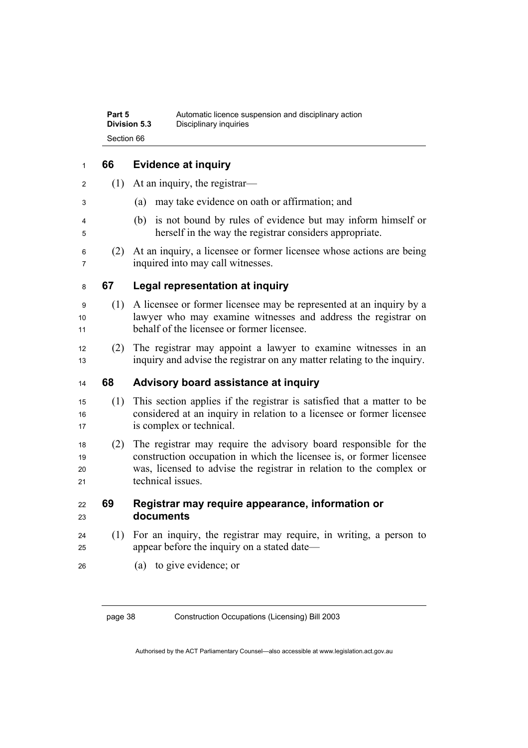## 66 Evidence at inquiry

(1) At an inquiry, the registrar—

(a) may take evidence on oath or affirmation; and

(b) is not bound by rules of evidence but may inform himself or herself in the way the registrar considers appropriate.

(2) At an inquiry, a licensee or former licensee whose actions are being inquired into may call witnesses.

## 67 Legal representation at inquiry

(1) A licensee or former licensee may be represented at an inquiry by a lawyer who may examine witnesses and address the registrar on behalf of the licensee or former licensee.

(2) The registrar may appoint a lawyer to examine witnesses in an inquiry and advise the registrar on any matter relating to the inquiry.

## 68 Advisory board assistance at inquiry

(1) This section applies if the registrar is satisfied that a matter to be considered at an inquiry in relation to a licensee or former licensee is complex or technical.

(2) The registrar may require the advisory board responsible for the construction occupation in which the licensee is, or former licensee was, licensed to advise the registrar in relation to the complex or technical issues.

## 69 Registrar may require appearance, information or documents

(1) For an inquiry, the registrar may require, in writing, a person to appear before the inquiry on a stated date—

(a) to give evidence; or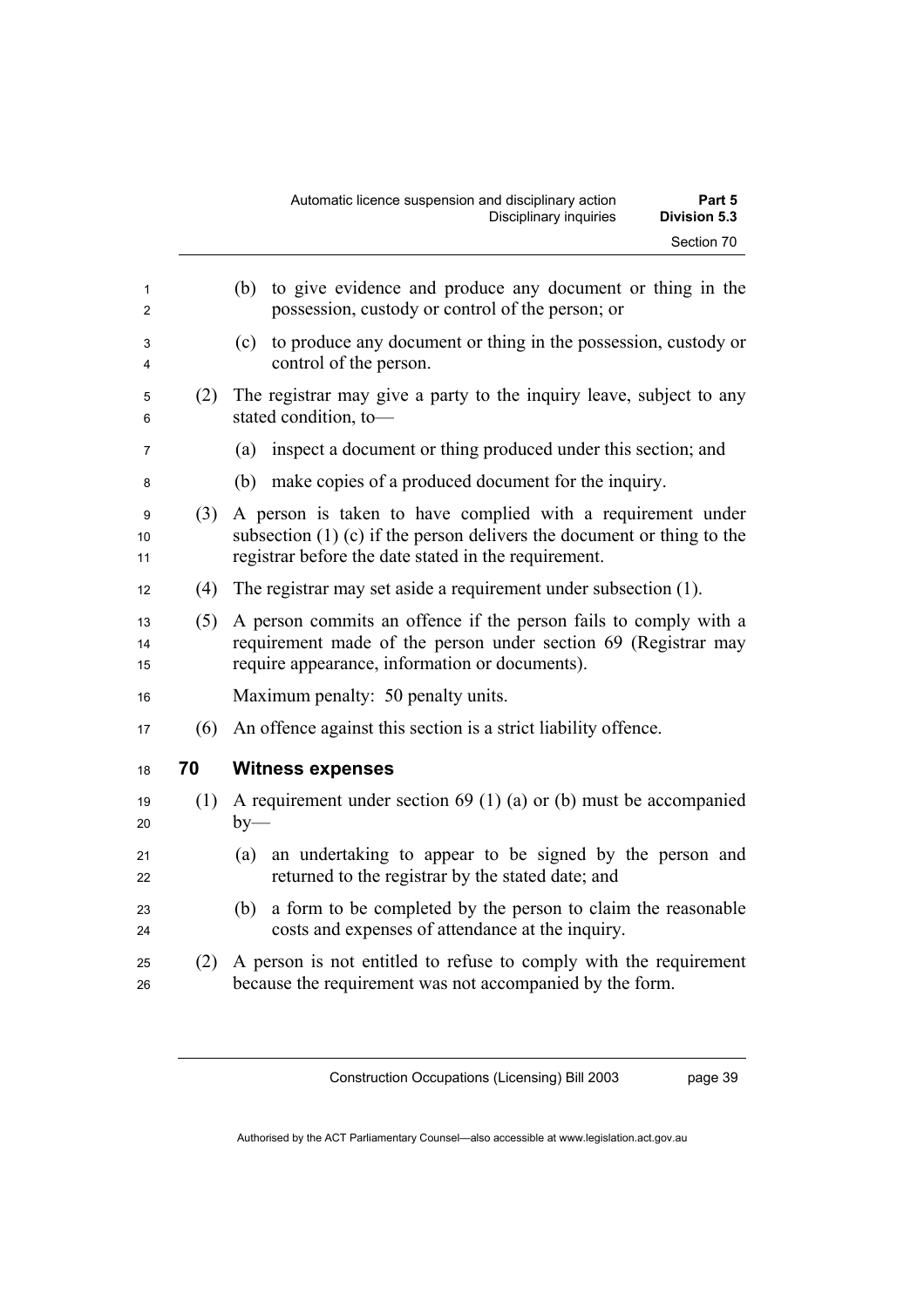(b) to give evidence and produce any document or thing in the possession, custody or control of the person; or

(c) to produce any document or thing in the possession, custody or control of the person.

(2) The registrar may give a party to the inquiry leave, subject to any stated condition, to—

(a) inspect a document or thing produced under this section; and

(b) make copies of a produced document for the inquiry.

(3) A person is taken to have complied with a requirement under subsection (1) (c) if the person delivers the document or thing to the registrar before the date stated in the requirement.

(4) The registrar may set aside a requirement under subsection (1).

(5) A person commits an offence if the person fails to comply with a requirement made of the person under section 69 (Registrar may require appearance, information or documents).

Maximum penalty: 50 penalty units.

(6) An offence against this section is a strict liability offence.

## 70 Witness expenses

(1) A requirement under section 69 (1) (a) or (b) must be accompanied by—

(a) an undertaking to appear to be signed by the person and returned to the registrar by the stated date; and

(b) a form to be completed by the person to claim the reasonable costs and expenses of attendance at the inquiry.

(2) A person is not entitled to refuse to comply with the requirement because the requirement was not accompanied by the form.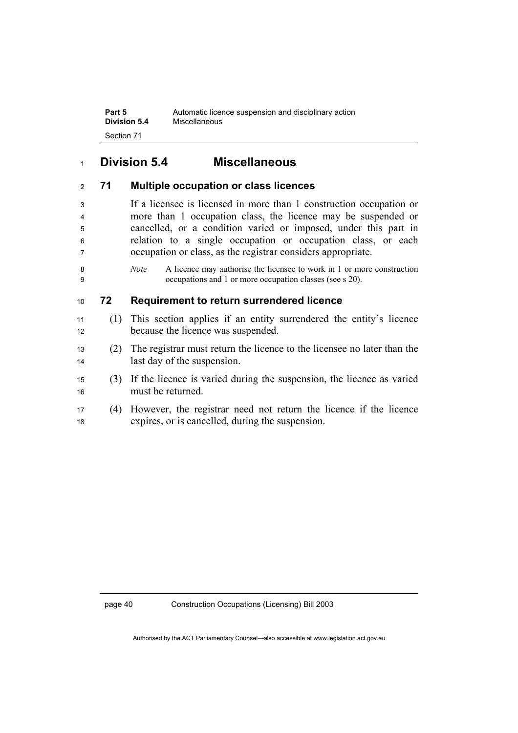## Division 5.4 Miscellaneous

### 71 Multiple occupation or class licences

If a licensee is licensed in more than 1 construction occupation or more than 1 occupation class, the licence may be suspended or cancelled, or a condition varied or imposed, under this part in relation to a single occupation or occupation class, or each occupation or class, as the registrar considers appropriate.

*Note* A licence may authorise the licensee to work in 1 or more construction occupations and 1 or more occupation classes (see s 20).

### 72 Requirement to return surrendered licence

(1) This section applies if an entity surrendered the entity's licence because the licence was suspended.

(2) The registrar must return the licence to the licensee no later than the last day of the suspension.

(3) If the licence is varied during the suspension, the licence as varied must be returned.

(4) However, the registrar need not return the licence if the licence expires, or is cancelled, during the suspension.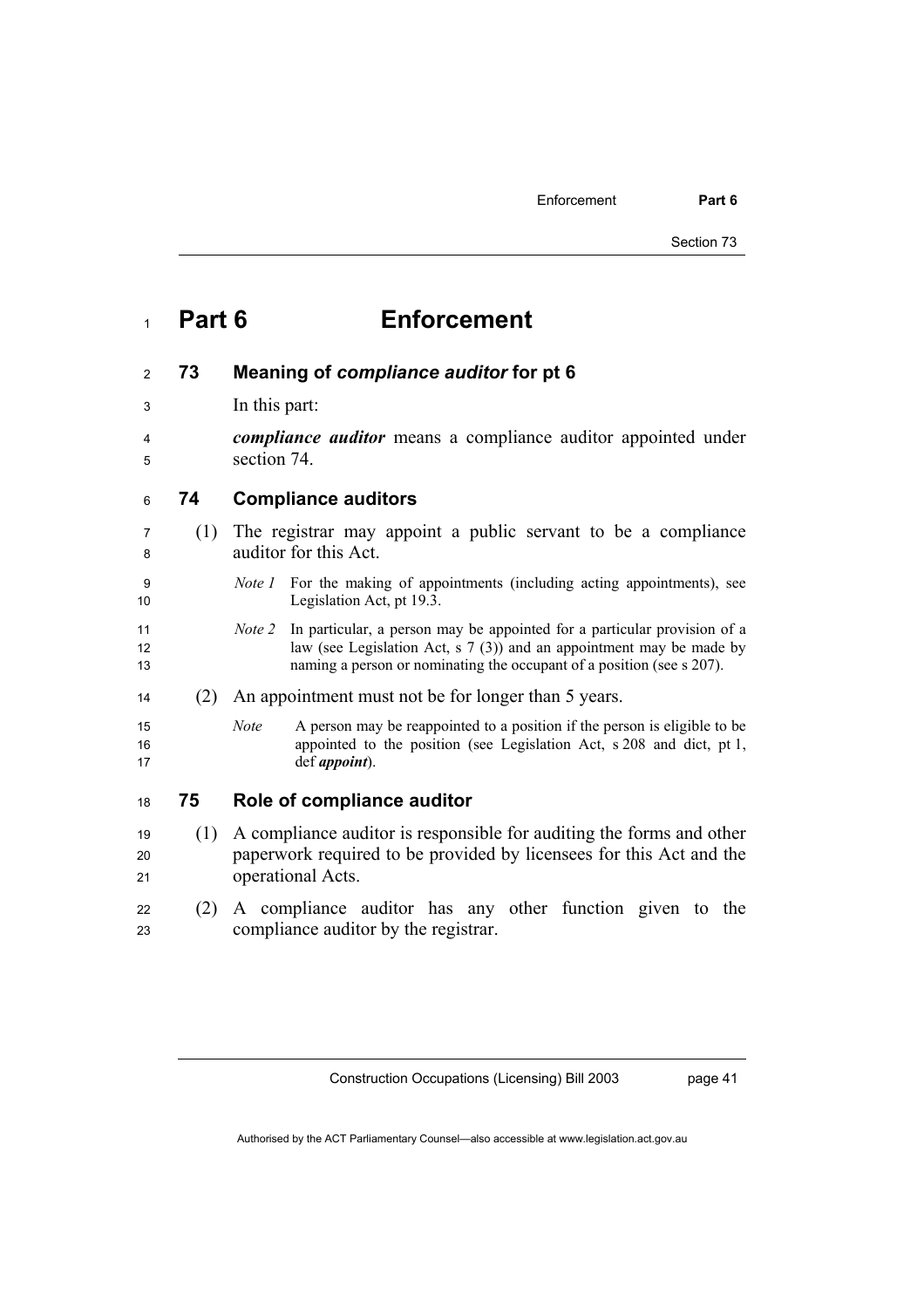# Part 6 Enforcement

## 73 Meaning of *compliance auditor* for pt 6

In this part:

***compliance auditor*** means a compliance auditor appointed under section 74.

## 74 Compliance auditors

(1) The registrar may appoint a public servant to be a compliance auditor for this Act.

*Note 1* For the making of appointments (including acting appointments), see Legislation Act, pt 19.3.

*Note 2* In particular, a person may be appointed for a particular provision of a law (see Legislation Act, s 7 (3)) and an appointment may be made by naming a person or nominating the occupant of a position (see s 207).

(2) An appointment must not be for longer than 5 years.

*Note* A person may be reappointed to a position if the person is eligible to be appointed to the position (see Legislation Act, s 208 and dict, pt 1, def ***appoint***).

## 75 Role of compliance auditor

(1) A compliance auditor is responsible for auditing the forms and other paperwork required to be provided by licensees for this Act and the operational Acts.

(2) A compliance auditor has any other function given to the compliance auditor by the registrar.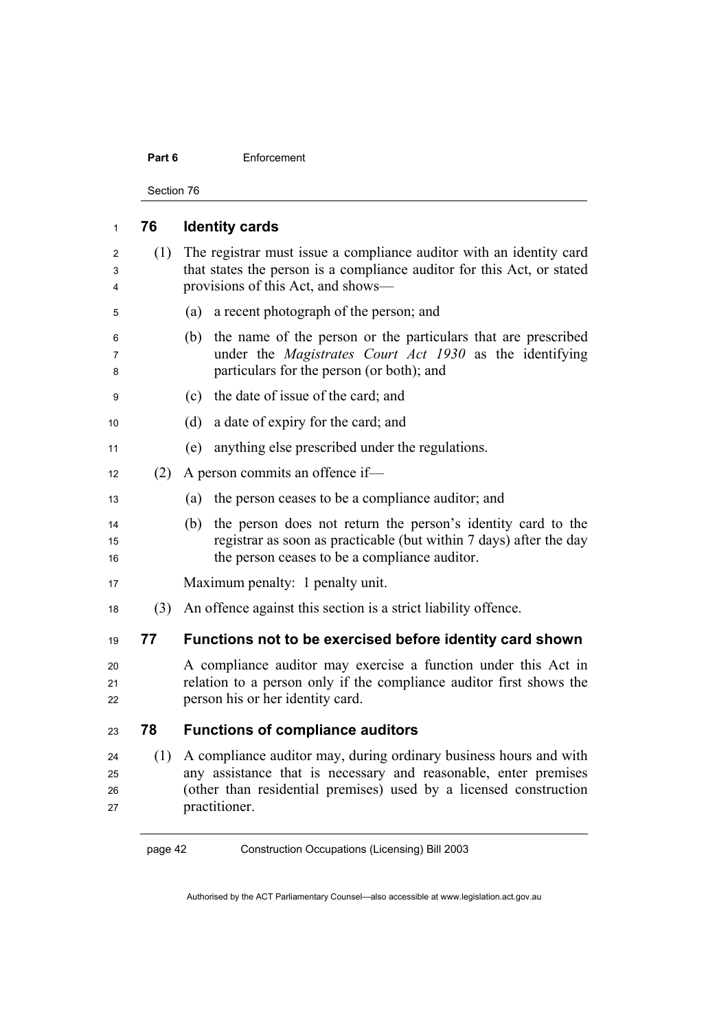## 76 Identity cards

(1) The registrar must issue a compliance auditor with an identity card that states the person is a compliance auditor for this Act, or stated provisions of this Act, and shows—

(a) a recent photograph of the person; and

(b) the name of the person or the particulars that are prescribed under the *Magistrates Court Act 1930* as the identifying particulars for the person (or both); and

(c) the date of issue of the card; and

(d) a date of expiry for the card; and

(e) anything else prescribed under the regulations.

(2) A person commits an offence if—

(a) the person ceases to be a compliance auditor; and

(b) the person does not return the person's identity card to the registrar as soon as practicable (but within 7 days) after the day the person ceases to be a compliance auditor.

Maximum penalty: 1 penalty unit.

(3) An offence against this section is a strict liability offence.

## 77 Functions not to be exercised before identity card shown

A compliance auditor may exercise a function under this Act in relation to a person only if the compliance auditor first shows the person his or her identity card.

## 78 Functions of compliance auditors

(1) A compliance auditor may, during ordinary business hours and with any assistance that is necessary and reasonable, enter premises (other than residential premises) used by a licensed construction practitioner.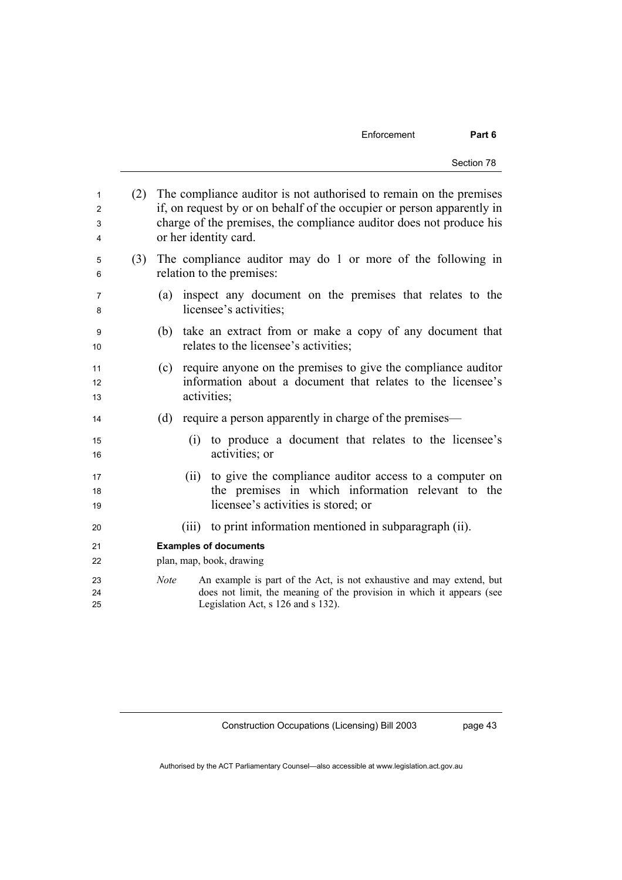(2) The compliance auditor is not authorised to remain on the premises if, on request by or on behalf of the occupier or person apparently in charge of the premises, the compliance auditor does not produce his or her identity card.

(3) The compliance auditor may do 1 or more of the following in relation to the premises:

(a) inspect any document on the premises that relates to the licensee's activities;

(b) take an extract from or make a copy of any document that relates to the licensee's activities;

(c) require anyone on the premises to give the compliance auditor information about a document that relates to the licensee's activities;

(d) require a person apparently in charge of the premises—

(i) to produce a document that relates to the licensee's activities; or

(ii) to give the compliance auditor access to a computer on the premises in which information relevant to the licensee's activities is stored; or

(iii) to print information mentioned in subparagraph (ii).

**Examples of documents**

plan, map, book, drawing

*Note* An example is part of the Act, is not exhaustive and may extend, but does not limit, the meaning of the provision in which it appears (see Legislation Act, s 126 and s 132).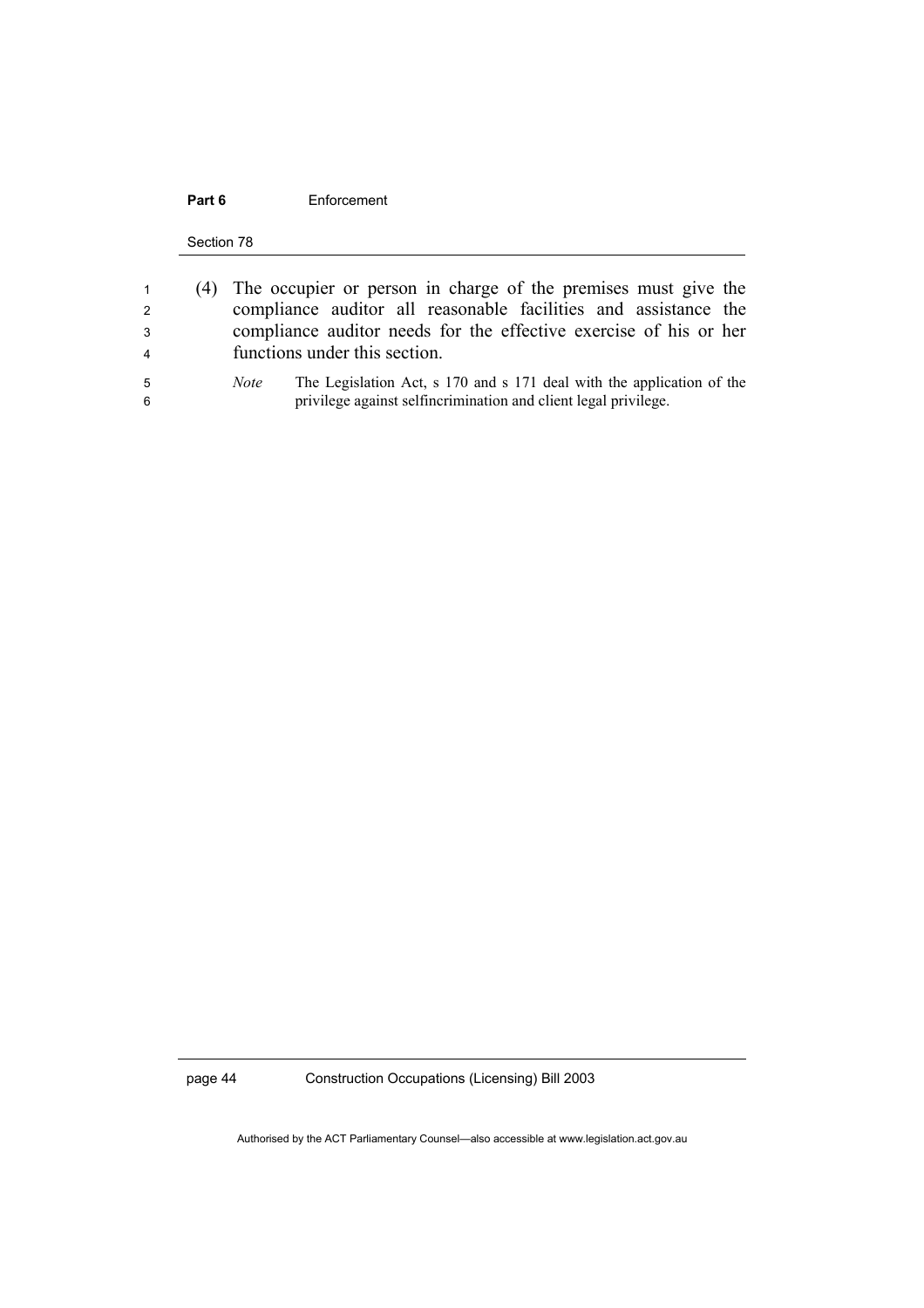(4) The occupier or person in charge of the premises must give the compliance auditor all reasonable facilities and assistance the compliance auditor needs for the effective exercise of his or her functions under this section.

*Note* The Legislation Act, s 170 and s 171 deal with the application of the privilege against selfincrimination and client legal privilege.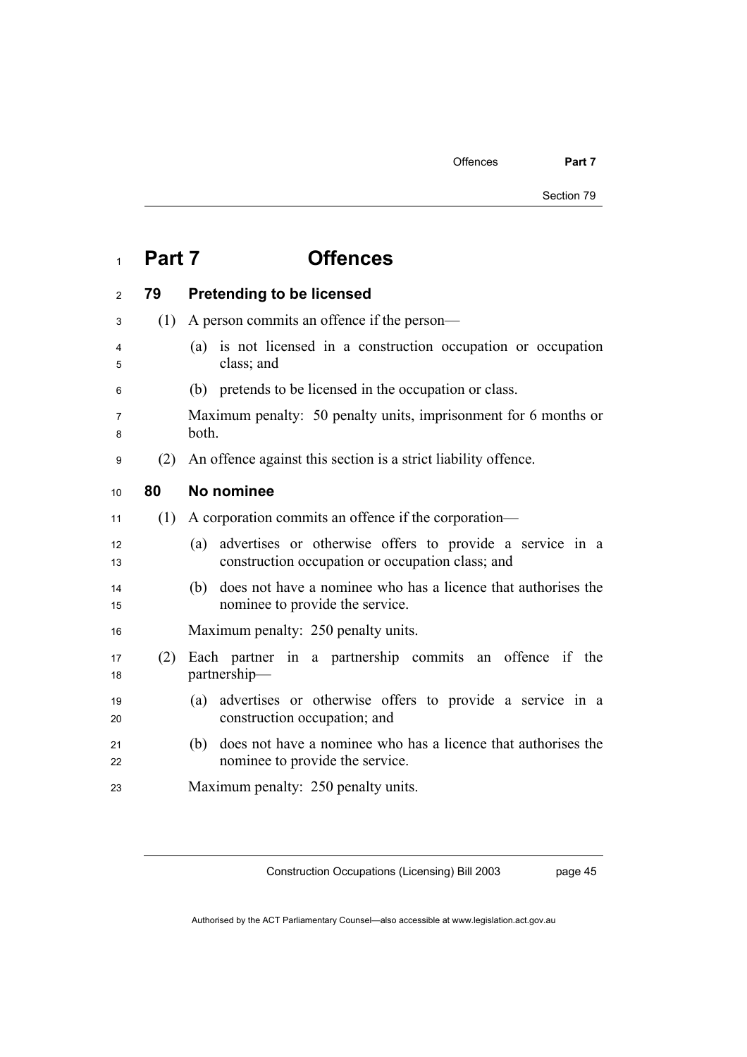# Part 7 Offences

## 79 Pretending to be licensed

(1) A person commits an offence if the person—

(a) is not licensed in a construction occupation or occupation class; and

(b) pretends to be licensed in the occupation or class.

Maximum penalty: 50 penalty units, imprisonment for 6 months or both.

(2) An offence against this section is a strict liability offence.

## 80 No nominee

(1) A corporation commits an offence if the corporation—

(a) advertises or otherwise offers to provide a service in a construction occupation or occupation class; and

(b) does not have a nominee who has a licence that authorises the nominee to provide the service.

Maximum penalty: 250 penalty units.

(2) Each partner in a partnership commits an offence if the partnership—

(a) advertises or otherwise offers to provide a service in a construction occupation; and

(b) does not have a nominee who has a licence that authorises the nominee to provide the service.

Maximum penalty: 250 penalty units.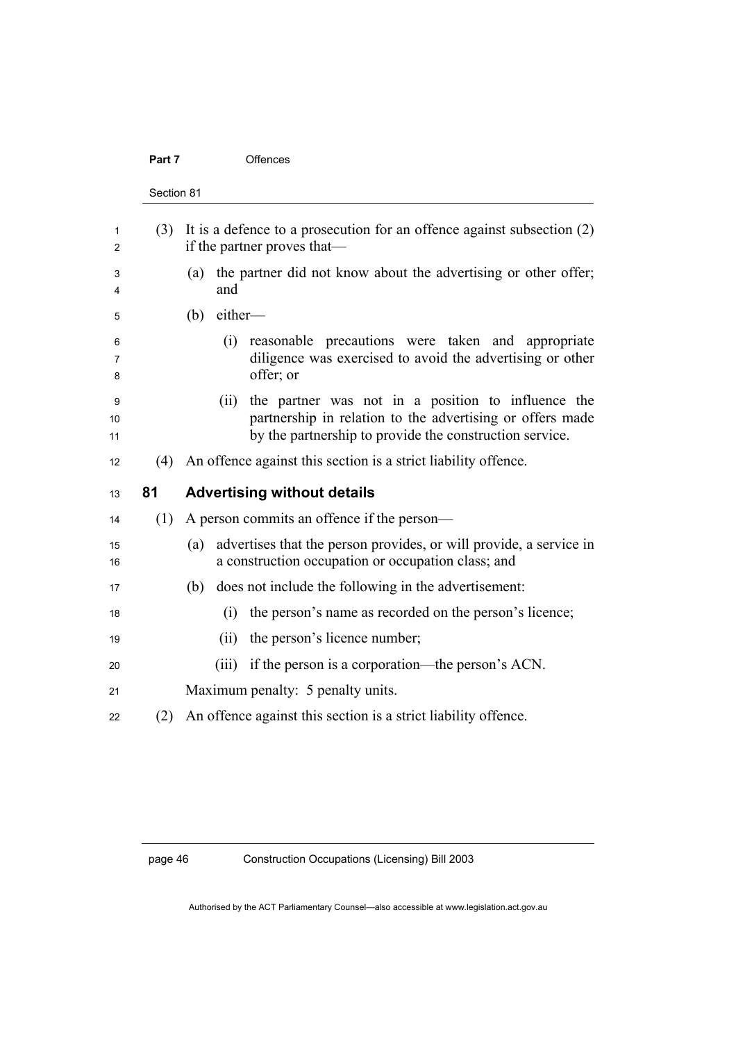(3) It is a defence to a prosecution for an offence against subsection (2) if the partner proves that—

(a) the partner did not know about the advertising or other offer; and

(b) either—

(i) reasonable precautions were taken and appropriate diligence was exercised to avoid the advertising or other offer; or

(ii) the partner was not in a position to influence the partnership in relation to the advertising or offers made by the partnership to provide the construction service.

(4) An offence against this section is a strict liability offence.

## 81 Advertising without details

(1) A person commits an offence if the person—

(a) advertises that the person provides, or will provide, a service in a construction occupation or occupation class; and

(b) does not include the following in the advertisement:

(i) the person's name as recorded on the person's licence;

(ii) the person's licence number;

(iii) if the person is a corporation—the person's ACN.

Maximum penalty: 5 penalty units.

(2) An offence against this section is a strict liability offence.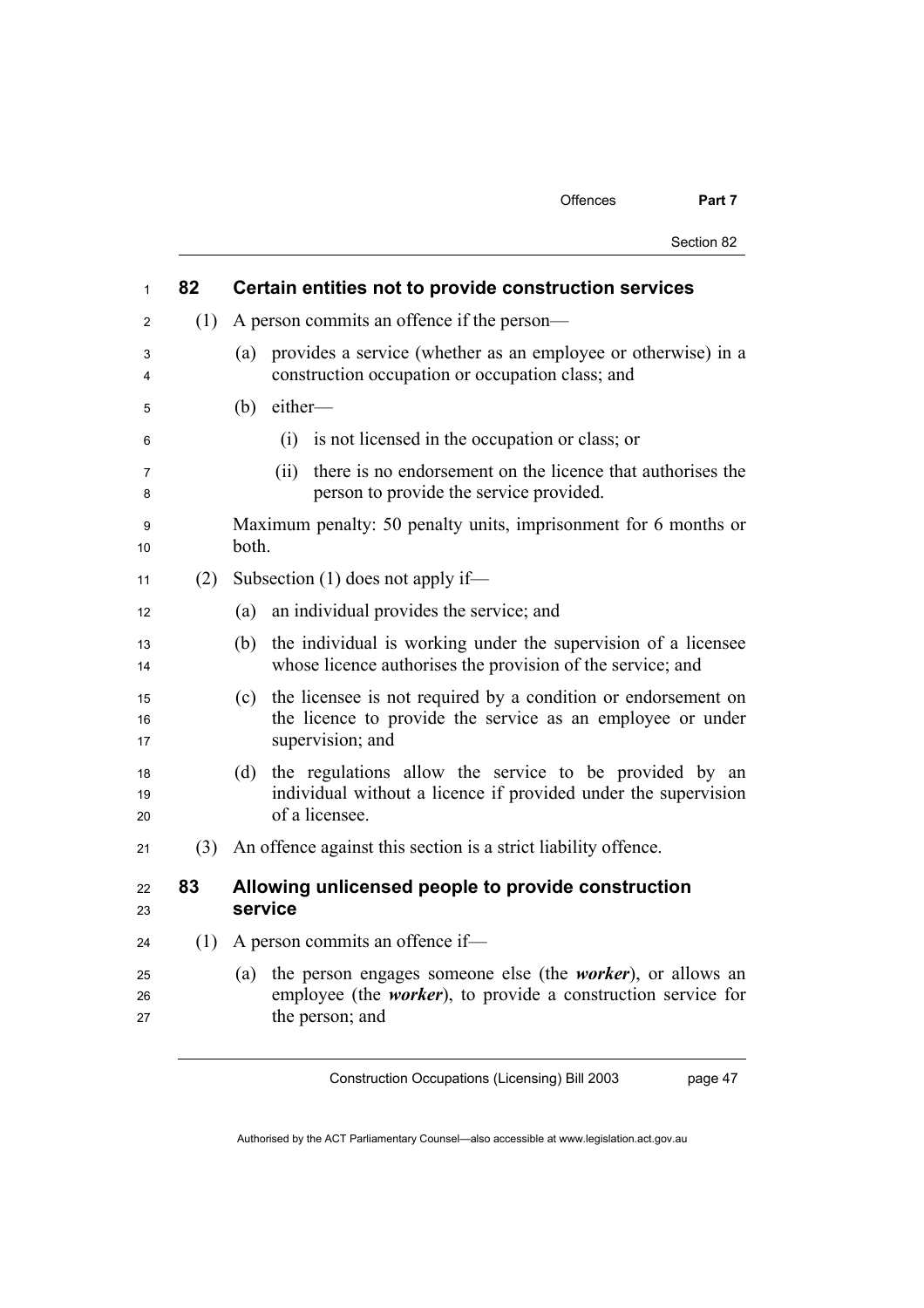## 82 Certain entities not to provide construction services

(1) A person commits an offence if the person—

(a) provides a service (whether as an employee or otherwise) in a construction occupation or occupation class; and

(b) either—

(i) is not licensed in the occupation or class; or

(ii) there is no endorsement on the licence that authorises the person to provide the service provided.

Maximum penalty: 50 penalty units, imprisonment for 6 months or both.

(2) Subsection (1) does not apply if—

(a) an individual provides the service; and

(b) the individual is working under the supervision of a licensee whose licence authorises the provision of the service; and

(c) the licensee is not required by a condition or endorsement on the licence to provide the service as an employee or under supervision; and

(d) the regulations allow the service to be provided by an individual without a licence if provided under the supervision of a licensee.

(3) An offence against this section is a strict liability offence.

## 83 Allowing unlicensed people to provide construction service

(1) A person commits an offence if—

(a) the person engages someone else (the ***worker***), or allows an employee (the ***worker***), to provide a construction service for the person; and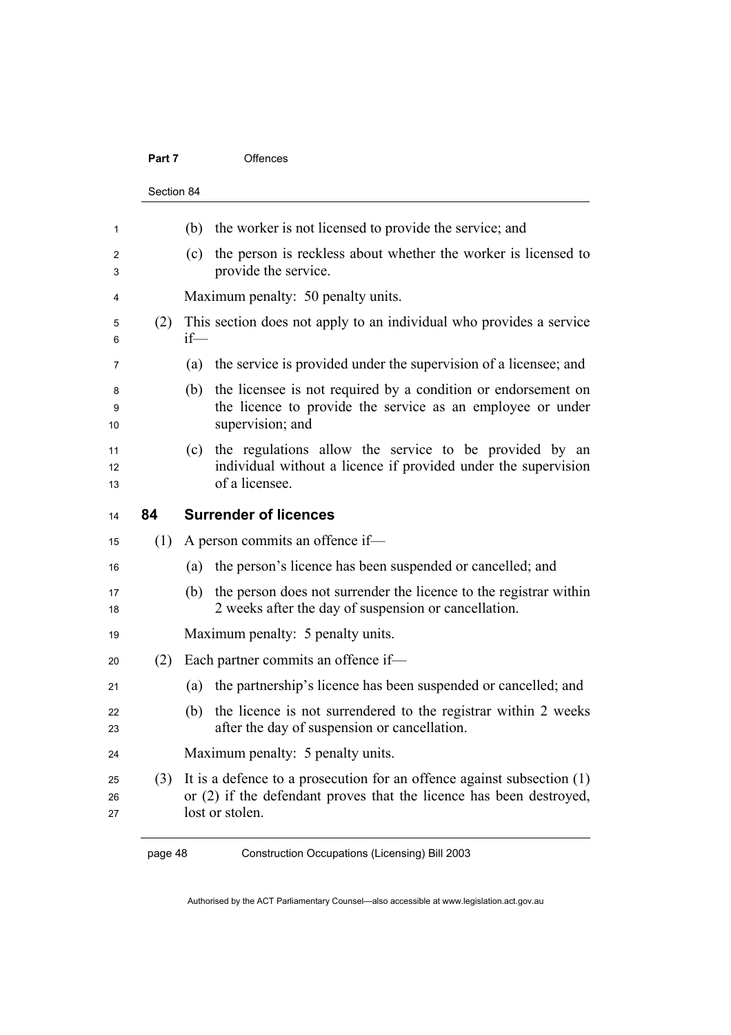(b) the worker is not licensed to provide the service; and

(c) the person is reckless about whether the worker is licensed to provide the service.

Maximum penalty: 50 penalty units.

(2) This section does not apply to an individual who provides a service if—

(a) the service is provided under the supervision of a licensee; and

(b) the licensee is not required by a condition or endorsement on the licence to provide the service as an employee or under supervision; and

(c) the regulations allow the service to be provided by an individual without a licence if provided under the supervision of a licensee.

## 84 Surrender of licences

(1) A person commits an offence if—

(a) the person's licence has been suspended or cancelled; and

(b) the person does not surrender the licence to the registrar within 2 weeks after the day of suspension or cancellation.

Maximum penalty: 5 penalty units.

(2) Each partner commits an offence if—

(a) the partnership's licence has been suspended or cancelled; and

(b) the licence is not surrendered to the registrar within 2 weeks after the day of suspension or cancellation.

Maximum penalty: 5 penalty units.

(3) It is a defence to a prosecution for an offence against subsection (1) or (2) if the defendant proves that the licence has been destroyed, lost or stolen.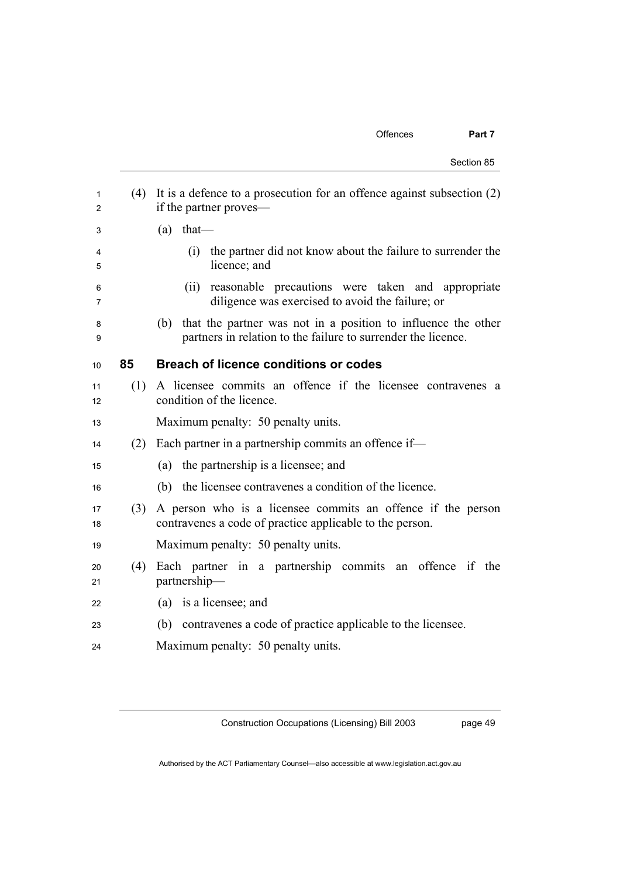(4) It is a defence to a prosecution for an offence against subsection (2) if the partner proves—

(a) that—

(i) the partner did not know about the failure to surrender the licence; and

(ii) reasonable precautions were taken and appropriate diligence was exercised to avoid the failure; or

(b) that the partner was not in a position to influence the other partners in relation to the failure to surrender the licence.

### 85 Breach of licence conditions or codes

(1) A licensee commits an offence if the licensee contravenes a condition of the licence.

Maximum penalty: 50 penalty units.

(2) Each partner in a partnership commits an offence if—

(a) the partnership is a licensee; and

(b) the licensee contravenes a condition of the licence.

(3) A person who is a licensee commits an offence if the person contravenes a code of practice applicable to the person.

Maximum penalty: 50 penalty units.

(4) Each partner in a partnership commits an offence if the partnership—

(a) is a licensee; and

(b) contravenes a code of practice applicable to the licensee.

Maximum penalty: 50 penalty units.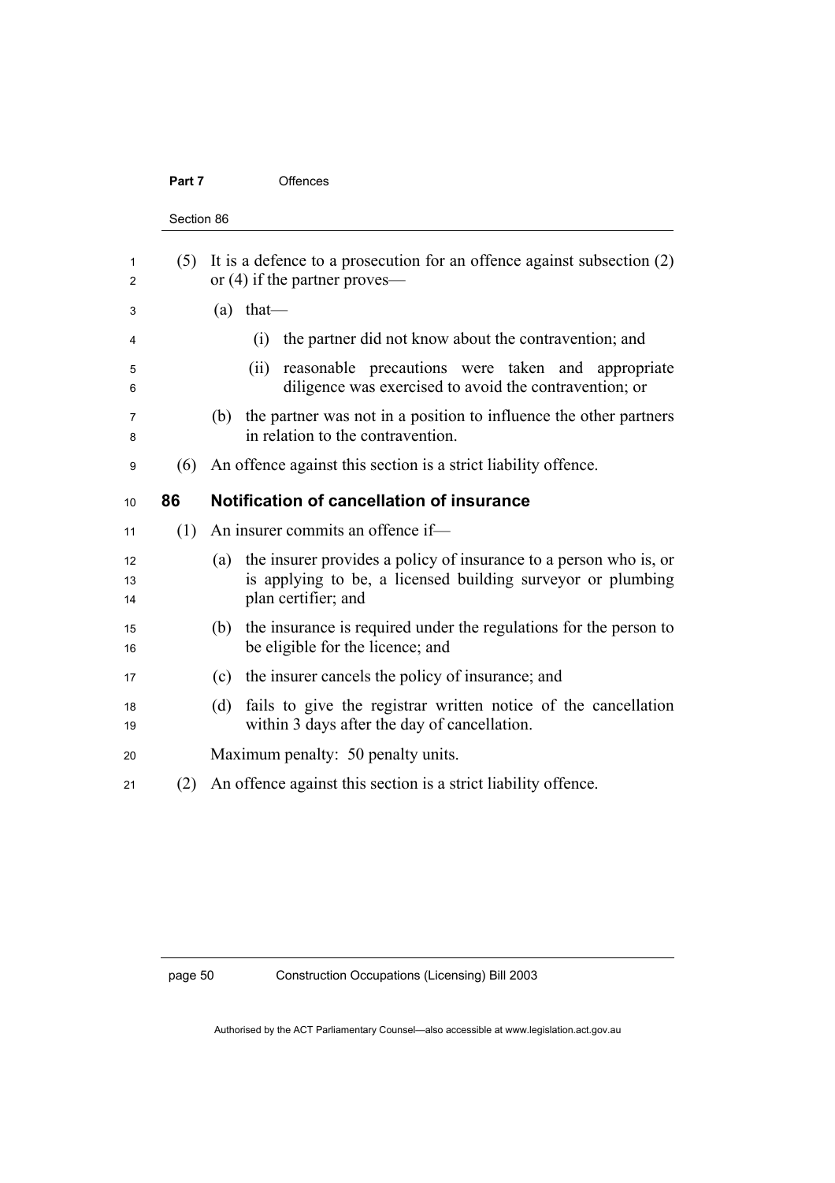(5) It is a defence to a prosecution for an offence against subsection (2) or (4) if the partner proves—

(a) that—

(i) the partner did not know about the contravention; and

(ii) reasonable precautions were taken and appropriate diligence was exercised to avoid the contravention; or

(b) the partner was not in a position to influence the other partners in relation to the contravention.

(6) An offence against this section is a strict liability offence.

### 86 Notification of cancellation of insurance

(1) An insurer commits an offence if—

(a) the insurer provides a policy of insurance to a person who is, or is applying to be, a licensed building surveyor or plumbing plan certifier; and

(b) the insurance is required under the regulations for the person to be eligible for the licence; and

(c) the insurer cancels the policy of insurance; and

(d) fails to give the registrar written notice of the cancellation within 3 days after the day of cancellation.

Maximum penalty: 50 penalty units.

(2) An offence against this section is a strict liability offence.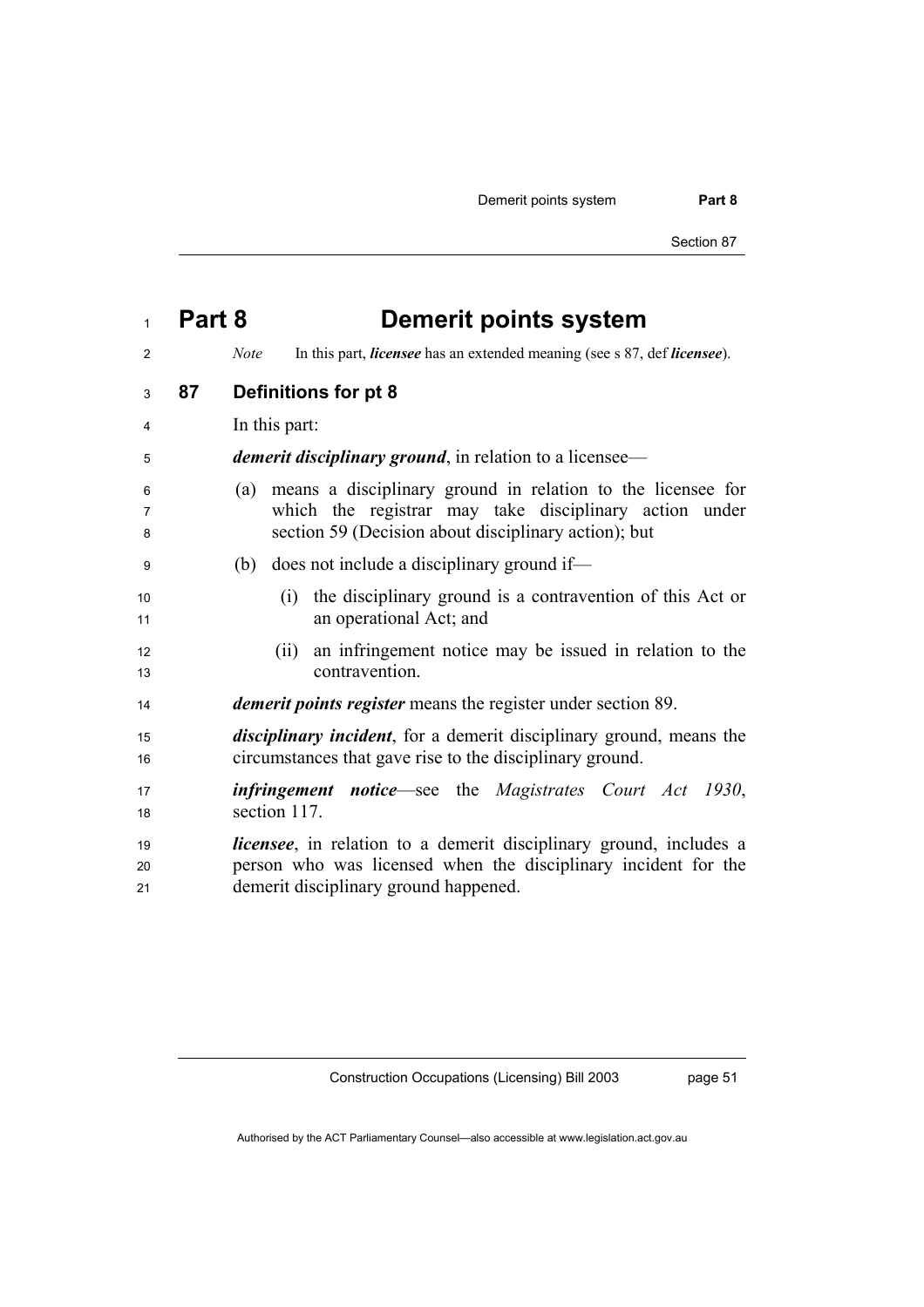# Part 8 Demerit points system

*Note* In this part, ***licensee*** has an extended meaning (see s 87, def ***licensee***).

## 87 Definitions for pt 8

In this part:

***demerit disciplinary ground***, in relation to a licensee—

(a) means a disciplinary ground in relation to the licensee for which the registrar may take disciplinary action under section 59 (Decision about disciplinary action); but

(b) does not include a disciplinary ground if—

(i) the disciplinary ground is a contravention of this Act or an operational Act; and

(ii) an infringement notice may be issued in relation to the contravention.

***demerit points register*** means the register under section 89.

***disciplinary incident***, for a demerit disciplinary ground, means the circumstances that gave rise to the disciplinary ground.

***infringement notice***—see the *Magistrates Court Act 1930*, section 117.

***licensee***, in relation to a demerit disciplinary ground, includes a person who was licensed when the disciplinary incident for the demerit disciplinary ground happened.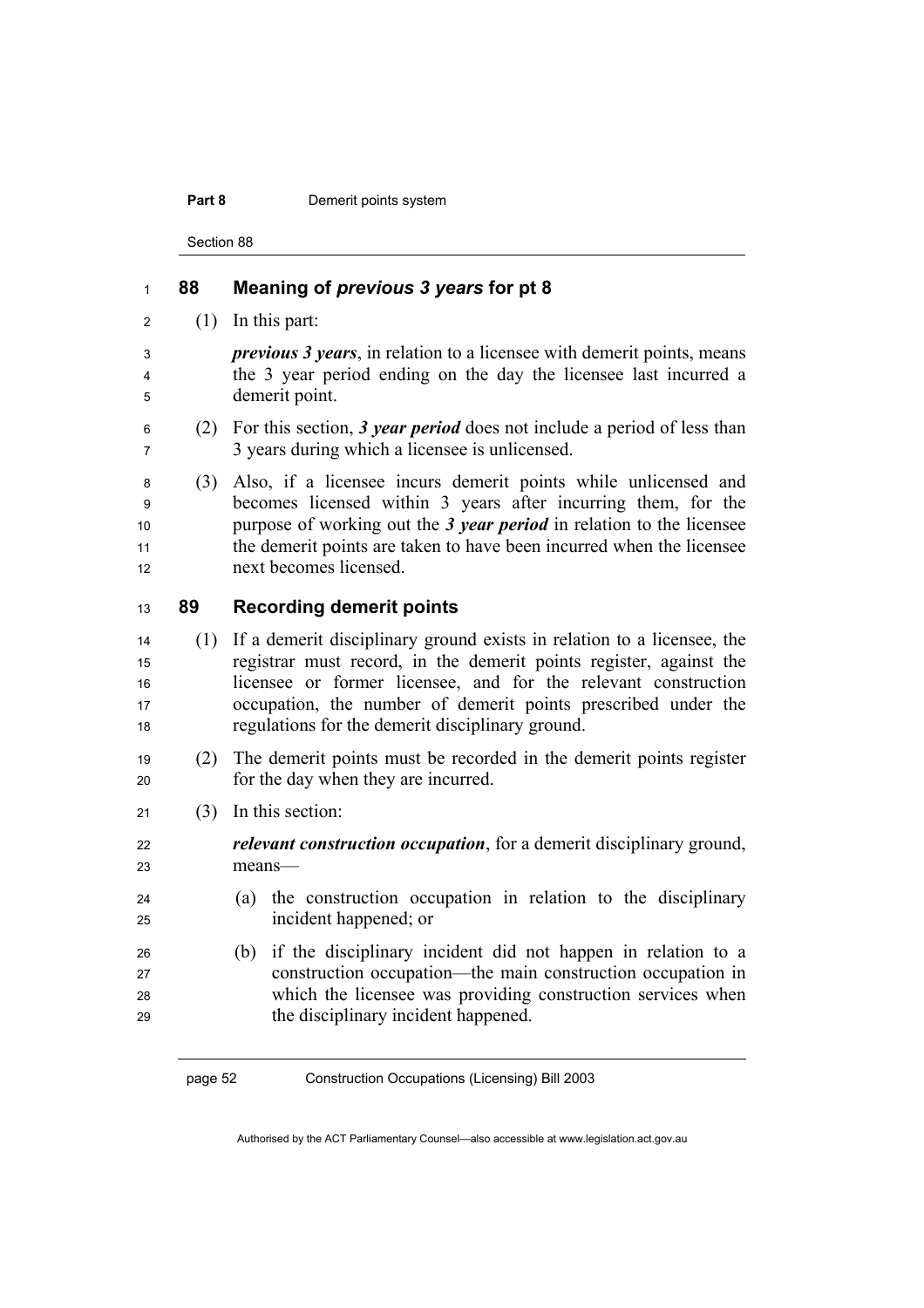## 88 Meaning of *previous 3 years* for pt 8

(1) In this part:

***previous 3 years***, in relation to a licensee with demerit points, means the 3 year period ending on the day the licensee last incurred a demerit point.

(2) For this section, ***3 year period*** does not include a period of less than 3 years during which a licensee is unlicensed.

(3) Also, if a licensee incurs demerit points while unlicensed and becomes licensed within 3 years after incurring them, for the purpose of working out the ***3 year period*** in relation to the licensee the demerit points are taken to have been incurred when the licensee next becomes licensed.

## 89 Recording demerit points

(1) If a demerit disciplinary ground exists in relation to a licensee, the registrar must record, in the demerit points register, against the licensee or former licensee, and for the relevant construction occupation, the number of demerit points prescribed under the regulations for the demerit disciplinary ground.

(2) The demerit points must be recorded in the demerit points register for the day when they are incurred.

(3) In this section:

***relevant construction occupation***, for a demerit disciplinary ground, means—

(a) the construction occupation in relation to the disciplinary incident happened; or

(b) if the disciplinary incident did not happen in relation to a construction occupation—the main construction occupation in which the licensee was providing construction services when the disciplinary incident happened.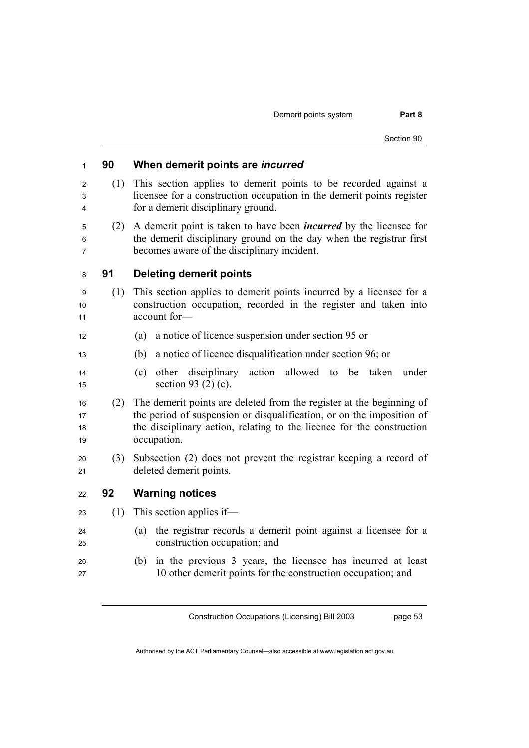## 90 When demerit points are *incurred*

(1) This section applies to demerit points to be recorded against a licensee for a construction occupation in the demerit points register for a demerit disciplinary ground.

(2) A demerit point is taken to have been ***incurred*** by the licensee for the demerit disciplinary ground on the day when the registrar first becomes aware of the disciplinary incident.

## 91 Deleting demerit points

(1) This section applies to demerit points incurred by a licensee for a construction occupation, recorded in the register and taken into account for—

- (a) a notice of licence suspension under section 95 or
- (b) a notice of licence disqualification under section 96; or
- (c) other disciplinary action allowed to be taken under section 93 (2) (c).

(2) The demerit points are deleted from the register at the beginning of the period of suspension or disqualification, or on the imposition of the disciplinary action, relating to the licence for the construction occupation.

(3) Subsection (2) does not prevent the registrar keeping a record of deleted demerit points.

## 92 Warning notices

(1) This section applies if—

- (a) the registrar records a demerit point against a licensee for a construction occupation; and
- (b) in the previous 3 years, the licensee has incurred at least 10 other demerit points for the construction occupation; and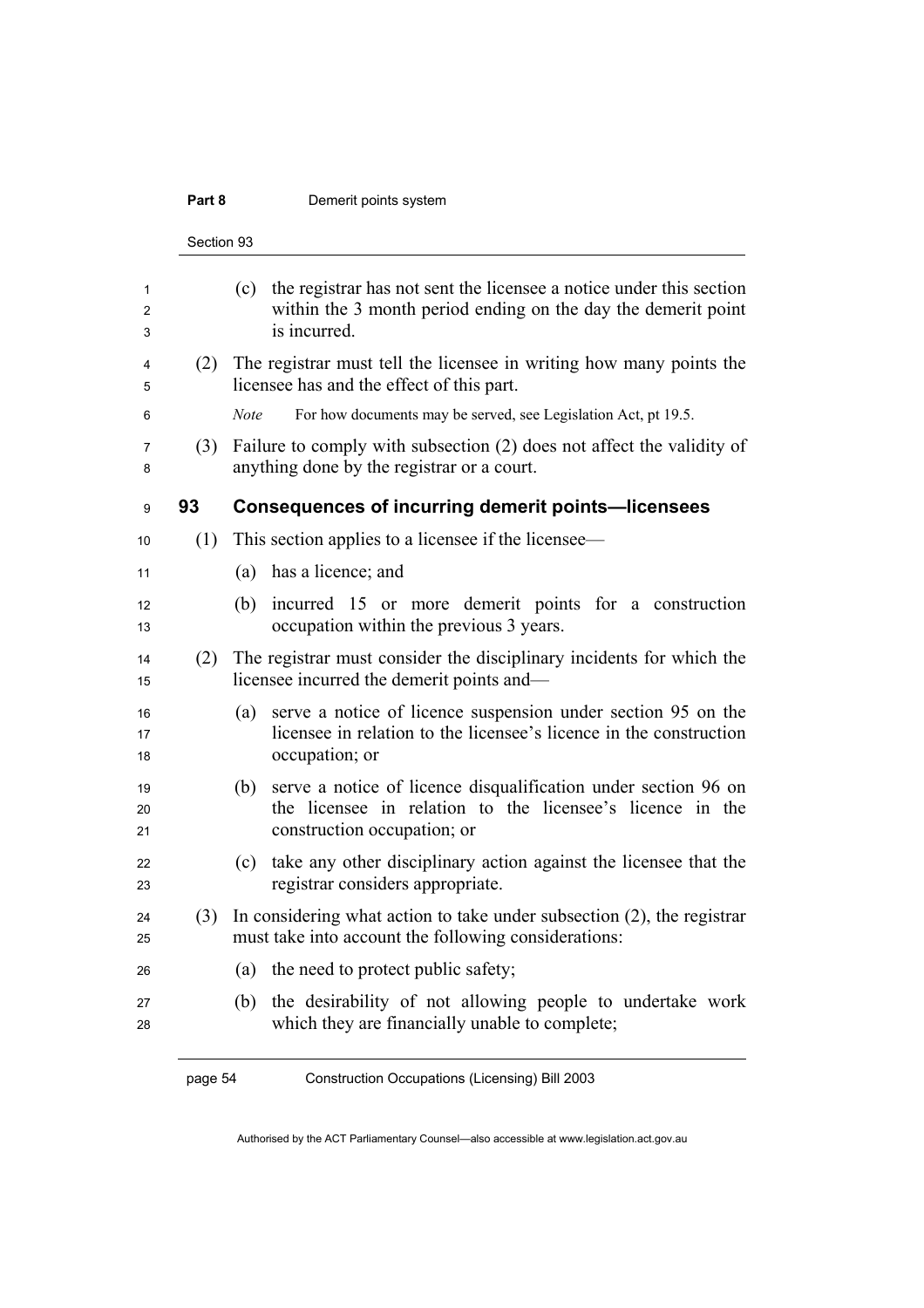(c) the registrar has not sent the licensee a notice under this section within the 3 month period ending on the day the demerit point is incurred.

(2) The registrar must tell the licensee in writing how many points the licensee has and the effect of this part.

*Note* For how documents may be served, see Legislation Act, pt 19.5.

(3) Failure to comply with subsection (2) does not affect the validity of anything done by the registrar or a court.

### 93 Consequences of incurring demerit points—licensees

(1) This section applies to a licensee if the licensee—

(a) has a licence; and

(b) incurred 15 or more demerit points for a construction occupation within the previous 3 years.

(2) The registrar must consider the disciplinary incidents for which the licensee incurred the demerit points and—

(a) serve a notice of licence suspension under section 95 on the licensee in relation to the licensee's licence in the construction occupation; or

(b) serve a notice of licence disqualification under section 96 on the licensee in relation to the licensee's licence in the construction occupation; or

(c) take any other disciplinary action against the licensee that the registrar considers appropriate.

(3) In considering what action to take under subsection (2), the registrar must take into account the following considerations:

(a) the need to protect public safety;

(b) the desirability of not allowing people to undertake work which they are financially unable to complete;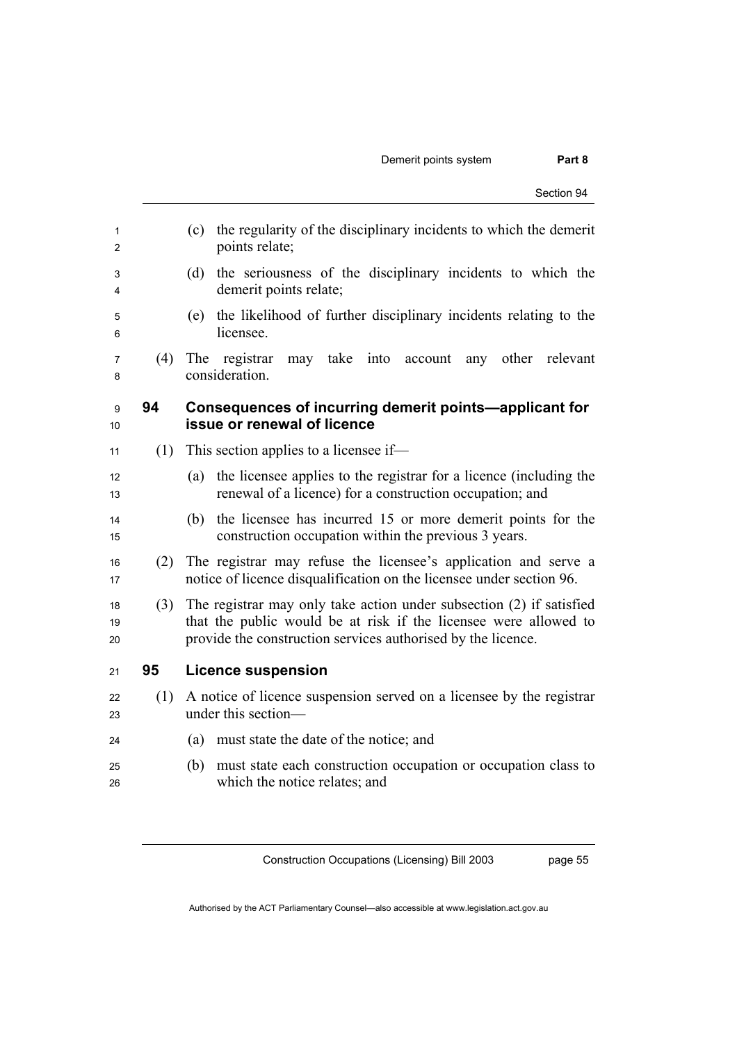(c) the regularity of the disciplinary incidents to which the demerit points relate;

(d) the seriousness of the disciplinary incidents to which the demerit points relate;

(e) the likelihood of further disciplinary incidents relating to the licensee.

(4) The registrar may take into account any other relevant consideration.

## 94 Consequences of incurring demerit points—applicant for issue or renewal of licence

(1) This section applies to a licensee if—

(a) the licensee applies to the registrar for a licence (including the renewal of a licence) for a construction occupation; and

(b) the licensee has incurred 15 or more demerit points for the construction occupation within the previous 3 years.

(2) The registrar may refuse the licensee's application and serve a notice of licence disqualification on the licensee under section 96.

(3) The registrar may only take action under subsection (2) if satisfied that the public would be at risk if the licensee were allowed to provide the construction services authorised by the licence.

## 95 Licence suspension

(1) A notice of licence suspension served on a licensee by the registrar under this section—

(a) must state the date of the notice; and

(b) must state each construction occupation or occupation class to which the notice relates; and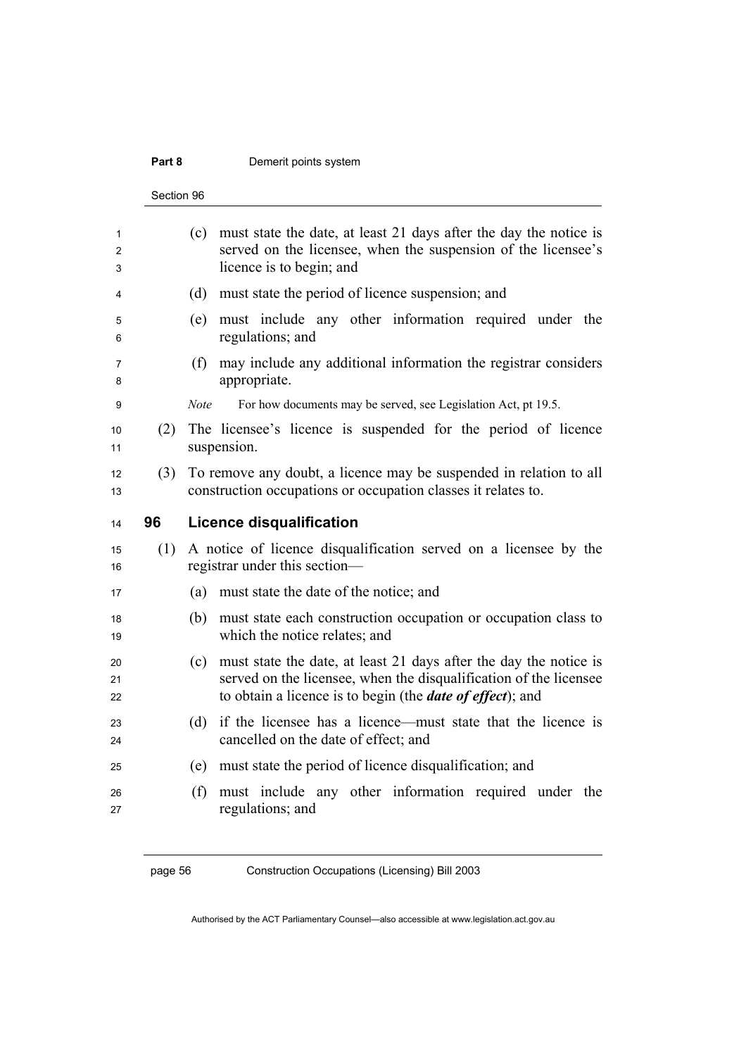(c) must state the date, at least 21 days after the day the notice is served on the licensee, when the suspension of the licensee's licence is to begin; and

(d) must state the period of licence suspension; and

(e) must include any other information required under the regulations; and

(f) may include any additional information the registrar considers appropriate.

*Note* For how documents may be served, see Legislation Act, pt 19.5.

(2) The licensee's licence is suspended for the period of licence suspension.

(3) To remove any doubt, a licence may be suspended in relation to all construction occupations or occupation classes it relates to.

### 96 Licence disqualification

(1) A notice of licence disqualification served on a licensee by the registrar under this section—

(a) must state the date of the notice; and

(b) must state each construction occupation or occupation class to which the notice relates; and

(c) must state the date, at least 21 days after the day the notice is served on the licensee, when the disqualification of the licensee to obtain a licence is to begin (the ***date of effect***); and

(d) if the licensee has a licence—must state that the licence is cancelled on the date of effect; and

(e) must state the period of licence disqualification; and

(f) must include any other information required under the regulations; and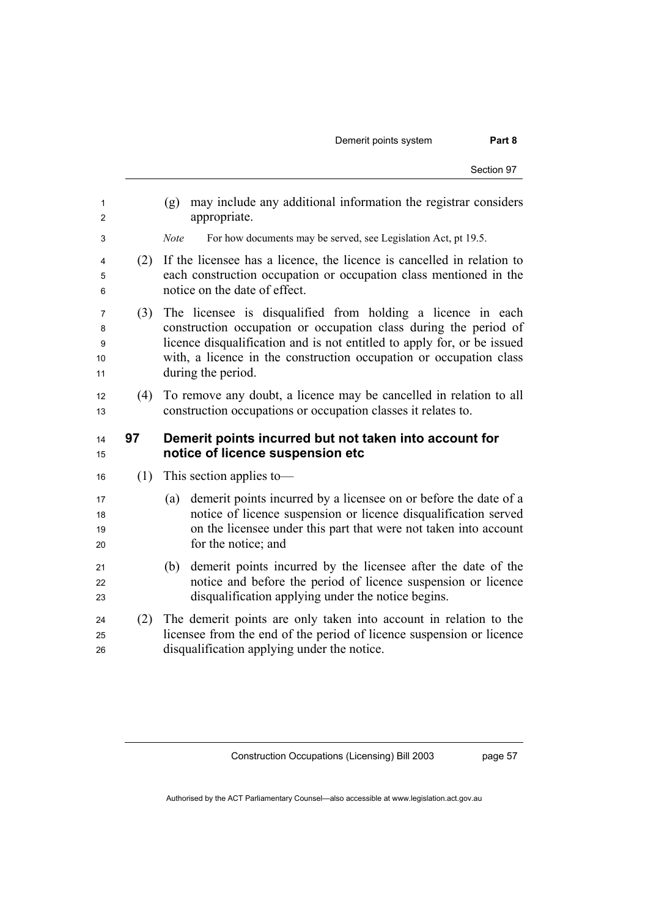(g) may include any additional information the registrar considers appropriate.

*Note* For how documents may be served, see Legislation Act, pt 19.5.

(2) If the licensee has a licence, the licence is cancelled in relation to each construction occupation or occupation class mentioned in the notice on the date of effect.

(3) The licensee is disqualified from holding a licence in each construction occupation or occupation class during the period of licence disqualification and is not entitled to apply for, or be issued with, a licence in the construction occupation or occupation class during the period.

(4) To remove any doubt, a licence may be cancelled in relation to all construction occupations or occupation classes it relates to.

### 97 Demerit points incurred but not taken into account for notice of licence suspension etc

(1) This section applies to—

(a) demerit points incurred by a licensee on or before the date of a notice of licence suspension or licence disqualification served on the licensee under this part that were not taken into account for the notice; and

(b) demerit points incurred by the licensee after the date of the notice and before the period of licence suspension or licence disqualification applying under the notice begins.

(2) The demerit points are only taken into account in relation to the licensee from the end of the period of licence suspension or licence disqualification applying under the notice.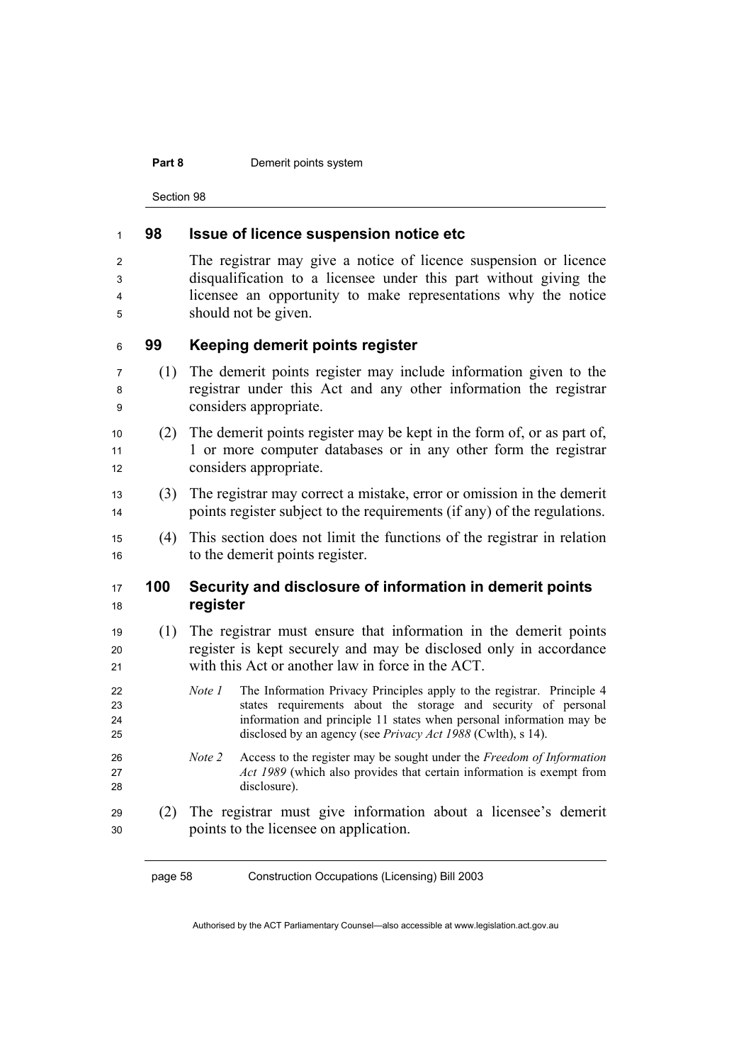## 98 Issue of licence suspension notice etc

The registrar may give a notice of licence suspension or licence disqualification to a licensee under this part without giving the licensee an opportunity to make representations why the notice should not be given.

## 99 Keeping demerit points register

(1) The demerit points register may include information given to the registrar under this Act and any other information the registrar considers appropriate.

(2) The demerit points register may be kept in the form of, or as part of, 1 or more computer databases or in any other form the registrar considers appropriate.

(3) The registrar may correct a mistake, error or omission in the demerit points register subject to the requirements (if any) of the regulations.

(4) This section does not limit the functions of the registrar in relation to the demerit points register.

## 100 Security and disclosure of information in demerit points register

(1) The registrar must ensure that information in the demerit points register is kept securely and may be disclosed only in accordance with this Act or another law in force in the ACT.

*Note 1* The Information Privacy Principles apply to the registrar. Principle 4 states requirements about the storage and security of personal information and principle 11 states when personal information may be disclosed by an agency (see *Privacy Act 1988* (Cwlth), s 14).

*Note 2* Access to the register may be sought under the *Freedom of Information Act 1989* (which also provides that certain information is exempt from disclosure).

(2) The registrar must give information about a licensee's demerit points to the licensee on application.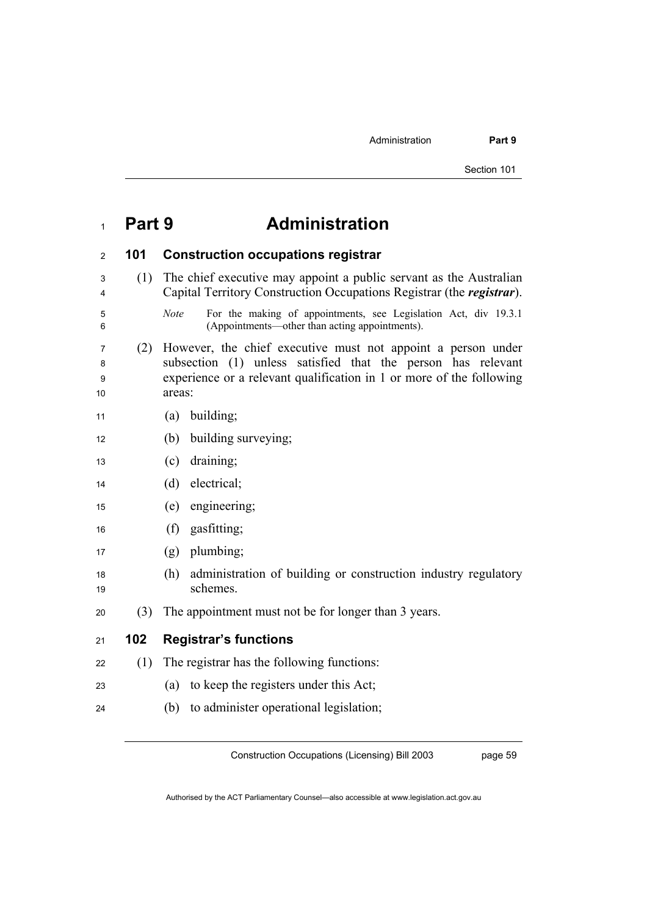# Part 9 Administration

## 101 Construction occupations registrar

(1) The chief executive may appoint a public servant as the Australian Capital Territory Construction Occupations Registrar (the ***registrar***).

*Note* For the making of appointments, see Legislation Act, div 19.3.1 (Appointments—other than acting appointments).

(2) However, the chief executive must not appoint a person under subsection (1) unless satisfied that the person has relevant experience or a relevant qualification in 1 or more of the following areas:

(a) building;

(b) building surveying;

(c) draining;

(d) electrical;

(e) engineering;

(f) gasfitting;

(g) plumbing;

(h) administration of building or construction industry regulatory schemes.

(3) The appointment must not be for longer than 3 years.

## 102 Registrar's functions

(1) The registrar has the following functions:

(a) to keep the registers under this Act;

(b) to administer operational legislation;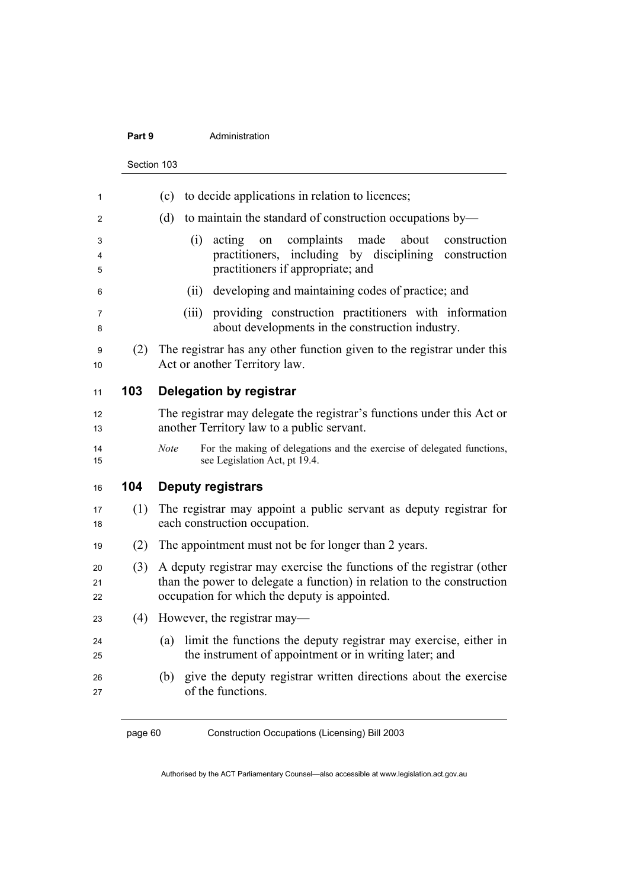(c) to decide applications in relation to licences;

(d) to maintain the standard of construction occupations by—

(i) acting on complaints made about construction practitioners, including by disciplining construction practitioners if appropriate; and

(ii) developing and maintaining codes of practice; and

(iii) providing construction practitioners with information about developments in the construction industry.

(2) The registrar has any other function given to the registrar under this Act or another Territory law.

## 103 Delegation by registrar

The registrar may delegate the registrar's functions under this Act or another Territory law to a public servant.

*Note* For the making of delegations and the exercise of delegated functions, see Legislation Act, pt 19.4.

## 104 Deputy registrars

(1) The registrar may appoint a public servant as deputy registrar for each construction occupation.

(2) The appointment must not be for longer than 2 years.

(3) A deputy registrar may exercise the functions of the registrar (other than the power to delegate a function) in relation to the construction occupation for which the deputy is appointed.

(4) However, the registrar may—

(a) limit the functions the deputy registrar may exercise, either in the instrument of appointment or in writing later; and

(b) give the deputy registrar written directions about the exercise of the functions.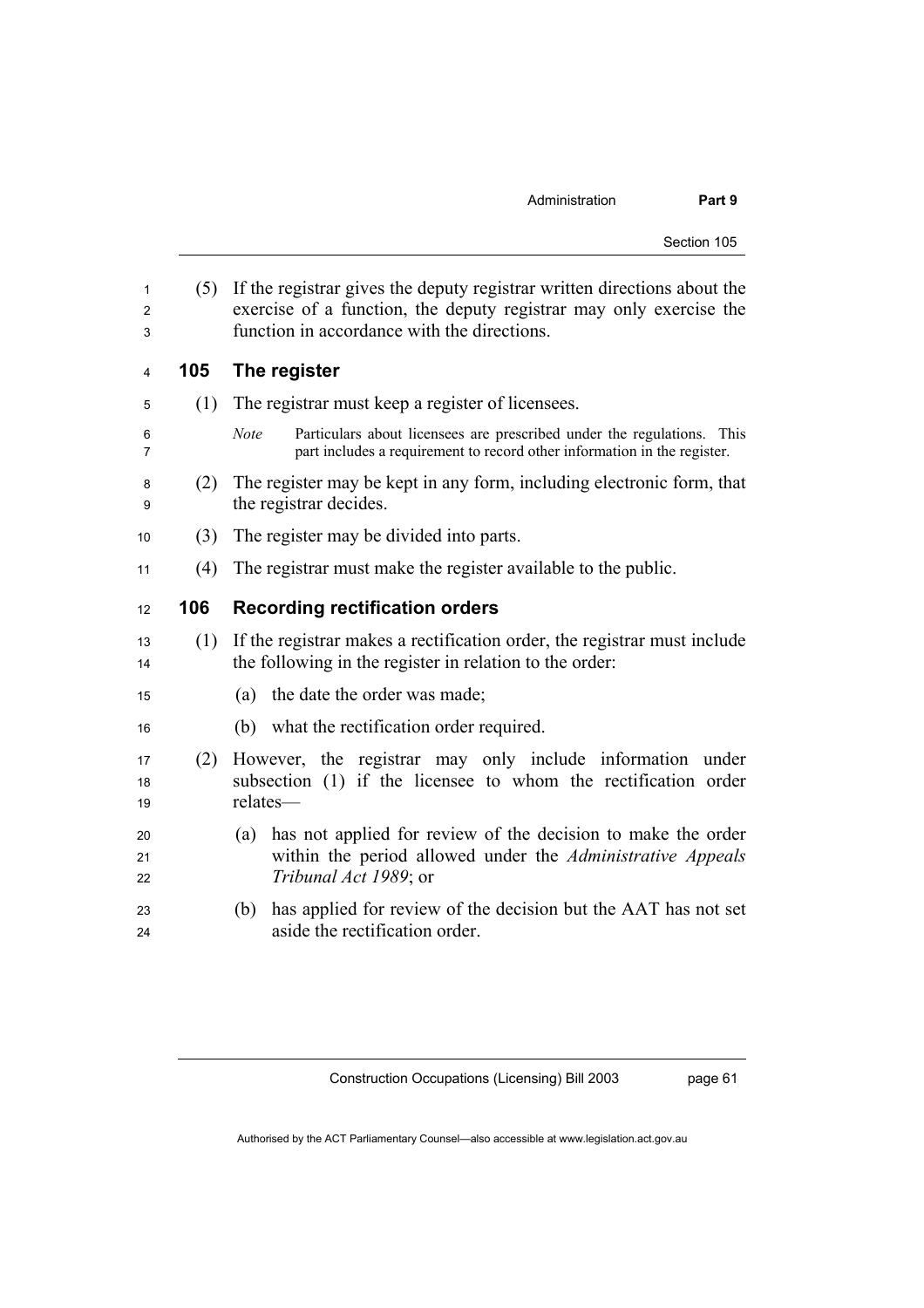(5) If the registrar gives the deputy registrar written directions about the exercise of a function, the deputy registrar may only exercise the function in accordance with the directions.

## 105 The register

(1) The registrar must keep a register of licensees.

*Note* Particulars about licensees are prescribed under the regulations. This part includes a requirement to record other information in the register.

(2) The register may be kept in any form, including electronic form, that the registrar decides.

(3) The register may be divided into parts.

(4) The registrar must make the register available to the public.

## 106 Recording rectification orders

(1) If the registrar makes a rectification order, the registrar must include the following in the register in relation to the order:

(a) the date the order was made;

(b) what the rectification order required.

(2) However, the registrar may only include information under subsection (1) if the licensee to whom the rectification order relates—

(a) has not applied for review of the decision to make the order within the period allowed under the *Administrative Appeals Tribunal Act 1989*; or

(b) has applied for review of the decision but the AAT has not set aside the rectification order.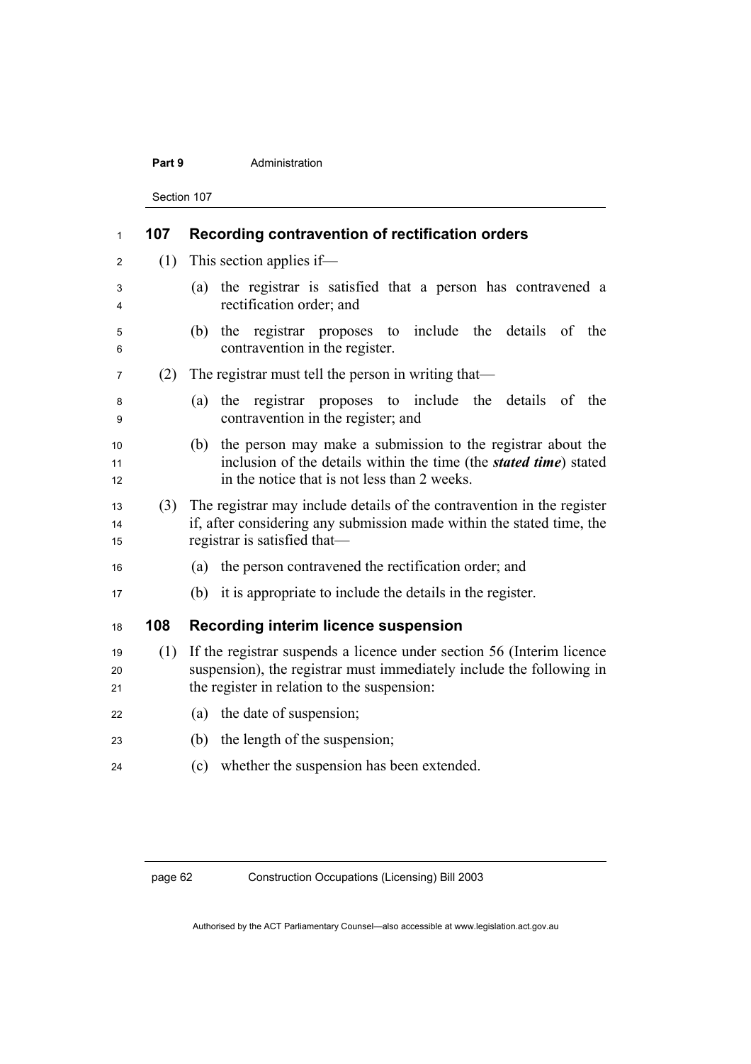## 107 Recording contravention of rectification orders

(1) This section applies if—

(a) the registrar is satisfied that a person has contravened a rectification order; and

(b) the registrar proposes to include the details of the contravention in the register.

(2) The registrar must tell the person in writing that—

(a) the registrar proposes to include the details of the contravention in the register; and

(b) the person may make a submission to the registrar about the inclusion of the details within the time (the ***stated time***) stated in the notice that is not less than 2 weeks.

(3) The registrar may include details of the contravention in the register if, after considering any submission made within the stated time, the registrar is satisfied that—

(a) the person contravened the rectification order; and

(b) it is appropriate to include the details in the register.

## 108 Recording interim licence suspension

(1) If the registrar suspends a licence under section 56 (Interim licence suspension), the registrar must immediately include the following in the register in relation to the suspension:

(a) the date of suspension;

(b) the length of the suspension;

(c) whether the suspension has been extended.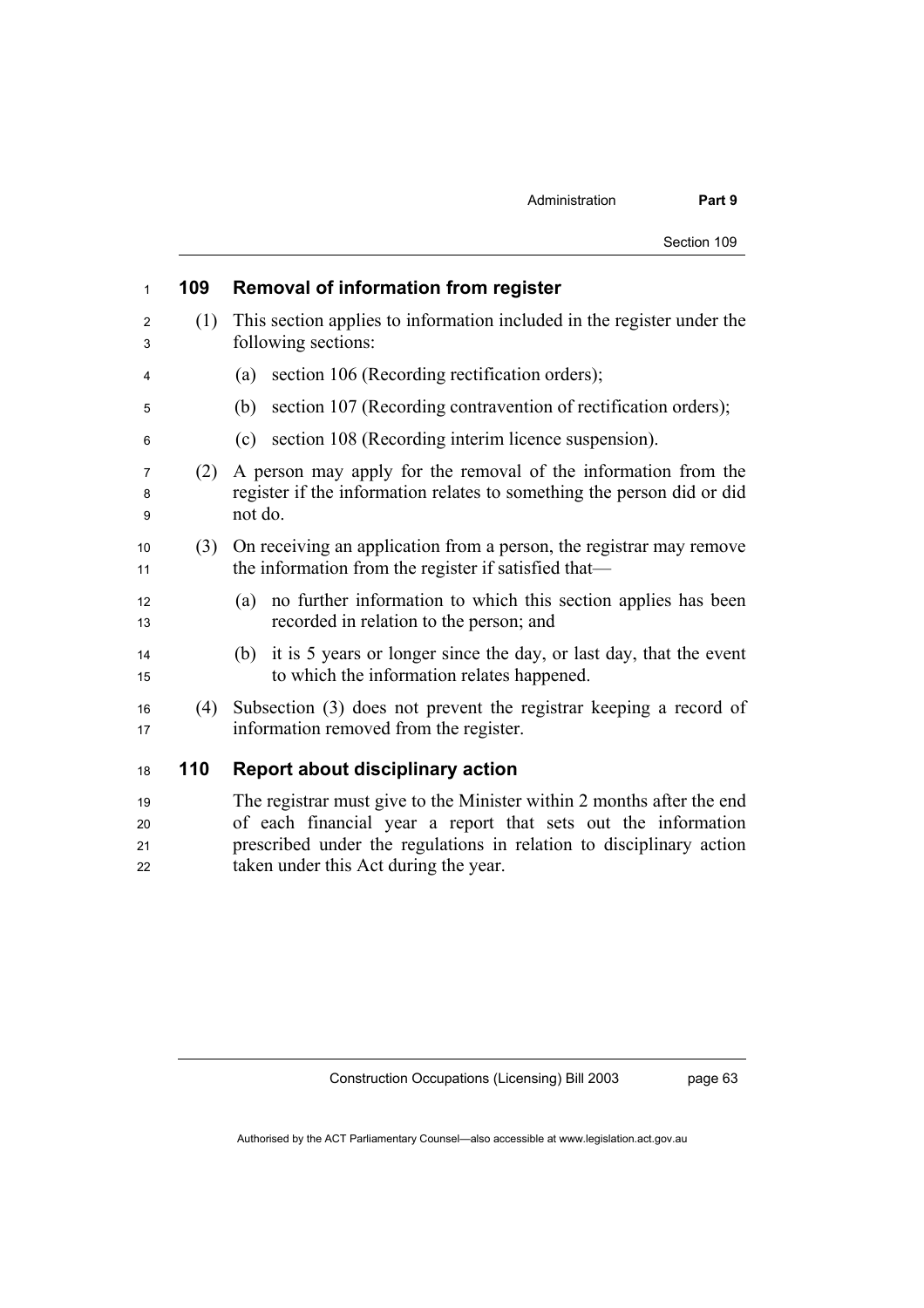## 109 Removal of information from register

(1) This section applies to information included in the register under the following sections:

(a) section 106 (Recording rectification orders);

(b) section 107 (Recording contravention of rectification orders);

(c) section 108 (Recording interim licence suspension).

(2) A person may apply for the removal of the information from the register if the information relates to something the person did or did not do.

(3) On receiving an application from a person, the registrar may remove the information from the register if satisfied that—

(a) no further information to which this section applies has been recorded in relation to the person; and

(b) it is 5 years or longer since the day, or last day, that the event to which the information relates happened.

(4) Subsection (3) does not prevent the registrar keeping a record of information removed from the register.

## 110 Report about disciplinary action

The registrar must give to the Minister within 2 months after the end of each financial year a report that sets out the information prescribed under the regulations in relation to disciplinary action taken under this Act during the year.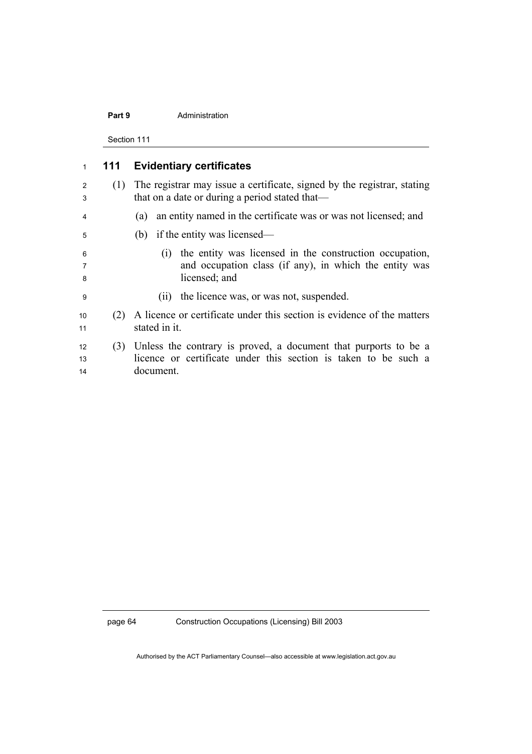## 111 Evidentiary certificates

(1) The registrar may issue a certificate, signed by the registrar, stating that on a date or during a period stated that—

(a) an entity named in the certificate was or was not licensed; and

(b) if the entity was licensed—

(i) the entity was licensed in the construction occupation, and occupation class (if any), in which the entity was licensed; and

(ii) the licence was, or was not, suspended.

(2) A licence or certificate under this section is evidence of the matters stated in it.

(3) Unless the contrary is proved, a document that purports to be a licence or certificate under this section is taken to be such a document.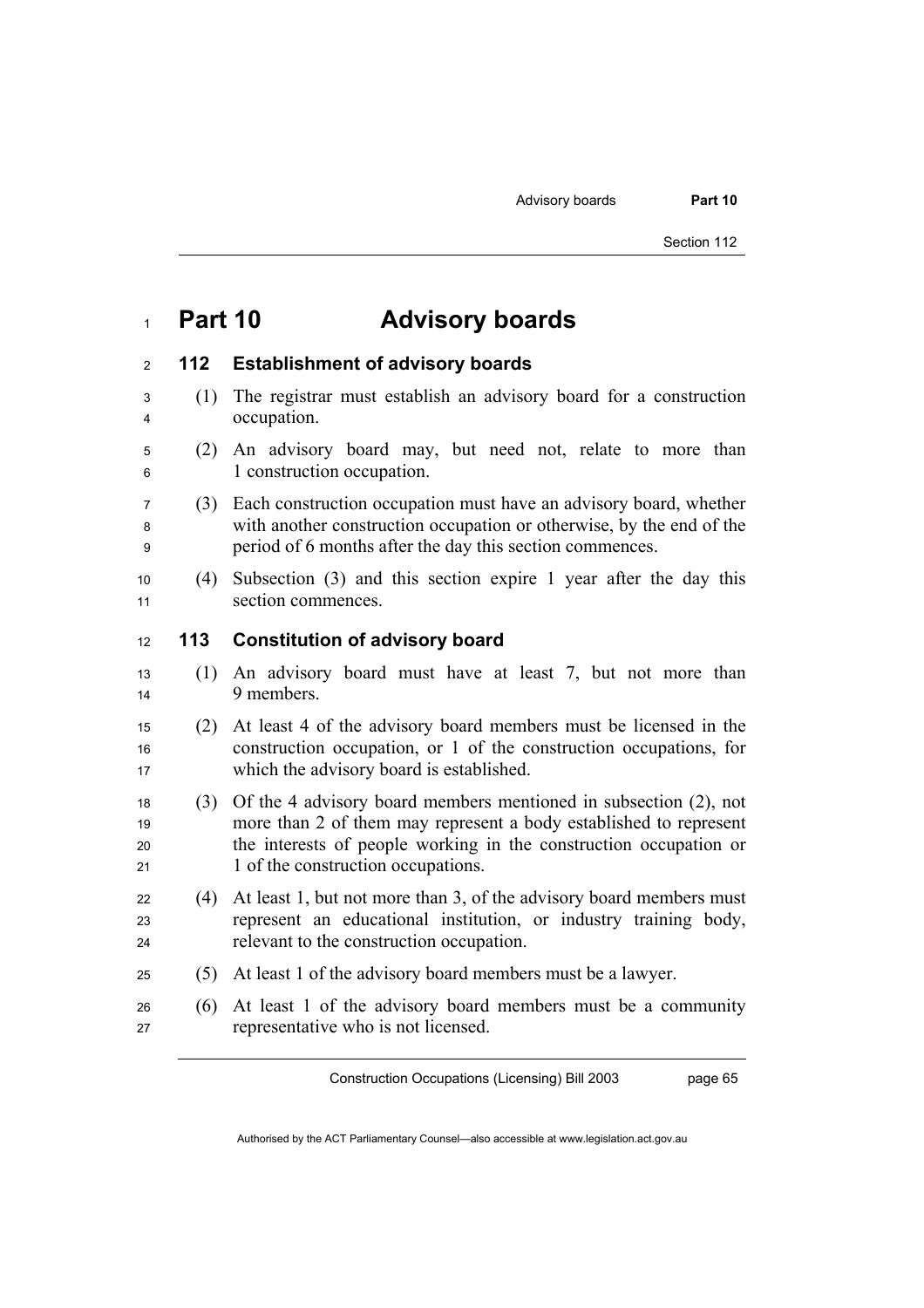# Part 10 Advisory boards

## 112 Establishment of advisory boards

(1) The registrar must establish an advisory board for a construction occupation.

(2) An advisory board may, but need not, relate to more than 1 construction occupation.

(3) Each construction occupation must have an advisory board, whether with another construction occupation or otherwise, by the end of the period of 6 months after the day this section commences.

(4) Subsection (3) and this section expire 1 year after the day this section commences.

## 113 Constitution of advisory board

(1) An advisory board must have at least 7, but not more than 9 members.

(2) At least 4 of the advisory board members must be licensed in the construction occupation, or 1 of the construction occupations, for which the advisory board is established.

(3) Of the 4 advisory board members mentioned in subsection (2), not more than 2 of them may represent a body established to represent the interests of people working in the construction occupation or 1 of the construction occupations.

(4) At least 1, but not more than 3, of the advisory board members must represent an educational institution, or industry training body, relevant to the construction occupation.

(5) At least 1 of the advisory board members must be a lawyer.

(6) At least 1 of the advisory board members must be a community representative who is not licensed.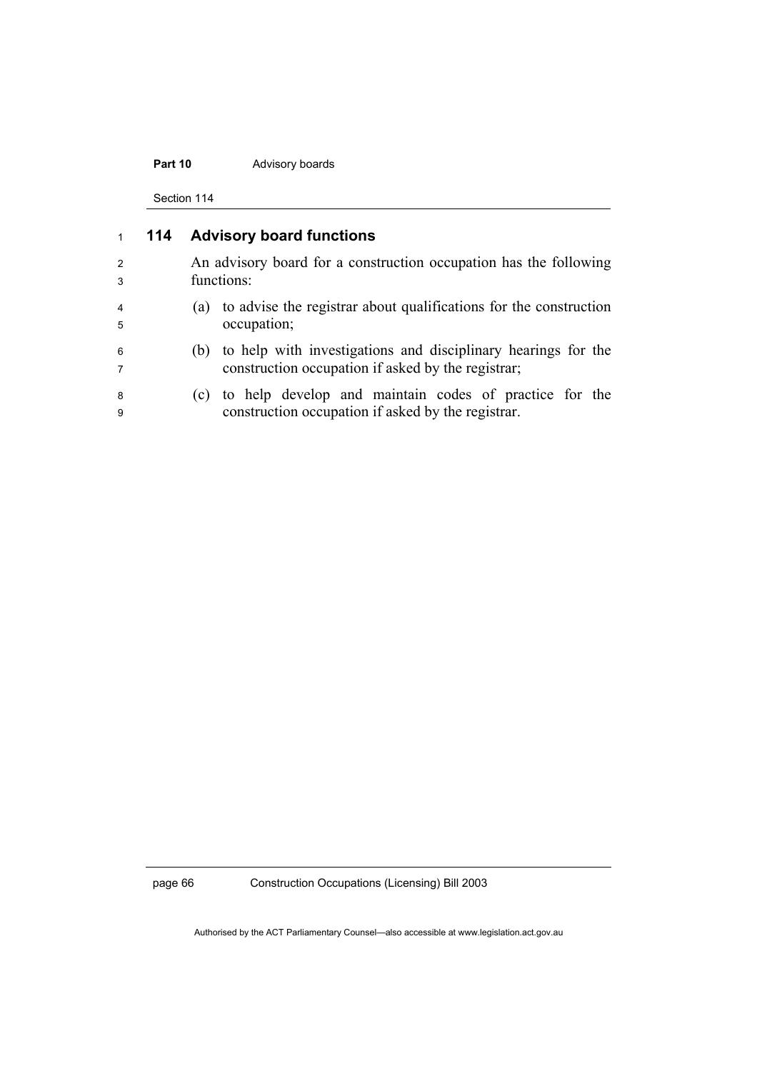## 114 Advisory board functions

An advisory board for a construction occupation has the following functions:

(a) to advise the registrar about qualifications for the construction occupation;

(b) to help with investigations and disciplinary hearings for the construction occupation if asked by the registrar;

(c) to help develop and maintain codes of practice for the construction occupation if asked by the registrar.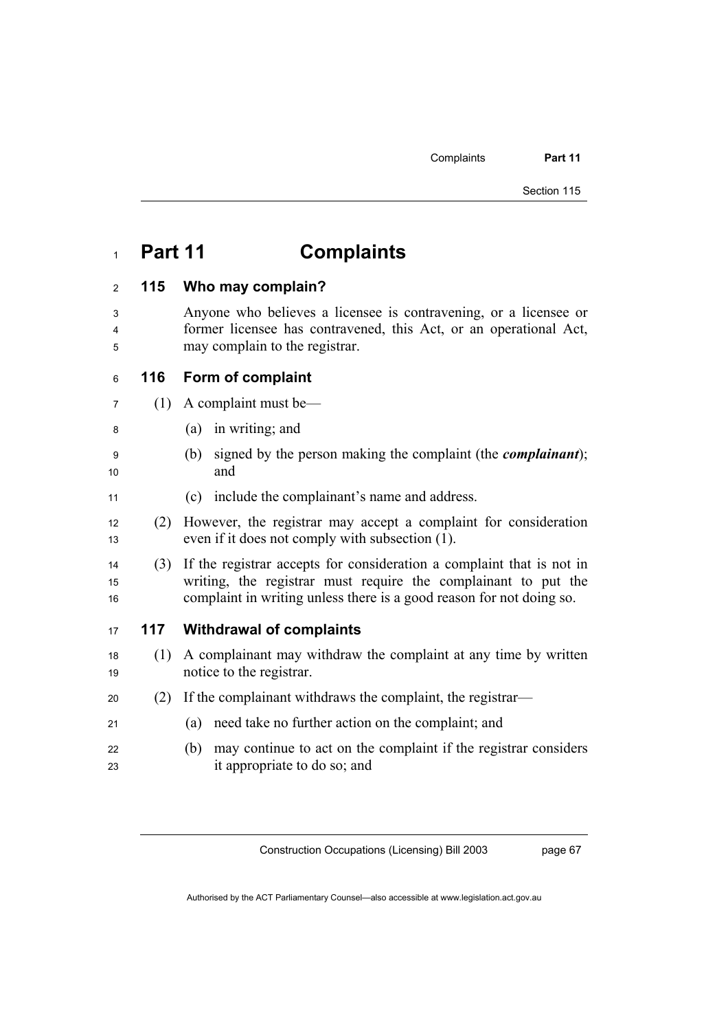# Part 11 Complaints

## 115 Who may complain?

Anyone who believes a licensee is contravening, or a licensee or former licensee has contravened, this Act, or an operational Act, may complain to the registrar.

## 116 Form of complaint

(1) A complaint must be—

(a) in writing; and

(b) signed by the person making the complaint (the ***complainant***); and

(c) include the complainant's name and address.

(2) However, the registrar may accept a complaint for consideration even if it does not comply with subsection (1).

(3) If the registrar accepts for consideration a complaint that is not in writing, the registrar must require the complainant to put the complaint in writing unless there is a good reason for not doing so.

## 117 Withdrawal of complaints

(1) A complainant may withdraw the complaint at any time by written notice to the registrar.

(2) If the complainant withdraws the complaint, the registrar—

(a) need take no further action on the complaint; and

(b) may continue to act on the complaint if the registrar considers it appropriate to do so; and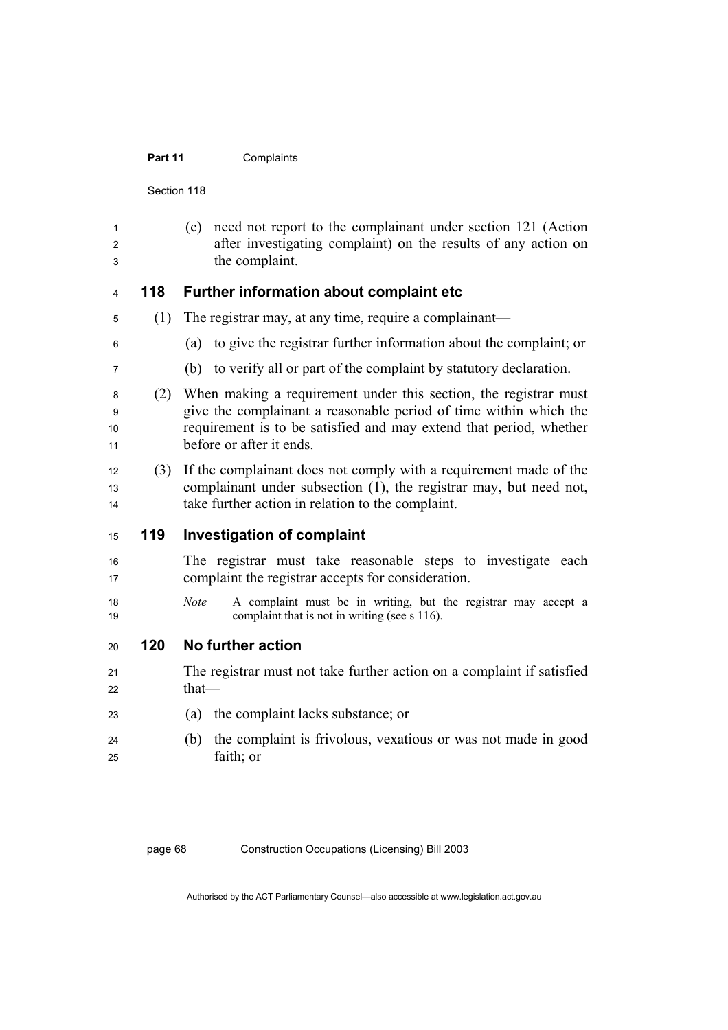(c) need not report to the complainant under section 121 (Action after investigating complaint) on the results of any action on the complaint.

## 118 Further information about complaint etc

(1) The registrar may, at any time, require a complainant—

(a) to give the registrar further information about the complaint; or

(b) to verify all or part of the complaint by statutory declaration.

(2) When making a requirement under this section, the registrar must give the complainant a reasonable period of time within which the requirement is to be satisfied and may extend that period, whether before or after it ends.

(3) If the complainant does not comply with a requirement made of the complainant under subsection (1), the registrar may, but need not, take further action in relation to the complaint.

## 119 Investigation of complaint

The registrar must take reasonable steps to investigate each complaint the registrar accepts for consideration.

*Note* A complaint must be in writing, but the registrar may accept a complaint that is not in writing (see s 116).

## 120 No further action

The registrar must not take further action on a complaint if satisfied that—

(a) the complaint lacks substance; or

(b) the complaint is frivolous, vexatious or was not made in good faith; or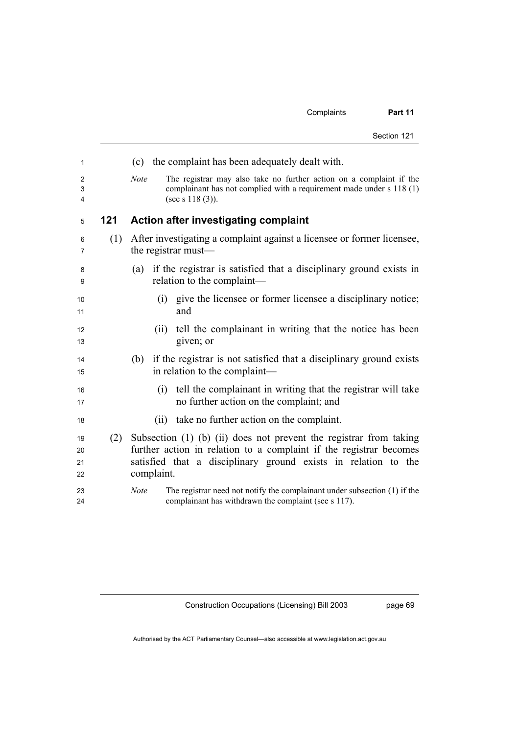(c) the complaint has been adequately dealt with.

*Note* The registrar may also take no further action on a complaint if the complainant has not complied with a requirement made under s 118 (1) (see s 118 (3)).

## 121 Action after investigating complaint

(1) After investigating a complaint against a licensee or former licensee, the registrar must—

(a) if the registrar is satisfied that a disciplinary ground exists in relation to the complaint—

(i) give the licensee or former licensee a disciplinary notice; and

(ii) tell the complainant in writing that the notice has been given; or

(b) if the registrar is not satisfied that a disciplinary ground exists in relation to the complaint—

(i) tell the complainant in writing that the registrar will take no further action on the complaint; and

(ii) take no further action on the complaint.

(2) Subsection (1) (b) (ii) does not prevent the registrar from taking further action in relation to a complaint if the registrar becomes satisfied that a disciplinary ground exists in relation to the complaint.

*Note* The registrar need not notify the complainant under subsection (1) if the complainant has withdrawn the complaint (see s 117).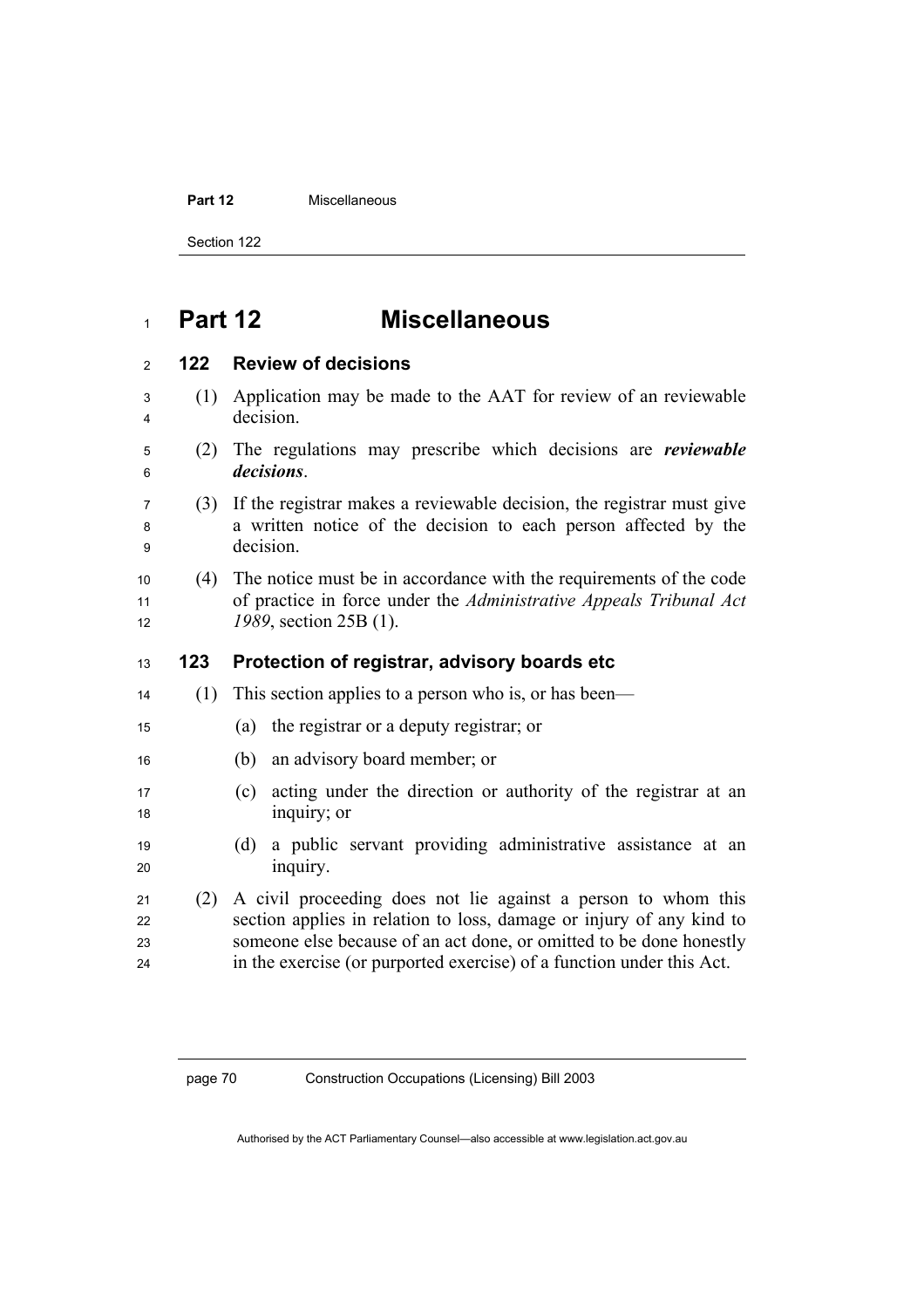# Part 12 Miscellaneous

## 122 Review of decisions

(1) Application may be made to the AAT for review of an reviewable decision.

(2) The regulations may prescribe which decisions are ***reviewable decisions***.

(3) If the registrar makes a reviewable decision, the registrar must give a written notice of the decision to each person affected by the decision.

(4) The notice must be in accordance with the requirements of the code of practice in force under the *Administrative Appeals Tribunal Act 1989*, section 25B (1).

## 123 Protection of registrar, advisory boards etc

(1) This section applies to a person who is, or has been—

(a) the registrar or a deputy registrar; or

(b) an advisory board member; or

(c) acting under the direction or authority of the registrar at an inquiry; or

(d) a public servant providing administrative assistance at an inquiry.

(2) A civil proceeding does not lie against a person to whom this section applies in relation to loss, damage or injury of any kind to someone else because of an act done, or omitted to be done honestly in the exercise (or purported exercise) of a function under this Act.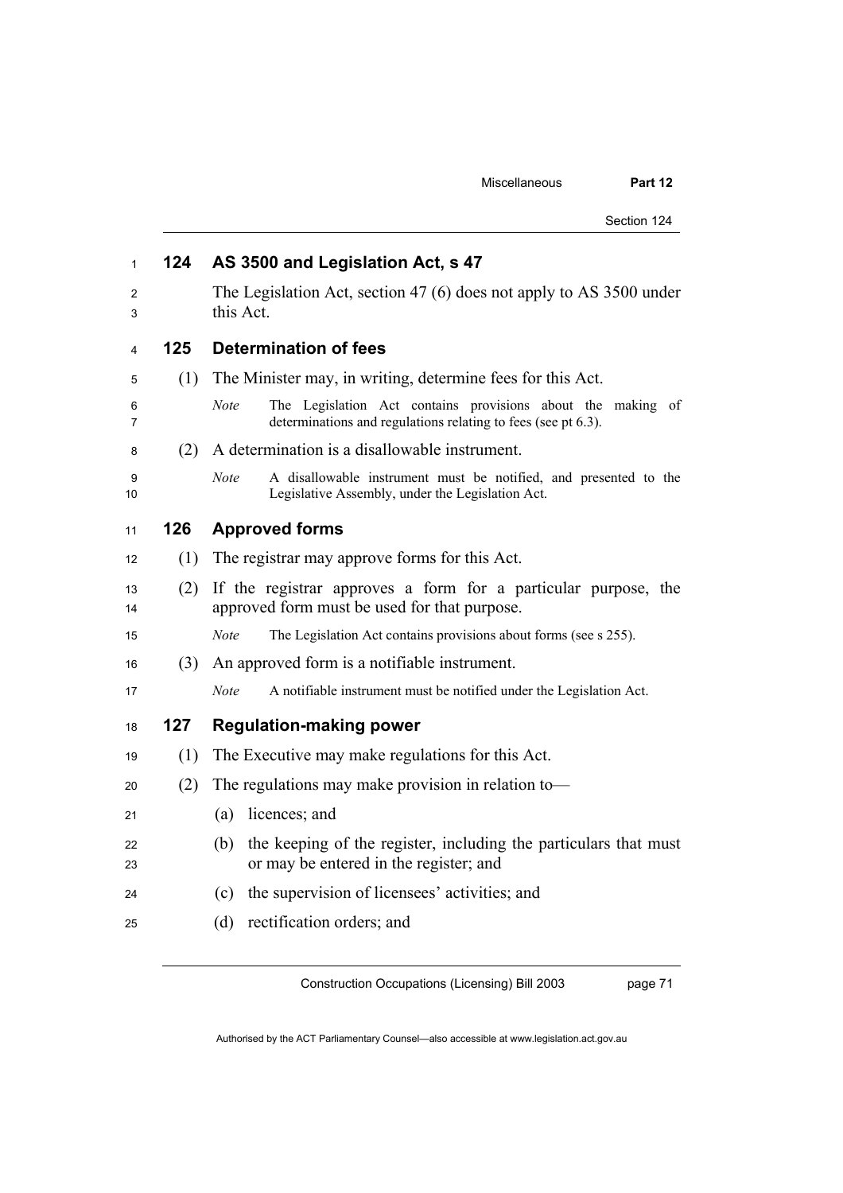### 124 AS 3500 and Legislation Act, s 47

The Legislation Act, section 47 (6) does not apply to AS 3500 under this Act.

### 125 Determination of fees

(1) The Minister may, in writing, determine fees for this Act.

*Note* The Legislation Act contains provisions about the making of determinations and regulations relating to fees (see pt 6.3).

(2) A determination is a disallowable instrument.

*Note* A disallowable instrument must be notified, and presented to the Legislative Assembly, under the Legislation Act.

### 126 Approved forms

(1) The registrar may approve forms for this Act.

(2) If the registrar approves a form for a particular purpose, the approved form must be used for that purpose.

*Note* The Legislation Act contains provisions about forms (see s 255).

(3) An approved form is a notifiable instrument.

*Note* A notifiable instrument must be notified under the Legislation Act.

### 127 Regulation-making power

(1) The Executive may make regulations for this Act.

(2) The regulations may make provision in relation to—

(a) licences; and

(b) the keeping of the register, including the particulars that must or may be entered in the register; and

(c) the supervision of licensees' activities; and

(d) rectification orders; and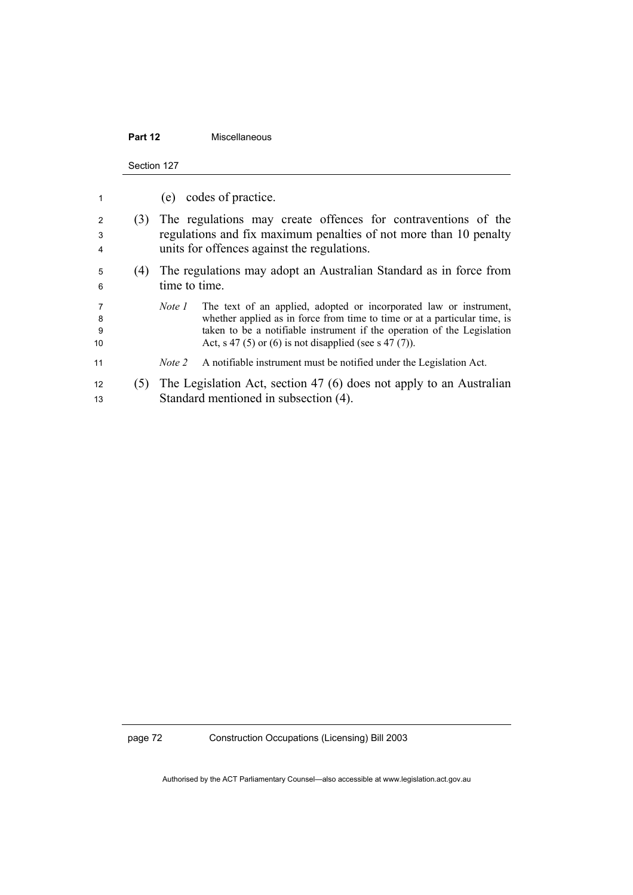(e) codes of practice.

(3) The regulations may create offences for contraventions of the regulations and fix maximum penalties of not more than 10 penalty units for offences against the regulations.

(4) The regulations may adopt an Australian Standard as in force from time to time.

*Note 1* The text of an applied, adopted or incorporated law or instrument, whether applied as in force from time to time or at a particular time, is taken to be a notifiable instrument if the operation of the Legislation Act, s 47 (5) or (6) is not disapplied (see s 47 (7)).

*Note 2* A notifiable instrument must be notified under the Legislation Act.

(5) The Legislation Act, section 47 (6) does not apply to an Australian Standard mentioned in subsection (4).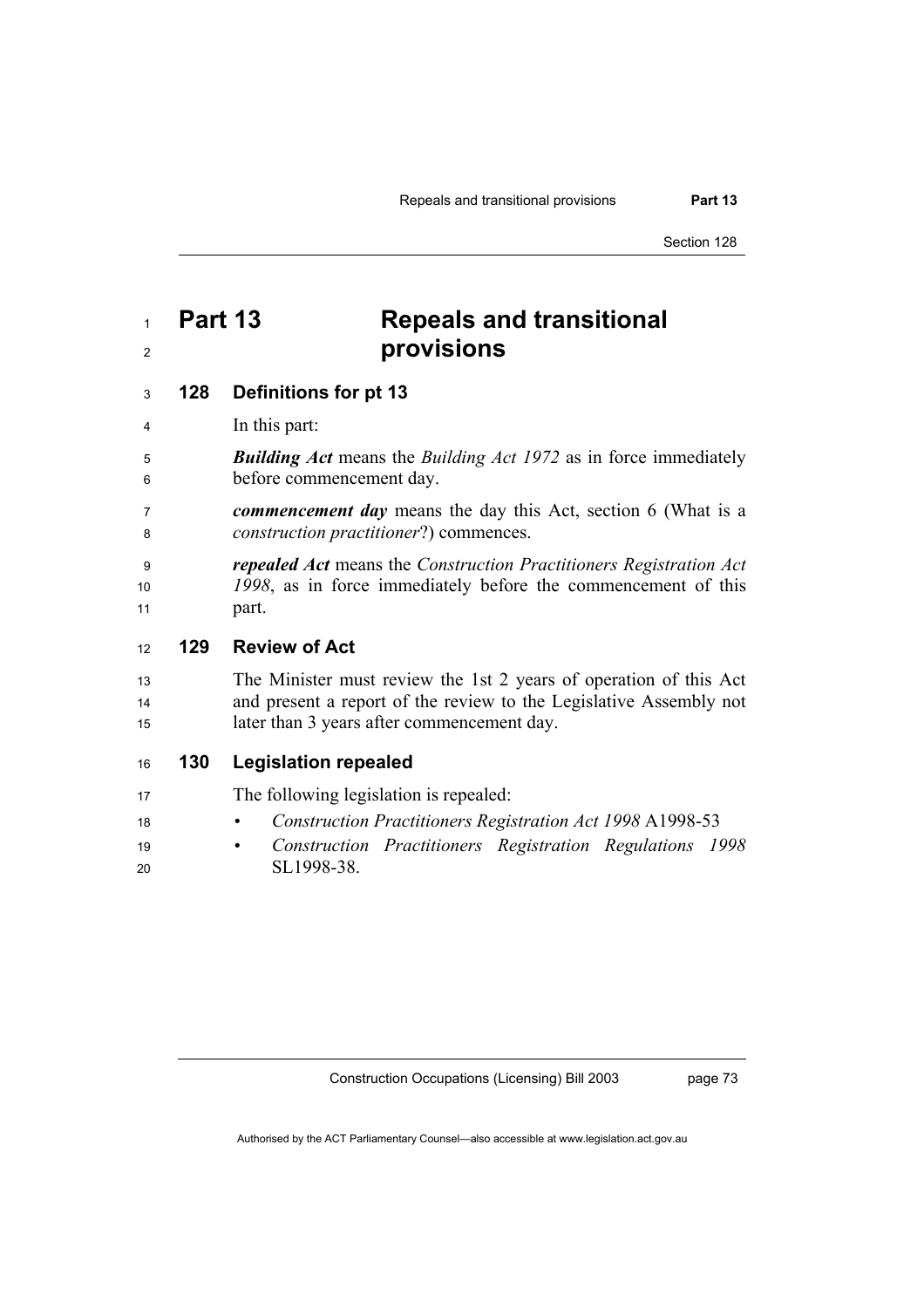# Part 13 Repeals and transitional provisions

## 128 Definitions for pt 13

In this part:

***Building Act*** means the *Building Act 1972* as in force immediately before commencement day.

***commencement day*** means the day this Act, section 6 (What is a *construction practitioner*?) commences.

***repealed Act*** means the *Construction Practitioners Registration Act 1998*, as in force immediately before the commencement of this part.

## 129 Review of Act

The Minister must review the 1st 2 years of operation of this Act and present a report of the review to the Legislative Assembly not later than 3 years after commencement day.

## 130 Legislation repealed

The following legislation is repealed:

- *Construction Practitioners Registration Act 1998* A1998-53
- *Construction Practitioners Registration Regulations 1998* SL1998-38.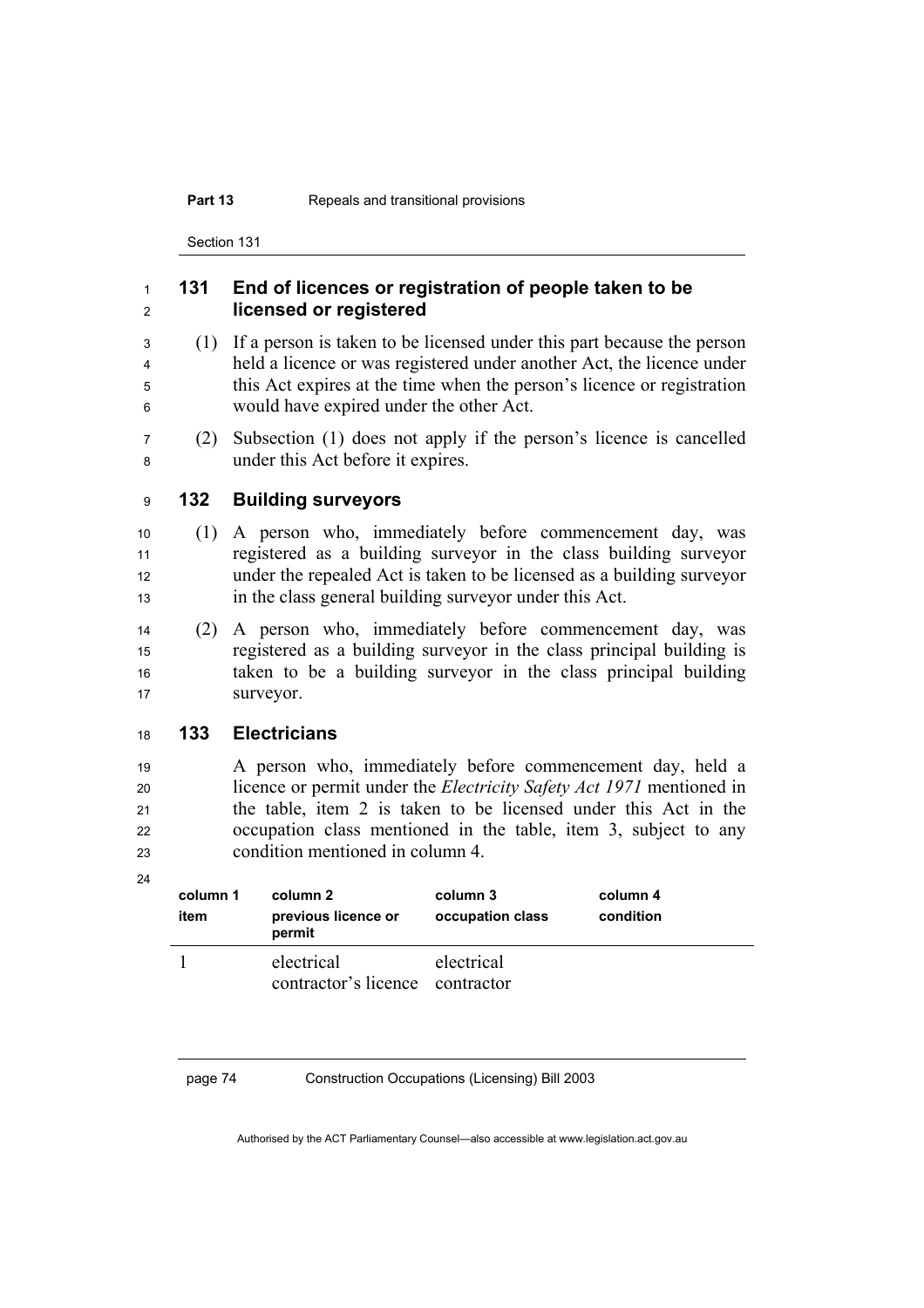## 131 End of licences or registration of people taken to be licensed or registered

(1) If a person is taken to be licensed under this part because the person held a licence or was registered under another Act, the licence under this Act expires at the time when the person's licence or registration would have expired under the other Act.

(2) Subsection (1) does not apply if the person's licence is cancelled under this Act before it expires.

## 132 Building surveyors

(1) A person who, immediately before commencement day, was registered as a building surveyor in the class building surveyor under the repealed Act is taken to be licensed as a building surveyor in the class general building surveyor under this Act.

(2) A person who, immediately before commencement day, was registered as a building surveyor in the class principal building is taken to be a building surveyor in the class principal building surveyor.

## 133 Electricians

A person who, immediately before commencement day, held a licence or permit under the *Electricity Safety Act 1971* mentioned in the table, item 2 is taken to be licensed under this Act in the occupation class mentioned in the table, item 3, subject to any condition mentioned in column 4.

| column 1<br>item | column 2<br>previous licence or permit | column 3<br>occupation class | column 4<br>condition |
|---|---|---|---|
| 1 | electrical contractor's licence | electrical contractor | |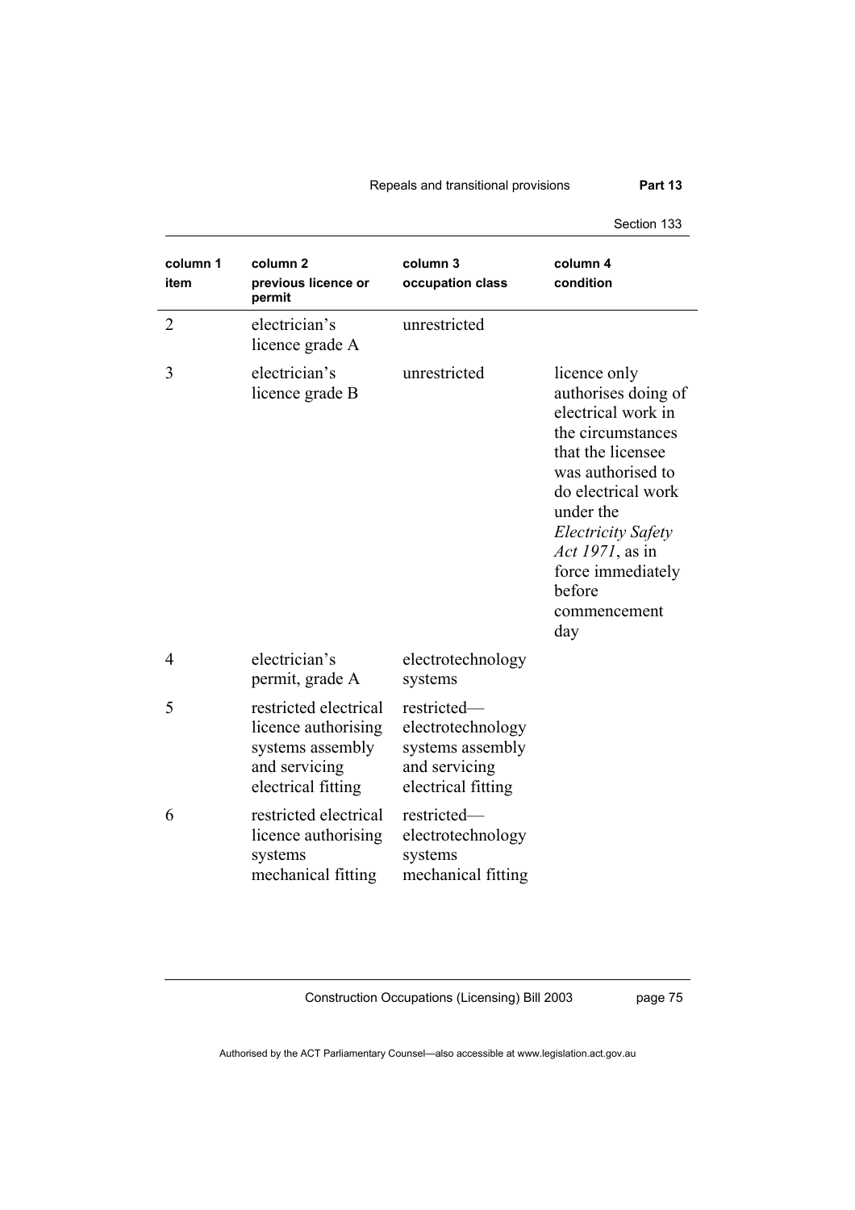| column 1 item | column 2 previous licence or permit | column 3 occupation class | column 4 condition |
|---|---|---|---|
| 2 | electrician's licence grade A | unrestricted | |
| 3 | electrician's licence grade B | unrestricted | licence only authorises doing of electrical work in the circumstances that the licensee was authorised to do electrical work under the *Electricity Safety Act 1971*, as in force immediately before commencement day |
| 4 | electrician's permit, grade A | electrotechnology systems | |
| 5 | restricted electrical licence authorising systems assembly and servicing electrical fitting | restricted—electrotechnology systems assembly and servicing electrical fitting | |
| 6 | restricted electrical licence authorising systems mechanical fitting | restricted—electrotechnology systems mechanical fitting | |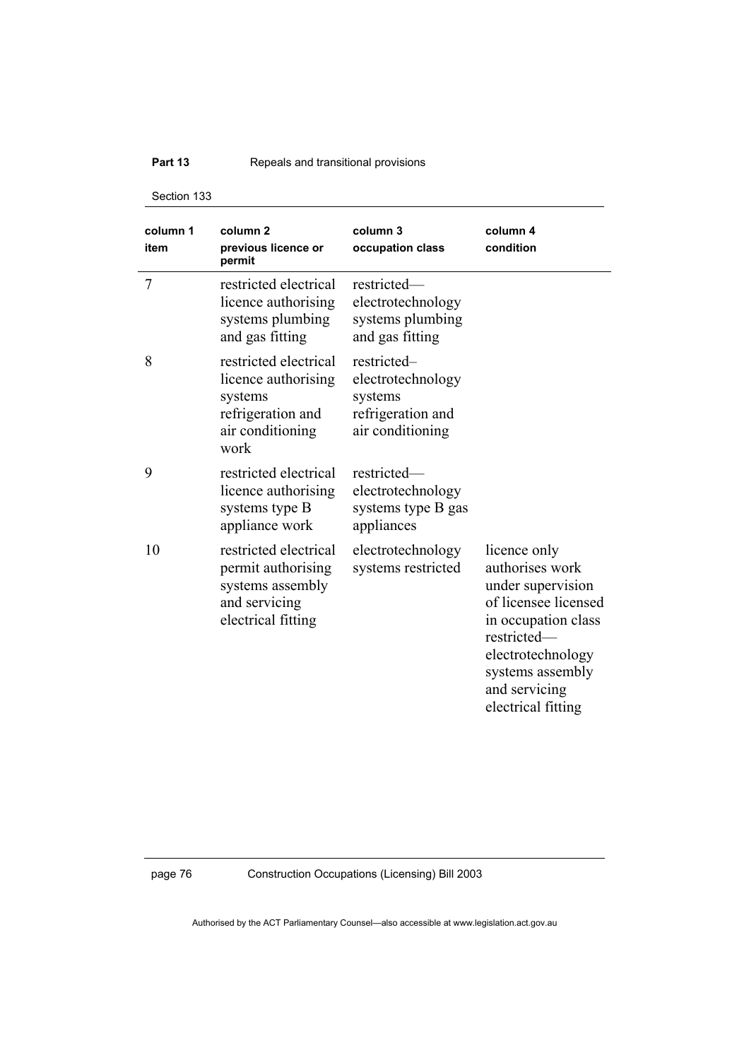| column 1 item | column 2 previous licence or permit | column 3 occupation class | column 4 condition |
|---|---|---|---|
| 7 | restricted electrical licence authorising systems plumbing and gas fitting | restricted—electrotechnology systems plumbing and gas fitting | |
| 8 | restricted electrical licence authorising systems refrigeration and air conditioning work | restricted–electrotechnology systems refrigeration and air conditioning | |
| 9 | restricted electrical licence authorising systems type B appliance work | restricted—electrotechnology systems type B gas appliances | |
| 10 | restricted electrical permit authorising systems assembly and servicing electrical fitting | electrotechnology systems restricted | licence only authorises work under supervision of licensee licensed in occupation class restricted—electrotechnology systems assembly and servicing electrical fitting |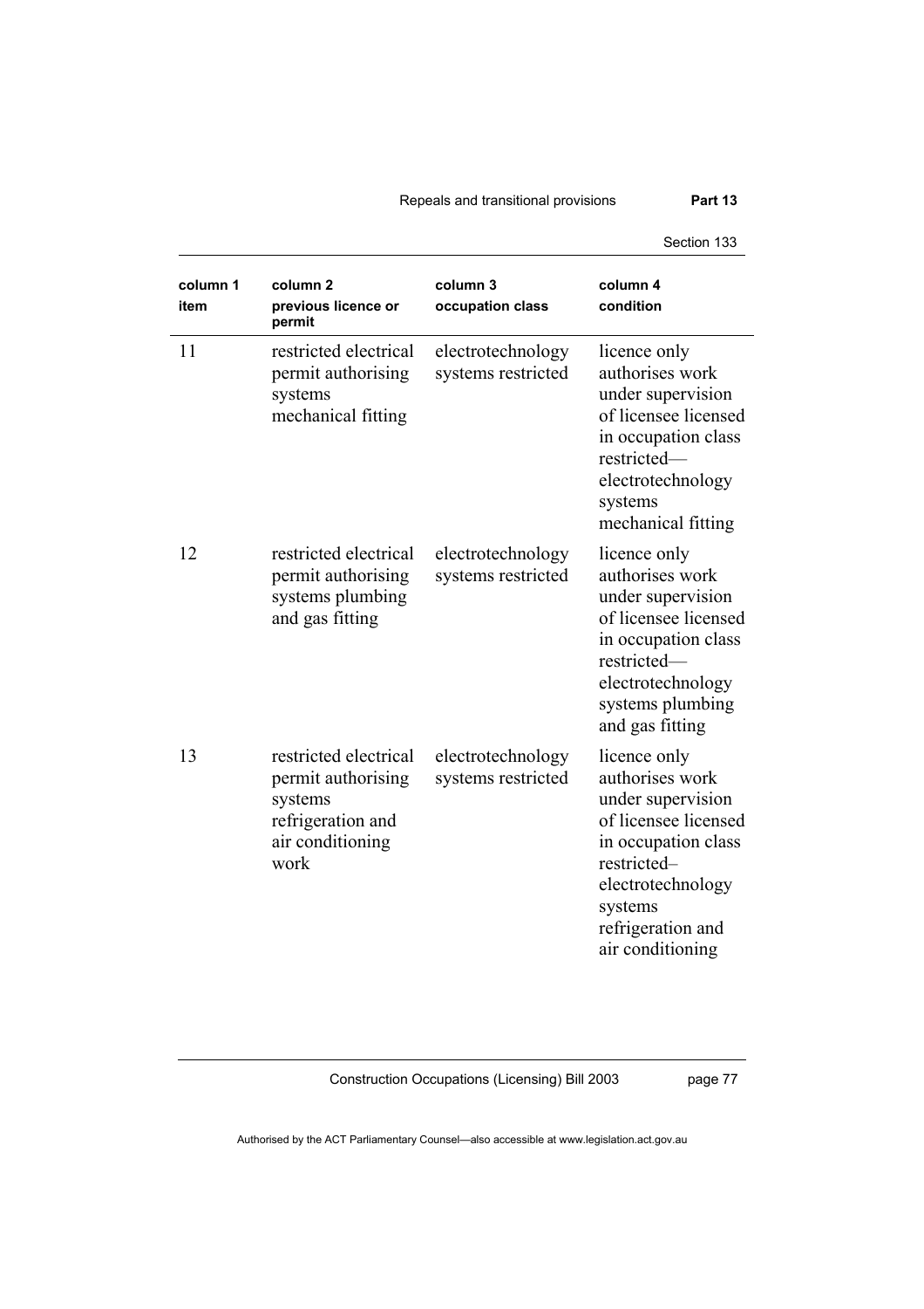| column 1 item | column 2 previous licence or permit | column 3 occupation class | column 4 condition |
|---|---|---|---|
| 11 | restricted electrical permit authorising systems mechanical fitting | electrotechnology systems restricted | licence only authorises work under supervision of licensee licensed in occupation class restricted—electrotechnology systems mechanical fitting |
| 12 | restricted electrical permit authorising systems plumbing and gas fitting | electrotechnology systems restricted | licence only authorises work under supervision of licensee licensed in occupation class restricted—electrotechnology systems plumbing and gas fitting |
| 13 | restricted electrical permit authorising systems refrigeration and air conditioning work | electrotechnology systems restricted | licence only authorises work under supervision of licensee licensed in occupation class restricted–electrotechnology systems refrigeration and air conditioning |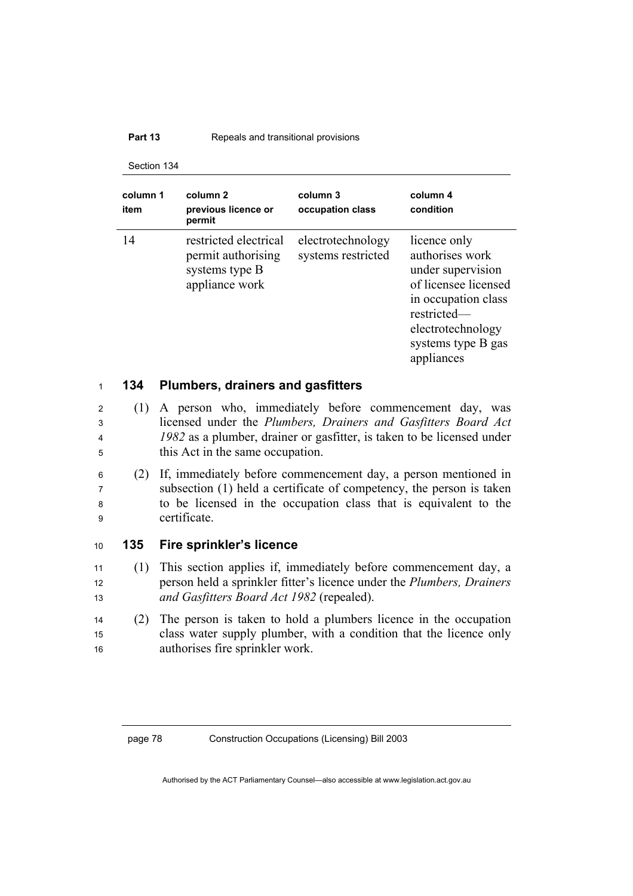| column 1 item | column 2 previous licence or permit | column 3 occupation class | column 4 condition |
|---|---|---|---|
| 14 | restricted electrical permit authorising systems type B appliance work | electrotechnology systems restricted | licence only authorises work under supervision of licensee licensed in occupation class restricted—electrotechnology systems type B gas appliances |

### 134 Plumbers, drainers and gasfitters

(1) A person who, immediately before commencement day, was licensed under the *Plumbers, Drainers and Gasfitters Board Act 1982* as a plumber, drainer or gasfitter, is taken to be licensed under this Act in the same occupation.

(2) If, immediately before commencement day, a person mentioned in subsection (1) held a certificate of competency, the person is taken to be licensed in the occupation class that is equivalent to the certificate.

### 135 Fire sprinkler's licence

(1) This section applies if, immediately before commencement day, a person held a sprinkler fitter's licence under the *Plumbers, Drainers and Gasfitters Board Act 1982* (repealed).

(2) The person is taken to hold a plumbers licence in the occupation class water supply plumber, with a condition that the licence only authorises fire sprinkler work.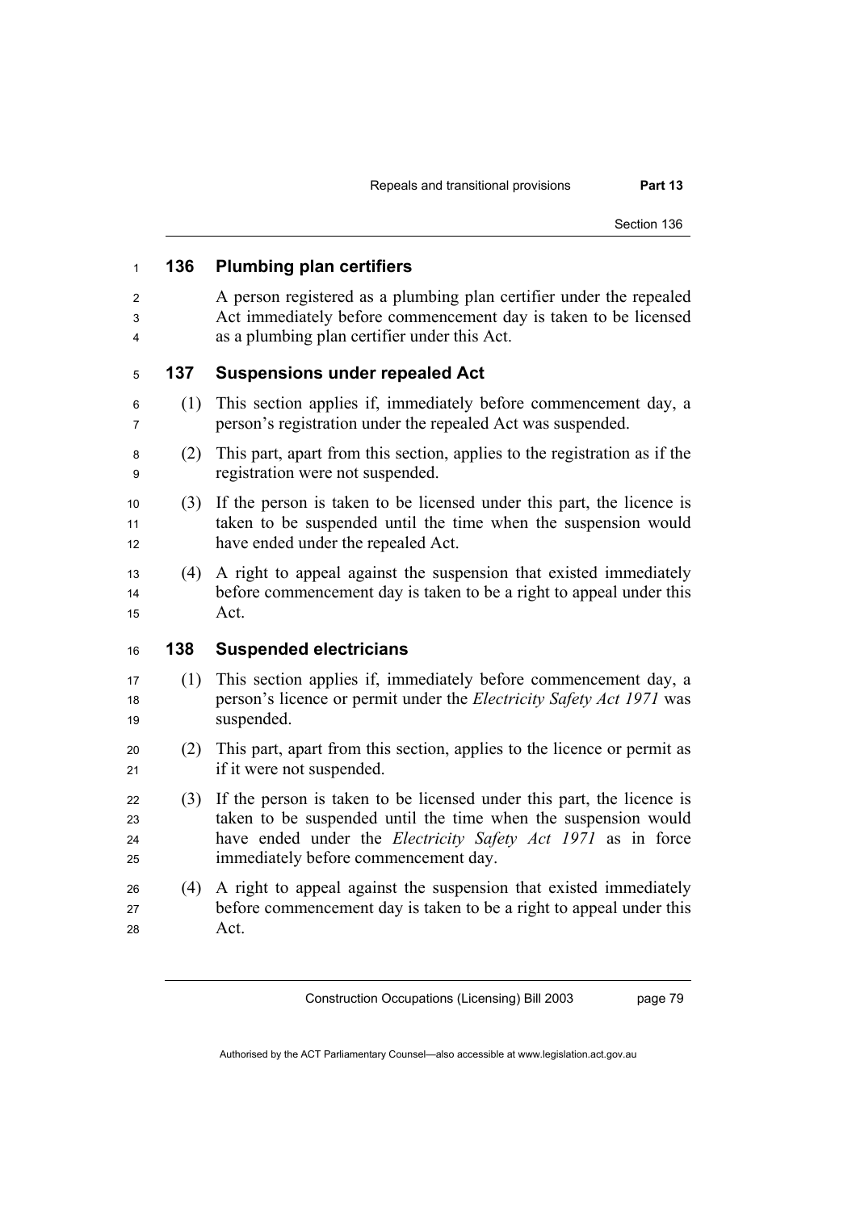## 136 Plumbing plan certifiers

A person registered as a plumbing plan certifier under the repealed Act immediately before commencement day is taken to be licensed as a plumbing plan certifier under this Act.

## 137 Suspensions under repealed Act

(1) This section applies if, immediately before commencement day, a person's registration under the repealed Act was suspended.

(2) This part, apart from this section, applies to the registration as if the registration were not suspended.

(3) If the person is taken to be licensed under this part, the licence is taken to be suspended until the time when the suspension would have ended under the repealed Act.

(4) A right to appeal against the suspension that existed immediately before commencement day is taken to be a right to appeal under this Act.

## 138 Suspended electricians

(1) This section applies if, immediately before commencement day, a person's licence or permit under the *Electricity Safety Act 1971* was suspended.

(2) This part, apart from this section, applies to the licence or permit as if it were not suspended.

(3) If the person is taken to be licensed under this part, the licence is taken to be suspended until the time when the suspension would have ended under the *Electricity Safety Act 1971* as in force immediately before commencement day.

(4) A right to appeal against the suspension that existed immediately before commencement day is taken to be a right to appeal under this Act.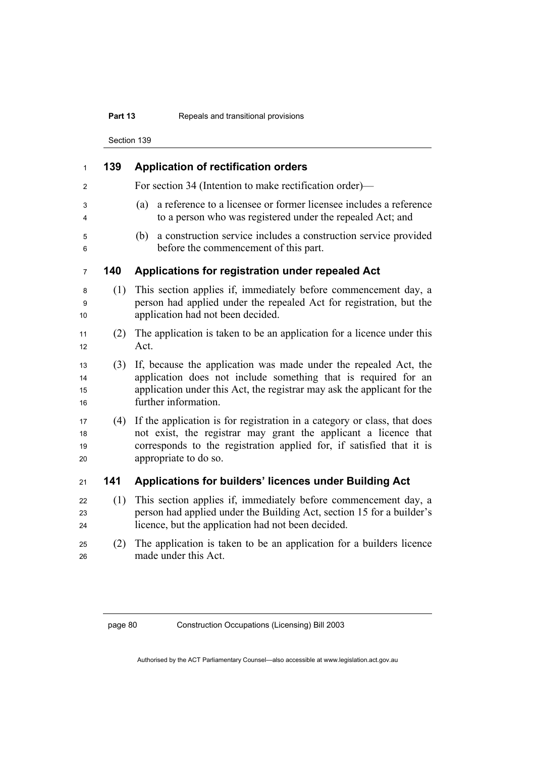### 139 Application of rectification orders

For section 34 (Intention to make rectification order)—

(a) a reference to a licensee or former licensee includes a reference to a person who was registered under the repealed Act; and

(b) a construction service includes a construction service provided before the commencement of this part.

### 140 Applications for registration under repealed Act

(1) This section applies if, immediately before commencement day, a person had applied under the repealed Act for registration, but the application had not been decided.

(2) The application is taken to be an application for a licence under this Act.

(3) If, because the application was made under the repealed Act, the application does not include something that is required for an application under this Act, the registrar may ask the applicant for the further information.

(4) If the application is for registration in a category or class, that does not exist, the registrar may grant the applicant a licence that corresponds to the registration applied for, if satisfied that it is appropriate to do so.

### 141 Applications for builders' licences under Building Act

(1) This section applies if, immediately before commencement day, a person had applied under the Building Act, section 15 for a builder's licence, but the application had not been decided.

(2) The application is taken to be an application for a builders licence made under this Act.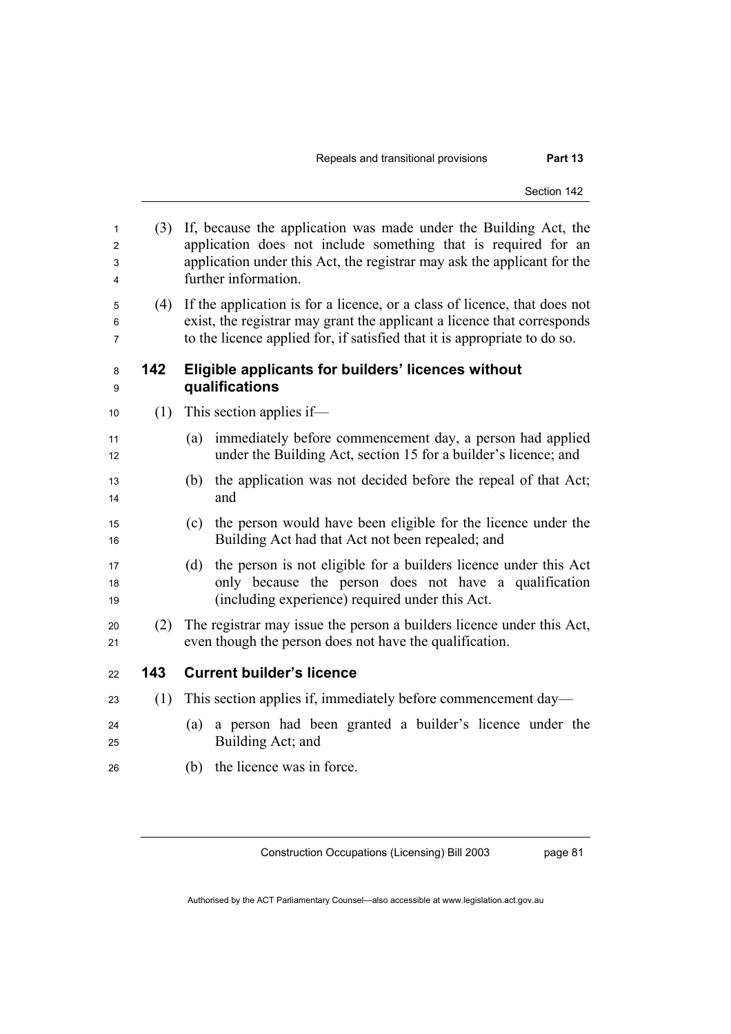(3) If, because the application was made under the Building Act, the application does not include something that is required for an application under this Act, the registrar may ask the applicant for the further information.

(4) If the application is for a licence, or a class of licence, that does not exist, the registrar may grant the applicant a licence that corresponds to the licence applied for, if satisfied that it is appropriate to do so.

### 142 Eligible applicants for builders' licences without qualifications

(1) This section applies if—

(a) immediately before commencement day, a person had applied under the Building Act, section 15 for a builder's licence; and

(b) the application was not decided before the repeal of that Act; and

(c) the person would have been eligible for the licence under the Building Act had that Act not been repealed; and

(d) the person is not eligible for a builders licence under this Act only because the person does not have a qualification (including experience) required under this Act.

(2) The registrar may issue the person a builders licence under this Act, even though the person does not have the qualification.

### 143 Current builder's licence

(1) This section applies if, immediately before commencement day—

(a) a person had been granted a builder's licence under the Building Act; and

(b) the licence was in force.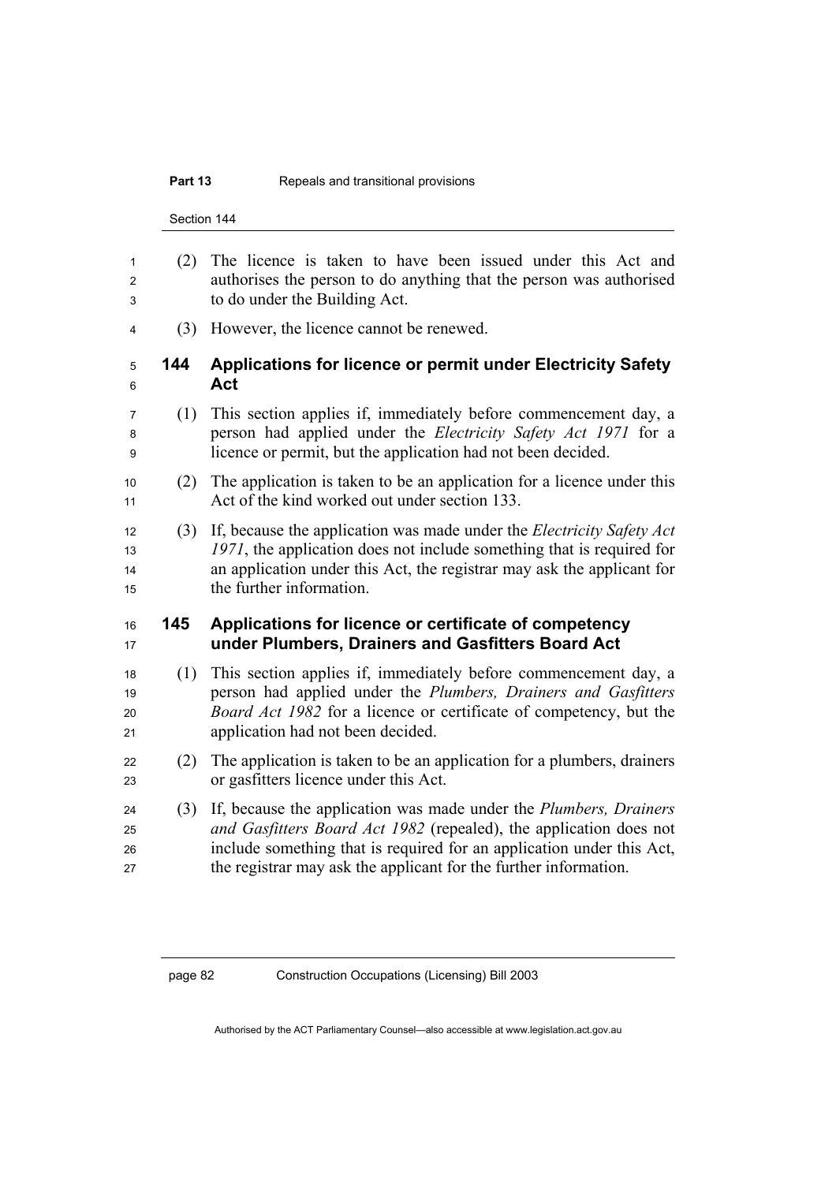(2) The licence is taken to have been issued under this Act and authorises the person to do anything that the person was authorised to do under the Building Act.

(3) However, the licence cannot be renewed.

### 144 Applications for licence or permit under Electricity Safety Act

(1) This section applies if, immediately before commencement day, a person had applied under the *Electricity Safety Act 1971* for a licence or permit, but the application had not been decided.

(2) The application is taken to be an application for a licence under this Act of the kind worked out under section 133.

(3) If, because the application was made under the *Electricity Safety Act 1971*, the application does not include something that is required for an application under this Act, the registrar may ask the applicant for the further information.

### 145 Applications for licence or certificate of competency under Plumbers, Drainers and Gasfitters Board Act

(1) This section applies if, immediately before commencement day, a person had applied under the *Plumbers, Drainers and Gasfitters Board Act 1982* for a licence or certificate of competency, but the application had not been decided.

(2) The application is taken to be an application for a plumbers, drainers or gasfitters licence under this Act.

(3) If, because the application was made under the *Plumbers, Drainers and Gasfitters Board Act 1982* (repealed), the application does not include something that is required for an application under this Act, the registrar may ask the applicant for the further information.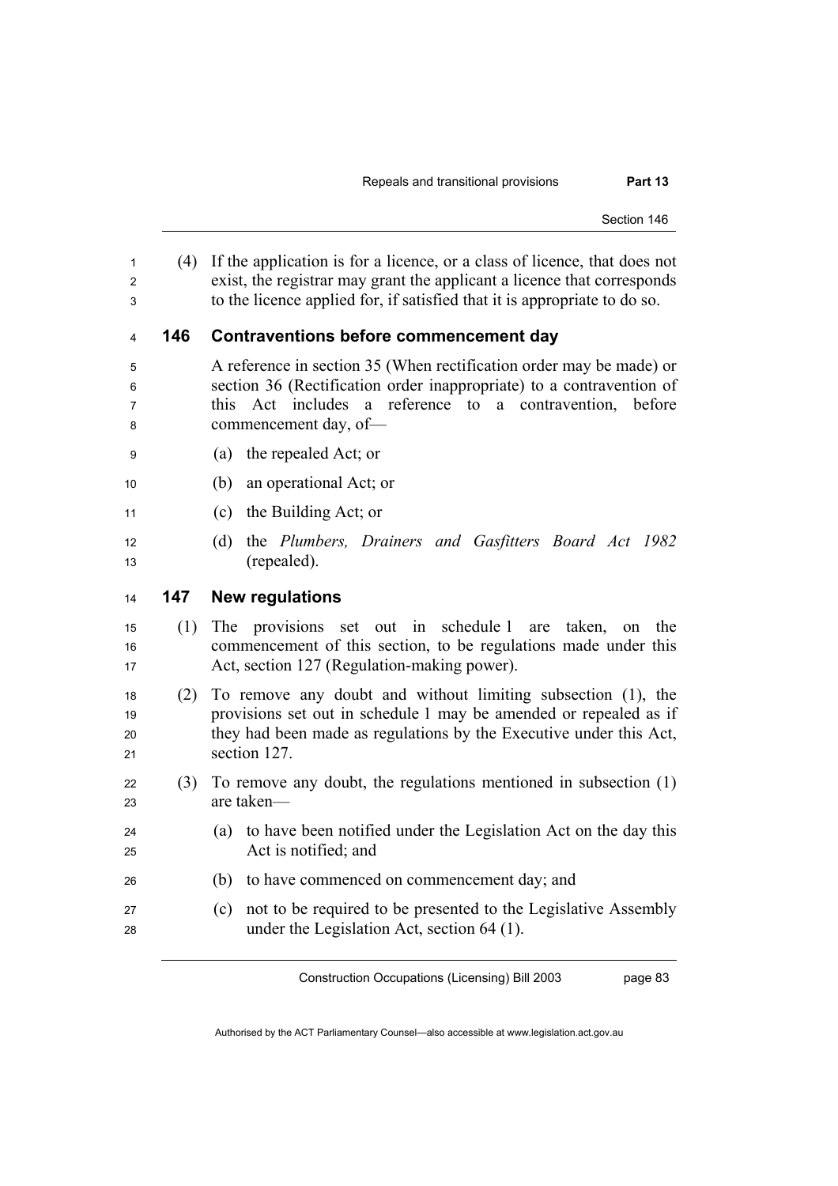(4) If the application is for a licence, or a class of licence, that does not exist, the registrar may grant the applicant a licence that corresponds to the licence applied for, if satisfied that it is appropriate to do so.

### 146 Contraventions before commencement day

A reference in section 35 (When rectification order may be made) or section 36 (Rectification order inappropriate) to a contravention of this Act includes a reference to a contravention, before commencement day, of—

(a) the repealed Act; or

(b) an operational Act; or

(c) the Building Act; or

(d) the *Plumbers, Drainers and Gasfitters Board Act 1982* (repealed).

### 147 New regulations

(1) The provisions set out in schedule 1 are taken, on the commencement of this section, to be regulations made under this Act, section 127 (Regulation-making power).

(2) To remove any doubt and without limiting subsection (1), the provisions set out in schedule 1 may be amended or repealed as if they had been made as regulations by the Executive under this Act, section 127.

(3) To remove any doubt, the regulations mentioned in subsection (1) are taken—

(a) to have been notified under the Legislation Act on the day this Act is notified; and

(b) to have commenced on commencement day; and

(c) not to be required to be presented to the Legislative Assembly under the Legislation Act, section 64 (1).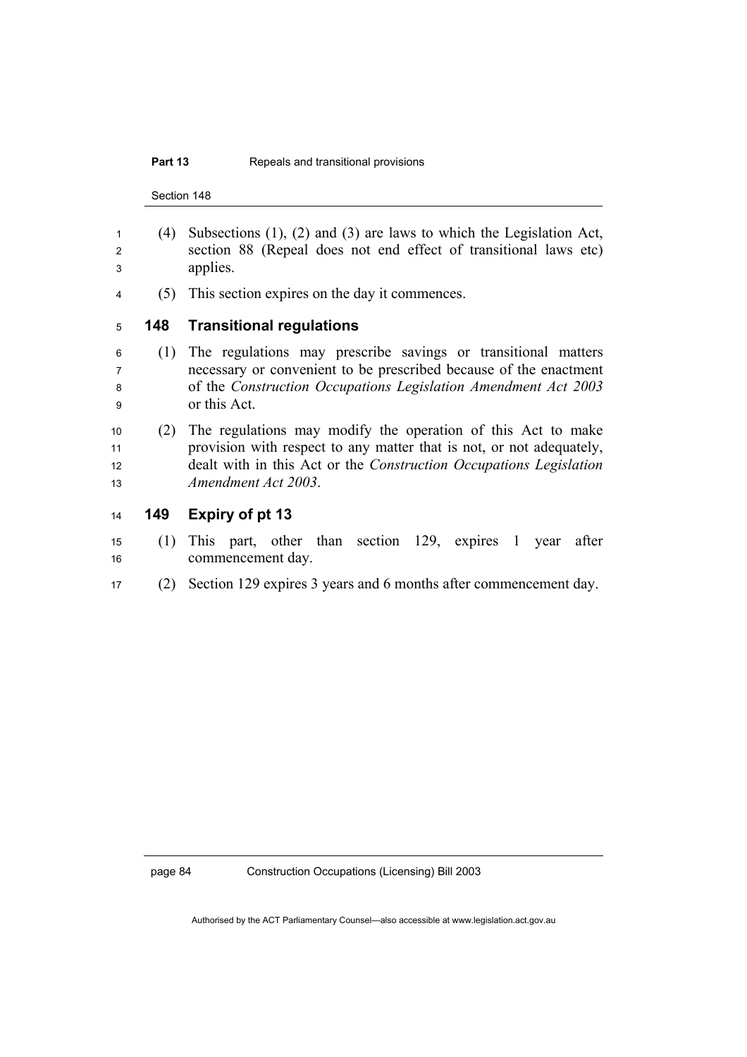(4) Subsections (1), (2) and (3) are laws to which the Legislation Act, section 88 (Repeal does not end effect of transitional laws etc) applies.

(5) This section expires on the day it commences.

## 148 Transitional regulations

(1) The regulations may prescribe savings or transitional matters necessary or convenient to be prescribed because of the enactment of the *Construction Occupations Legislation Amendment Act 2003* or this Act.

(2) The regulations may modify the operation of this Act to make provision with respect to any matter that is not, or not adequately, dealt with in this Act or the *Construction Occupations Legislation Amendment Act 2003*.

## 149 Expiry of pt 13

(1) This part, other than section 129, expires 1 year after commencement day.

(2) Section 129 expires 3 years and 6 months after commencement day.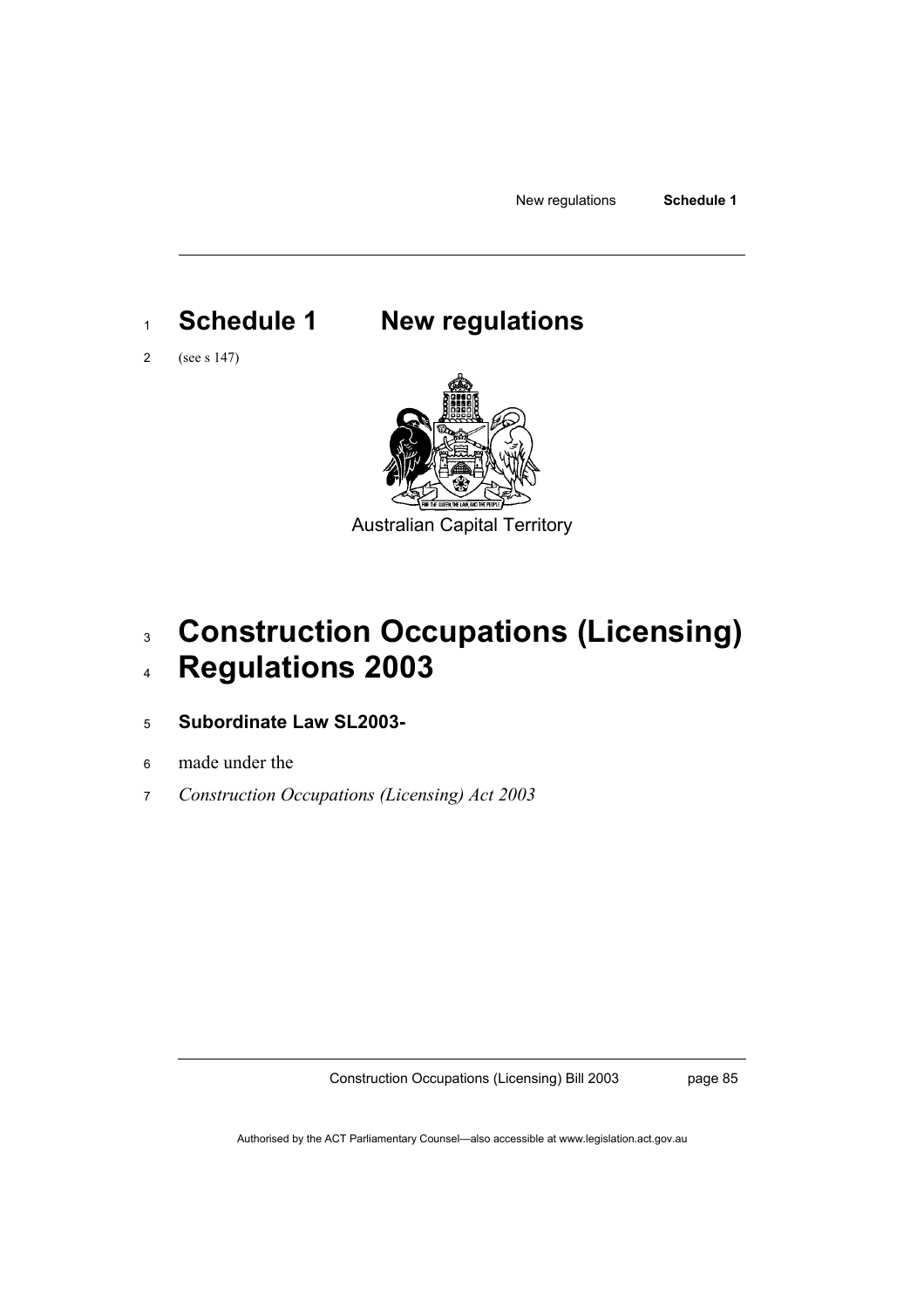# Schedule 1 New regulations

(see s 147)

Australian Capital Territory

# Construction Occupations (Licensing) Regulations 2003

**Subordinate Law SL2003-**

made under the

*Construction Occupations (Licensing) Act 2003*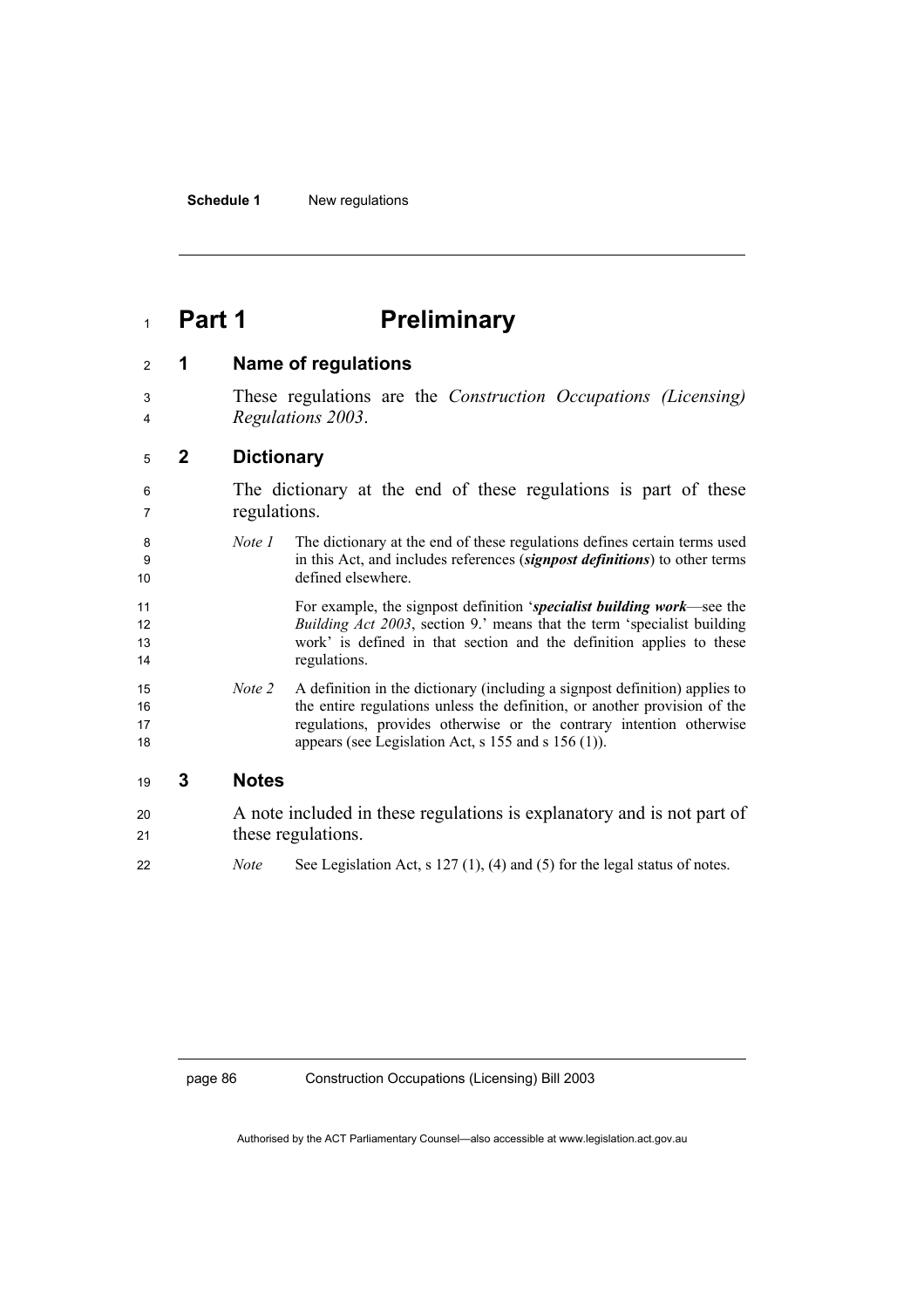# Part 1 Preliminary

## 1 Name of regulations

These regulations are the *Construction Occupations (Licensing) Regulations 2003*.

## 2 Dictionary

The dictionary at the end of these regulations is part of these regulations.

*Note 1* The dictionary at the end of these regulations defines certain terms used in this Act, and includes references (***signpost definitions***) to other terms defined elsewhere.

For example, the signpost definition '***specialist building work***—see the *Building Act 2003*, section 9.' means that the term 'specialist building work' is defined in that section and the definition applies to these regulations.

*Note 2* A definition in the dictionary (including a signpost definition) applies to the entire regulations unless the definition, or another provision of the regulations, provides otherwise or the contrary intention otherwise appears (see Legislation Act, s 155 and s 156 (1)).

## 3 Notes

A note included in these regulations is explanatory and is not part of these regulations.

*Note* See Legislation Act, s 127 (1), (4) and (5) for the legal status of notes.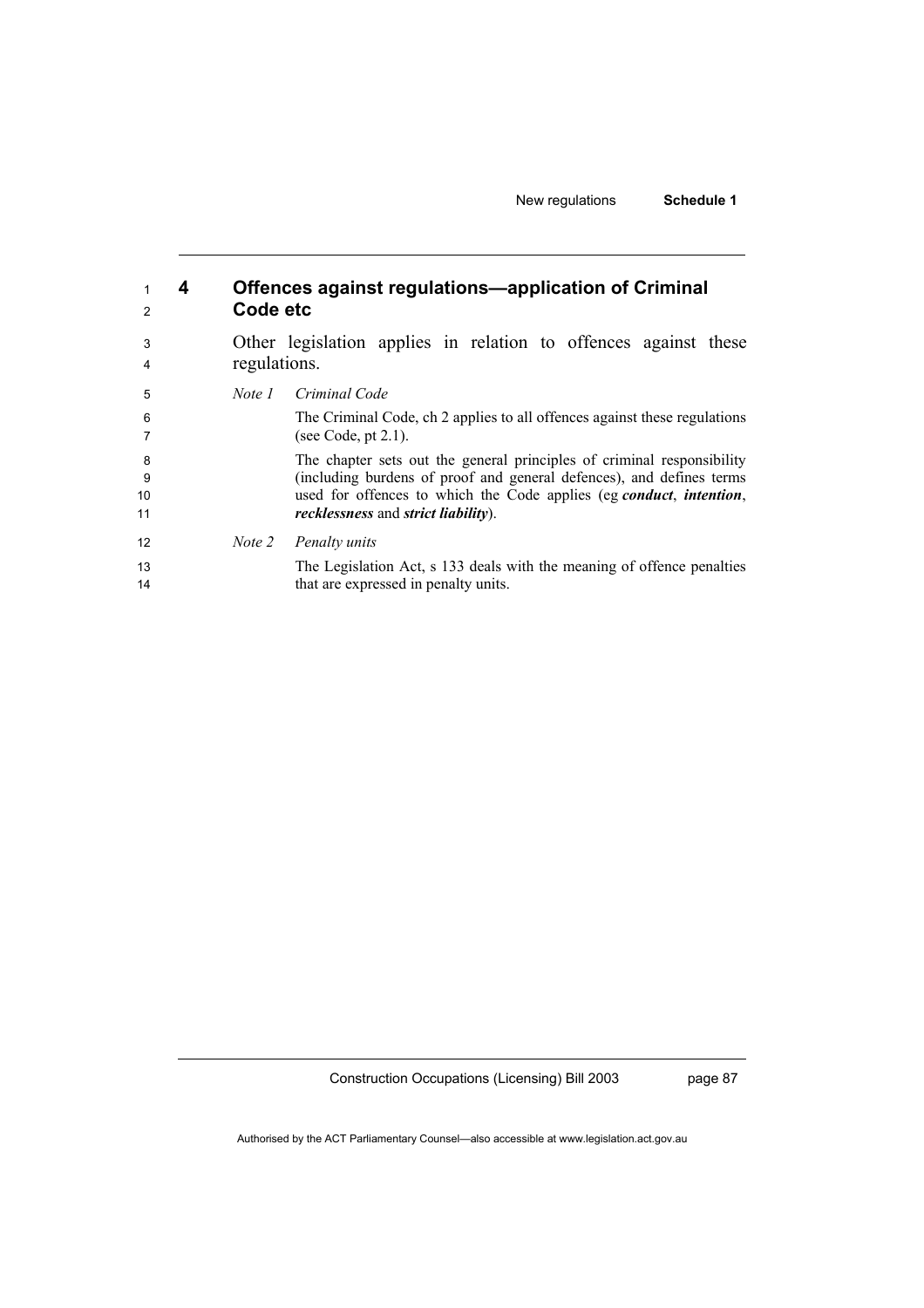## 4 Offences against regulations—application of Criminal Code etc

Other legislation applies in relation to offences against these regulations.

*Note 1* *Criminal Code*

The Criminal Code, ch 2 applies to all offences against these regulations (see Code, pt 2.1).

The chapter sets out the general principles of criminal responsibility (including burdens of proof and general defences), and defines terms used for offences to which the Code applies (eg ***conduct***, ***intention***, ***recklessness*** and ***strict liability***).

*Note 2* *Penalty units*

The Legislation Act, s 133 deals with the meaning of offence penalties that are expressed in penalty units.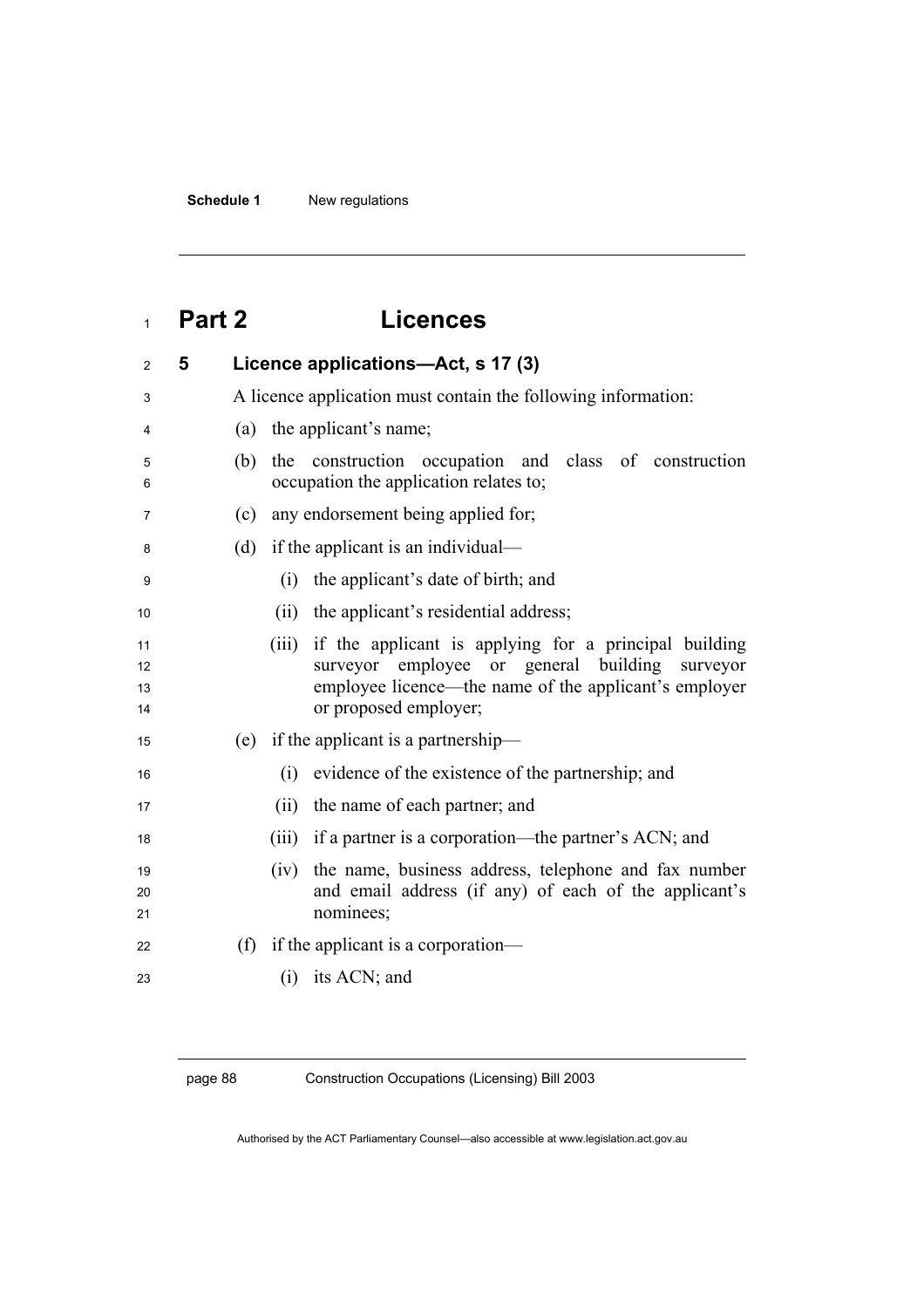# Part 2 Licences

### 5 Licence applications—Act, s 17 (3)

A licence application must contain the following information:

(a) the applicant's name;

(b) the construction occupation and class of construction occupation the application relates to;

(c) any endorsement being applied for;

(d) if the applicant is an individual—

(i) the applicant's date of birth; and

(ii) the applicant's residential address;

(iii) if the applicant is applying for a principal building surveyor employee or general building surveyor employee licence—the name of the applicant's employer or proposed employer;

(e) if the applicant is a partnership—

(i) evidence of the existence of the partnership; and

(ii) the name of each partner; and

(iii) if a partner is a corporation—the partner's ACN; and

(iv) the name, business address, telephone and fax number and email address (if any) of each of the applicant's nominees;

(f) if the applicant is a corporation—

(i) its ACN; and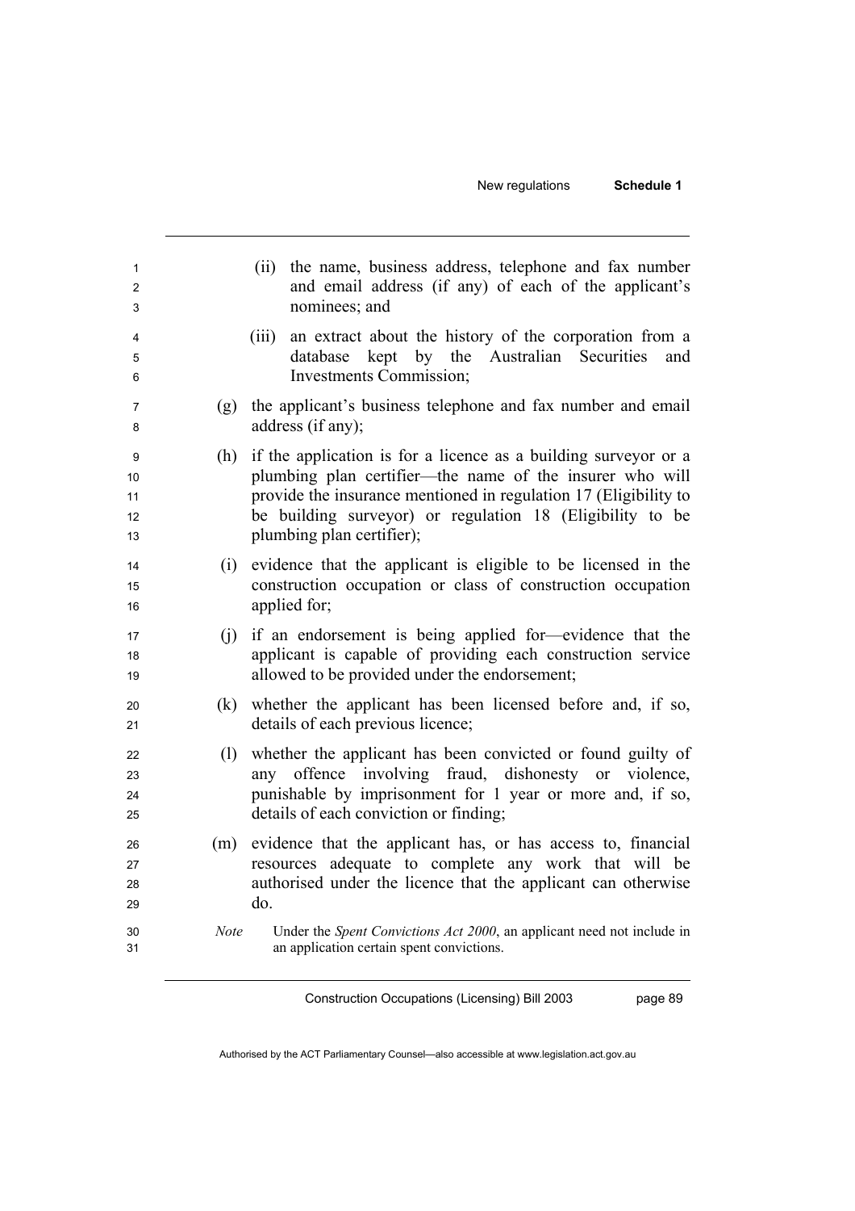(ii) the name, business address, telephone and fax number and email address (if any) of each of the applicant's nominees; and

(iii) an extract about the history of the corporation from a database kept by the Australian Securities and Investments Commission;

(g) the applicant's business telephone and fax number and email address (if any);

(h) if the application is for a licence as a building surveyor or a plumbing plan certifier—the name of the insurer who will provide the insurance mentioned in regulation 17 (Eligibility to be building surveyor) or regulation 18 (Eligibility to be plumbing plan certifier);

(i) evidence that the applicant is eligible to be licensed in the construction occupation or class of construction occupation applied for;

(j) if an endorsement is being applied for—evidence that the applicant is capable of providing each construction service allowed to be provided under the endorsement;

(k) whether the applicant has been licensed before and, if so, details of each previous licence;

(l) whether the applicant has been convicted or found guilty of any offence involving fraud, dishonesty or violence, punishable by imprisonment for 1 year or more and, if so, details of each conviction or finding;

(m) evidence that the applicant has, or has access to, financial resources adequate to complete any work that will be authorised under the licence that the applicant can otherwise do.

*Note* Under the *Spent Convictions Act 2000*, an applicant need not include in an application certain spent convictions.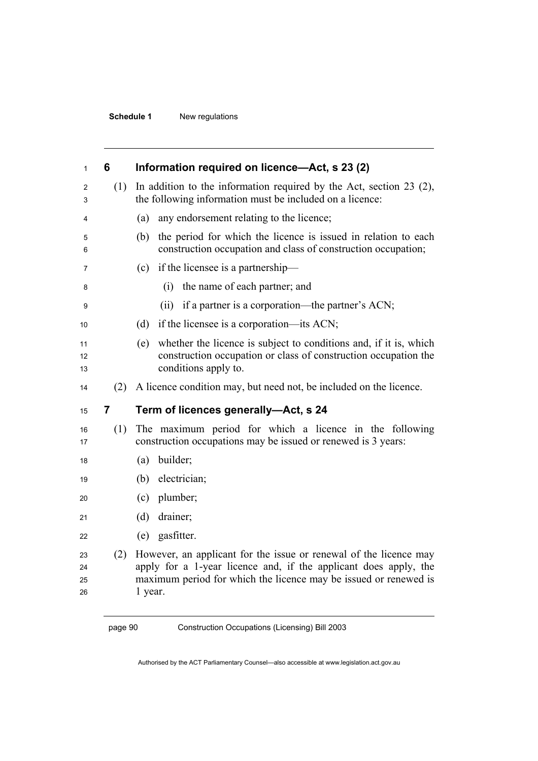## 6 Information required on licence—Act, s 23 (2)

(1) In addition to the information required by the Act, section 23 (2), the following information must be included on a licence:

(a) any endorsement relating to the licence;

(b) the period for which the licence is issued in relation to each construction occupation and class of construction occupation;

(c) if the licensee is a partnership—

(i) the name of each partner; and

(ii) if a partner is a corporation—the partner's ACN;

(d) if the licensee is a corporation—its ACN;

(e) whether the licence is subject to conditions and, if it is, which construction occupation or class of construction occupation the conditions apply to.

(2) A licence condition may, but need not, be included on the licence.

## 7 Term of licences generally—Act, s 24

(1) The maximum period for which a licence in the following construction occupations may be issued or renewed is 3 years:

(a) builder;

(b) electrician;

(c) plumber;

(d) drainer;

(e) gasfitter.

(2) However, an applicant for the issue or renewal of the licence may apply for a 1-year licence and, if the applicant does apply, the maximum period for which the licence may be issued or renewed is 1 year.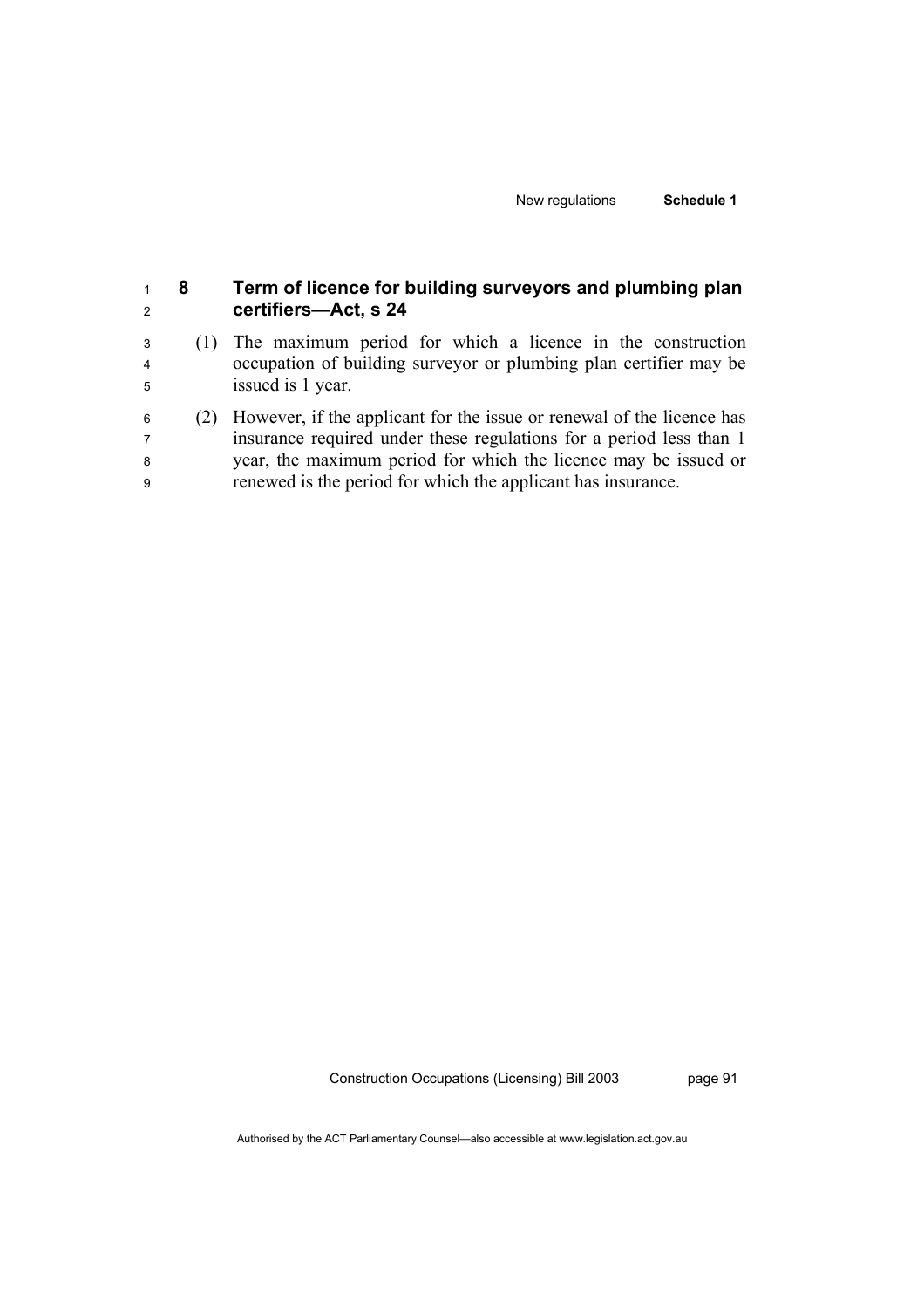## 8 Term of licence for building surveyors and plumbing plan certifiers—Act, s 24

(1) The maximum period for which a licence in the construction occupation of building surveyor or plumbing plan certifier may be issued is 1 year.

(2) However, if the applicant for the issue or renewal of the licence has insurance required under these regulations for a period less than 1 year, the maximum period for which the licence may be issued or renewed is the period for which the applicant has insurance.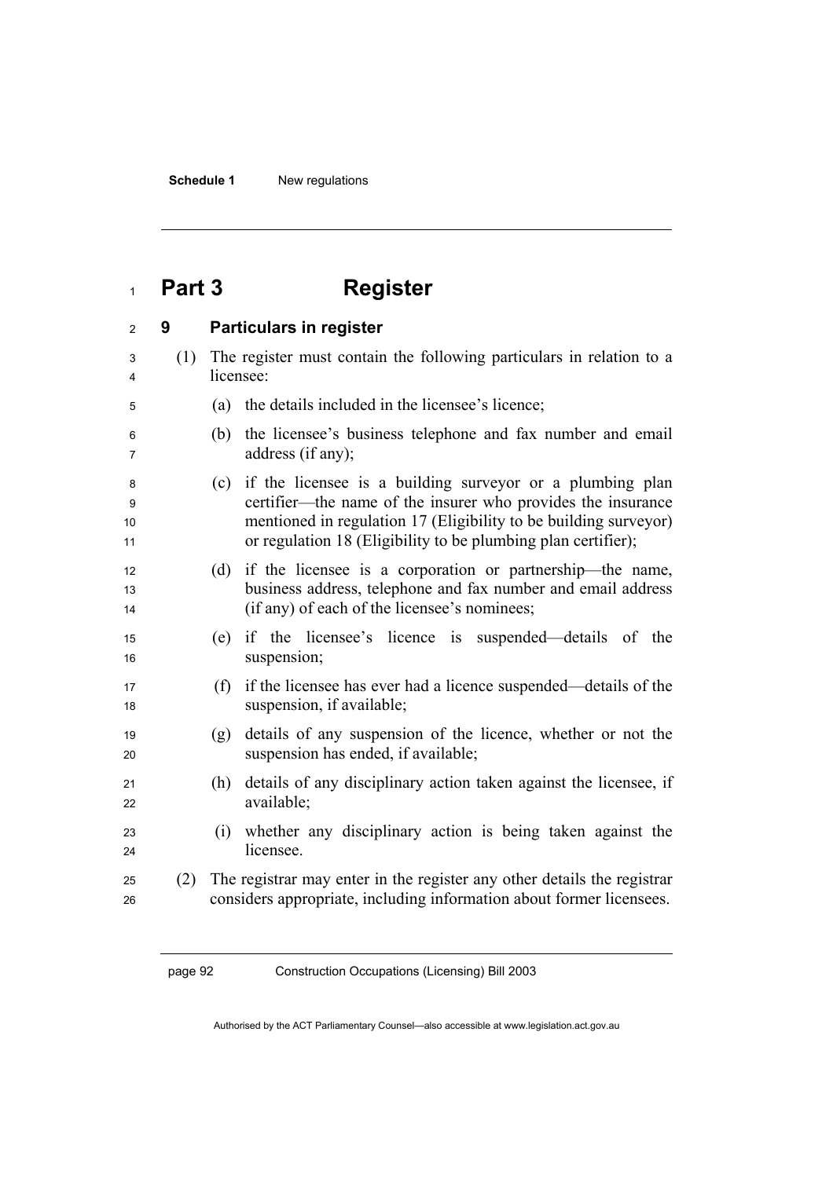# Part 3 Register

## 9 Particulars in register

(1) The register must contain the following particulars in relation to a licensee:

(a) the details included in the licensee's licence;

(b) the licensee's business telephone and fax number and email address (if any);

(c) if the licensee is a building surveyor or a plumbing plan certifier—the name of the insurer who provides the insurance mentioned in regulation 17 (Eligibility to be building surveyor) or regulation 18 (Eligibility to be plumbing plan certifier);

(d) if the licensee is a corporation or partnership—the name, business address, telephone and fax number and email address (if any) of each of the licensee's nominees;

(e) if the licensee's licence is suspended—details of the suspension;

(f) if the licensee has ever had a licence suspended—details of the suspension, if available;

(g) details of any suspension of the licence, whether or not the suspension has ended, if available;

(h) details of any disciplinary action taken against the licensee, if available;

(i) whether any disciplinary action is being taken against the licensee.

(2) The registrar may enter in the register any other details the registrar considers appropriate, including information about former licensees.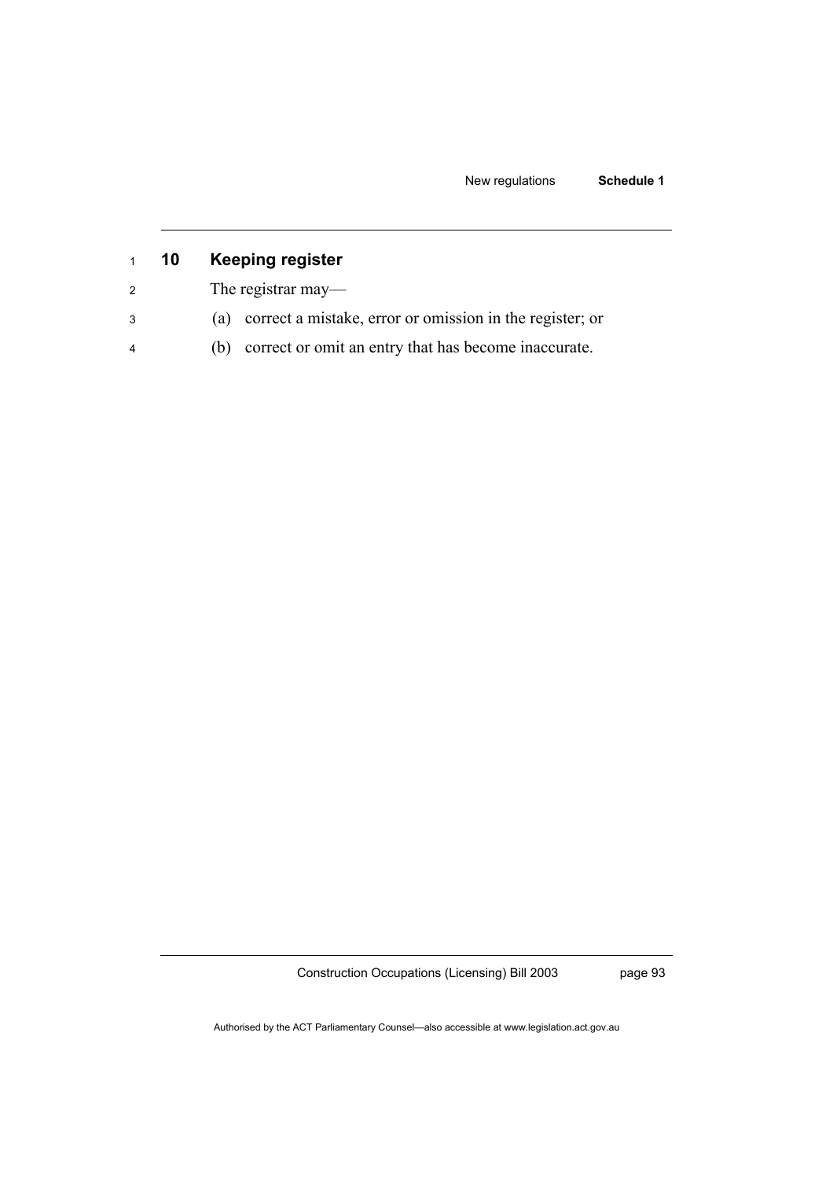## 10 Keeping register

The registrar may—

(a) correct a mistake, error or omission in the register; or

(b) correct or omit an entry that has become inaccurate.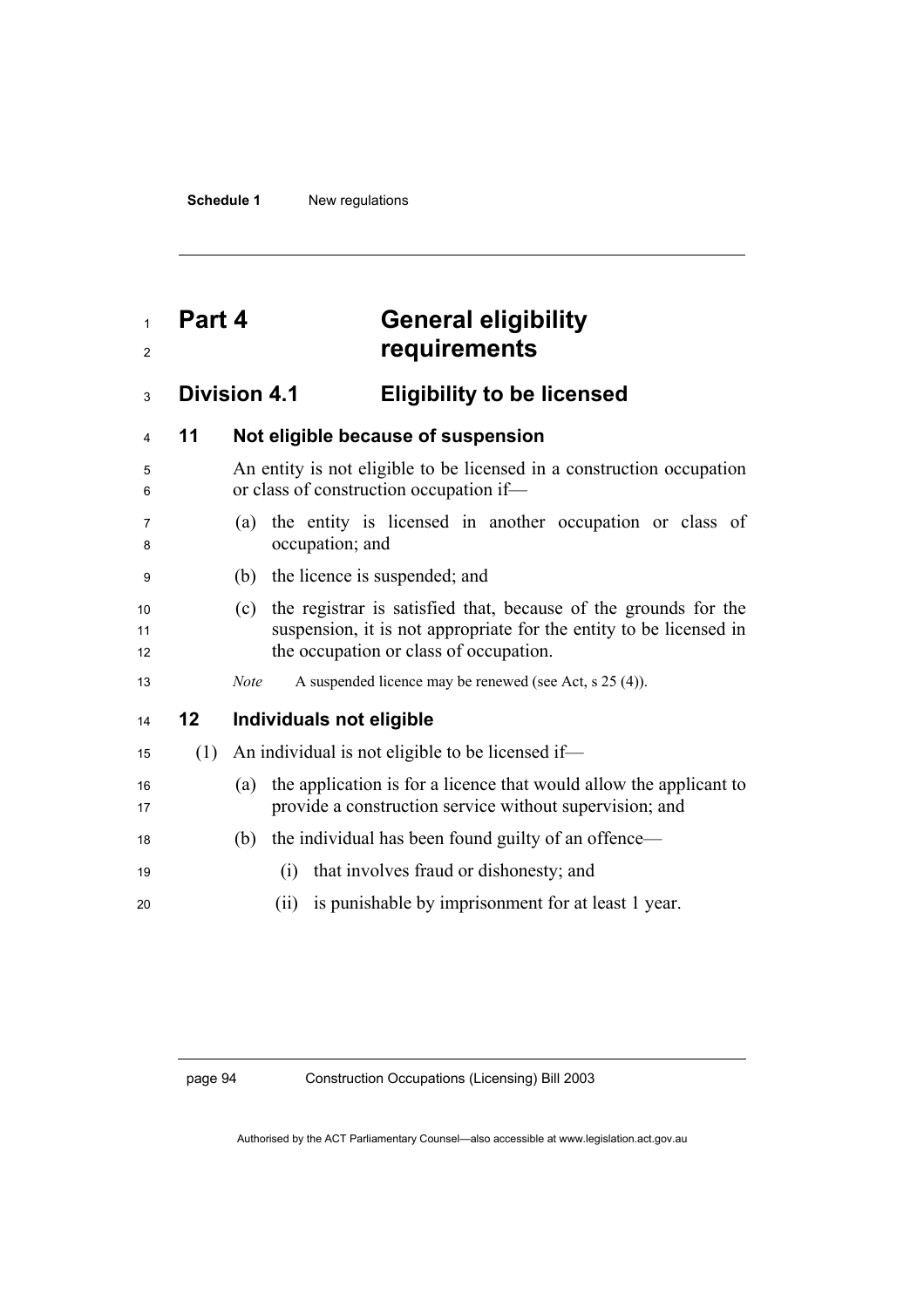# Part 4 General eligibility requirements

## Division 4.1 Eligibility to be licensed

### 11 Not eligible because of suspension

An entity is not eligible to be licensed in a construction occupation or class of construction occupation if—

(a) the entity is licensed in another occupation or class of occupation; and

(b) the licence is suspended; and

(c) the registrar is satisfied that, because of the grounds for the suspension, it is not appropriate for the entity to be licensed in the occupation or class of occupation.

*Note* A suspended licence may be renewed (see Act, s 25 (4)).

### 12 Individuals not eligible

(1) An individual is not eligible to be licensed if—

(a) the application is for a licence that would allow the applicant to provide a construction service without supervision; and

(b) the individual has been found guilty of an offence—

(i) that involves fraud or dishonesty; and

(ii) is punishable by imprisonment for at least 1 year.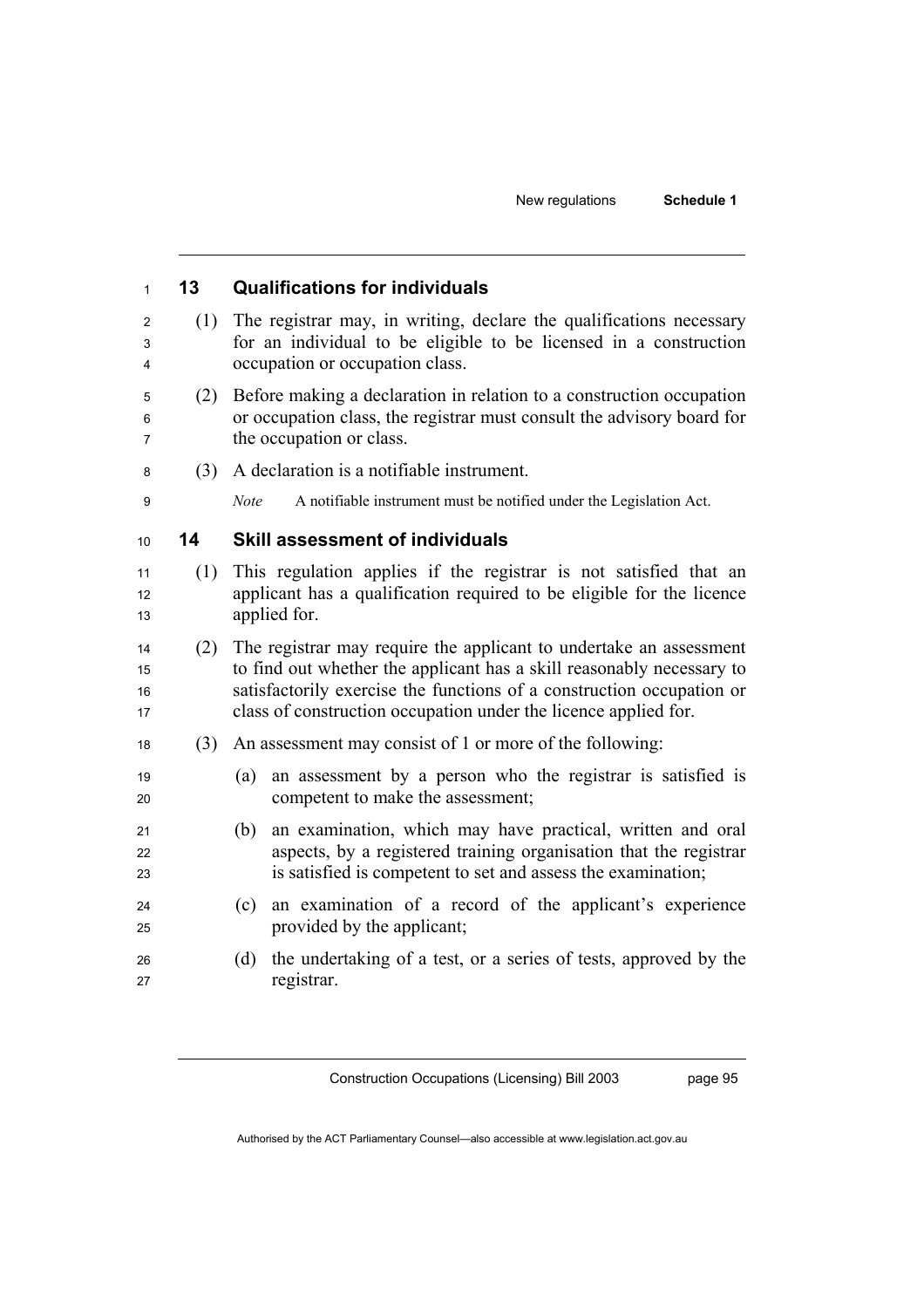### 13 Qualifications for individuals

(1) The registrar may, in writing, declare the qualifications necessary for an individual to be eligible to be licensed in a construction occupation or occupation class.

(2) Before making a declaration in relation to a construction occupation or occupation class, the registrar must consult the advisory board for the occupation or class.

(3) A declaration is a notifiable instrument.

*Note* A notifiable instrument must be notified under the Legislation Act.

### 14 Skill assessment of individuals

(1) This regulation applies if the registrar is not satisfied that an applicant has a qualification required to be eligible for the licence applied for.

(2) The registrar may require the applicant to undertake an assessment to find out whether the applicant has a skill reasonably necessary to satisfactorily exercise the functions of a construction occupation or class of construction occupation under the licence applied for.

(3) An assessment may consist of 1 or more of the following:

(a) an assessment by a person who the registrar is satisfied is competent to make the assessment;

(b) an examination, which may have practical, written and oral aspects, by a registered training organisation that the registrar is satisfied is competent to set and assess the examination;

(c) an examination of a record of the applicant's experience provided by the applicant;

(d) the undertaking of a test, or a series of tests, approved by the registrar.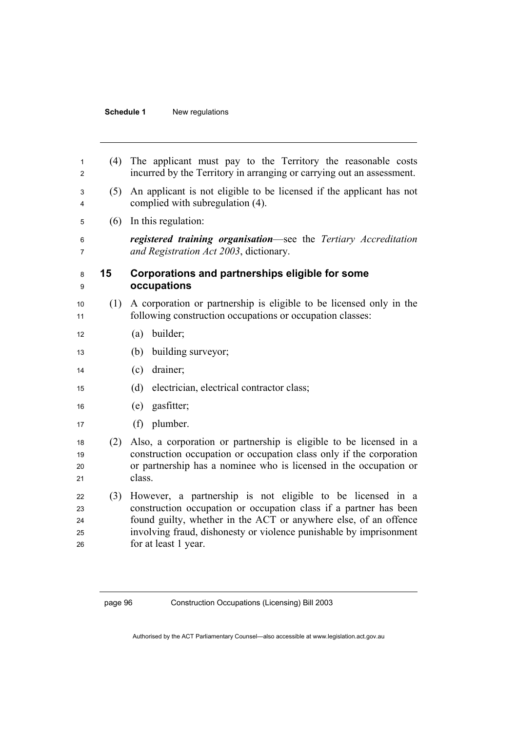(4) The applicant must pay to the Territory the reasonable costs incurred by the Territory in arranging or carrying out an assessment.

(5) An applicant is not eligible to be licensed if the applicant has not complied with subregulation (4).

(6) In this regulation:

***registered training organisation***—see the *Tertiary Accreditation and Registration Act 2003*, dictionary.

## 15 Corporations and partnerships eligible for some occupations

(1) A corporation or partnership is eligible to be licensed only in the following construction occupations or occupation classes:

(a) builder;

(b) building surveyor;

(c) drainer;

(d) electrician, electrical contractor class;

(e) gasfitter;

(f) plumber.

(2) Also, a corporation or partnership is eligible to be licensed in a construction occupation or occupation class only if the corporation or partnership has a nominee who is licensed in the occupation or class.

(3) However, a partnership is not eligible to be licensed in a construction occupation or occupation class if a partner has been found guilty, whether in the ACT or anywhere else, of an offence involving fraud, dishonesty or violence punishable by imprisonment for at least 1 year.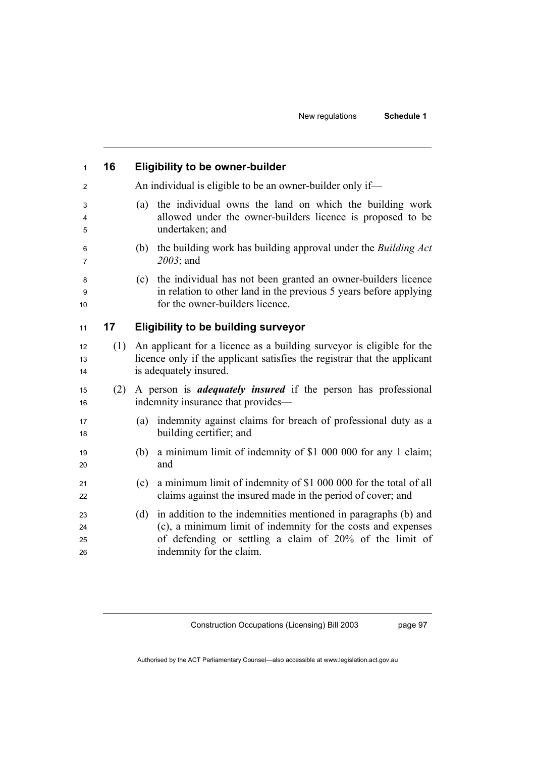## 16 Eligibility to be owner-builder

An individual is eligible to be an owner-builder only if—

(a) the individual owns the land on which the building work allowed under the owner-builders licence is proposed to be undertaken; and

(b) the building work has building approval under the *Building Act 2003*; and

(c) the individual has not been granted an owner-builders licence in relation to other land in the previous 5 years before applying for the owner-builders licence.

## 17 Eligibility to be building surveyor

(1) An applicant for a licence as a building surveyor is eligible for the licence only if the applicant satisfies the registrar that the applicant is adequately insured.

(2) A person is ***adequately insured*** if the person has professional indemnity insurance that provides—

(a) indemnity against claims for breach of professional duty as a building certifier; and

(b) a minimum limit of indemnity of $1 000 000 for any 1 claim; and

(c) a minimum limit of indemnity of $1 000 000 for the total of all claims against the insured made in the period of cover; and

(d) in addition to the indemnities mentioned in paragraphs (b) and (c), a minimum limit of indemnity for the costs and expenses of defending or settling a claim of 20% of the limit of indemnity for the claim.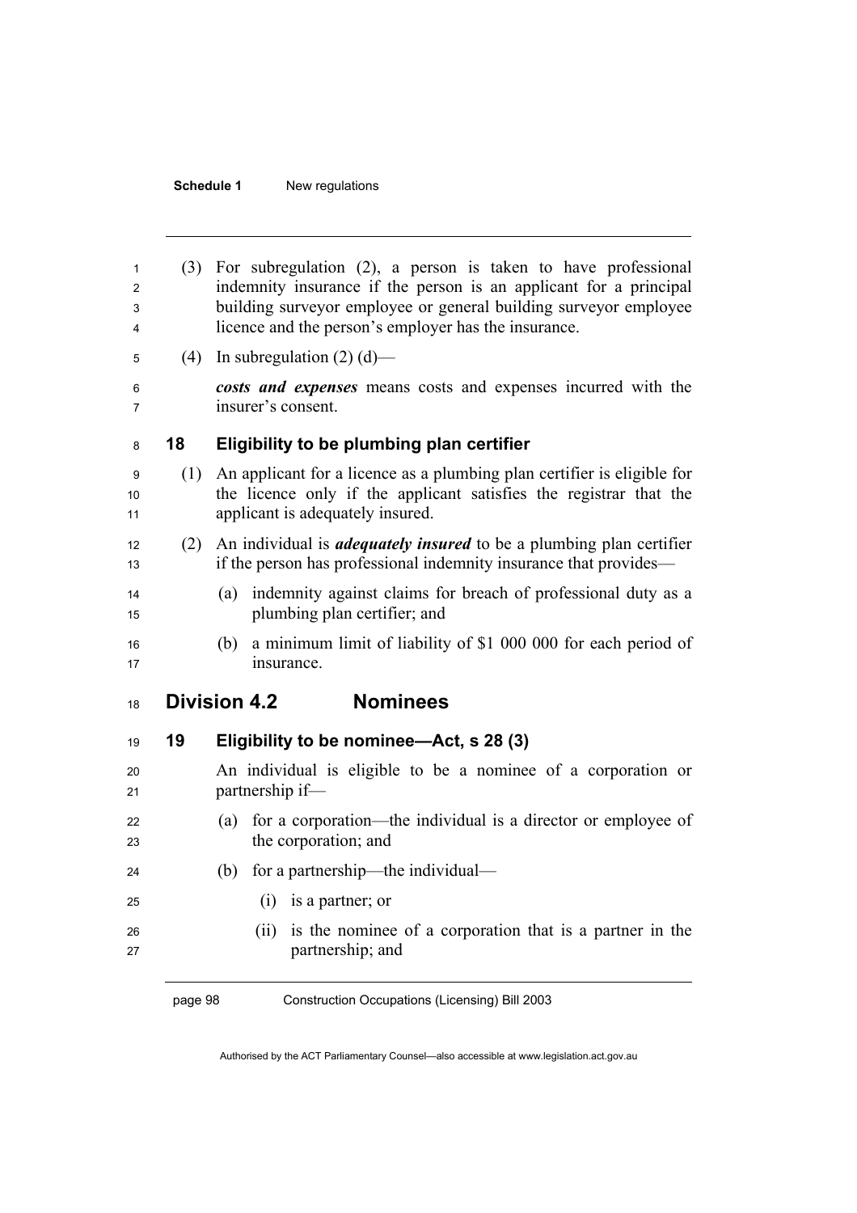(3) For subregulation (2), a person is taken to have professional indemnity insurance if the person is an applicant for a principal building surveyor employee or general building surveyor employee licence and the person's employer has the insurance.

(4) In subregulation (2) (d)—

***costs and expenses*** means costs and expenses incurred with the insurer's consent.

### 18 Eligibility to be plumbing plan certifier

(1) An applicant for a licence as a plumbing plan certifier is eligible for the licence only if the applicant satisfies the registrar that the applicant is adequately insured.

(2) An individual is ***adequately insured*** to be a plumbing plan certifier if the person has professional indemnity insurance that provides—

(a) indemnity against claims for breach of professional duty as a plumbing plan certifier; and

(b) a minimum limit of liability of $1 000 000 for each period of insurance.

## Division 4.2 Nominees

### 19 Eligibility to be nominee—Act, s 28 (3)

An individual is eligible to be a nominee of a corporation or partnership if—

(a) for a corporation—the individual is a director or employee of the corporation; and

(b) for a partnership—the individual—

(i) is a partner; or

(ii) is the nominee of a corporation that is a partner in the partnership; and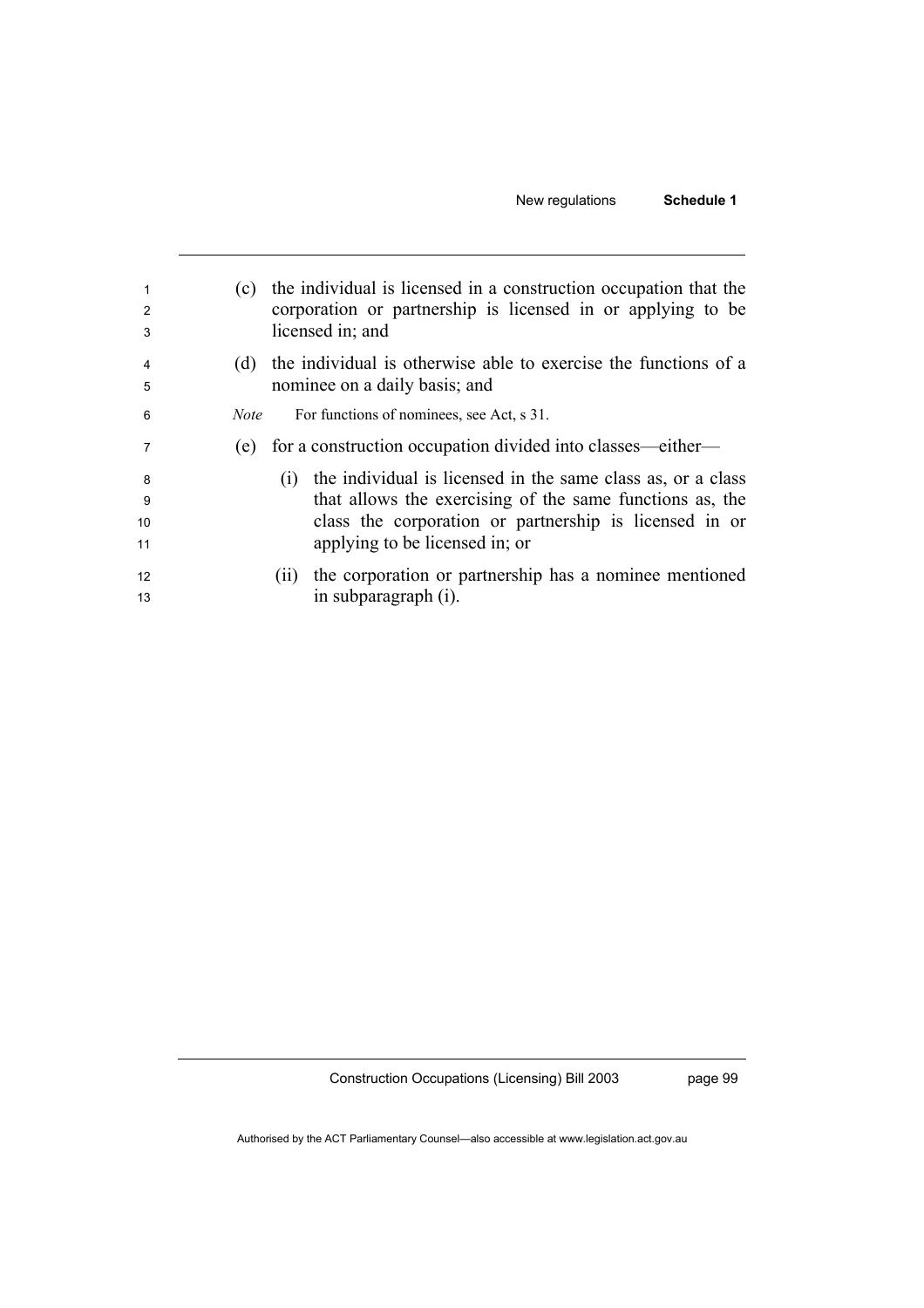(c) the individual is licensed in a construction occupation that the corporation or partnership is licensed in or applying to be licensed in; and

(d) the individual is otherwise able to exercise the functions of a nominee on a daily basis; and

*Note* For functions of nominees, see Act, s 31.

(e) for a construction occupation divided into classes—either—

(i) the individual is licensed in the same class as, or a class that allows the exercising of the same functions as, the class the corporation or partnership is licensed in or applying to be licensed in; or

(ii) the corporation or partnership has a nominee mentioned in subparagraph (i).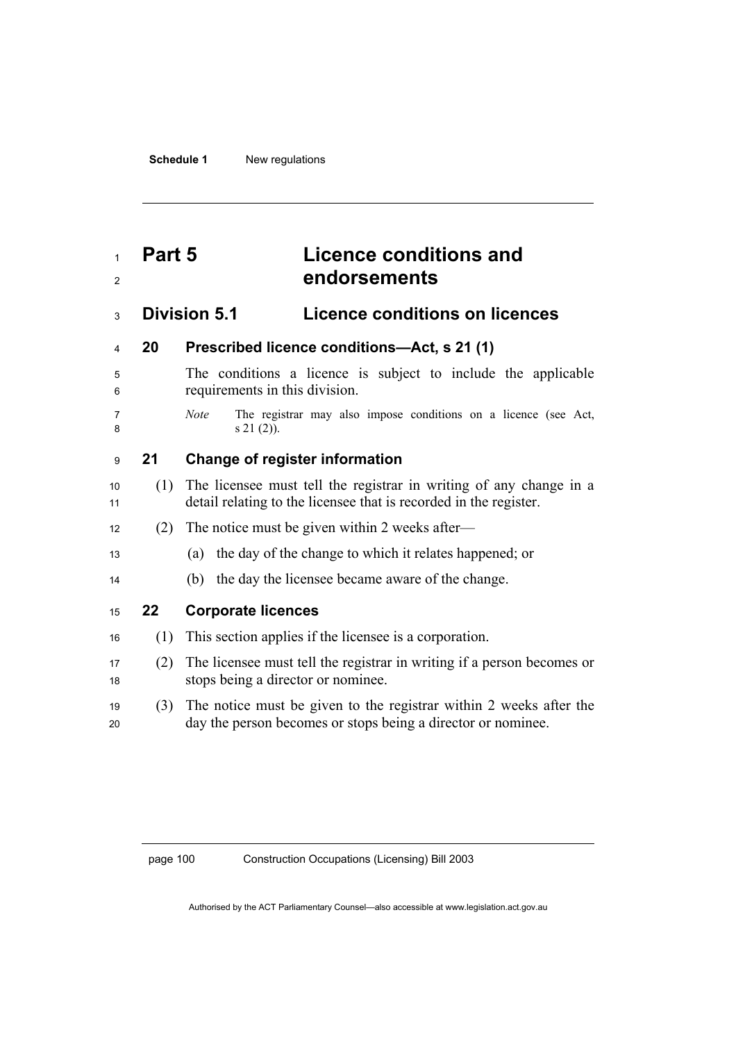# Part 5 Licence conditions and endorsements

## Division 5.1 Licence conditions on licences

### 20 Prescribed licence conditions—Act, s 21 (1)

The conditions a licence is subject to include the applicable requirements in this division.

*Note* The registrar may also impose conditions on a licence (see Act, s 21 (2)).

### 21 Change of register information

(1) The licensee must tell the registrar in writing of any change in a detail relating to the licensee that is recorded in the register.

(2) The notice must be given within 2 weeks after—

(a) the day of the change to which it relates happened; or

(b) the day the licensee became aware of the change.

### 22 Corporate licences

(1) This section applies if the licensee is a corporation.

(2) The licensee must tell the registrar in writing if a person becomes or stops being a director or nominee.

(3) The notice must be given to the registrar within 2 weeks after the day the person becomes or stops being a director or nominee.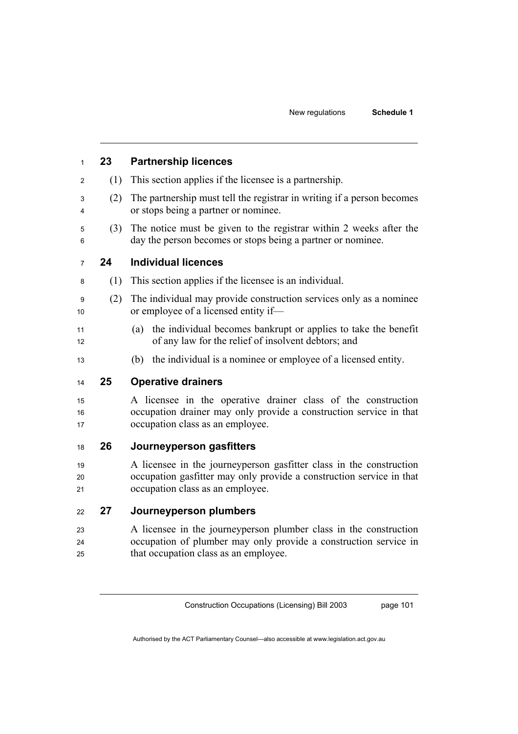### 23 Partnership licences

(1) This section applies if the licensee is a partnership.

(2) The partnership must tell the registrar in writing if a person becomes or stops being a partner or nominee.

(3) The notice must be given to the registrar within 2 weeks after the day the person becomes or stops being a partner or nominee.

### 24 Individual licences

(1) This section applies if the licensee is an individual.

(2) The individual may provide construction services only as a nominee or employee of a licensed entity if—

(a) the individual becomes bankrupt or applies to take the benefit of any law for the relief of insolvent debtors; and

(b) the individual is a nominee or employee of a licensed entity.

### 25 Operative drainers

A licensee in the operative drainer class of the construction occupation drainer may only provide a construction service in that occupation class as an employee.

### 26 Journeyperson gasfitters

A licensee in the journeyperson gasfitter class in the construction occupation gasfitter may only provide a construction service in that occupation class as an employee.

### 27 Journeyperson plumbers

A licensee in the journeyperson plumber class in the construction occupation of plumber may only provide a construction service in that occupation class as an employee.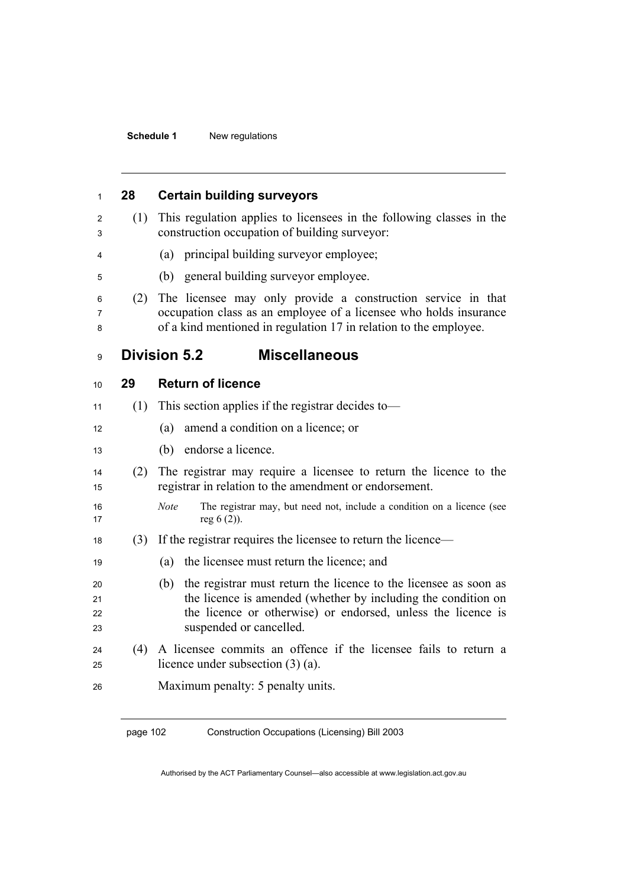### 28 Certain building surveyors

(1) This regulation applies to licensees in the following classes in the construction occupation of building surveyor:

(a) principal building surveyor employee;

(b) general building surveyor employee.

(2) The licensee may only provide a construction service in that occupation class as an employee of a licensee who holds insurance of a kind mentioned in regulation 17 in relation to the employee.

## Division 5.2 Miscellaneous

### 29 Return of licence

(1) This section applies if the registrar decides to—

(a) amend a condition on a licence; or

(b) endorse a licence.

(2) The registrar may require a licensee to return the licence to the registrar in relation to the amendment or endorsement.

*Note* The registrar may, but need not, include a condition on a licence (see reg 6 (2)).

(3) If the registrar requires the licensee to return the licence—

(a) the licensee must return the licence; and

(b) the registrar must return the licence to the licensee as soon as the licence is amended (whether by including the condition on the licence or otherwise) or endorsed, unless the licence is suspended or cancelled.

(4) A licensee commits an offence if the licensee fails to return a licence under subsection (3) (a).

Maximum penalty: 5 penalty units.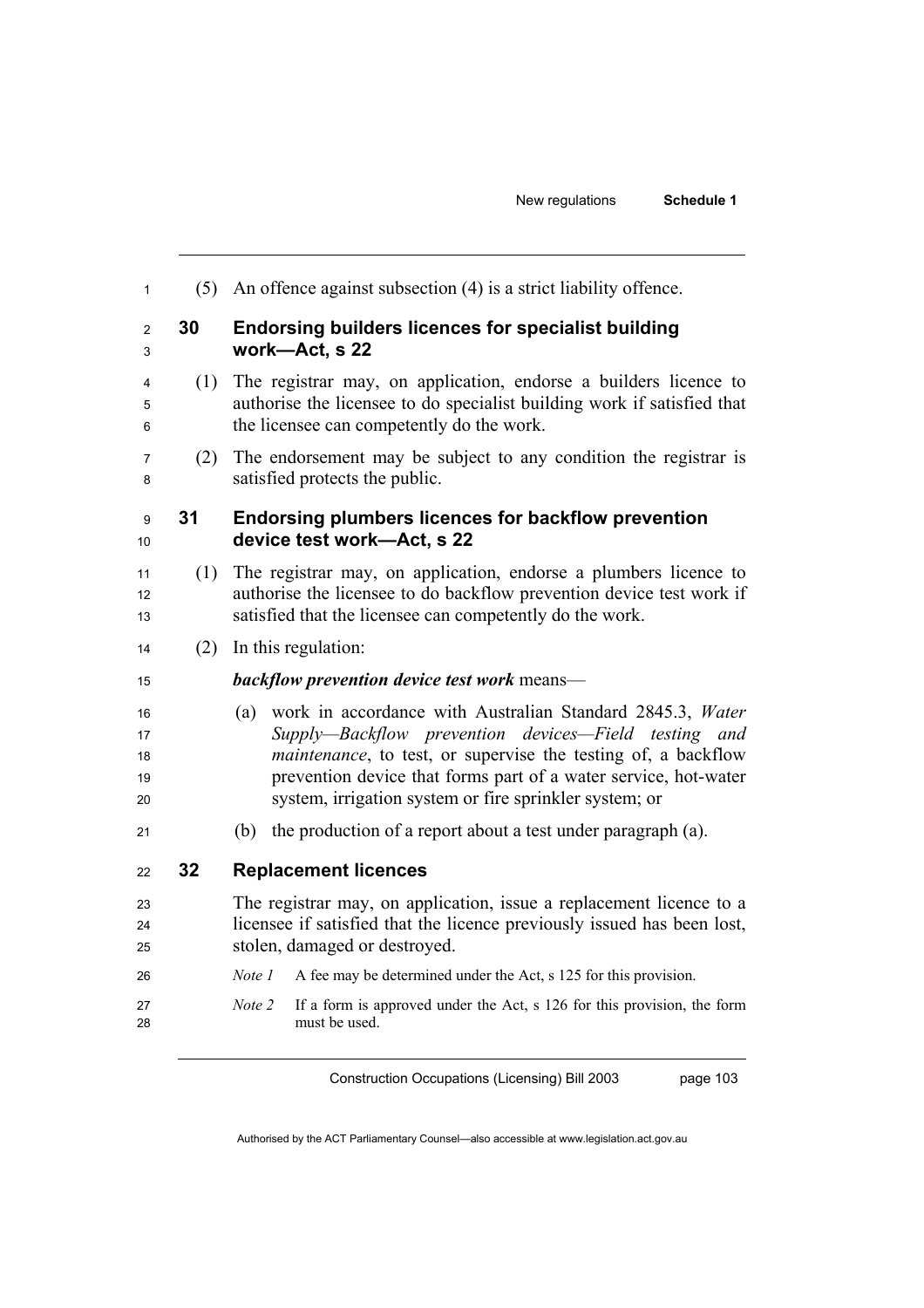(5) An offence against subsection (4) is a strict liability offence.

### 30 Endorsing builders licences for specialist building work—Act, s 22

(1) The registrar may, on application, endorse a builders licence to authorise the licensee to do specialist building work if satisfied that the licensee can competently do the work.

(2) The endorsement may be subject to any condition the registrar is satisfied protects the public.

### 31 Endorsing plumbers licences for backflow prevention device test work—Act, s 22

(1) The registrar may, on application, endorse a plumbers licence to authorise the licensee to do backflow prevention device test work if satisfied that the licensee can competently do the work.

(2) In this regulation:

***backflow prevention device test work*** means—

(a) work in accordance with Australian Standard 2845.3, *Water Supply—Backflow prevention devices—Field testing and maintenance*, to test, or supervise the testing of, a backflow prevention device that forms part of a water service, hot-water system, irrigation system or fire sprinkler system; or

(b) the production of a report about a test under paragraph (a).

### 32 Replacement licences

The registrar may, on application, issue a replacement licence to a licensee if satisfied that the licence previously issued has been lost, stolen, damaged or destroyed.

*Note 1* A fee may be determined under the Act, s 125 for this provision.

*Note 2* If a form is approved under the Act, s 126 for this provision, the form must be used.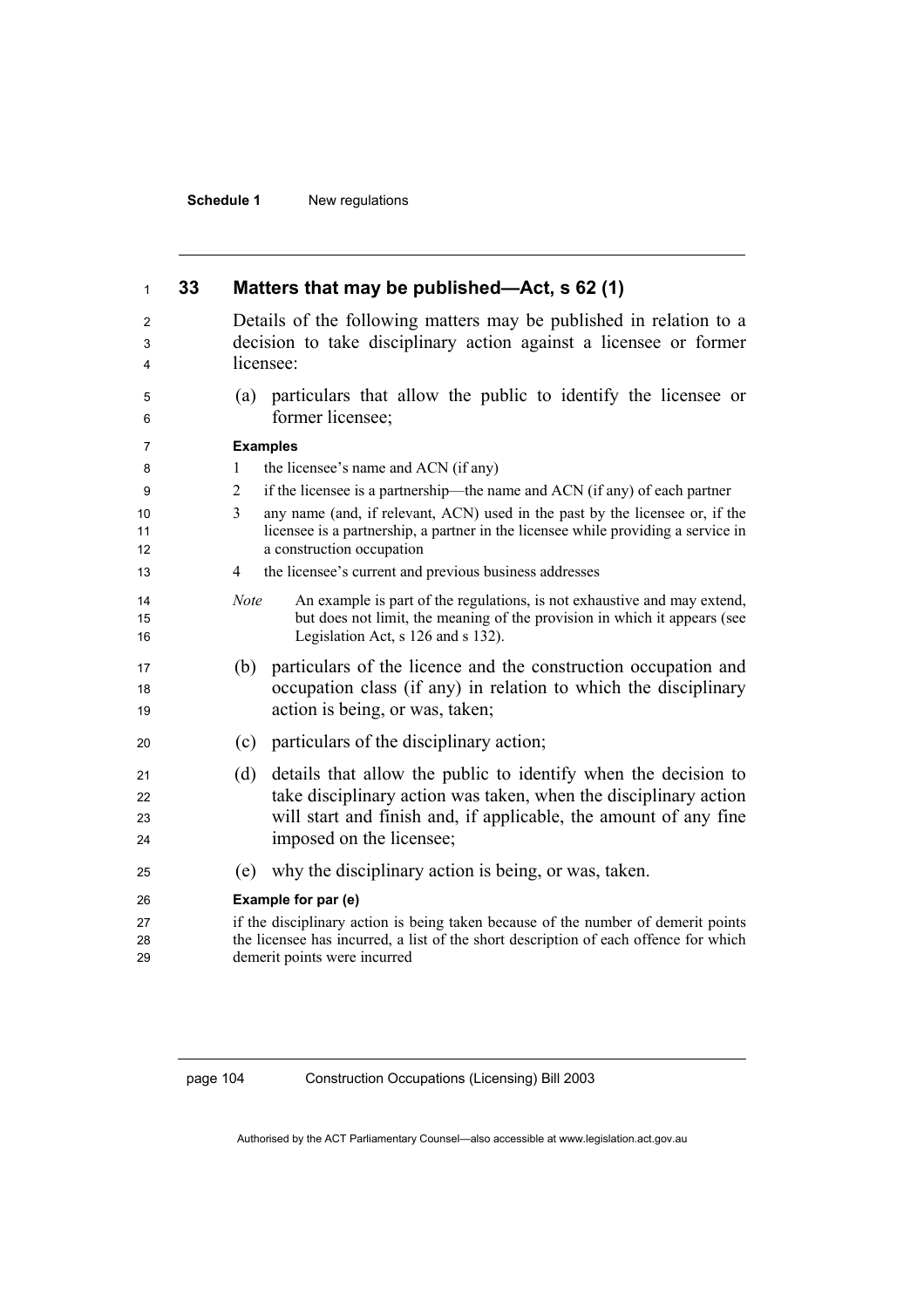## 33 Matters that may be published—Act, s 62 (1)

Details of the following matters may be published in relation to a decision to take disciplinary action against a licensee or former licensee:

(a) particulars that allow the public to identify the licensee or former licensee;

**Examples**

1. the licensee's name and ACN (if any)
2. if the licensee is a partnership—the name and ACN (if any) of each partner
3. any name (and, if relevant, ACN) used in the past by the licensee or, if the licensee is a partnership, a partner in the licensee while providing a service in a construction occupation
4. the licensee's current and previous business addresses

*Note* An example is part of the regulations, is not exhaustive and may extend, but does not limit, the meaning of the provision in which it appears (see Legislation Act, s 126 and s 132).

(b) particulars of the licence and the construction occupation and occupation class (if any) in relation to which the disciplinary action is being, or was, taken;

(c) particulars of the disciplinary action;

(d) details that allow the public to identify when the decision to take disciplinary action was taken, when the disciplinary action will start and finish and, if applicable, the amount of any fine imposed on the licensee;

(e) why the disciplinary action is being, or was, taken.

**Example for par (e)**

if the disciplinary action is being taken because of the number of demerit points the licensee has incurred, a list of the short description of each offence for which demerit points were incurred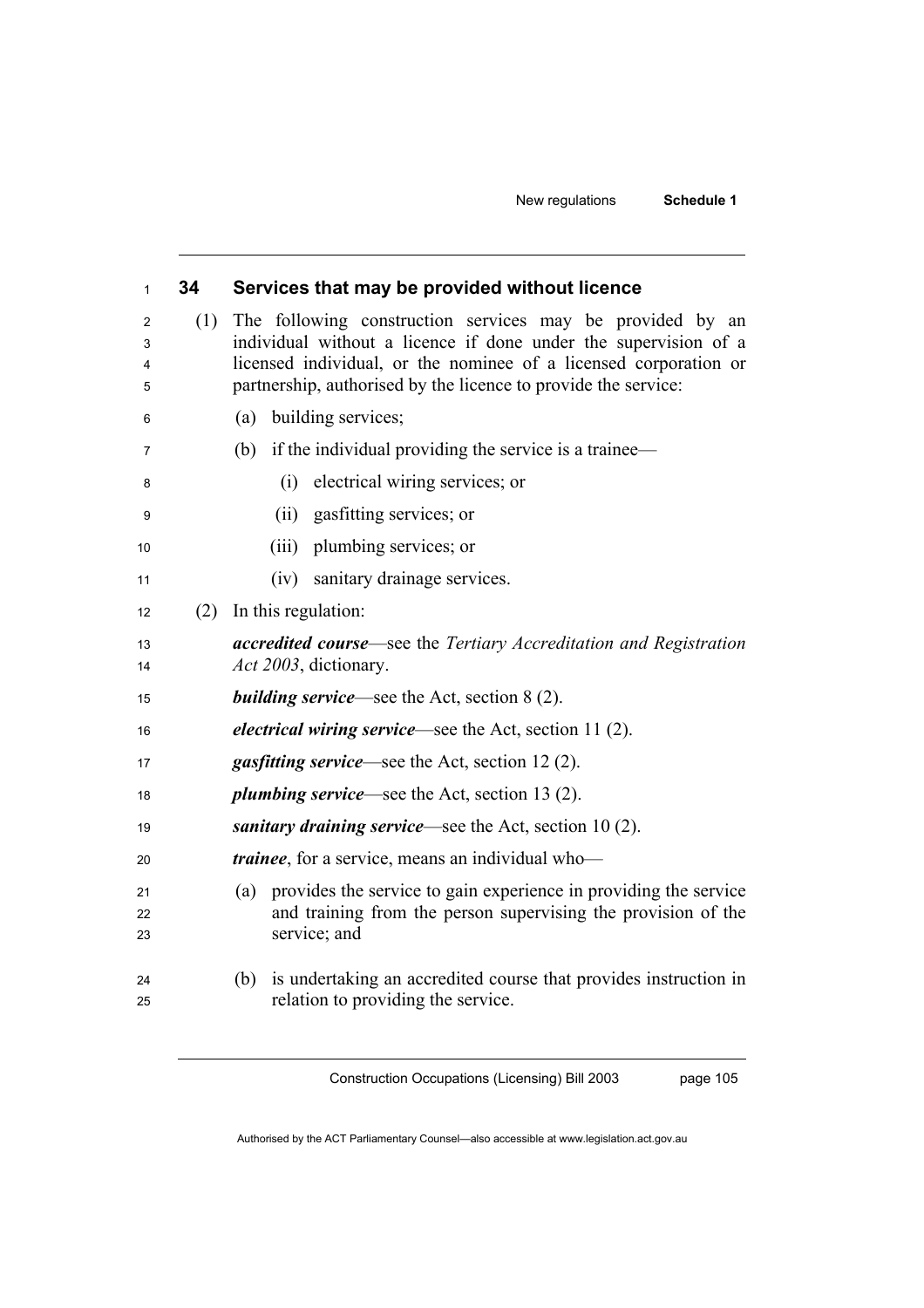### 34 Services that may be provided without licence

(1) The following construction services may be provided by an individual without a licence if done under the supervision of a licensed individual, or the nominee of a licensed corporation or partnership, authorised by the licence to provide the service:

(a) building services;

(b) if the individual providing the service is a trainee—

(i) electrical wiring services; or

(ii) gasfitting services; or

(iii) plumbing services; or

(iv) sanitary drainage services.

(2) In this regulation:

***accredited course***—see the *Tertiary Accreditation and Registration Act 2003*, dictionary.

***building service***—see the Act, section 8 (2).

***electrical wiring service***—see the Act, section 11 (2).

***gasfitting service***—see the Act, section 12 (2).

***plumbing service***—see the Act, section 13 (2).

***sanitary draining service***—see the Act, section 10 (2).

***trainee***, for a service, means an individual who—

(a) provides the service to gain experience in providing the service and training from the person supervising the provision of the service; and

(b) is undertaking an accredited course that provides instruction in relation to providing the service.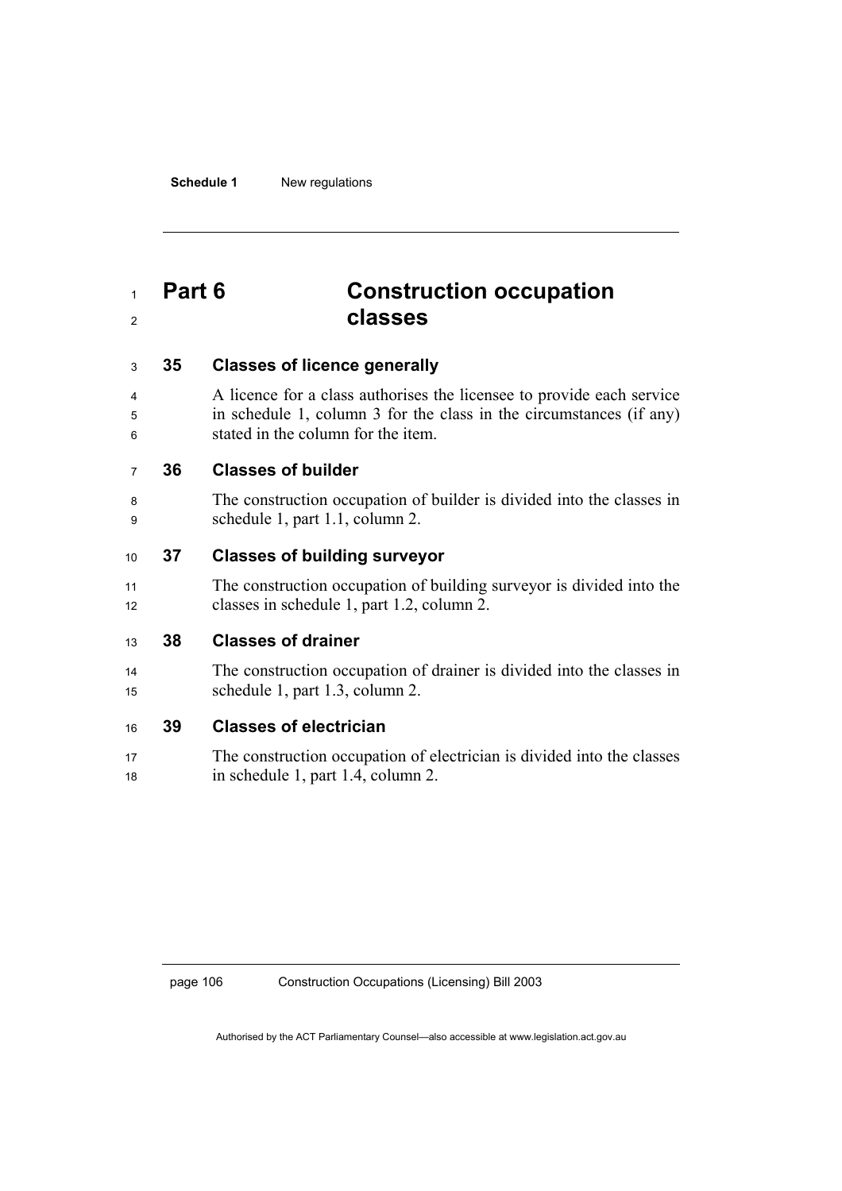# Part 6 Construction occupation classes

## 35 Classes of licence generally

A licence for a class authorises the licensee to provide each service in schedule 1, column 3 for the class in the circumstances (if any) stated in the column for the item.

## 36 Classes of builder

The construction occupation of builder is divided into the classes in schedule 1, part 1.1, column 2.

## 37 Classes of building surveyor

The construction occupation of building surveyor is divided into the classes in schedule 1, part 1.2, column 2.

## 38 Classes of drainer

The construction occupation of drainer is divided into the classes in schedule 1, part 1.3, column 2.

## 39 Classes of electrician

The construction occupation of electrician is divided into the classes in schedule 1, part 1.4, column 2.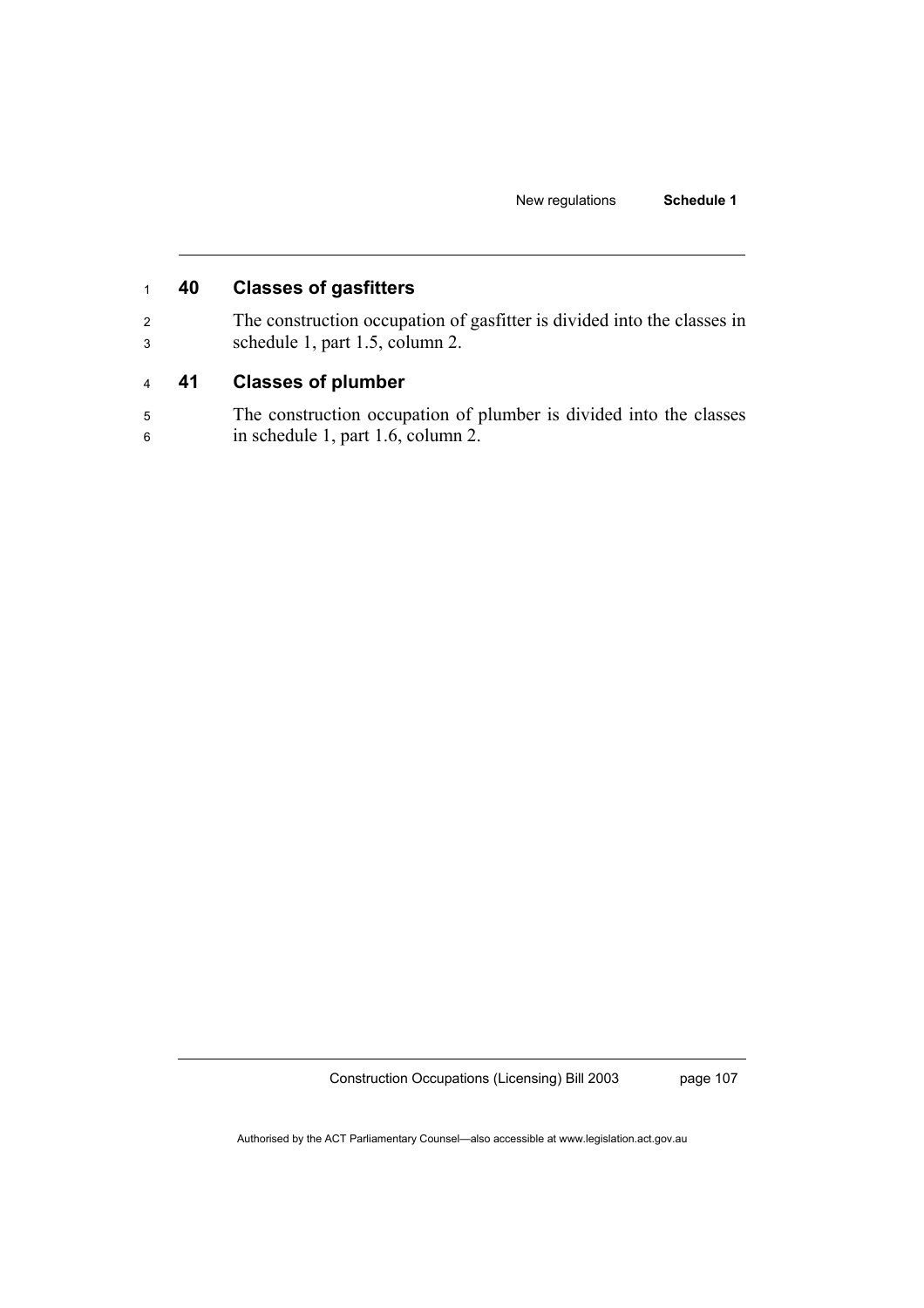## 40 Classes of gasfitters

The construction occupation of gasfitter is divided into the classes in schedule 1, part 1.5, column 2.

## 41 Classes of plumber

The construction occupation of plumber is divided into the classes in schedule 1, part 1.6, column 2.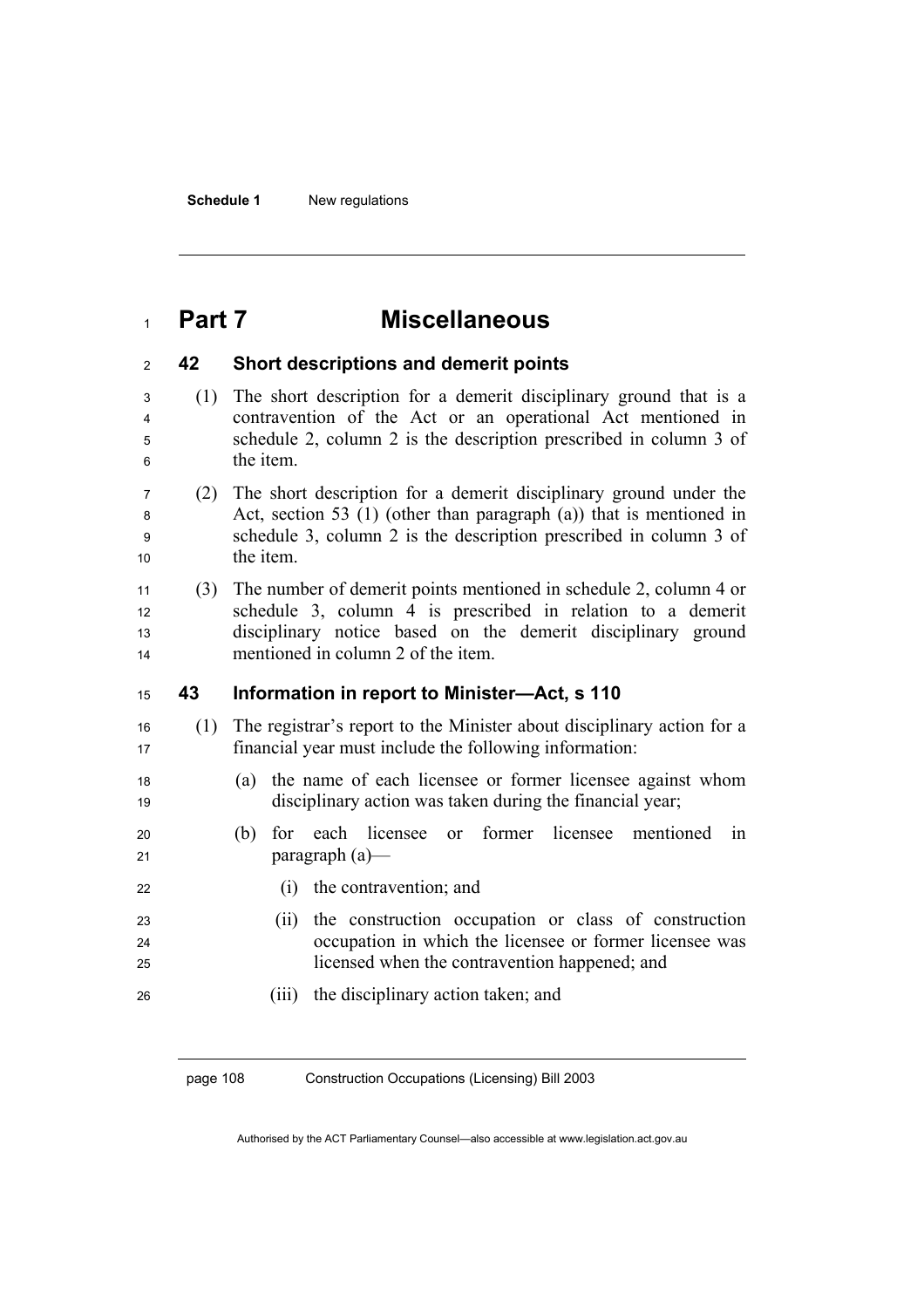# Part 7 Miscellaneous

### 42 Short descriptions and demerit points

(1) The short description for a demerit disciplinary ground that is a contravention of the Act or an operational Act mentioned in schedule 2, column 2 is the description prescribed in column 3 of the item.

(2) The short description for a demerit disciplinary ground under the Act, section 53 (1) (other than paragraph (a)) that is mentioned in schedule 3, column 2 is the description prescribed in column 3 of the item.

(3) The number of demerit points mentioned in schedule 2, column 4 or schedule 3, column 4 is prescribed in relation to a demerit disciplinary notice based on the demerit disciplinary ground mentioned in column 2 of the item.

### 43 Information in report to Minister—Act, s 110

(1) The registrar's report to the Minister about disciplinary action for a financial year must include the following information:

(a) the name of each licensee or former licensee against whom disciplinary action was taken during the financial year;

(b) for each licensee or former licensee mentioned in paragraph (a)—

(i) the contravention; and

(ii) the construction occupation or class of construction occupation in which the licensee or former licensee was licensed when the contravention happened; and

(iii) the disciplinary action taken; and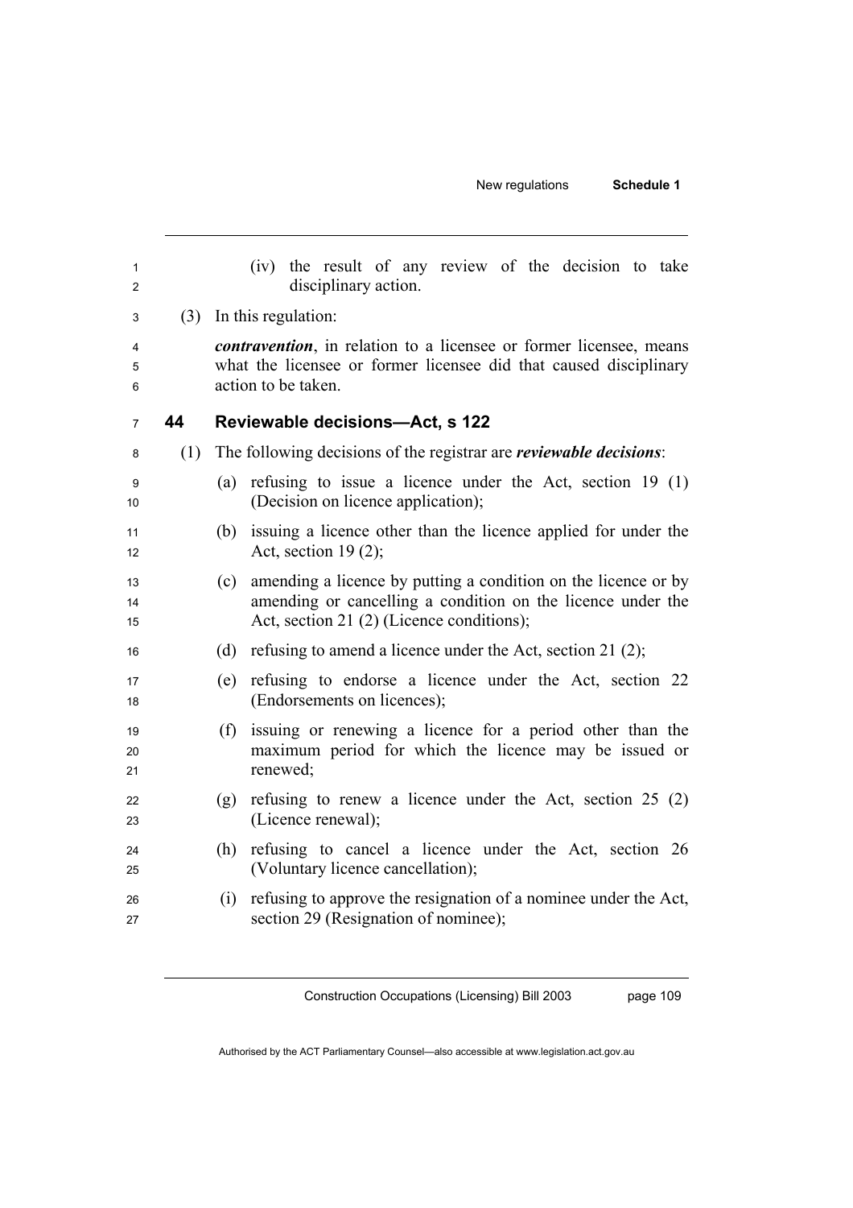(iv) the result of any review of the decision to take disciplinary action.

(3) In this regulation:

***contravention***, in relation to a licensee or former licensee, means what the licensee or former licensee did that caused disciplinary action to be taken.

## 44 Reviewable decisions—Act, s 122

(1) The following decisions of the registrar are ***reviewable decisions***:

(a) refusing to issue a licence under the Act, section 19 (1) (Decision on licence application);

(b) issuing a licence other than the licence applied for under the Act, section 19 (2);

(c) amending a licence by putting a condition on the licence or by amending or cancelling a condition on the licence under the Act, section 21 (2) (Licence conditions);

(d) refusing to amend a licence under the Act, section 21 (2);

(e) refusing to endorse a licence under the Act, section 22 (Endorsements on licences);

(f) issuing or renewing a licence for a period other than the maximum period for which the licence may be issued or renewed;

(g) refusing to renew a licence under the Act, section 25 (2) (Licence renewal);

(h) refusing to cancel a licence under the Act, section 26 (Voluntary licence cancellation);

(i) refusing to approve the resignation of a nominee under the Act, section 29 (Resignation of nominee);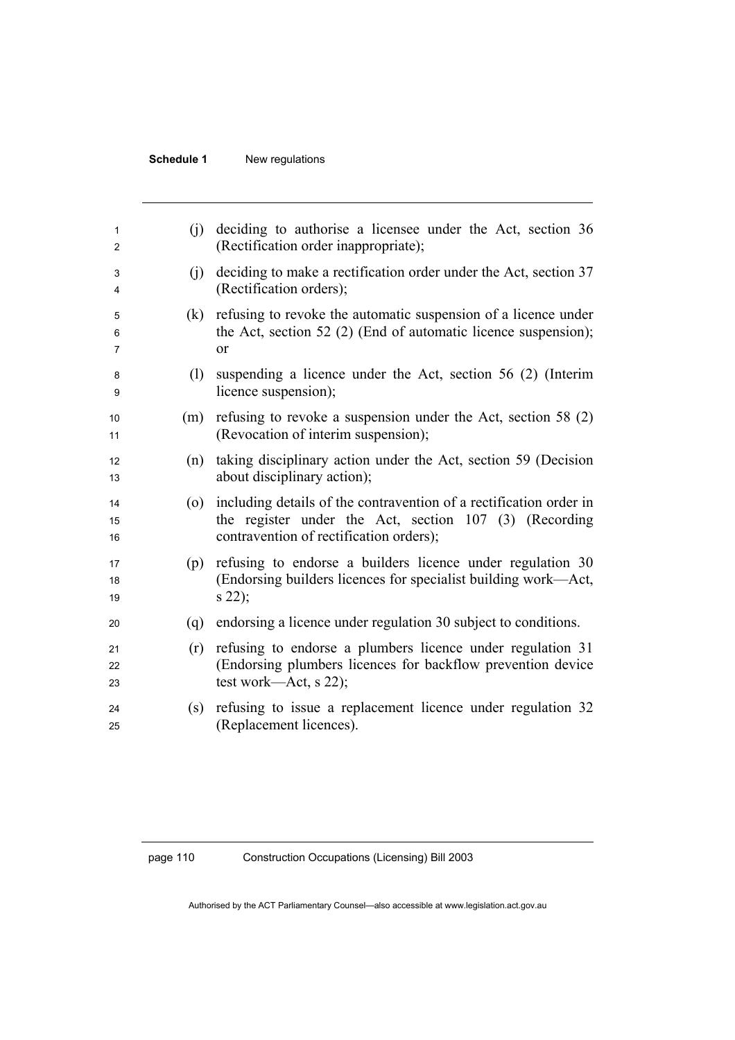(j) deciding to authorise a licensee under the Act, section 36 (Rectification order inappropriate);

(j) deciding to make a rectification order under the Act, section 37 (Rectification orders);

(k) refusing to revoke the automatic suspension of a licence under the Act, section 52 (2) (End of automatic licence suspension); or

(l) suspending a licence under the Act, section 56 (2) (Interim licence suspension);

(m) refusing to revoke a suspension under the Act, section 58 (2) (Revocation of interim suspension);

(n) taking disciplinary action under the Act, section 59 (Decision about disciplinary action);

(o) including details of the contravention of a rectification order in the register under the Act, section 107 (3) (Recording contravention of rectification orders);

(p) refusing to endorse a builders licence under regulation 30 (Endorsing builders licences for specialist building work—Act, s 22);

(q) endorsing a licence under regulation 30 subject to conditions.

(r) refusing to endorse a plumbers licence under regulation 31 (Endorsing plumbers licences for backflow prevention device test work—Act, s 22);

(s) refusing to issue a replacement licence under regulation 32 (Replacement licences).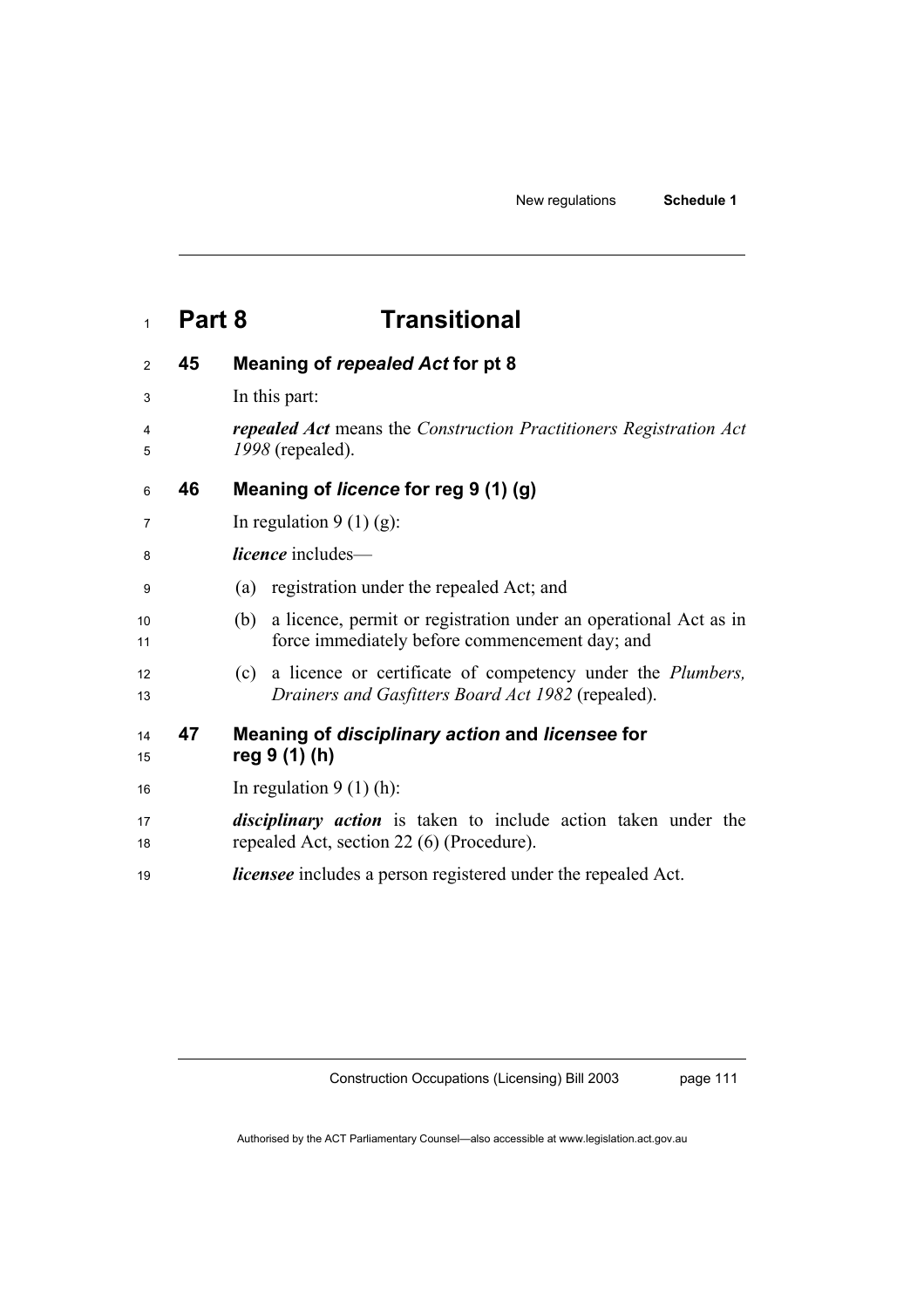# Part 8 Transitional

### 45 Meaning of *repealed Act* for pt 8

In this part:

***repealed Act*** means the *Construction Practitioners Registration Act 1998* (repealed).

### 46 Meaning of *licence* for reg 9 (1) (g)

In regulation 9 (1) (g):

***licence*** includes—

(a) registration under the repealed Act; and

(b) a licence, permit or registration under an operational Act as in force immediately before commencement day; and

(c) a licence or certificate of competency under the *Plumbers, Drainers and Gasfitters Board Act 1982* (repealed).

### 47 Meaning of *disciplinary action* and *licensee* for reg 9 (1) (h)

In regulation 9 (1) (h):

***disciplinary action*** is taken to include action taken under the repealed Act, section 22 (6) (Procedure).

***licensee*** includes a person registered under the repealed Act.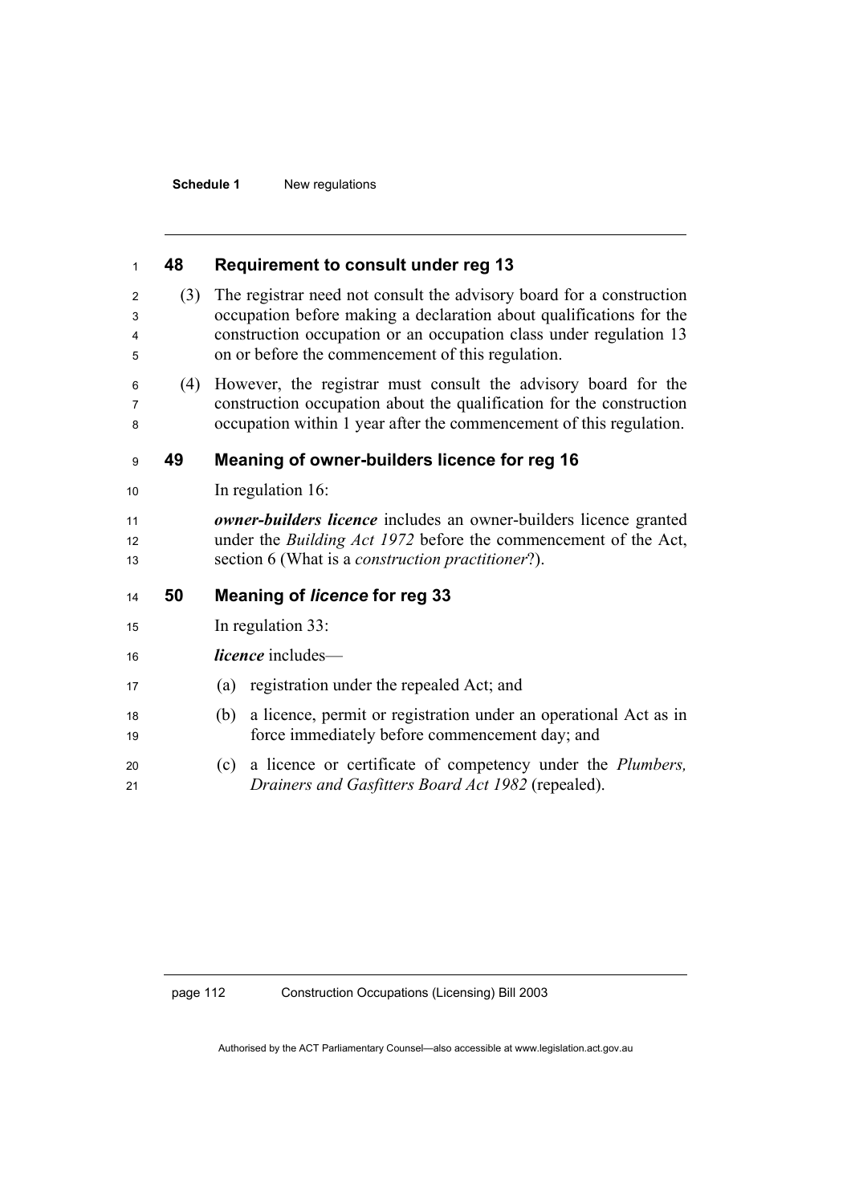### 48 Requirement to consult under reg 13

(3) The registrar need not consult the advisory board for a construction occupation before making a declaration about qualifications for the construction occupation or an occupation class under regulation 13 on or before the commencement of this regulation.

(4) However, the registrar must consult the advisory board for the construction occupation about the qualification for the construction occupation within 1 year after the commencement of this regulation.

### 49 Meaning of owner-builders licence for reg 16

In regulation 16:

***owner-builders licence*** includes an owner-builders licence granted under the *Building Act 1972* before the commencement of the Act, section 6 (What is a *construction practitioner*?).

### 50 Meaning of *licence* for reg 33

In regulation 33:

***licence*** includes—

(a) registration under the repealed Act; and

(b) a licence, permit or registration under an operational Act as in force immediately before commencement day; and

(c) a licence or certificate of competency under the *Plumbers, Drainers and Gasfitters Board Act 1982* (repealed).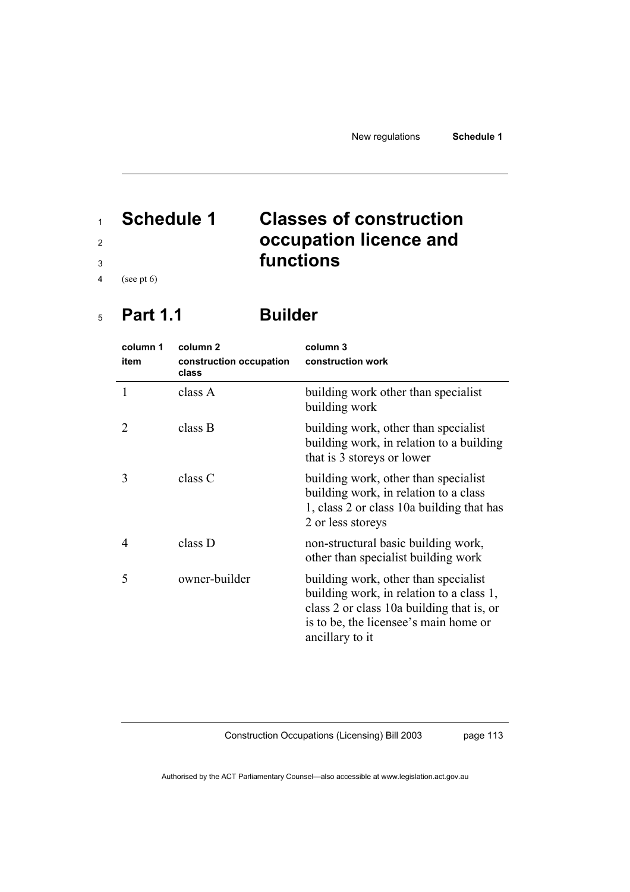# Schedule 1 Classes of construction occupation licence and functions

(see pt 6)

## Part 1.1 Builder

| column 1 item | column 2 construction occupation class | column 3 construction work |
|---|---|---|
| 1 | class A | building work other than specialist building work |
| 2 | class B | building work, other than specialist building work, in relation to a building that is 3 storeys or lower |
| 3 | class C | building work, other than specialist building work, in relation to a class 1, class 2 or class 10a building that has 2 or less storeys |
| 4 | class D | non-structural basic building work, other than specialist building work |
| 5 | owner-builder | building work, other than specialist building work, in relation to a class 1, class 2 or class 10a building that is, or is to be, the licensee's main home or ancillary to it |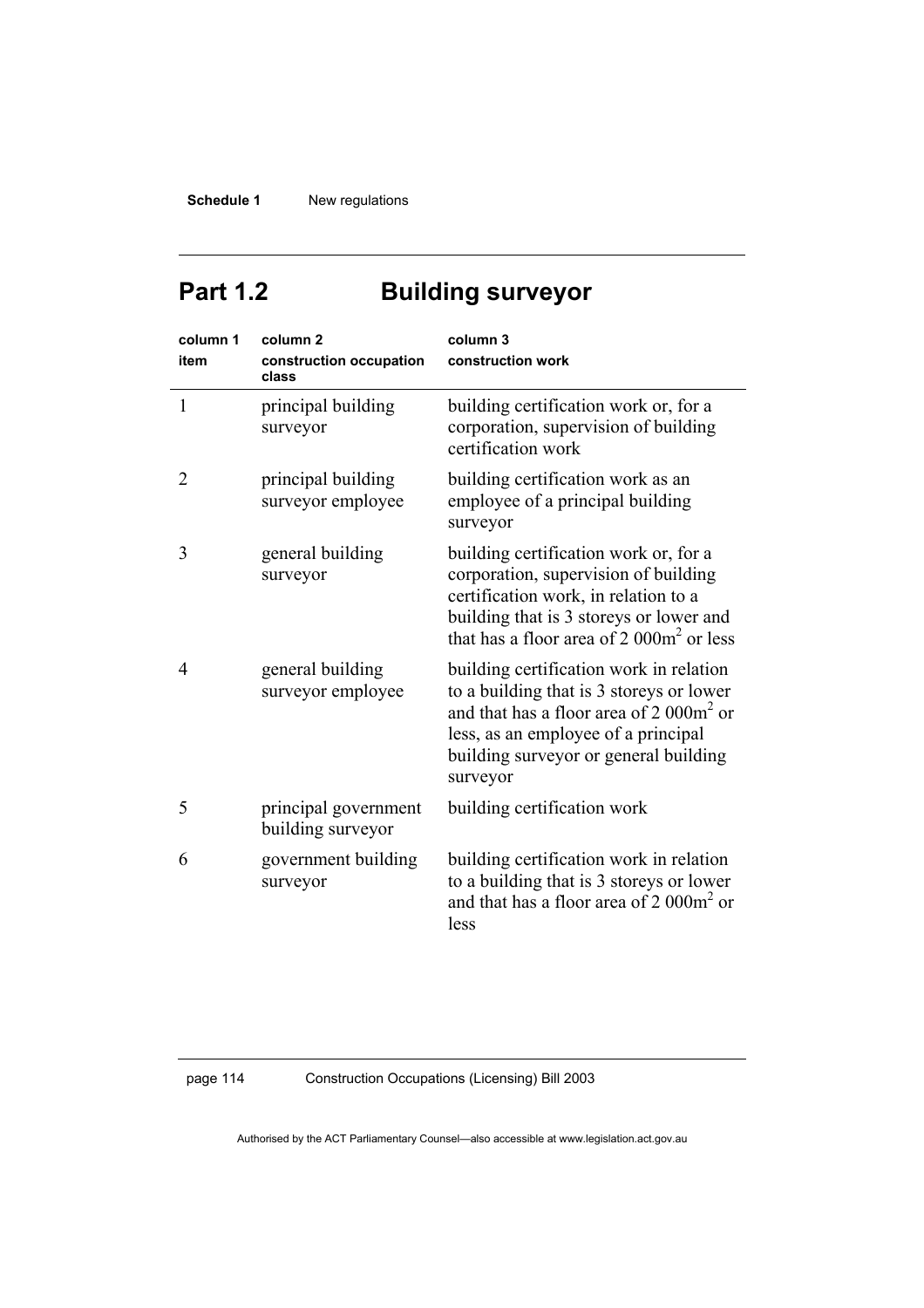# Part 1.2 Building surveyor

| column 1<br>item | column 2<br>construction occupation class | column 3<br>construction work |
|---|---|---|
| 1 | principal building surveyor | building certification work or, for a corporation, supervision of building certification work |
| 2 | principal building surveyor employee | building certification work as an employee of a principal building surveyor |
| 3 | general building surveyor | building certification work or, for a corporation, supervision of building certification work, in relation to a building that is 3 storeys or lower and that has a floor area of 2 000$m^2$ or less |
| 4 | general building surveyor employee | building certification work in relation to a building that is 3 storeys or lower and that has a floor area of 2 000$m^2$ or less, as an employee of a principal building surveyor or general building surveyor |
| 5 | principal government building surveyor | building certification work |
| 6 | government building surveyor | building certification work in relation to a building that is 3 storeys or lower and that has a floor area of 2 000$m^2$ or less |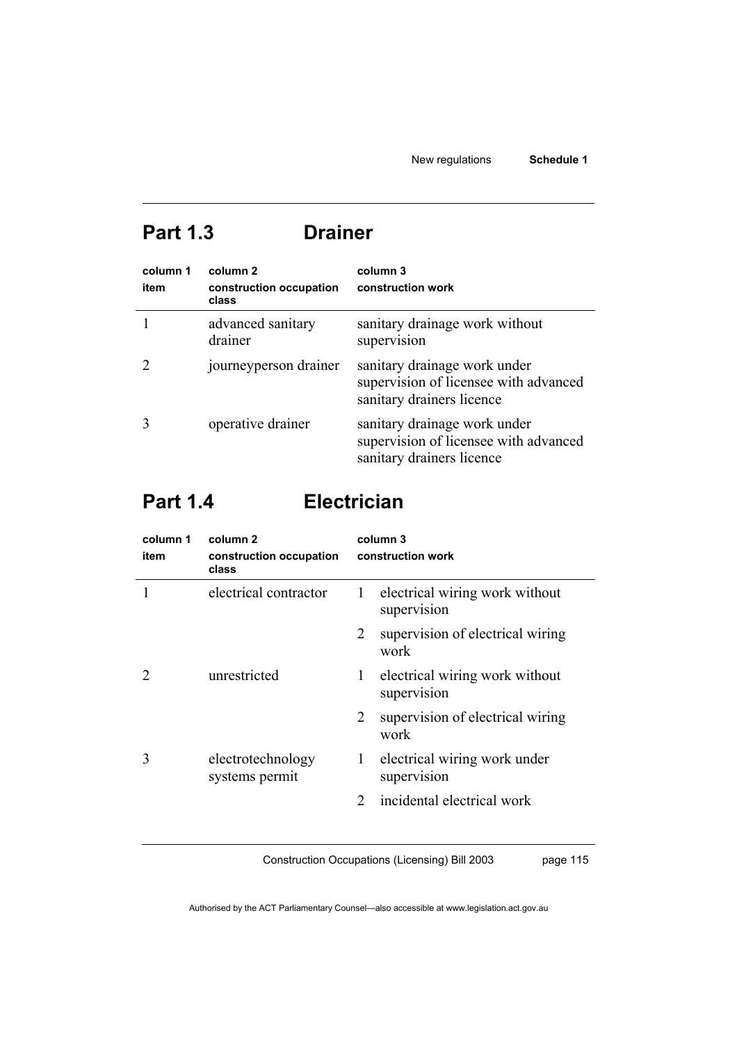## Part 1.3 Drainer

| column 1<br>item | column 2<br>construction occupation class | column 3<br>construction work |
|---|---|---|
| 1 | advanced sanitary drainer | sanitary drainage work without supervision |
| 2 | journeyperson drainer | sanitary drainage work under supervision of licensee with advanced sanitary drainers licence |
| 3 | operative drainer | sanitary drainage work under supervision of licensee with advanced sanitary drainers licence |

## Part 1.4 Electrician

| column 1<br>item | column 2<br>construction occupation class | column 3<br>construction work |
|---|---|---|
| 1 | electrical contractor | 1 electrical wiring work without supervision |
| | | 2 supervision of electrical wiring work |
| 2 | unrestricted | 1 electrical wiring work without supervision |
| | | 2 supervision of electrical wiring work |
| 3 | electrotechnology systems permit | 1 electrical wiring work under supervision |
| | | 2 incidental electrical work |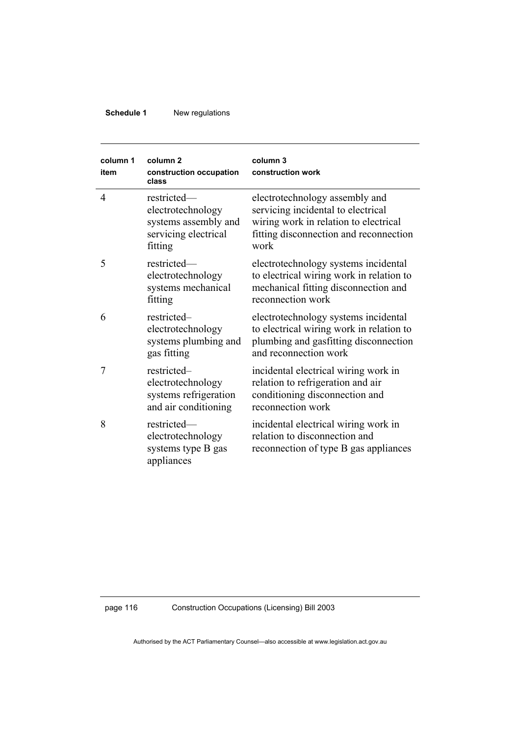| column 1 item | column 2 construction occupation class | column 3 construction work |
|---|---|---|
| 4 | restricted—electrotechnology systems assembly and servicing electrical fitting | electrotechnology assembly and servicing incidental to electrical wiring work in relation to electrical fitting disconnection and reconnection work |
| 5 | restricted—electrotechnology systems mechanical fitting | electrotechnology systems incidental to electrical wiring work in relation to mechanical fitting disconnection and reconnection work |
| 6 | restricted–electrotechnology systems plumbing and gas fitting | electrotechnology systems incidental to electrical wiring work in relation to plumbing and gasfitting disconnection and reconnection work |
| 7 | restricted–electrotechnology systems refrigeration and air conditioning | incidental electrical wiring work in relation to refrigeration and air conditioning disconnection and reconnection work |
| 8 | restricted—electrotechnology systems type B gas appliances | incidental electrical wiring work in relation to disconnection and reconnection of type B gas appliances |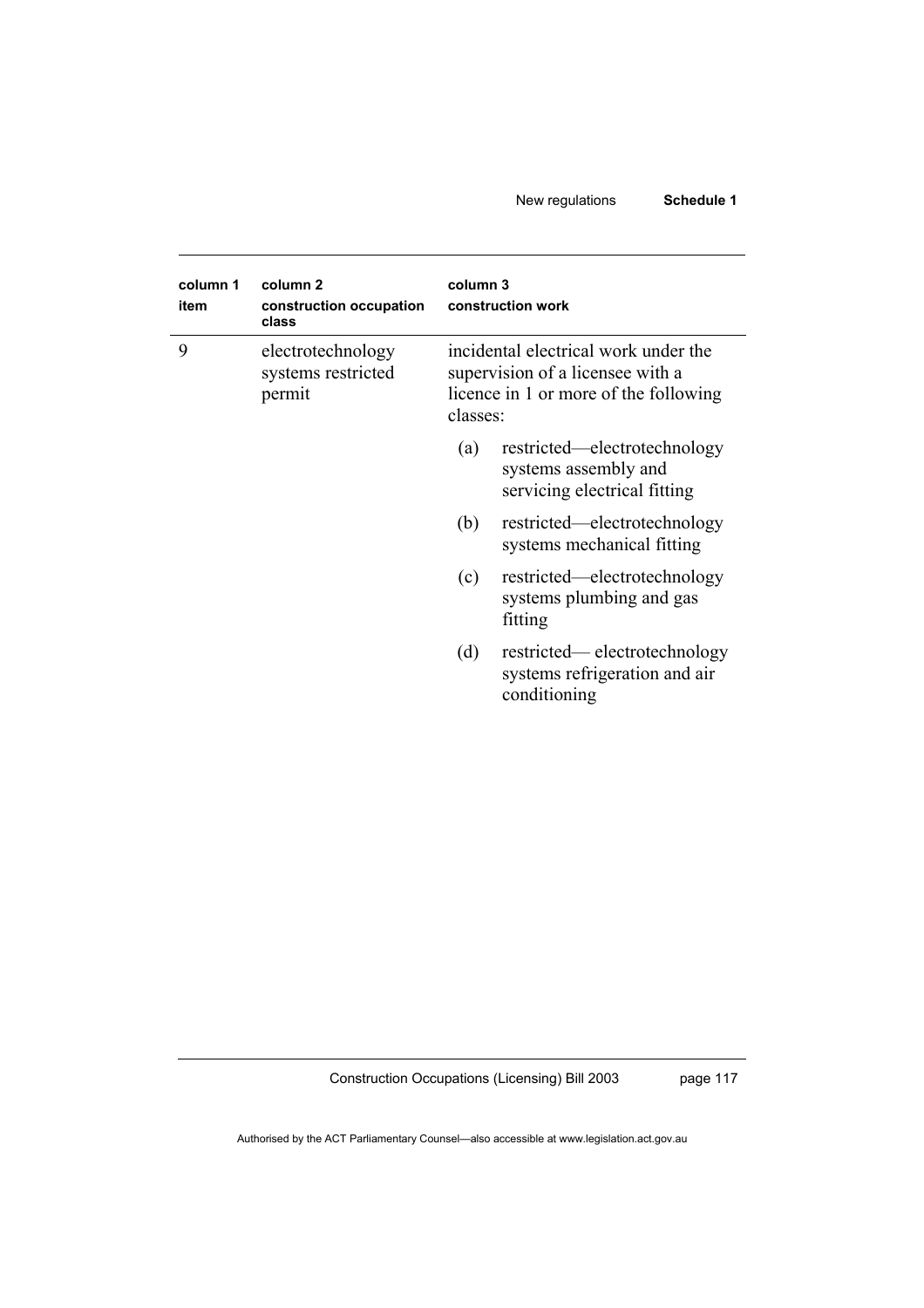| column 1 item | column 2 construction occupation class | column 3 construction work |
| --- | --- | --- |
| 9 | electrotechnology systems restricted permit | incidental electrical work under the supervision of a licensee with a licence in 1 or more of the following classes:<br>(a) restricted—electrotechnology systems assembly and servicing electrical fitting<br>(b) restricted—electrotechnology systems mechanical fitting<br>(c) restricted—electrotechnology systems plumbing and gas fitting<br>(d) restricted— electrotechnology systems refrigeration and air conditioning |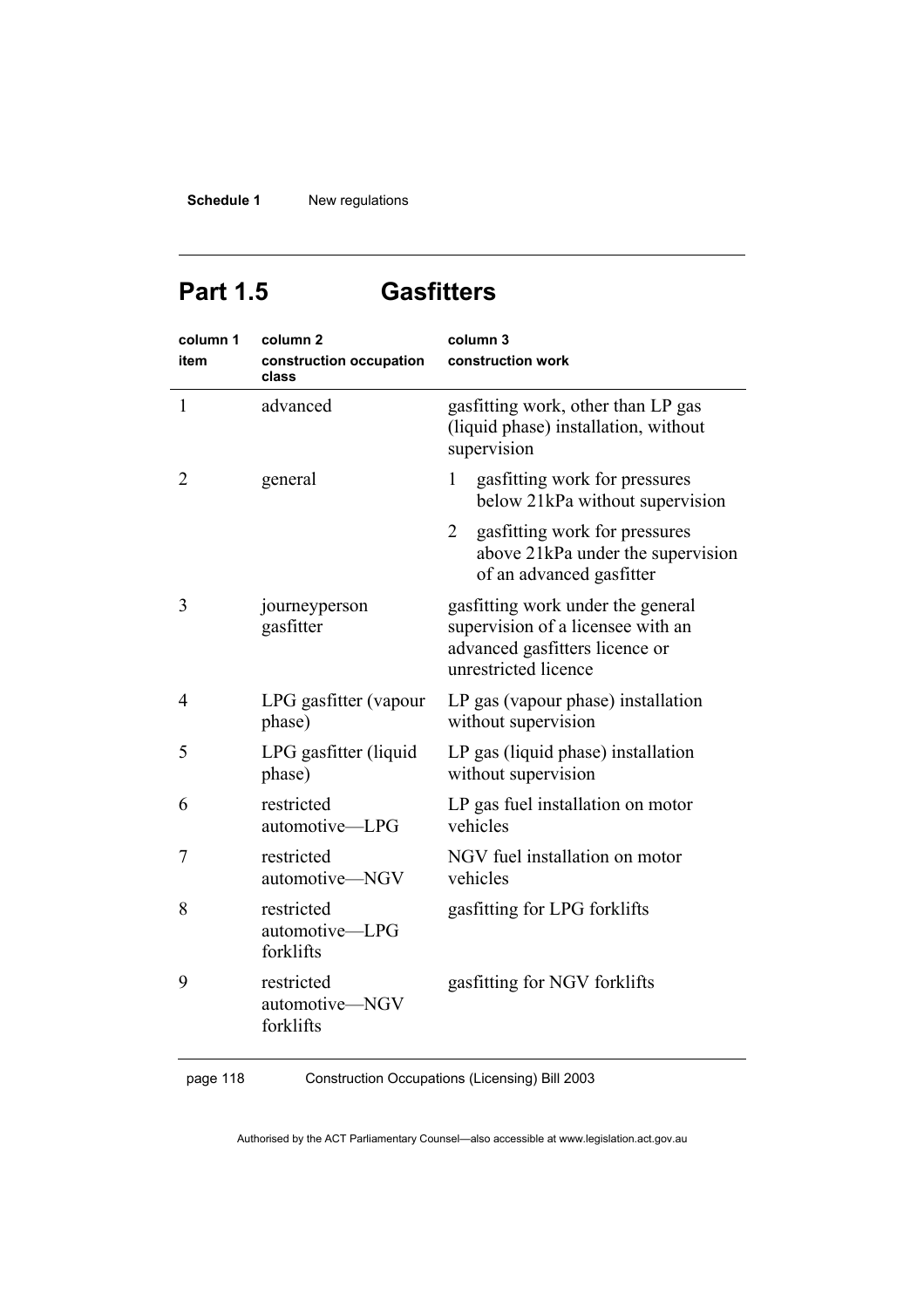## Part 1.5 Gasfitters

| column 1<br>item | column 2<br>construction occupation class | column 3<br>construction work |
|---|---|---|
| 1 | advanced | gasfitting work, other than LP gas (liquid phase) installation, without supervision |
| 2 | general | 1 gasfitting work for pressures below 21kPa without supervision<br>2 gasfitting work for pressures above 21kPa under the supervision of an advanced gasfitter |
| 3 | journeyperson gasfitter | gasfitting work under the general supervision of a licensee with an advanced gasfitters licence or unrestricted licence |
| 4 | LPG gasfitter (vapour phase) | LP gas (vapour phase) installation without supervision |
| 5 | LPG gasfitter (liquid phase) | LP gas (liquid phase) installation without supervision |
| 6 | restricted automotive—LPG | LP gas fuel installation on motor vehicles |
| 7 | restricted automotive—NGV | NGV fuel installation on motor vehicles |
| 8 | restricted automotive—LPG forklifts | gasfitting for LPG forklifts |
| 9 | restricted automotive—NGV forklifts | gasfitting for NGV forklifts |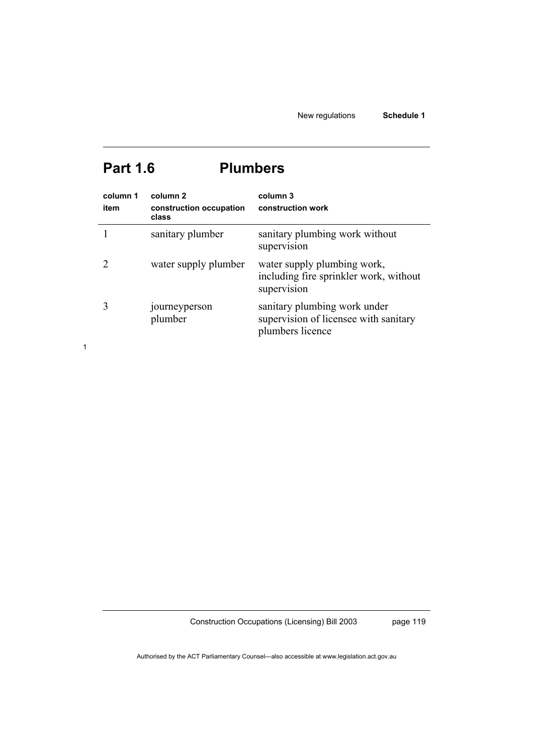## Part 1.6 Plumbers

| column 1<br>item | column 2<br>construction occupation class | column 3<br>construction work |
|---|---|---|
| 1 | sanitary plumber | sanitary plumbing work without supervision |
| 2 | water supply plumber | water supply plumbing work, including fire sprinkler work, without supervision |
| 3 | journeyperson plumber | sanitary plumbing work under supervision of licensee with sanitary plumbers licence |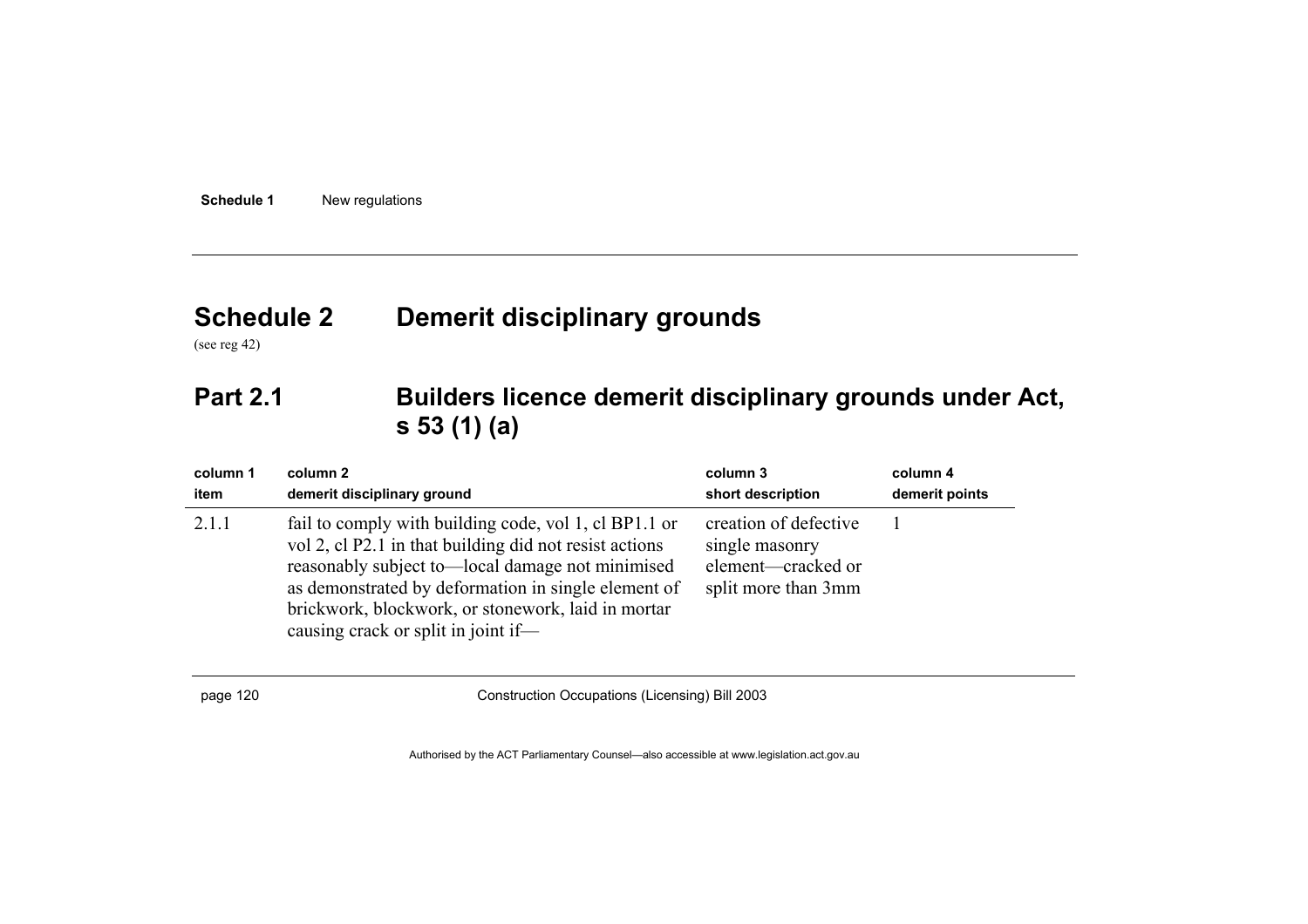# Schedule 2 Demerit disciplinary grounds

(see reg 42)

## Part 2.1 Builders licence demerit disciplinary grounds under Act, s 53 (1) (a)

| column 1<br>item | column 2<br>demerit disciplinary ground | column 3<br>short description | column 4<br>demerit points |
|---|---|---|---|
| 2.1.1 | fail to comply with building code, vol 1, cl BP1.1 or vol 2, cl P2.1 in that building did not resist actions reasonably subject to—local damage not minimised as demonstrated by deformation in single element of brickwork, blockwork, or stonework, laid in mortar causing crack or split in joint if— | creation of defective single masonry element—cracked or split more than 3mm | 1 |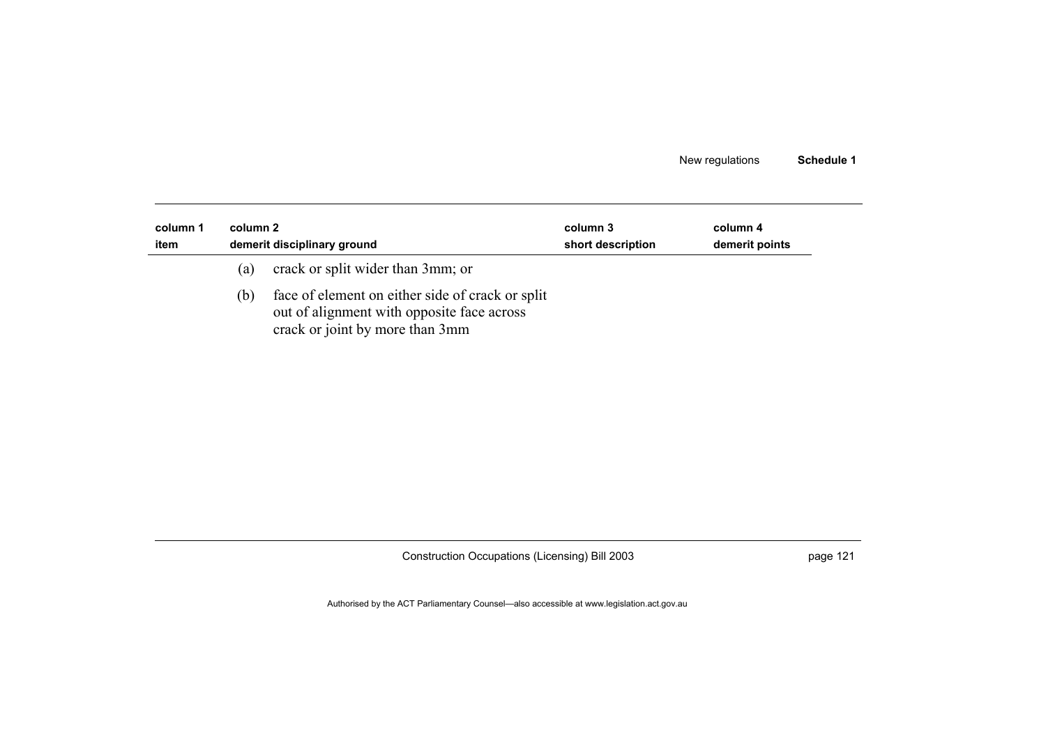| column 1 item | column 2 demerit disciplinary ground | column 3 short description | column 4 demerit points |
|---|---|---|---|
| | (a) crack or split wider than 3mm; or | | |
| | (b) face of element on either side of crack or split out of alignment with opposite face across crack or joint by more than 3mm | | |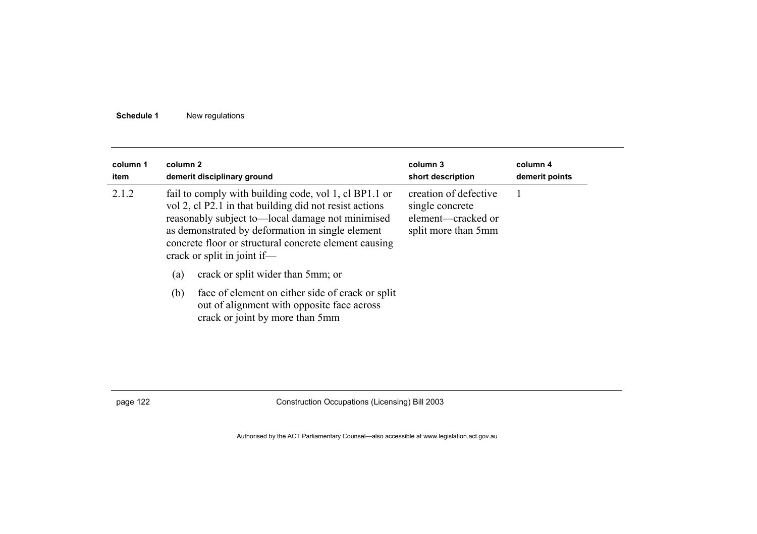| column 1 item | column 2 demerit disciplinary ground | column 3 short description | column 4 demerit points |
|---|---|---|---|
| 2.1.2 | fail to comply with building code, vol 1, cl BP1.1 or vol 2, cl P2.1 in that building did not resist actions reasonably subject to—local damage not minimised as demonstrated by deformation in single element concrete floor or structural concrete element causing crack or split in joint if—<br>(a) crack or split wider than 5mm; or<br>(b) face of element on either side of crack or split out of alignment with opposite face across crack or joint by more than 5mm | creation of defective single concrete element—cracked or split more than 5mm | 1 |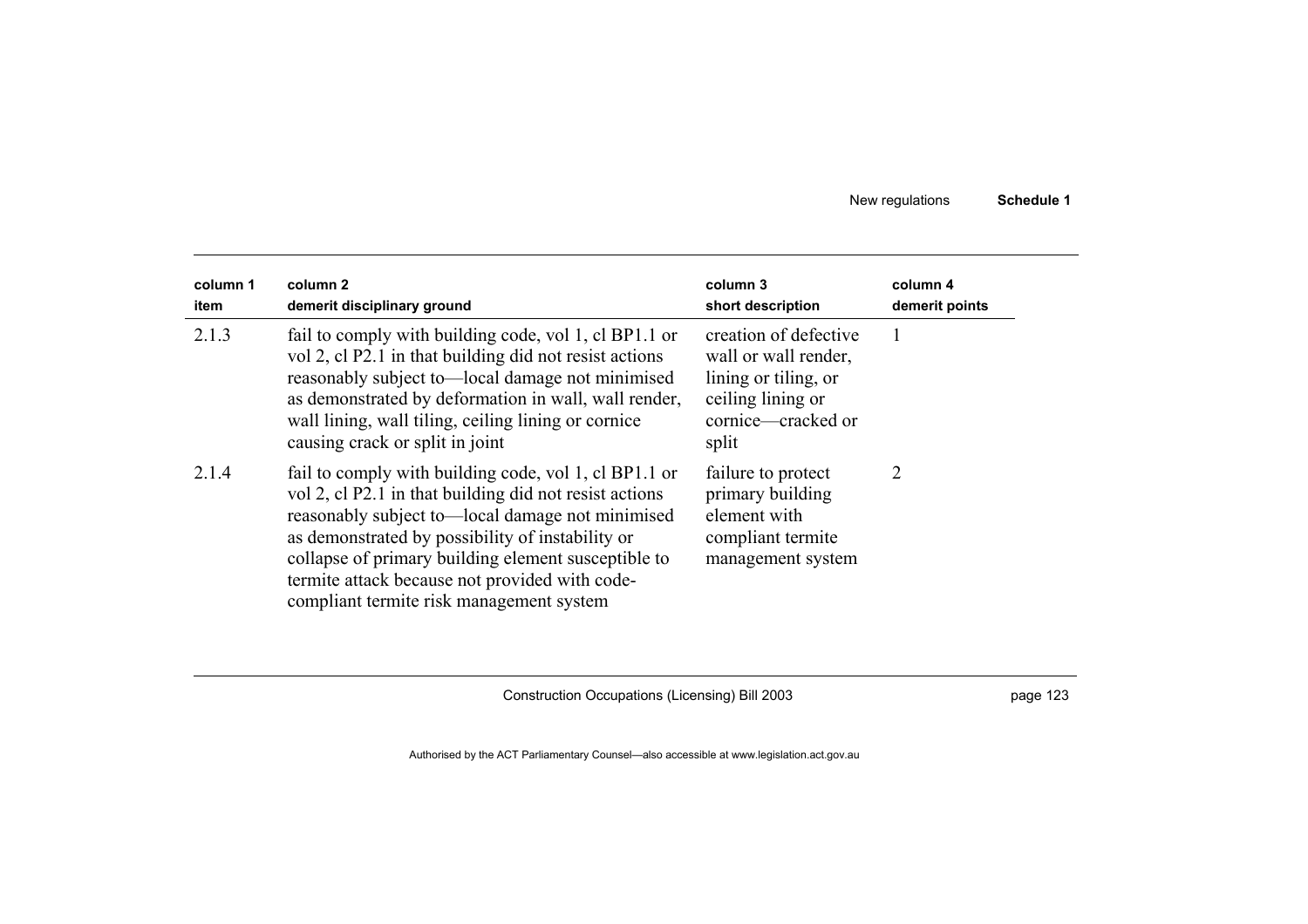| column 1 item | column 2 demerit disciplinary ground | column 3 short description | column 4 demerit points |
|---|---|---|---|
| 2.1.3 | fail to comply with building code, vol 1, cl BP1.1 or vol 2, cl P2.1 in that building did not resist actions reasonably subject to—local damage not minimised as demonstrated by deformation in wall, wall render, wall lining, wall tiling, ceiling lining or cornice causing crack or split in joint | creation of defective wall or wall render, lining or tiling, or ceiling lining or cornice—cracked or split | 1 |
| 2.1.4 | fail to comply with building code, vol 1, cl BP1.1 or vol 2, cl P2.1 in that building did not resist actions reasonably subject to—local damage not minimised as demonstrated by possibility of instability or collapse of primary building element susceptible to termite attack because not provided with code-compliant termite risk management system | failure to protect primary building element with compliant termite management system | 2 |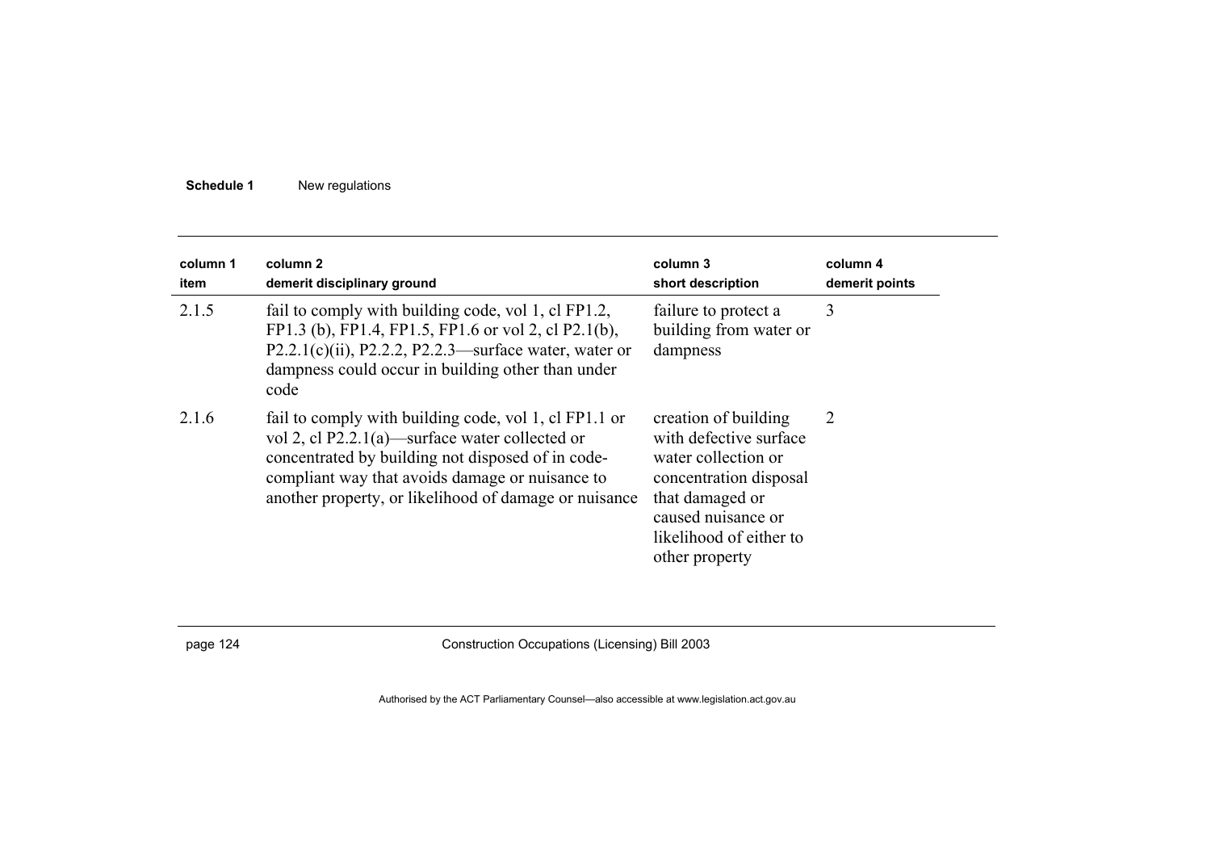| column 1 item | column 2 demerit disciplinary ground | column 3 short description | column 4 demerit points |
|---|---|---|---|
| 2.1.5 | fail to comply with building code, vol 1, cl FP1.2, FP1.3 (b), FP1.4, FP1.5, FP1.6 or vol 2, cl P2.1(b), P2.2.1(c)(ii), P2.2.2, P2.2.3—surface water, water or dampness could occur in building other than under code | failure to protect a building from water or dampness | 3 |
| 2.1.6 | fail to comply with building code, vol 1, cl FP1.1 or vol 2, cl P2.2.1(a)—surface water collected or concentrated by building not disposed of in code-compliant way that avoids damage or nuisance to another property, or likelihood of damage or nuisance | creation of building with defective surface water collection or concentration disposal that damaged or caused nuisance or likelihood of either to other property | 2 |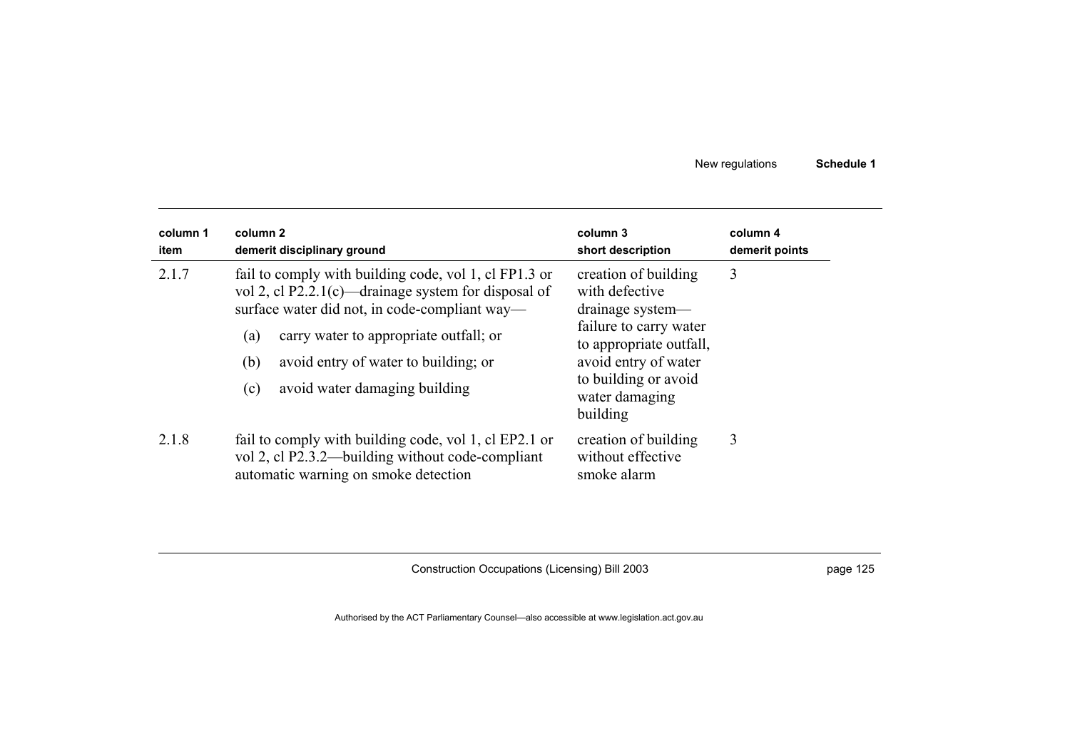| column 1 item | column 2 demerit disciplinary ground | column 3 short description | column 4 demerit points |
| --- | --- | --- | --- |
| 2.1.7 | fail to comply with building code, vol 1, cl FP1.3 or vol 2, cl P2.2.1(c)—drainage system for disposal of surface water did not, in code-compliant way—<br>(a) carry water to appropriate outfall; or<br>(b) avoid entry of water to building; or<br>(c) avoid water damaging building | creation of building with defective drainage system—failure to carry water to appropriate outfall, avoid entry of water to building or avoid water damaging building | 3 |
| 2.1.8 | fail to comply with building code, vol 1, cl EP2.1 or vol 2, cl P2.3.2—building without code-compliant automatic warning on smoke detection | creation of building without effective smoke alarm | 3 |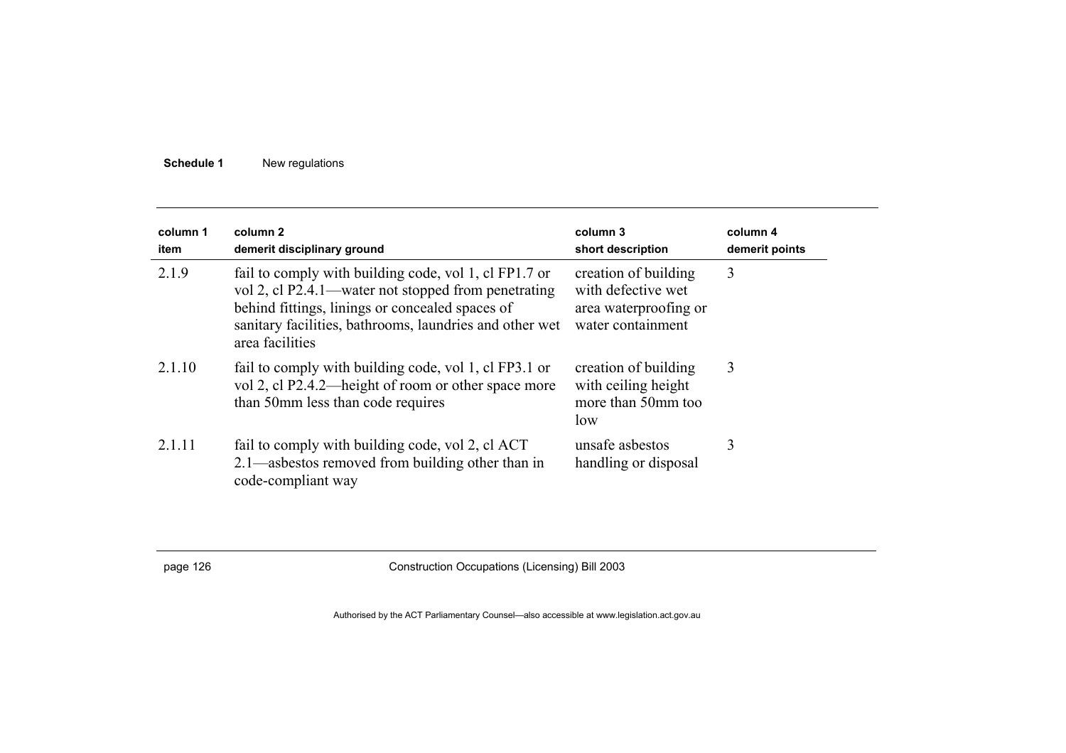| column 1<br>item | column 2<br>demerit disciplinary ground | column 3<br>short description | column 4<br>demerit points |
|---|---|---|---|
| 2.1.9 | fail to comply with building code, vol 1, cl FP1.7 or vol 2, cl P2.4.1—water not stopped from penetrating behind fittings, linings or concealed spaces of sanitary facilities, bathrooms, laundries and other wet area facilities | creation of building with defective wet area waterproofing or water containment | 3 |
| 2.1.10 | fail to comply with building code, vol 1, cl FP3.1 or vol 2, cl P2.4.2—height of room or other space more than 50mm less than code requires | creation of building with ceiling height more than 50mm too low | 3 |
| 2.1.11 | fail to comply with building code, vol 2, cl ACT 2.1—asbestos removed from building other than in code-compliant way | unsafe asbestos handling or disposal | 3 |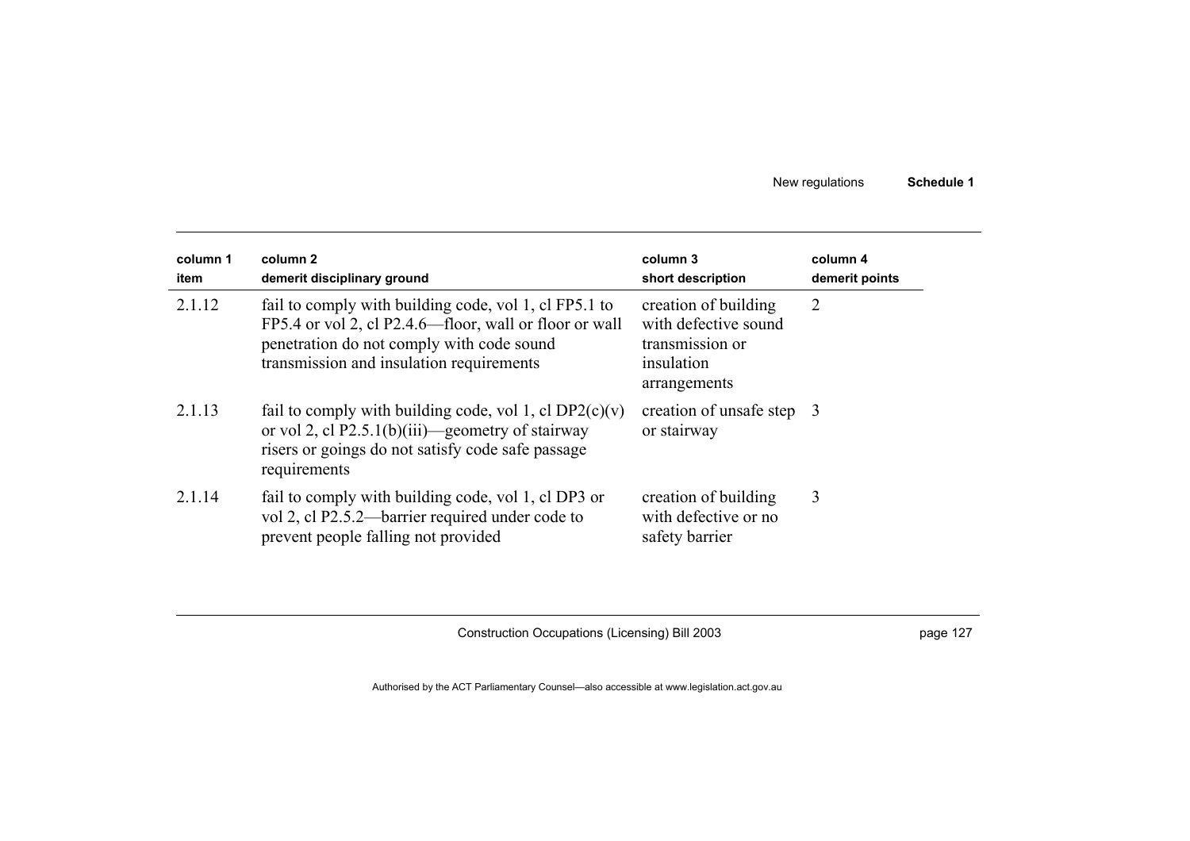| column 1 item | column 2 demerit disciplinary ground | column 3 short description | column 4 demerit points |
|---|---|---|---|
| 2.1.12 | fail to comply with building code, vol 1, cl FP5.1 to FP5.4 or vol 2, cl P2.4.6—floor, wall or floor or wall penetration do not comply with code sound transmission and insulation requirements | creation of building with defective sound transmission or insulation arrangements | 2 |
| 2.1.13 | fail to comply with building code, vol 1, cl DP2(c)(v) or vol 2, cl P2.5.1(b)(iii)—geometry of stairway risers or goings do not satisfy code safe passage requirements | creation of unsafe step or stairway | 3 |
| 2.1.14 | fail to comply with building code, vol 1, cl DP3 or vol 2, cl P2.5.2—barrier required under code to prevent people falling not provided | creation of building with defective or no safety barrier | 3 |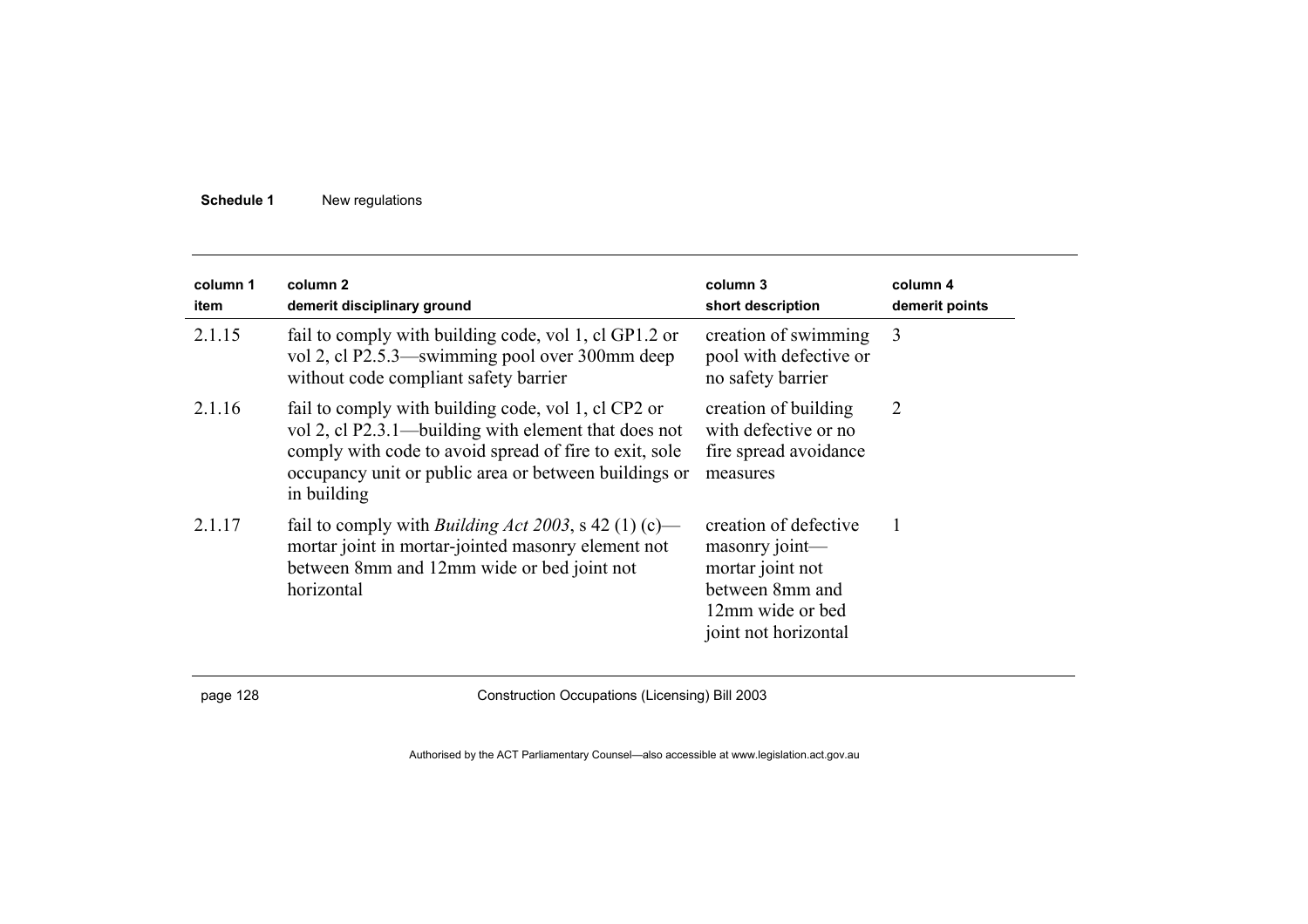| column 1<br>item | column 2<br>demerit disciplinary ground | column 3<br>short description | column 4<br>demerit points |
|---|---|---|---|
| 2.1.15 | fail to comply with building code, vol 1, cl GP1.2 or vol 2, cl P2.5.3—swimming pool over 300mm deep without code compliant safety barrier | creation of swimming pool with defective or no safety barrier | 3 |
| 2.1.16 | fail to comply with building code, vol 1, cl CP2 or vol 2, cl P2.3.1—building with element that does not comply with code to avoid spread of fire to exit, sole occupancy unit or public area or between buildings or in building | creation of building with defective or no fire spread avoidance measures | 2 |
| 2.1.17 | fail to comply with *Building Act 2003*, s 42 (1) (c)—mortar joint in mortar-jointed masonry element not between 8mm and 12mm wide or bed joint not horizontal | creation of defective masonry joint—mortar joint not between 8mm and 12mm wide or bed joint not horizontal | 1 |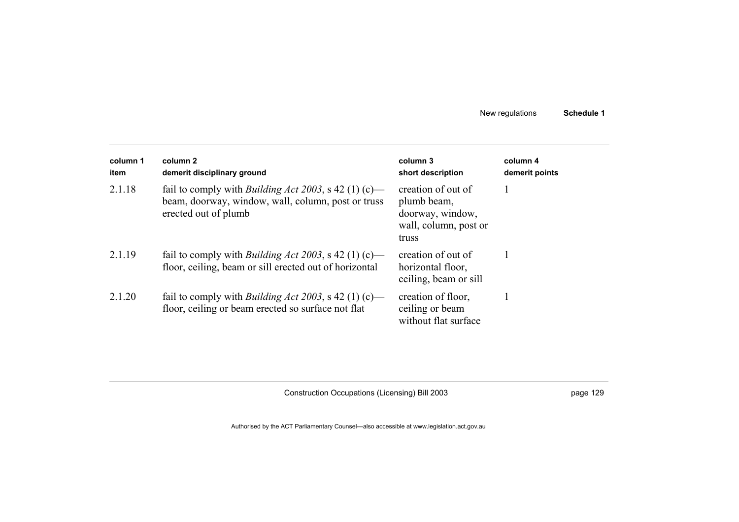| column 1<br>item | column 2<br>demerit disciplinary ground | column 3<br>short description | column 4<br>demerit points |
|---|---|---|---|
| 2.1.18 | fail to comply with *Building Act 2003*, s 42 (1) (c)—beam, doorway, window, wall, column, post or truss erected out of plumb | creation of out of plumb beam, doorway, window, wall, column, post or truss | 1 |
| 2.1.19 | fail to comply with *Building Act 2003*, s 42 (1) (c)—floor, ceiling, beam or sill erected out of horizontal | creation of out of horizontal floor, ceiling, beam or sill | 1 |
| 2.1.20 | fail to comply with *Building Act 2003*, s 42 (1) (c)—floor, ceiling or beam erected so surface not flat | creation of floor, ceiling or beam without flat surface | 1 |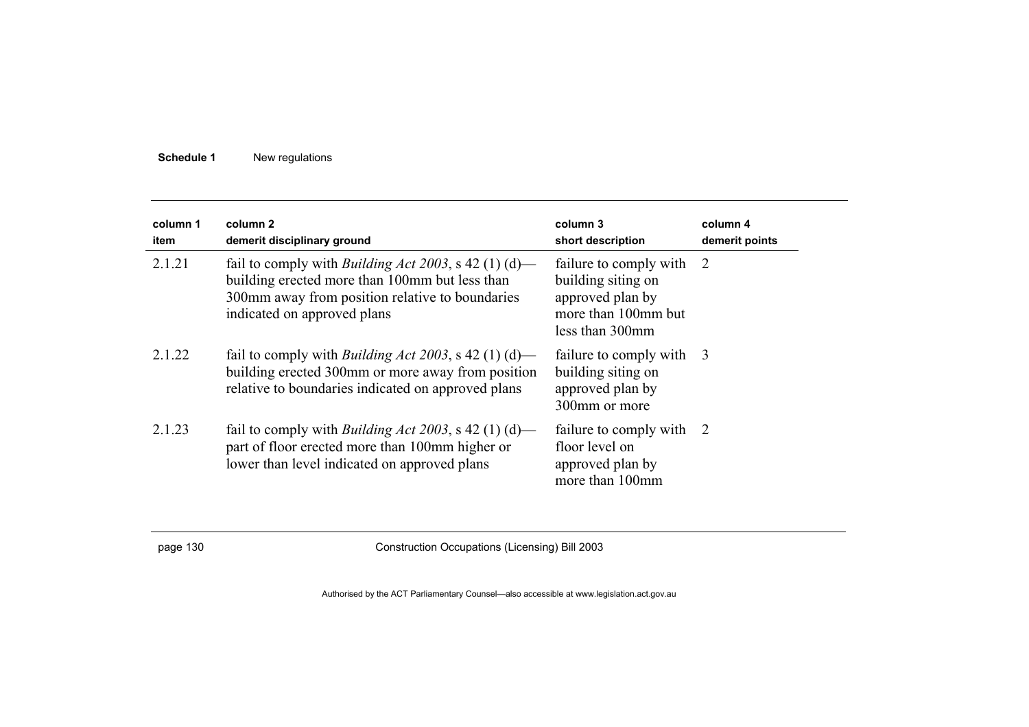| column 1<br>item | column 2<br>demerit disciplinary ground | column 3<br>short description | column 4<br>demerit points |
|---|---|---|---|
| 2.1.21 | fail to comply with *Building Act 2003*, s 42 (1) (d)—building erected more than 100mm but less than 300mm away from position relative to boundaries indicated on approved plans | failure to comply with building siting on approved plan by more than 100mm but less than 300mm | 2 |
| 2.1.22 | fail to comply with *Building Act 2003*, s 42 (1) (d)—building erected 300mm or more away from position relative to boundaries indicated on approved plans | failure to comply with building siting on approved plan by 300mm or more | 3 |
| 2.1.23 | fail to comply with *Building Act 2003*, s 42 (1) (d)—part of floor erected more than 100mm higher or lower than level indicated on approved plans | failure to comply with floor level on approved plan by more than 100mm | 2 |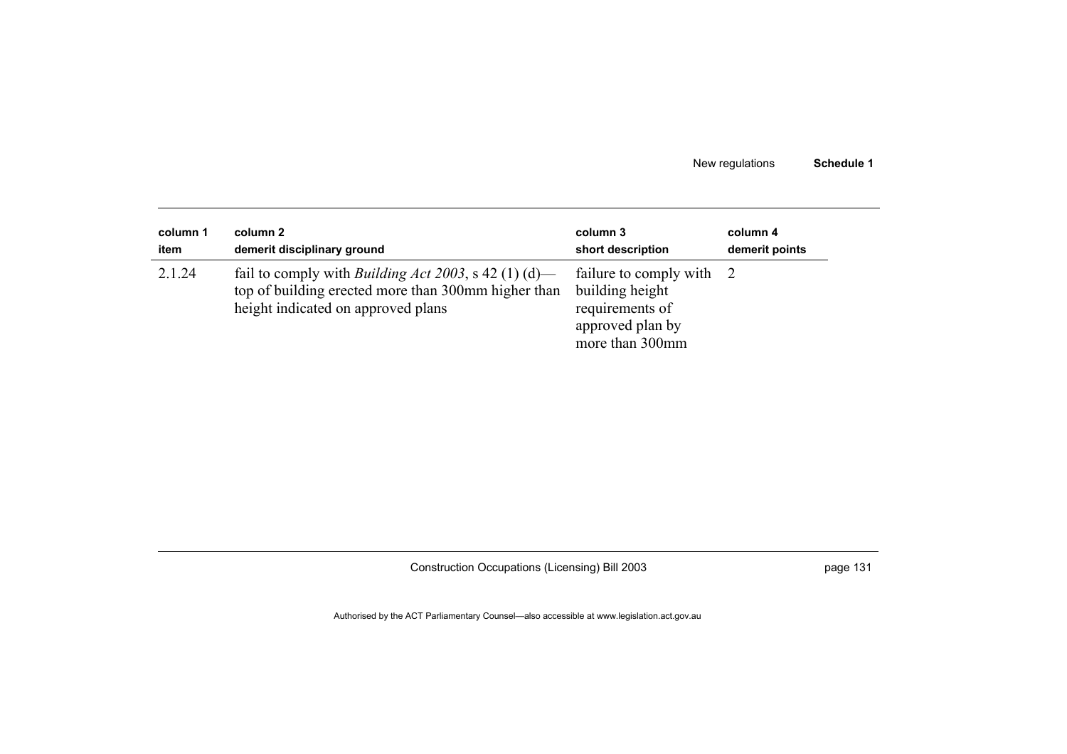| column 1<br>item | column 2<br>demerit disciplinary ground | column 3<br>short description | column 4<br>demerit points |
|---|---|---|---|
| 2.1.24 | fail to comply with *Building Act 2003*, s 42 (1) (d)—top of building erected more than 300mm higher than height indicated on approved plans | failure to comply with building height requirements of approved plan by more than 300mm | 2 |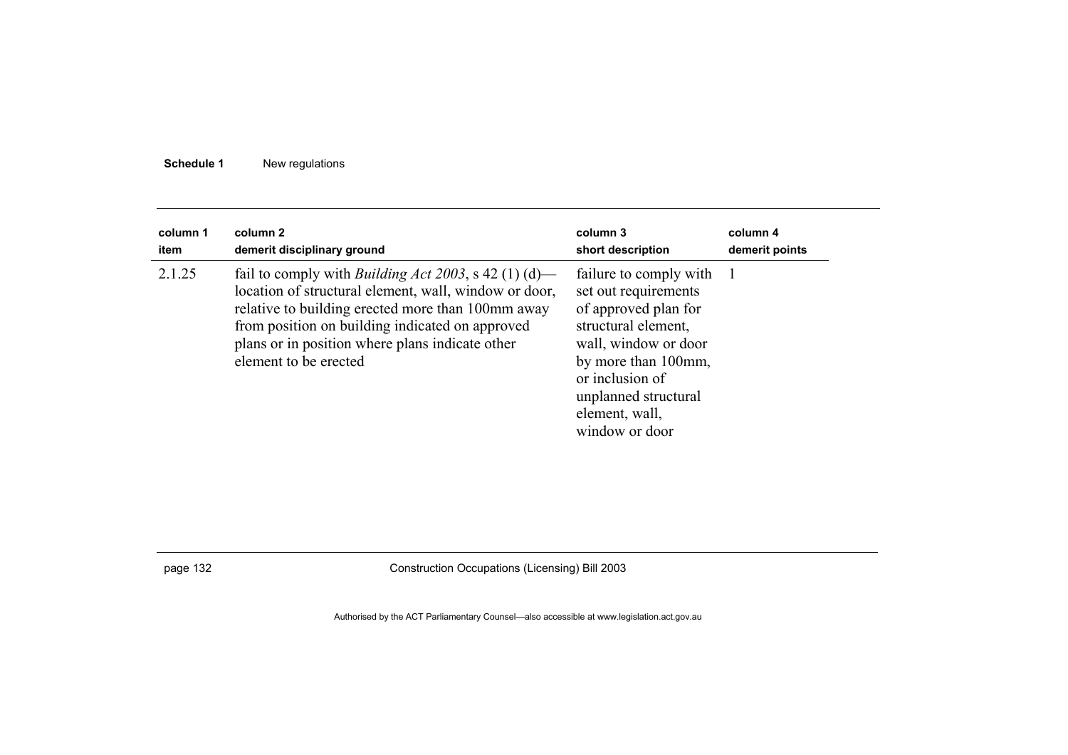| column 1 item | column 2 demerit disciplinary ground | column 3 short description | column 4 demerit points |
|---|---|---|---|
| 2.1.25 | fail to comply with *Building Act 2003*, s 42 (1) (d)—location of structural element, wall, window or door, relative to building erected more than 100mm away from position on building indicated on approved plans or in position where plans indicate other element to be erected | failure to comply with set out requirements of approved plan for structural element, wall, window or door by more than 100mm, or inclusion of unplanned structural element, wall, window or door | 1 |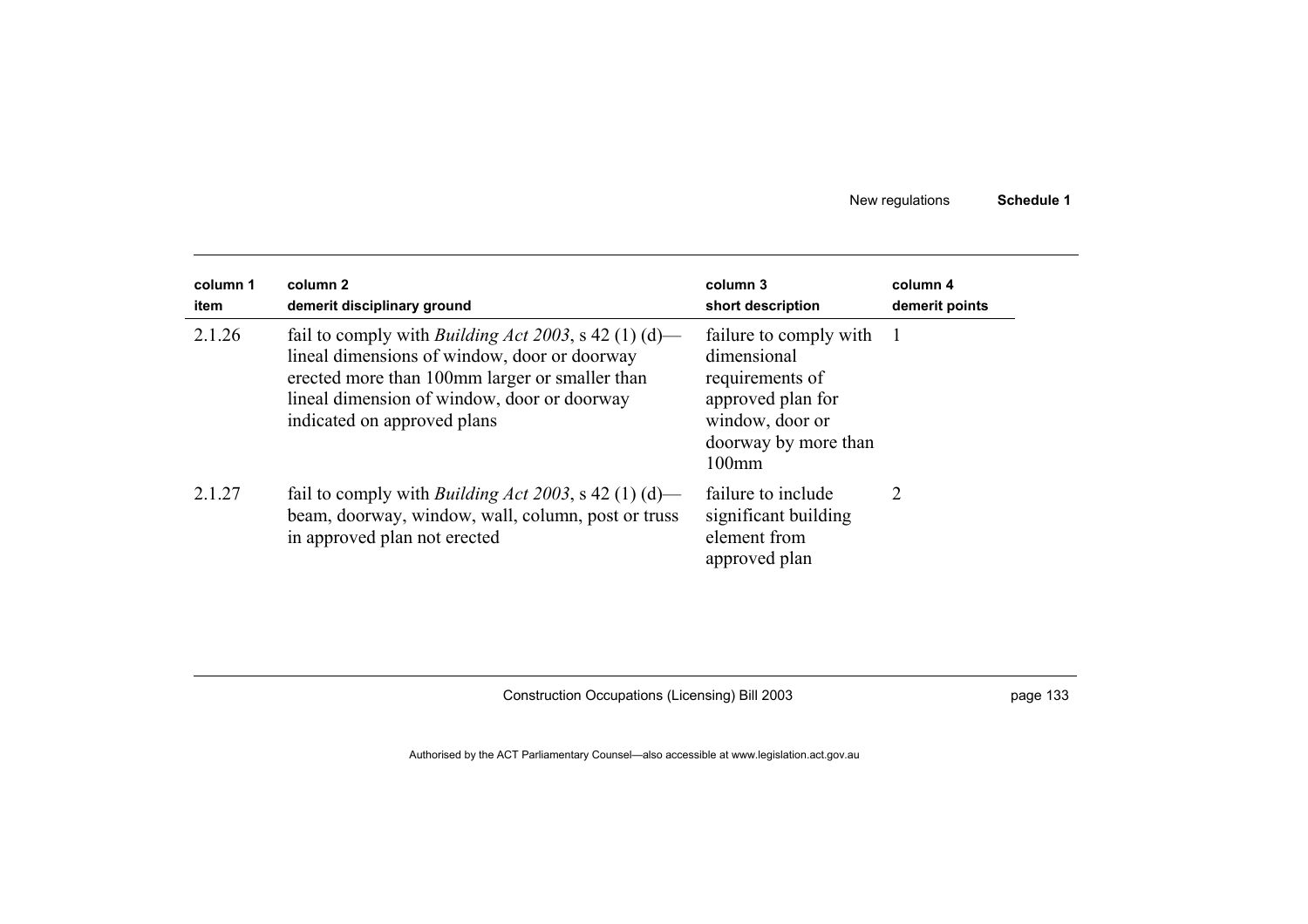| column 1 item | column 2 demerit disciplinary ground | column 3 short description | column 4 demerit points |
|---|---|---|---|
| 2.1.26 | fail to comply with *Building Act 2003*, s 42 (1) (d)—lineal dimensions of window, door or doorway erected more than 100mm larger or smaller than lineal dimension of window, door or doorway indicated on approved plans | failure to comply with dimensional requirements of approved plan for window, door or doorway by more than 100mm | 1 |
| 2.1.27 | fail to comply with *Building Act 2003*, s 42 (1) (d)—beam, doorway, window, wall, column, post or truss in approved plan not erected | failure to include significant building element from approved plan | 2 |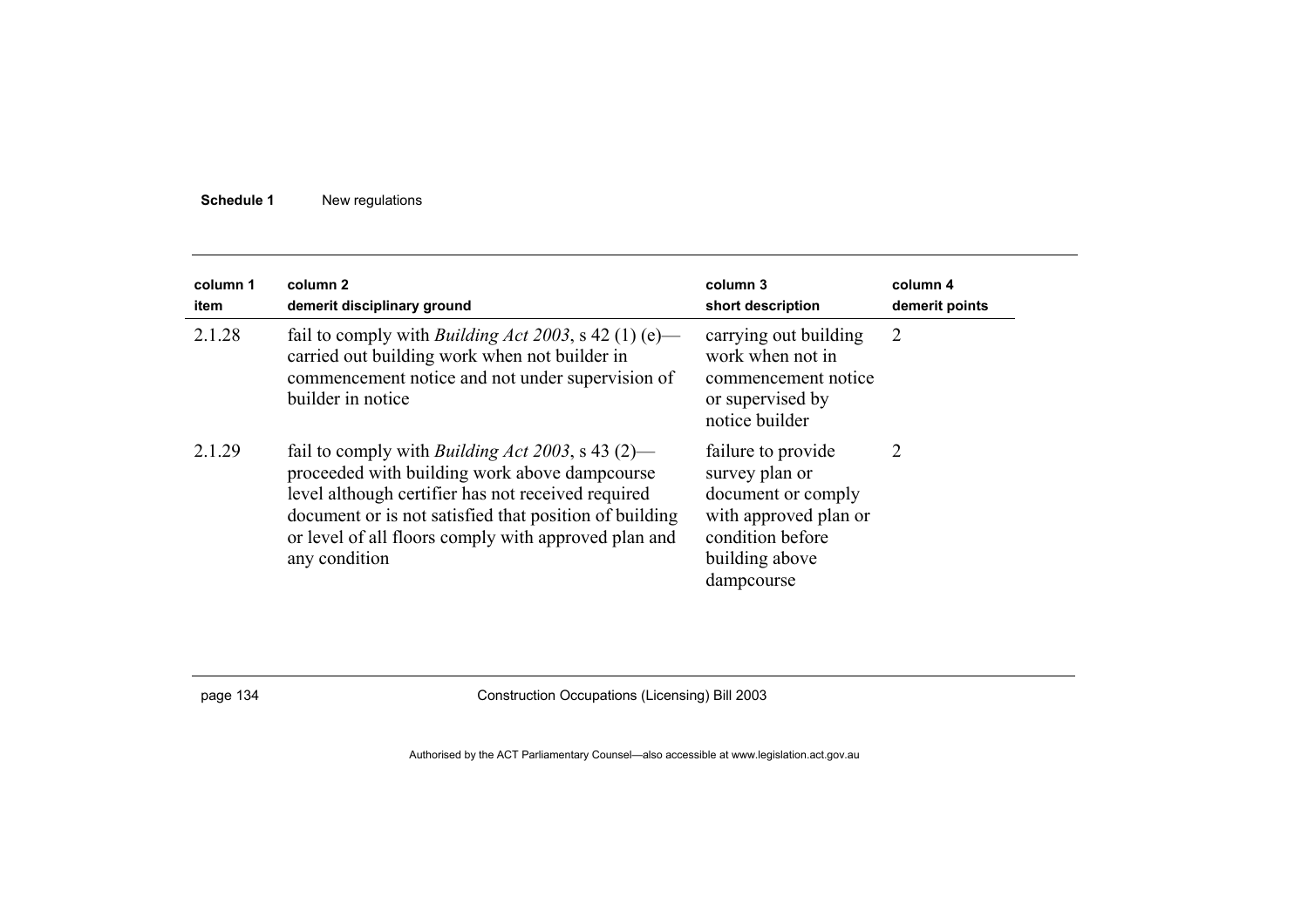| column 1 item | column 2 demerit disciplinary ground | column 3 short description | column 4 demerit points |
|---|---|---|---|
| 2.1.28 | fail to comply with *Building Act 2003*, s 42 (1) (e)—carried out building work when not builder in commencement notice and not under supervision of builder in notice | carrying out building work when not in commencement notice or supervised by notice builder | 2 |
| 2.1.29 | fail to comply with *Building Act 2003*, s 43 (2)—proceeded with building work above dampcourse level although certifier has not received required document or is not satisfied that position of building or level of all floors comply with approved plan and any condition | failure to provide survey plan or document or comply with approved plan or condition before building above dampcourse | 2 |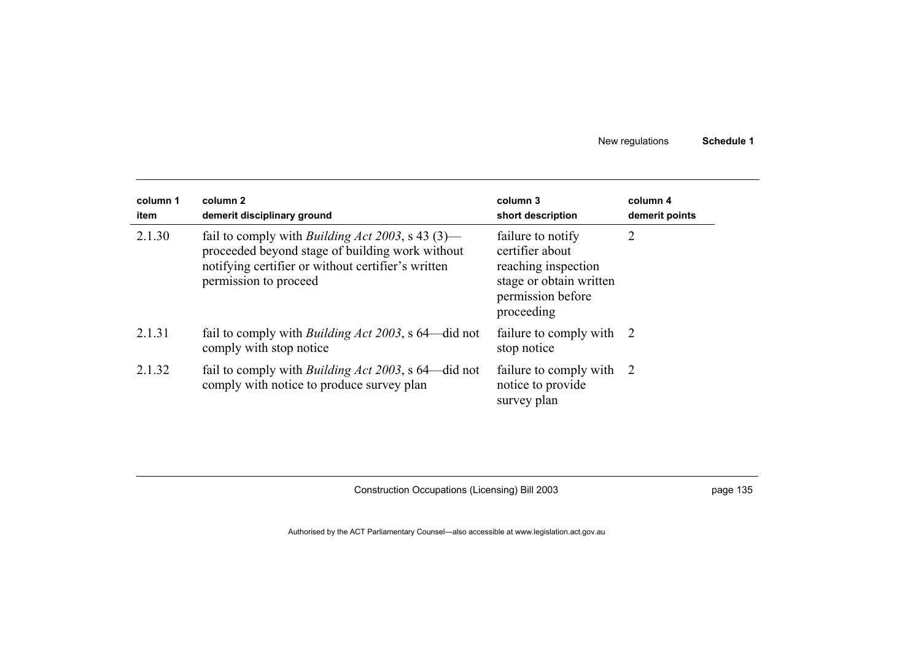| column 1 item | column 2 demerit disciplinary ground | column 3 short description | column 4 demerit points |
|---|---|---|---|
| 2.1.30 | fail to comply with *Building Act 2003*, s 43 (3)—proceeded beyond stage of building work without notifying certifier or without certifier's written permission to proceed | failure to notify certifier about reaching inspection stage or obtain written permission before proceeding | 2 |
| 2.1.31 | fail to comply with *Building Act 2003*, s 64—did not comply with stop notice | failure to comply with stop notice | 2 |
| 2.1.32 | fail to comply with *Building Act 2003*, s 64—did not comply with notice to produce survey plan | failure to comply with notice to provide survey plan | 2 |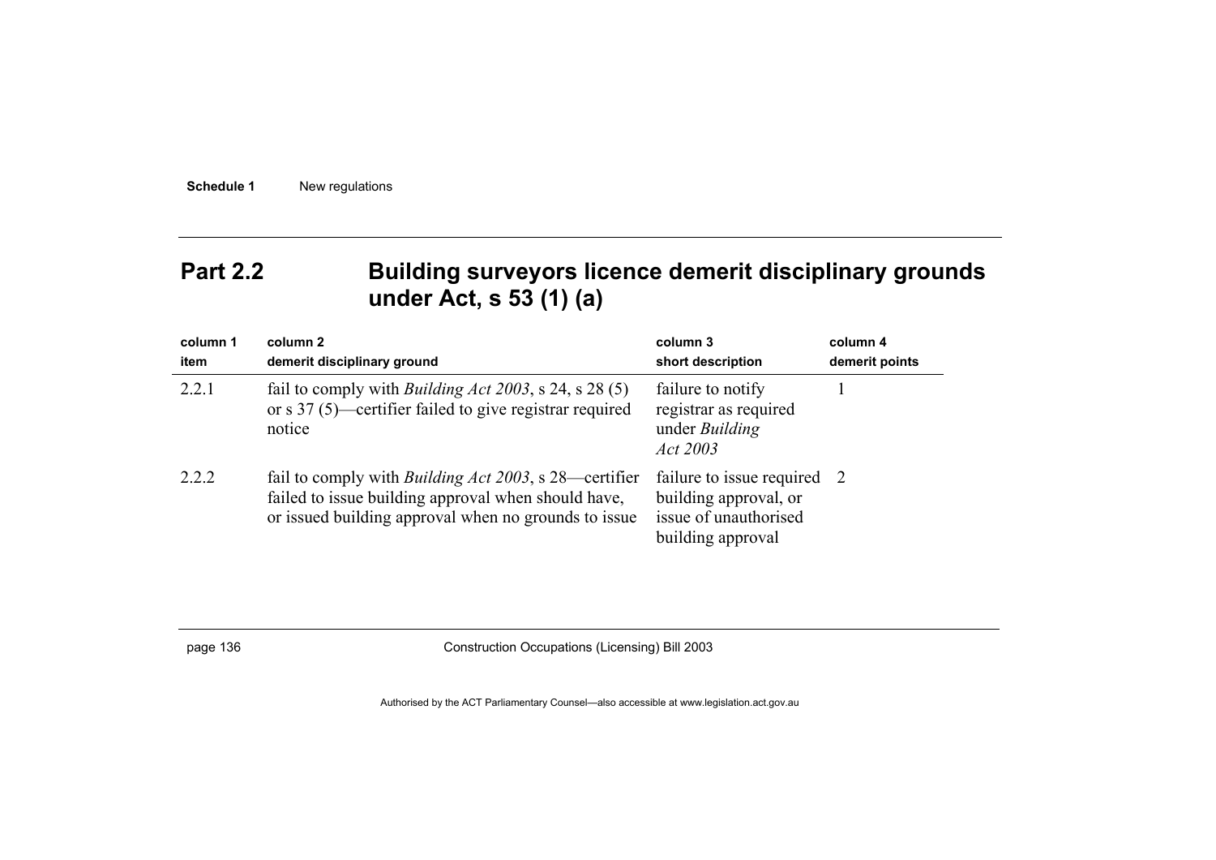## Part 2.2 Building surveyors licence demerit disciplinary grounds under Act, s 53 (1) (a)

| column 1<br>item | column 2<br>demerit disciplinary ground | column 3<br>short description | column 4<br>demerit points |
|---|---|---|---|
| 2.2.1 | fail to comply with *Building Act 2003*, s 24, s 28 (5) or s 37 (5)—certifier failed to give registrar required notice | failure to notify registrar as required under *Building Act 2003* | 1 |
| 2.2.2 | fail to comply with *Building Act 2003*, s 28—certifier failed to issue building approval when should have, or issued building approval when no grounds to issue | failure to issue required building approval, or issue of unauthorised building approval | 2 |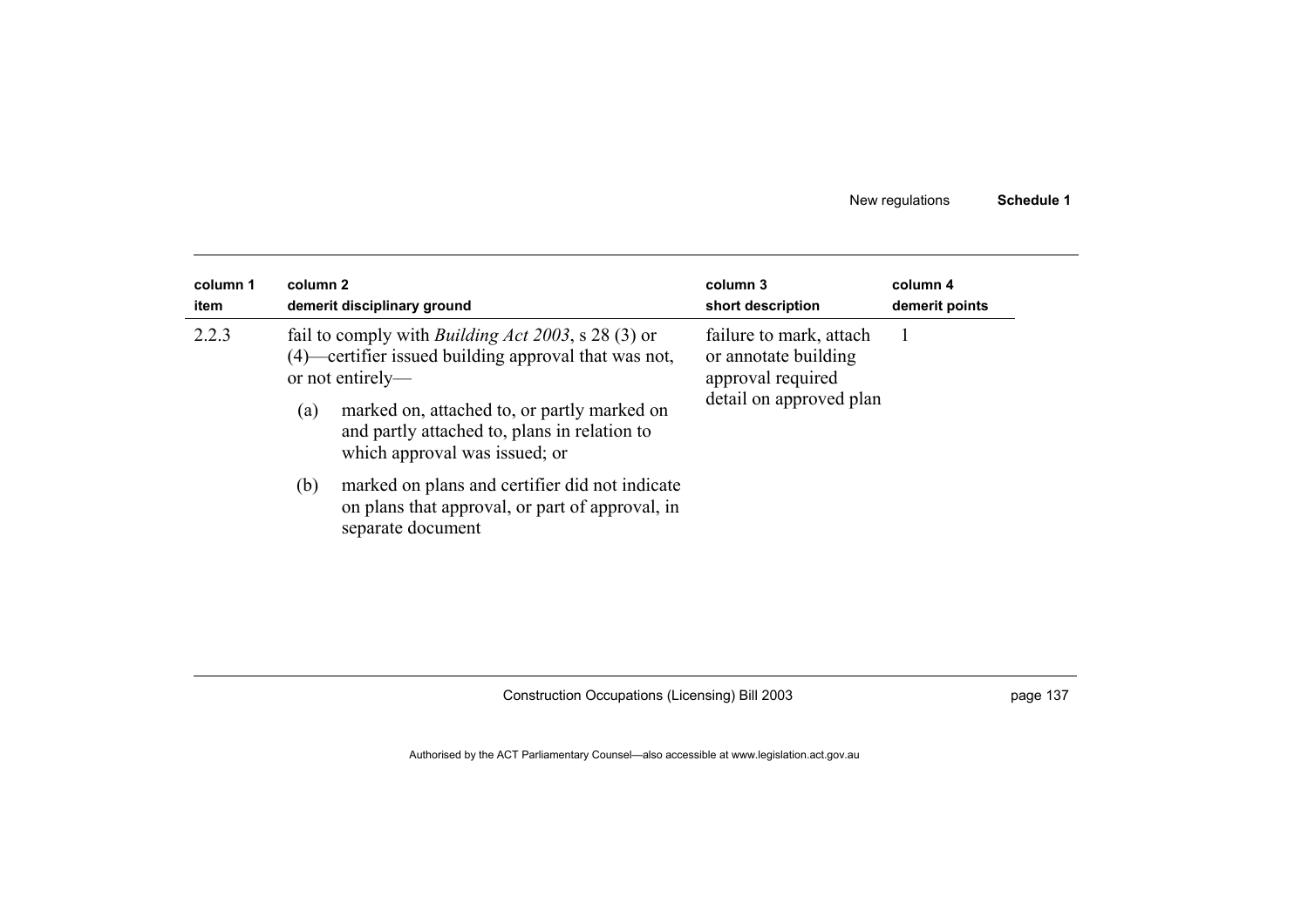| column 1 item | column 2 demerit disciplinary ground | column 3 short description | column 4 demerit points |
|---|---|---|---|
| 2.2.3 | fail to comply with *Building Act 2003*, s 28 (3) or (4)—certifier issued building approval that was not, or not entirely—<br>(a) marked on, attached to, or partly marked on and partly attached to, plans in relation to which approval was issued; or<br>(b) marked on plans and certifier did not indicate on plans that approval, or part of approval, in separate document | failure to mark, attach or annotate building approval required detail on approved plan | 1 |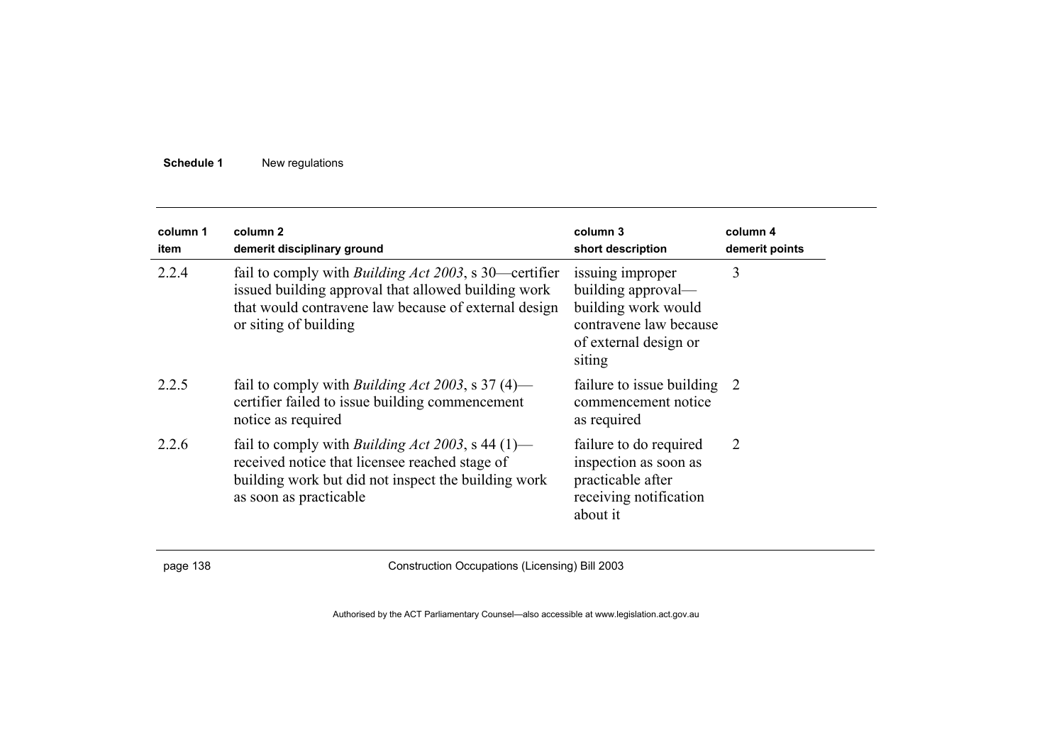| column 1 item | column 2 demerit disciplinary ground | column 3 short description | column 4 demerit points |
|---|---|---|---|
| 2.2.4 | fail to comply with *Building Act 2003*, s 30—certifier issued building approval that allowed building work that would contravene law because of external design or siting of building | issuing improper building approval—building work would contravene law because of external design or siting | 3 |
| 2.2.5 | fail to comply with *Building Act 2003*, s 37 (4)—certifier failed to issue building commencement notice as required | failure to issue building commencement notice as required | 2 |
| 2.2.6 | fail to comply with *Building Act 2003*, s 44 (1)—received notice that licensee reached stage of building work but did not inspect the building work as soon as practicable | failure to do required inspection as soon as practicable after receiving notification about it | 2 |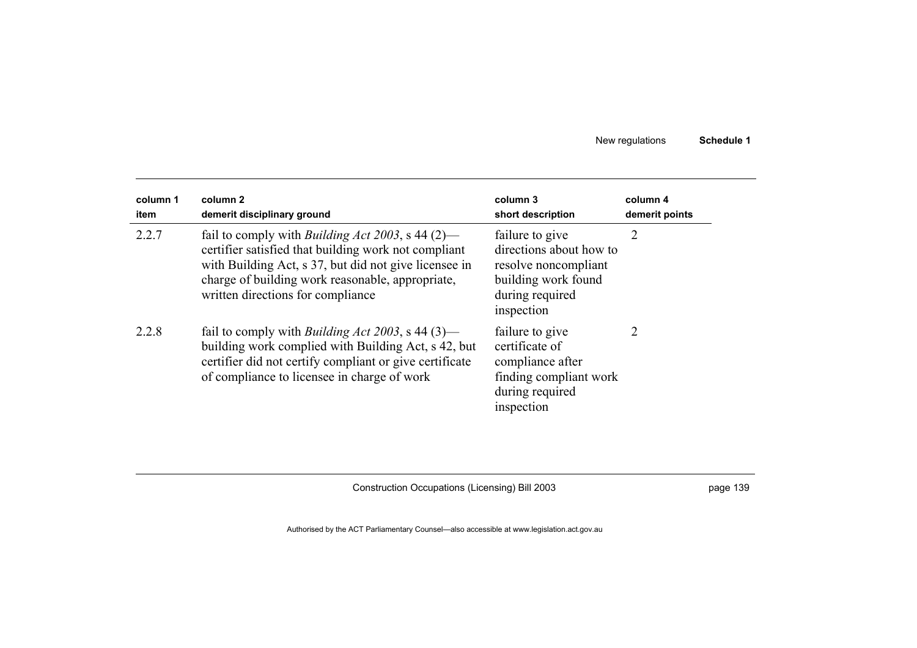| column 1<br>item | column 2<br>demerit disciplinary ground | column 3<br>short description | column 4<br>demerit points |
|---|---|---|---|
| 2.2.7 | fail to comply with *Building Act 2003*, s 44 (2)—certifier satisfied that building work not compliant with Building Act, s 37, but did not give licensee in charge of building work reasonable, appropriate, written directions for compliance | failure to give directions about how to resolve noncompliant building work found during required inspection | 2 |
| 2.2.8 | fail to comply with *Building Act 2003*, s 44 (3)—building work complied with Building Act, s 42, but certifier did not certify compliant or give certificate of compliance to licensee in charge of work | failure to give certificate of compliance after finding compliant work during required inspection | 2 |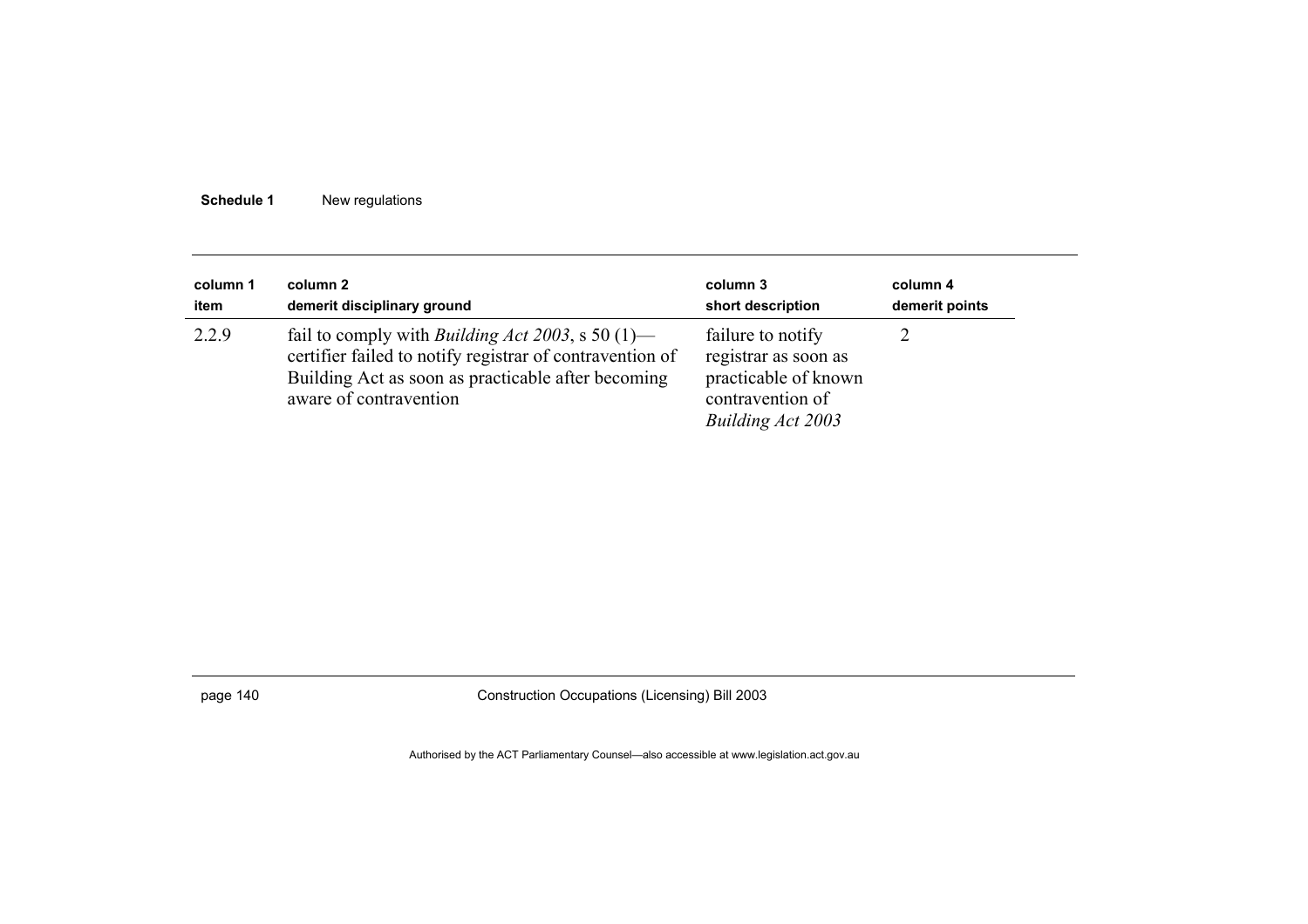| column 1 item | column 2 demerit disciplinary ground | column 3 short description | column 4 demerit points |
|---|---|---|---|
| 2.2.9 | fail to comply with *Building Act 2003*, s 50 (1)—certifier failed to notify registrar of contravention of Building Act as soon as practicable after becoming aware of contravention | failure to notify registrar as soon as practicable of known contravention of *Building Act 2003* | 2 |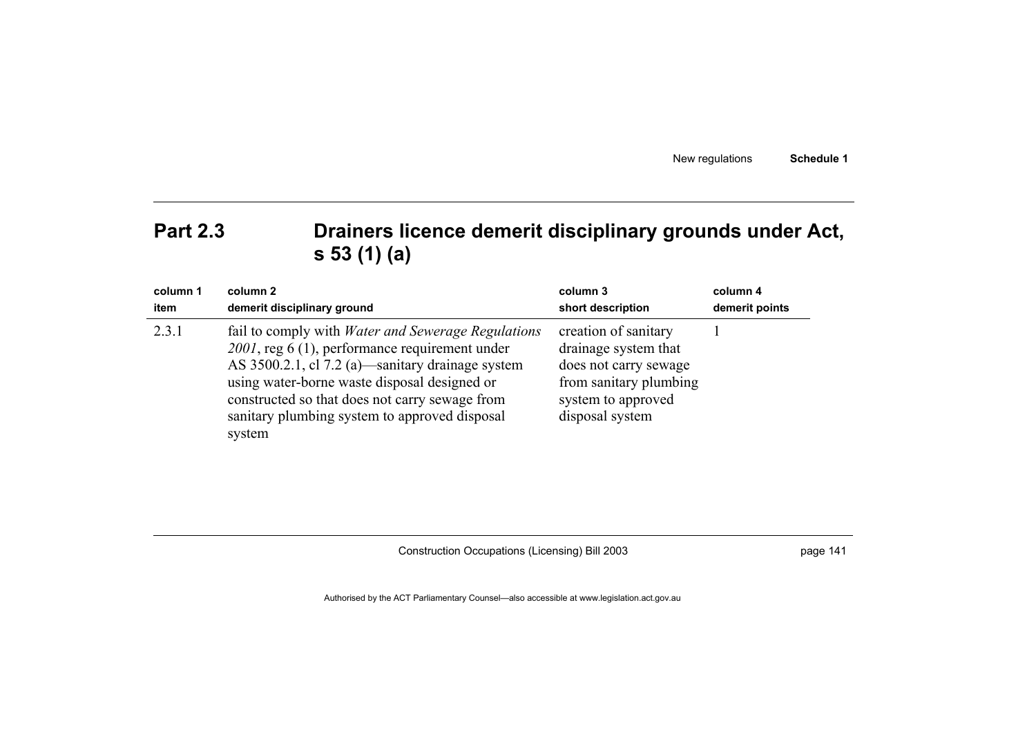## Part 2.3 Drainers licence demerit disciplinary grounds under Act, s 53 (1) (a)

| column 1<br>item | column 2<br>demerit disciplinary ground | column 3<br>short description | column 4<br>demerit points |
|---|---|---|---|
| 2.3.1 | fail to comply with *Water and Sewerage Regulations 2001*, reg 6 (1), performance requirement under AS 3500.2.1, cl 7.2 (a)—sanitary drainage system using water-borne waste disposal designed or constructed so that does not carry sewage from sanitary plumbing system to approved disposal system | creation of sanitary drainage system that does not carry sewage from sanitary plumbing system to approved disposal system | 1 |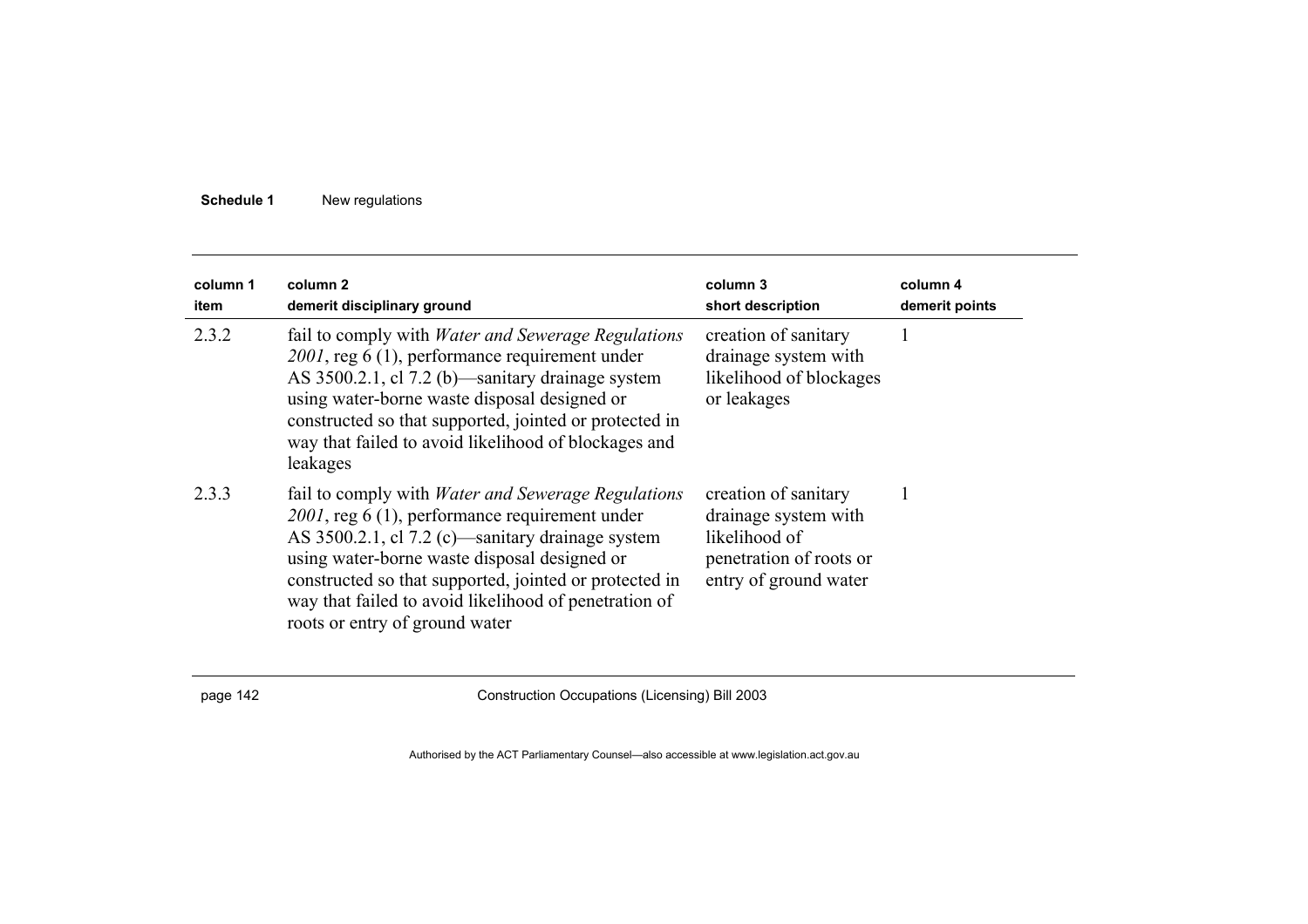| column 1<br>item | column 2<br>demerit disciplinary ground | column 3<br>short description | column 4<br>demerit points |
|---|---|---|---|
| 2.3.2 | fail to comply with *Water and Sewerage Regulations 2001*, reg 6 (1), performance requirement under AS 3500.2.1, cl 7.2 (b)—sanitary drainage system using water-borne waste disposal designed or constructed so that supported, jointed or protected in way that failed to avoid likelihood of blockages and leakages | creation of sanitary drainage system with likelihood of blockages or leakages | 1 |
| 2.3.3 | fail to comply with *Water and Sewerage Regulations 2001*, reg 6 (1), performance requirement under AS 3500.2.1, cl 7.2 (c)—sanitary drainage system using water-borne waste disposal designed or constructed so that supported, jointed or protected in way that failed to avoid likelihood of penetration of roots or entry of ground water | creation of sanitary drainage system with likelihood of penetration of roots or entry of ground water | 1 |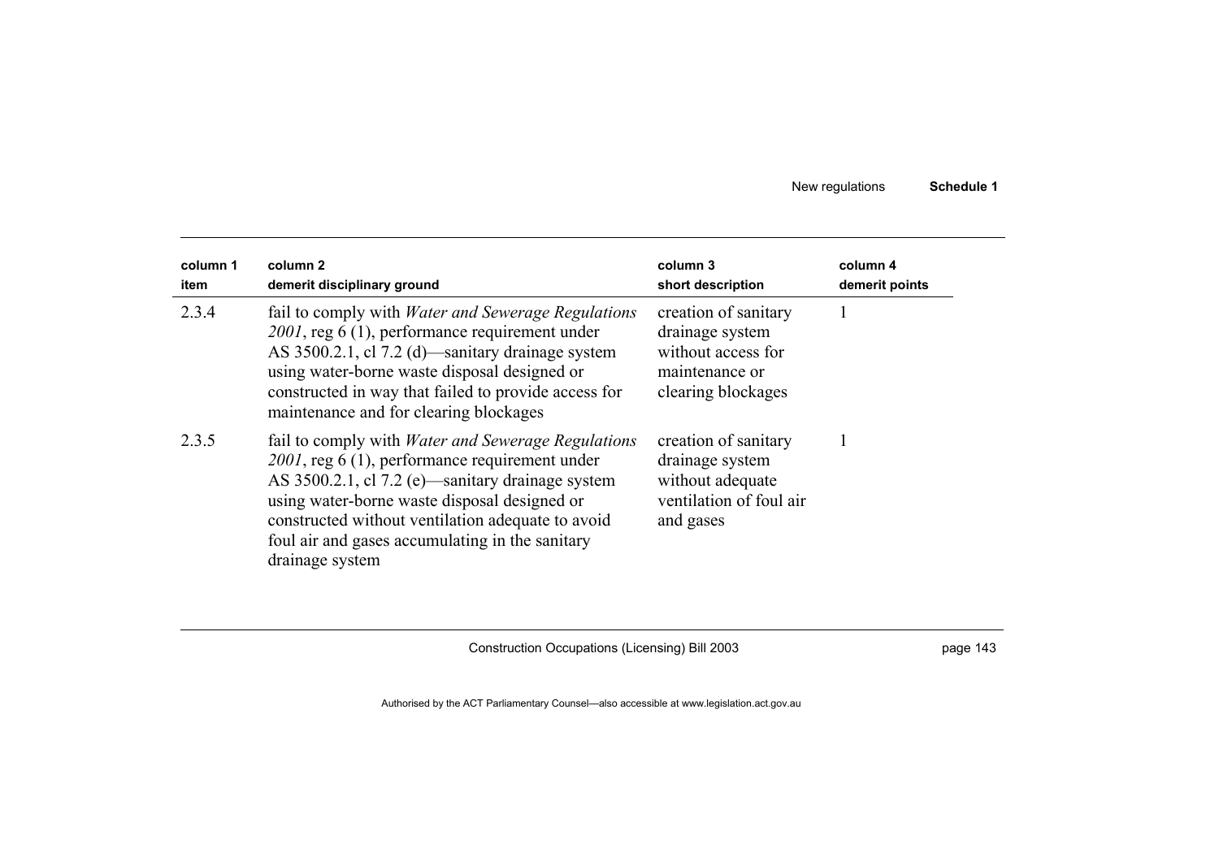| column 1 item | column 2 demerit disciplinary ground | column 3 short description | column 4 demerit points |
|---|---|---|---|
| 2.3.4 | fail to comply with *Water and Sewerage Regulations 2001*, reg 6 (1), performance requirement under AS 3500.2.1, cl 7.2 (d)—sanitary drainage system using water-borne waste disposal designed or constructed in way that failed to provide access for maintenance and for clearing blockages | creation of sanitary drainage system without access for maintenance or clearing blockages | 1 |
| 2.3.5 | fail to comply with *Water and Sewerage Regulations 2001*, reg 6 (1), performance requirement under AS 3500.2.1, cl 7.2 (e)—sanitary drainage system using water-borne waste disposal designed or constructed without ventilation adequate to avoid foul air and gases accumulating in the sanitary drainage system | creation of sanitary drainage system without adequate ventilation of foul air and gases | 1 |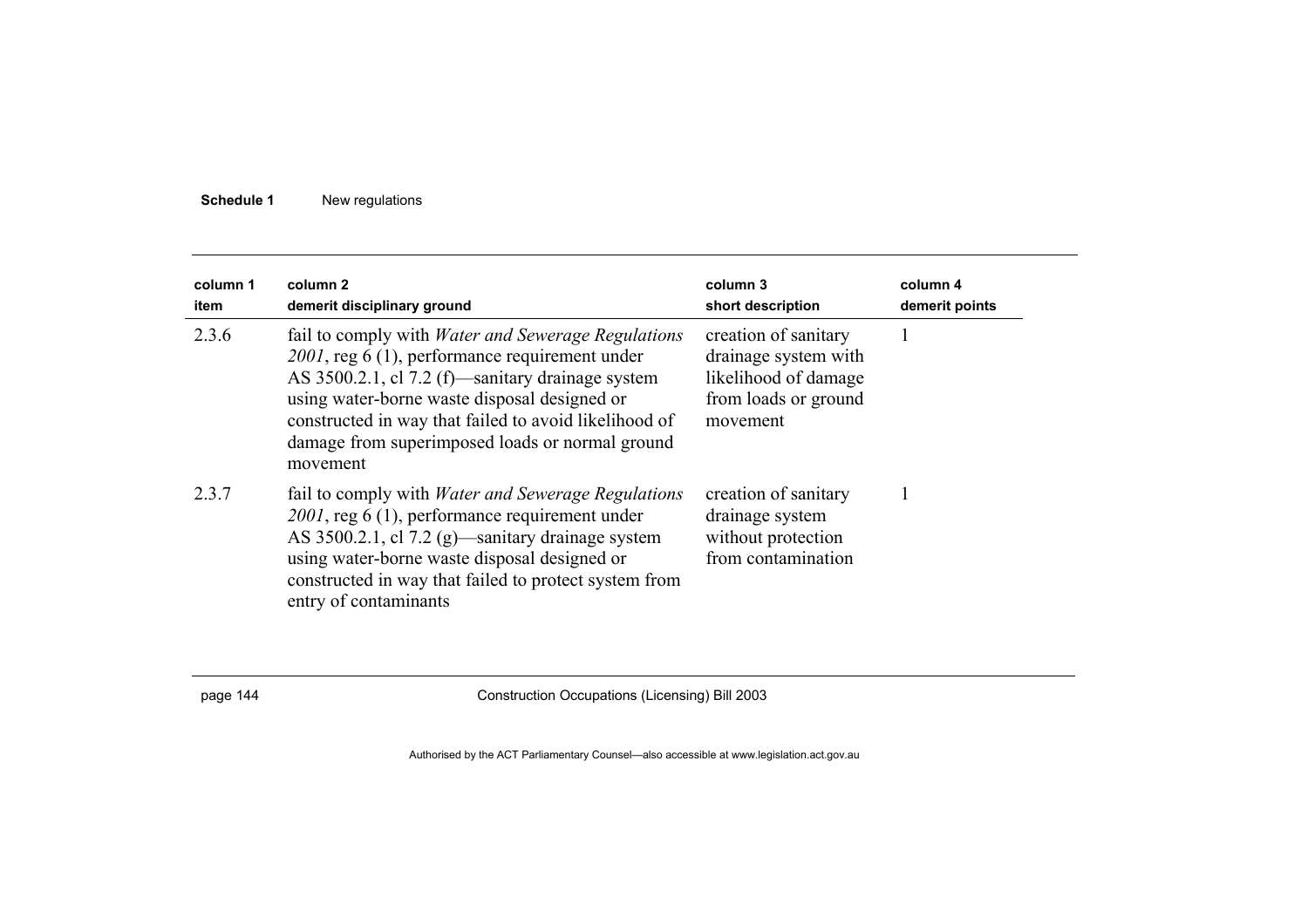| column 1 item | column 2 demerit disciplinary ground | column 3 short description | column 4 demerit points |
|---|---|---|---|
| 2.3.6 | fail to comply with *Water and Sewerage Regulations 2001*, reg 6 (1), performance requirement under AS 3500.2.1, cl 7.2 (f)—sanitary drainage system using water-borne waste disposal designed or constructed in way that failed to avoid likelihood of damage from superimposed loads or normal ground movement | creation of sanitary drainage system with likelihood of damage from loads or ground movement | 1 |
| 2.3.7 | fail to comply with *Water and Sewerage Regulations 2001*, reg 6 (1), performance requirement under AS 3500.2.1, cl 7.2 (g)—sanitary drainage system using water-borne waste disposal designed or constructed in way that failed to protect system from entry of contaminants | creation of sanitary drainage system without protection from contamination | 1 |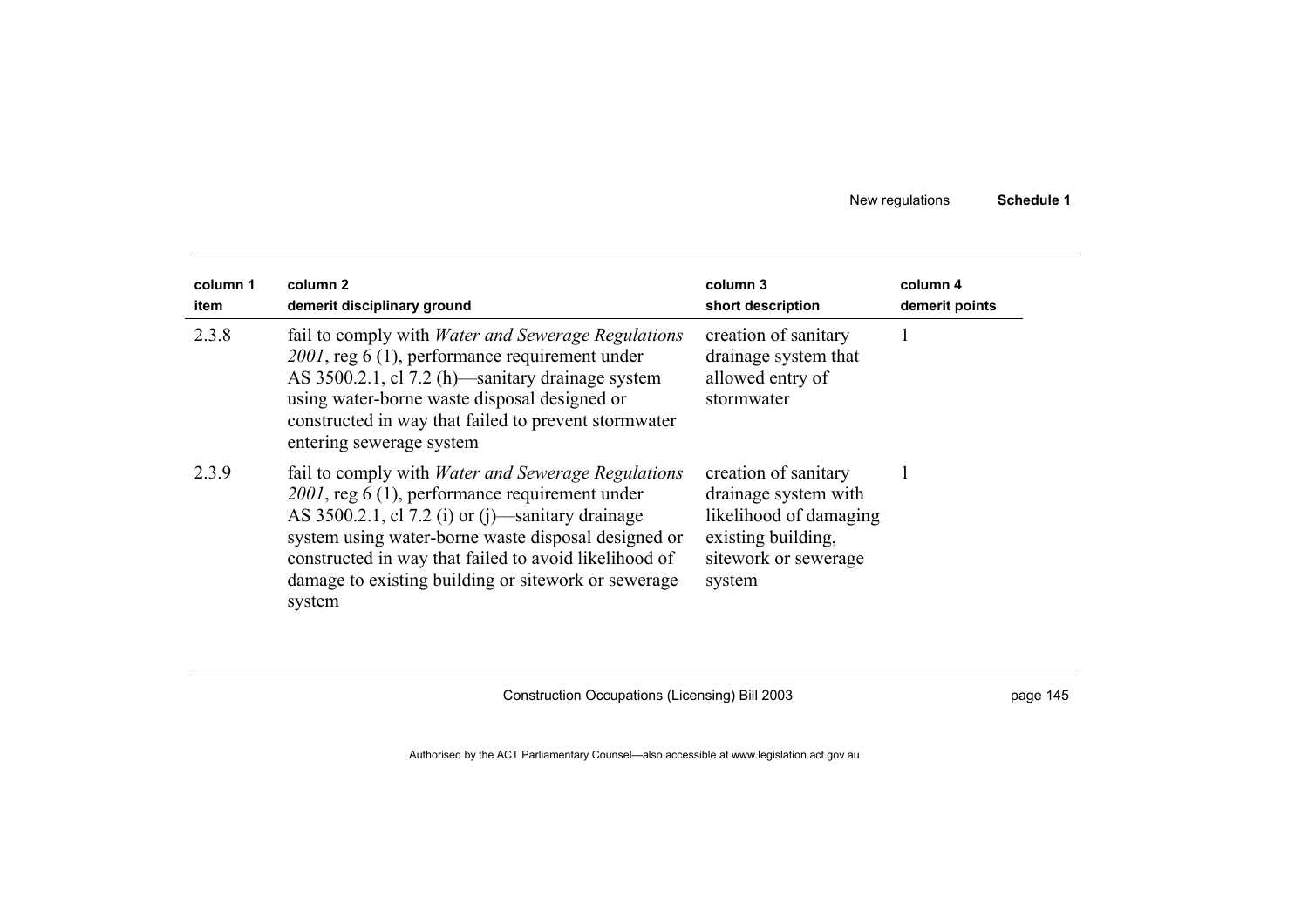| column 1<br>item | column 2<br>demerit disciplinary ground | column 3<br>short description | column 4<br>demerit points |
|---|---|---|---|
| 2.3.8 | fail to comply with *Water and Sewerage Regulations 2001*, reg 6 (1), performance requirement under AS 3500.2.1, cl 7.2 (h)—sanitary drainage system using water-borne waste disposal designed or constructed in way that failed to prevent stormwater entering sewerage system | creation of sanitary drainage system that allowed entry of stormwater | 1 |
| 2.3.9 | fail to comply with *Water and Sewerage Regulations 2001*, reg 6 (1), performance requirement under AS 3500.2.1, cl 7.2 (i) or (j)—sanitary drainage system using water-borne waste disposal designed or constructed in way that failed to avoid likelihood of damage to existing building or sitework or sewerage system | creation of sanitary drainage system with likelihood of damaging existing building, sitework or sewerage system | 1 |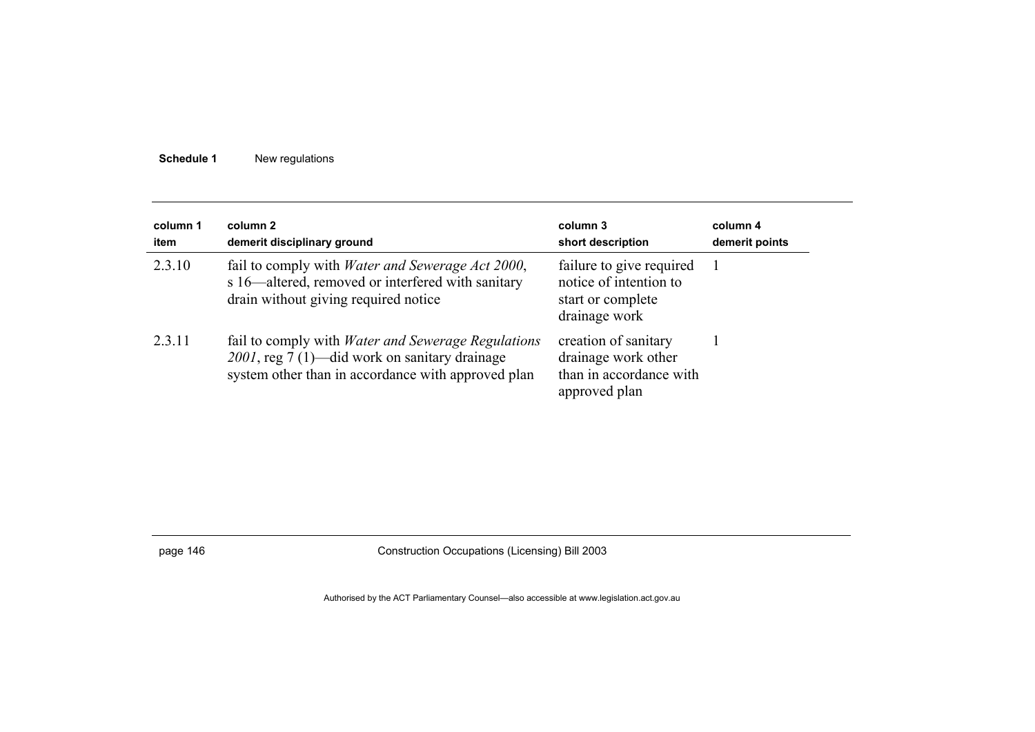| column 1<br>item | column 2<br>demerit disciplinary ground | column 3<br>short description | column 4<br>demerit points |
|---|---|---|---|
| 2.3.10 | fail to comply with *Water and Sewerage Act 2000*, s 16—altered, removed or interfered with sanitary drain without giving required notice | failure to give required notice of intention to start or complete drainage work | 1 |
| 2.3.11 | fail to comply with *Water and Sewerage Regulations 2001*, reg 7 (1)—did work on sanitary drainage system other than in accordance with approved plan | creation of sanitary drainage work other than in accordance with approved plan | 1 |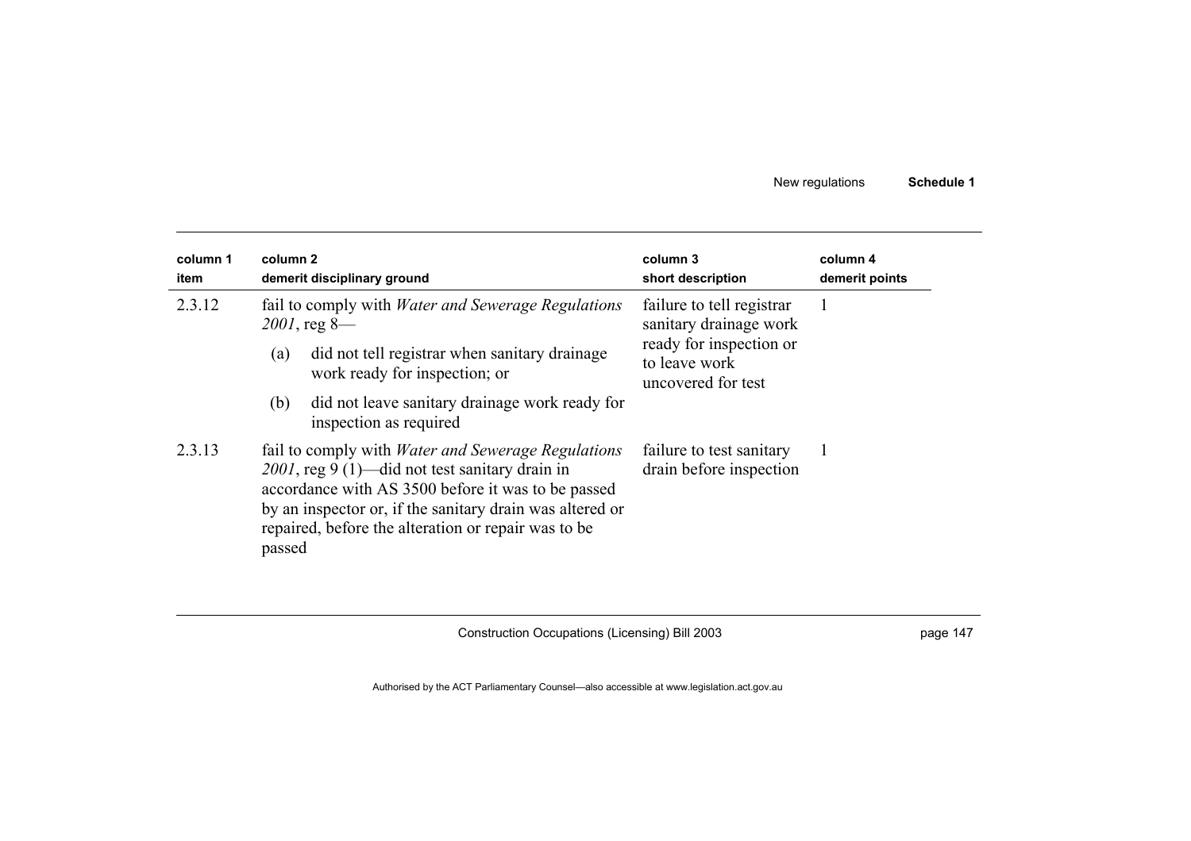| column 1 item | column 2 demerit disciplinary ground | column 3 short description | column 4 demerit points |
|---|---|---|---|
| 2.3.12 | fail to comply with *Water and Sewerage Regulations 2001*, reg 8—<br>(a) did not tell registrar when sanitary drainage work ready for inspection; or<br>(b) did not leave sanitary drainage work ready for inspection as required | failure to tell registrar sanitary drainage work ready for inspection or to leave work uncovered for test | 1 |
| 2.3.13 | fail to comply with *Water and Sewerage Regulations 2001*, reg 9 (1)—did not test sanitary drain in accordance with AS 3500 before it was to be passed by an inspector or, if the sanitary drain was altered or repaired, before the alteration or repair was to be passed | failure to test sanitary drain before inspection | 1 |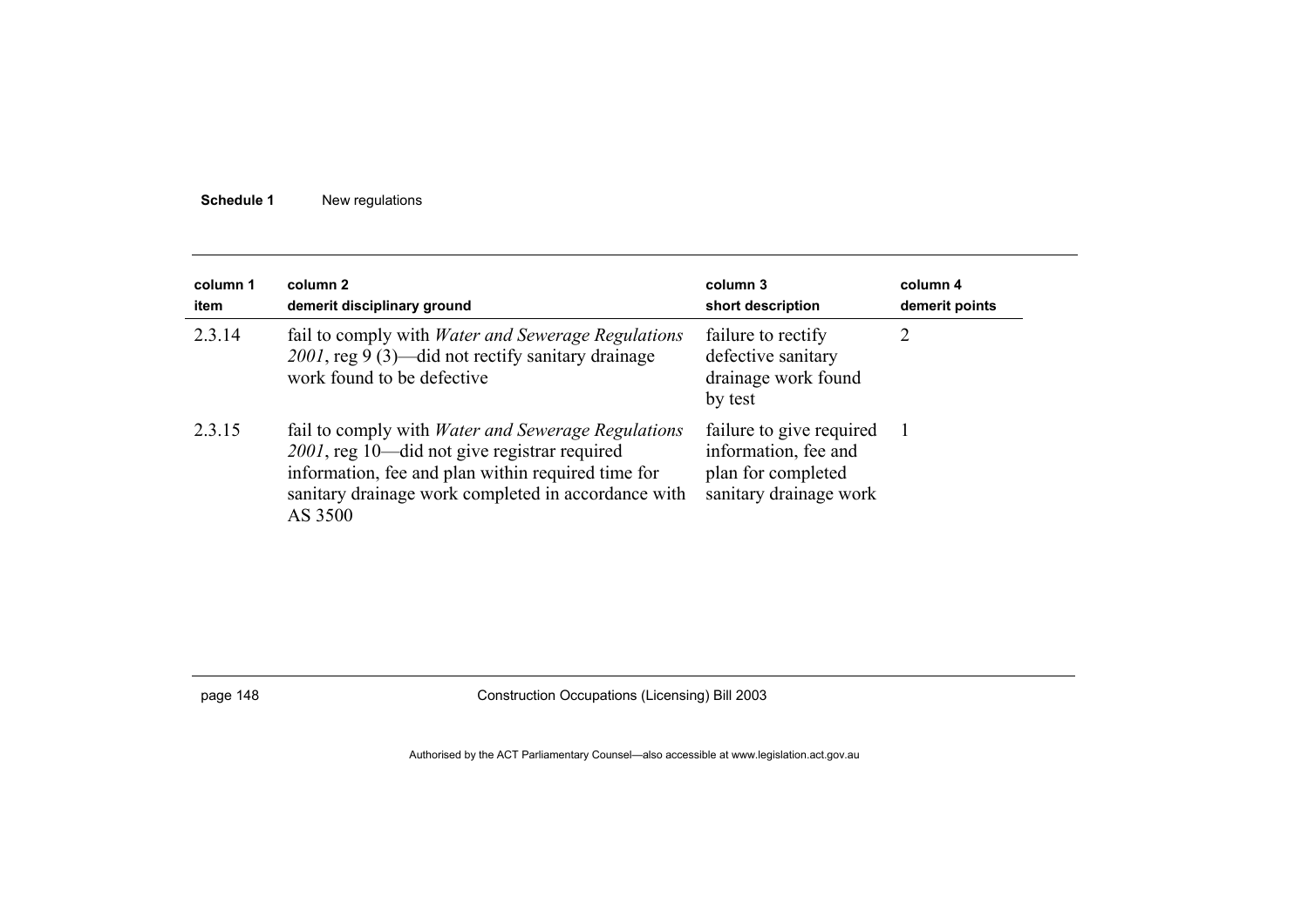| column 1 item | column 2 demerit disciplinary ground | column 3 short description | column 4 demerit points |
|---|---|---|---|
| 2.3.14 | fail to comply with *Water and Sewerage Regulations 2001*, reg 9 (3)—did not rectify sanitary drainage work found to be defective | failure to rectify defective sanitary drainage work found by test | 2 |
| 2.3.15 | fail to comply with *Water and Sewerage Regulations 2001*, reg 10—did not give registrar required information, fee and plan within required time for sanitary drainage work completed in accordance with AS 3500 | failure to give required information, fee and plan for completed sanitary drainage work | 1 |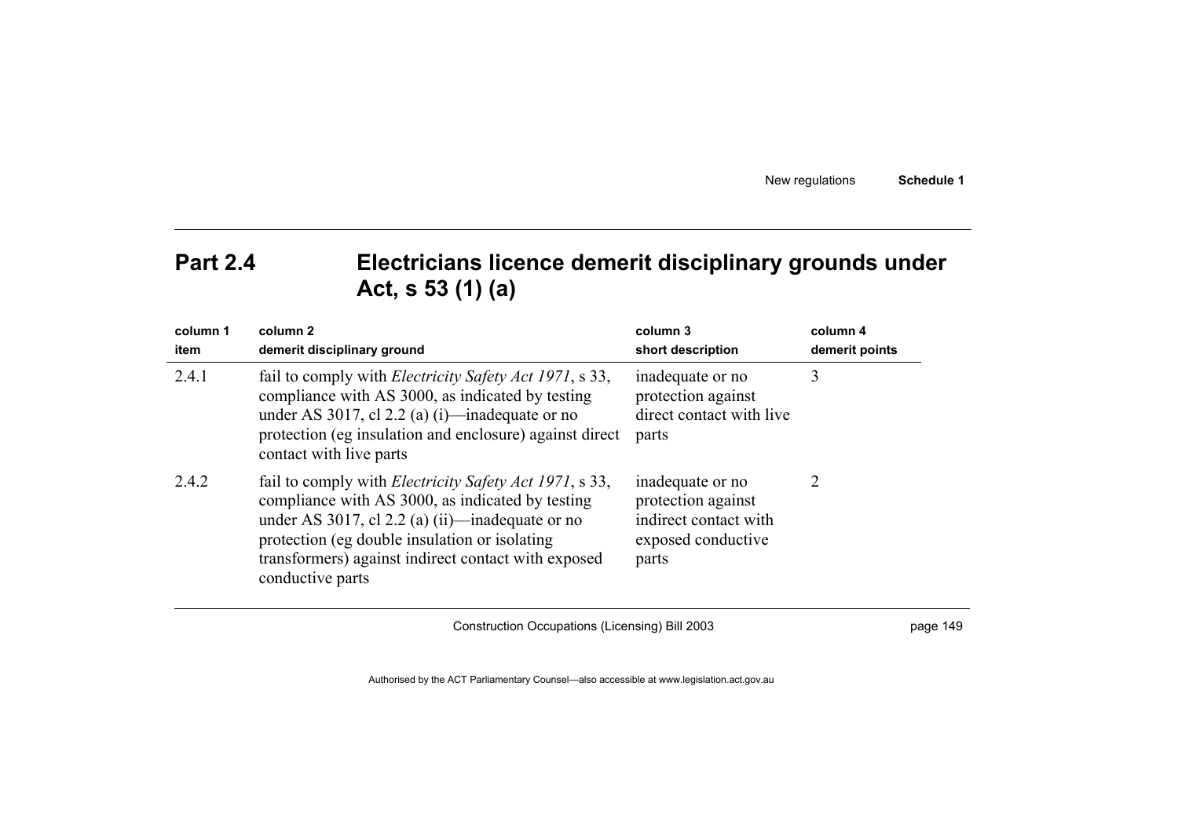## Part 2.4 Electricians licence demerit disciplinary grounds under Act, s 53 (1) (a)

| column 1<br>item | column 2<br>demerit disciplinary ground | column 3<br>short description | column 4<br>demerit points |
|---|---|---|---|
| 2.4.1 | fail to comply with *Electricity Safety Act 1971*, s 33, compliance with AS 3000, as indicated by testing under AS 3017, cl 2.2 (a) (i)—inadequate or no protection (eg insulation and enclosure) against direct contact with live parts | inadequate or no protection against direct contact with live parts | 3 |
| 2.4.2 | fail to comply with *Electricity Safety Act 1971*, s 33, compliance with AS 3000, as indicated by testing under AS 3017, cl 2.2 (a) (ii)—inadequate or no protection (eg double insulation or isolating transformers) against indirect contact with exposed conductive parts | inadequate or no protection against indirect contact with exposed conductive parts | 2 |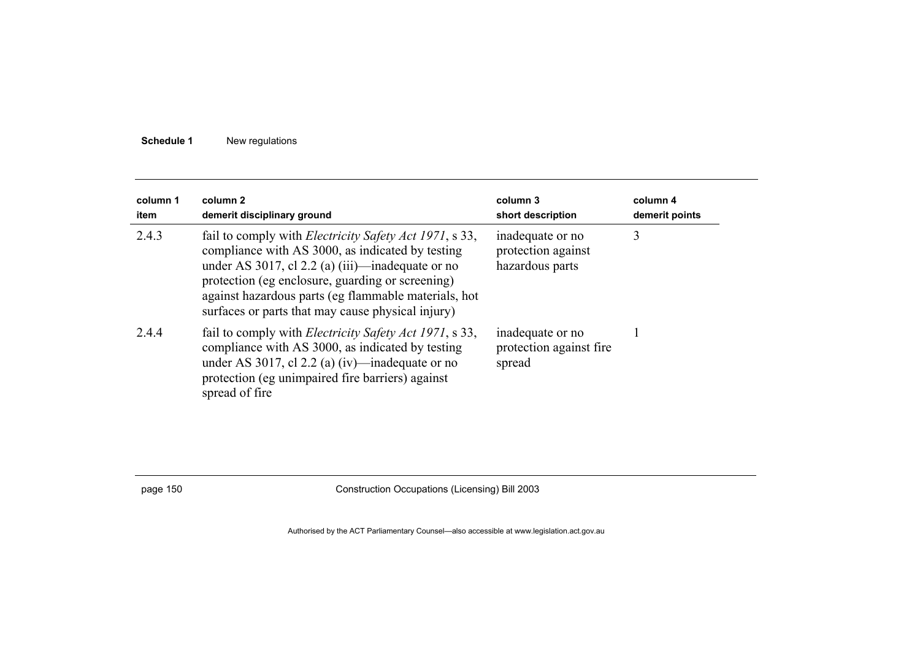| column 1 item | column 2 demerit disciplinary ground | column 3 short description | column 4 demerit points |
|---|---|---|---|
| 2.4.3 | fail to comply with *Electricity Safety Act 1971*, s 33, compliance with AS 3000, as indicated by testing under AS 3017, cl 2.2 (a) (iii)—inadequate or no protection (eg enclosure, guarding or screening) against hazardous parts (eg flammable materials, hot surfaces or parts that may cause physical injury) | inadequate or no protection against hazardous parts | 3 |
| 2.4.4 | fail to comply with *Electricity Safety Act 1971*, s 33, compliance with AS 3000, as indicated by testing under AS 3017, cl 2.2 (a) (iv)—inadequate or no protection (eg unimpaired fire barriers) against spread of fire | inadequate or no protection against fire spread | 1 |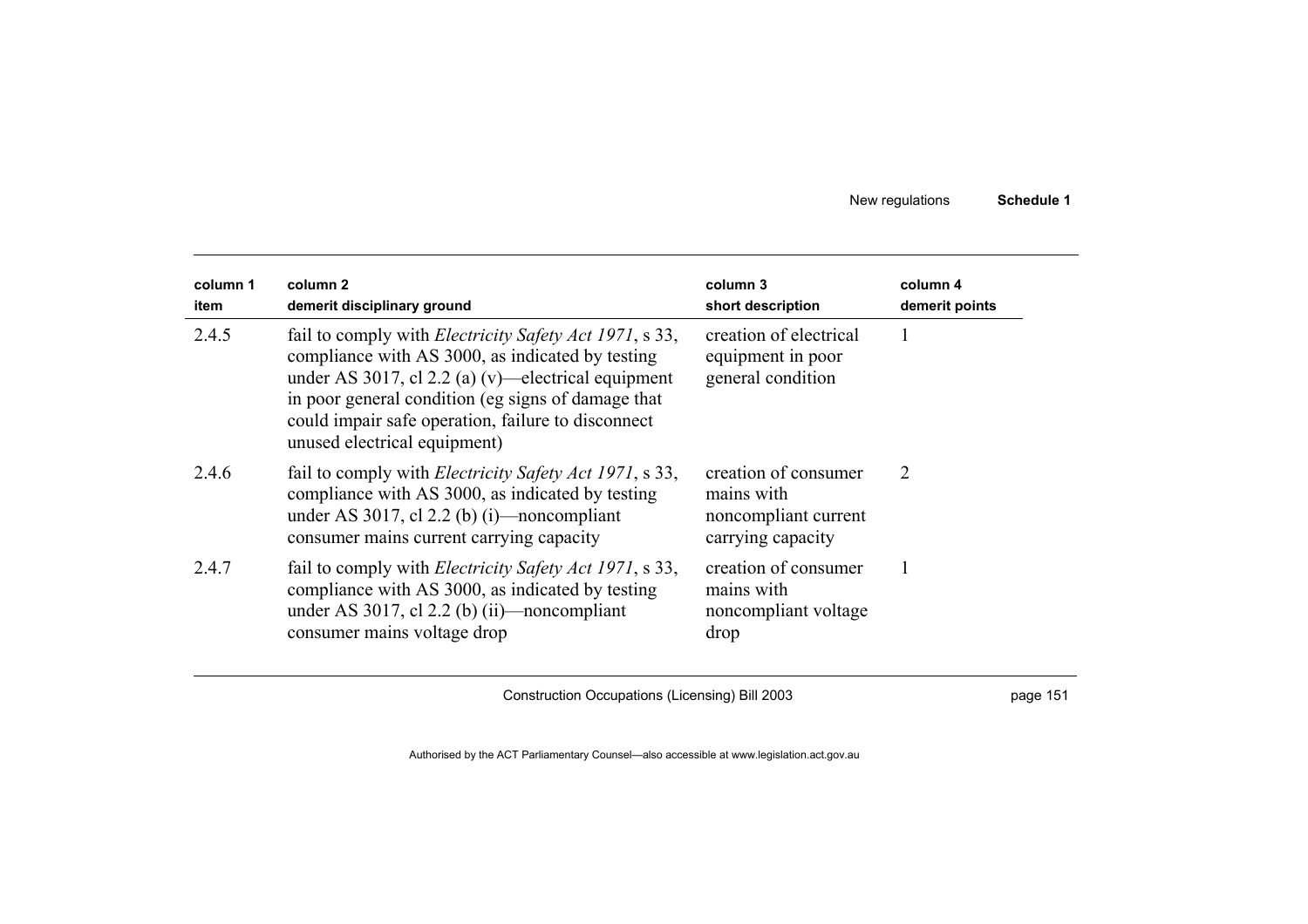| column 1 item | column 2 demerit disciplinary ground | column 3 short description | column 4 demerit points |
|---|---|---|---|
| 2.4.5 | fail to comply with *Electricity Safety Act 1971*, s 33, compliance with AS 3000, as indicated by testing under AS 3017, cl 2.2 (a) (v)—electrical equipment in poor general condition (eg signs of damage that could impair safe operation, failure to disconnect unused electrical equipment) | creation of electrical equipment in poor general condition | 1 |
| 2.4.6 | fail to comply with *Electricity Safety Act 1971*, s 33, compliance with AS 3000, as indicated by testing under AS 3017, cl 2.2 (b) (i)—noncompliant consumer mains current carrying capacity | creation of consumer mains with noncompliant current carrying capacity | 2 |
| 2.4.7 | fail to comply with *Electricity Safety Act 1971*, s 33, compliance with AS 3000, as indicated by testing under AS 3017, cl 2.2 (b) (ii)—noncompliant consumer mains voltage drop | creation of consumer mains with noncompliant voltage drop | 1 |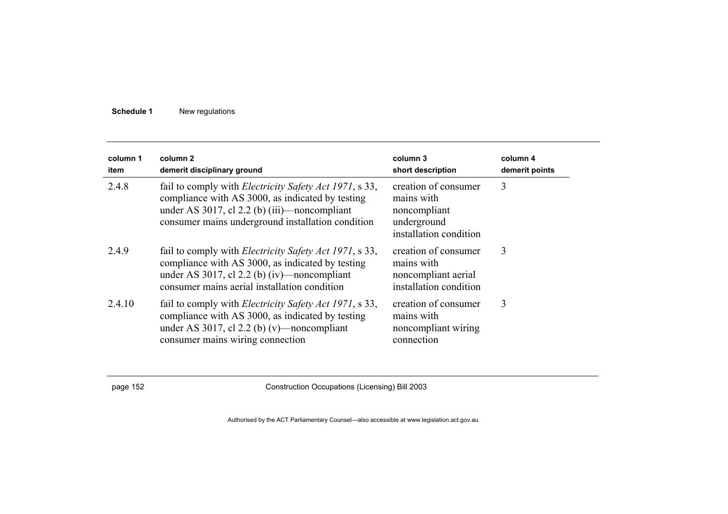| column 1 item | column 2 demerit disciplinary ground | column 3 short description | column 4 demerit points |
|---|---|---|---|
| 2.4.8 | fail to comply with *Electricity Safety Act 1971*, s 33, compliance with AS 3000, as indicated by testing under AS 3017, cl 2.2 (b) (iii)—noncompliant consumer mains underground installation condition | creation of consumer mains with noncompliant underground installation condition | 3 |
| 2.4.9 | fail to comply with *Electricity Safety Act 1971*, s 33, compliance with AS 3000, as indicated by testing under AS 3017, cl 2.2 (b) (iv)—noncompliant consumer mains aerial installation condition | creation of consumer mains with noncompliant aerial installation condition | 3 |
| 2.4.10 | fail to comply with *Electricity Safety Act 1971*, s 33, compliance with AS 3000, as indicated by testing under AS 3017, cl 2.2 (b) (v)—noncompliant consumer mains wiring connection | creation of consumer mains with noncompliant wiring connection | 3 |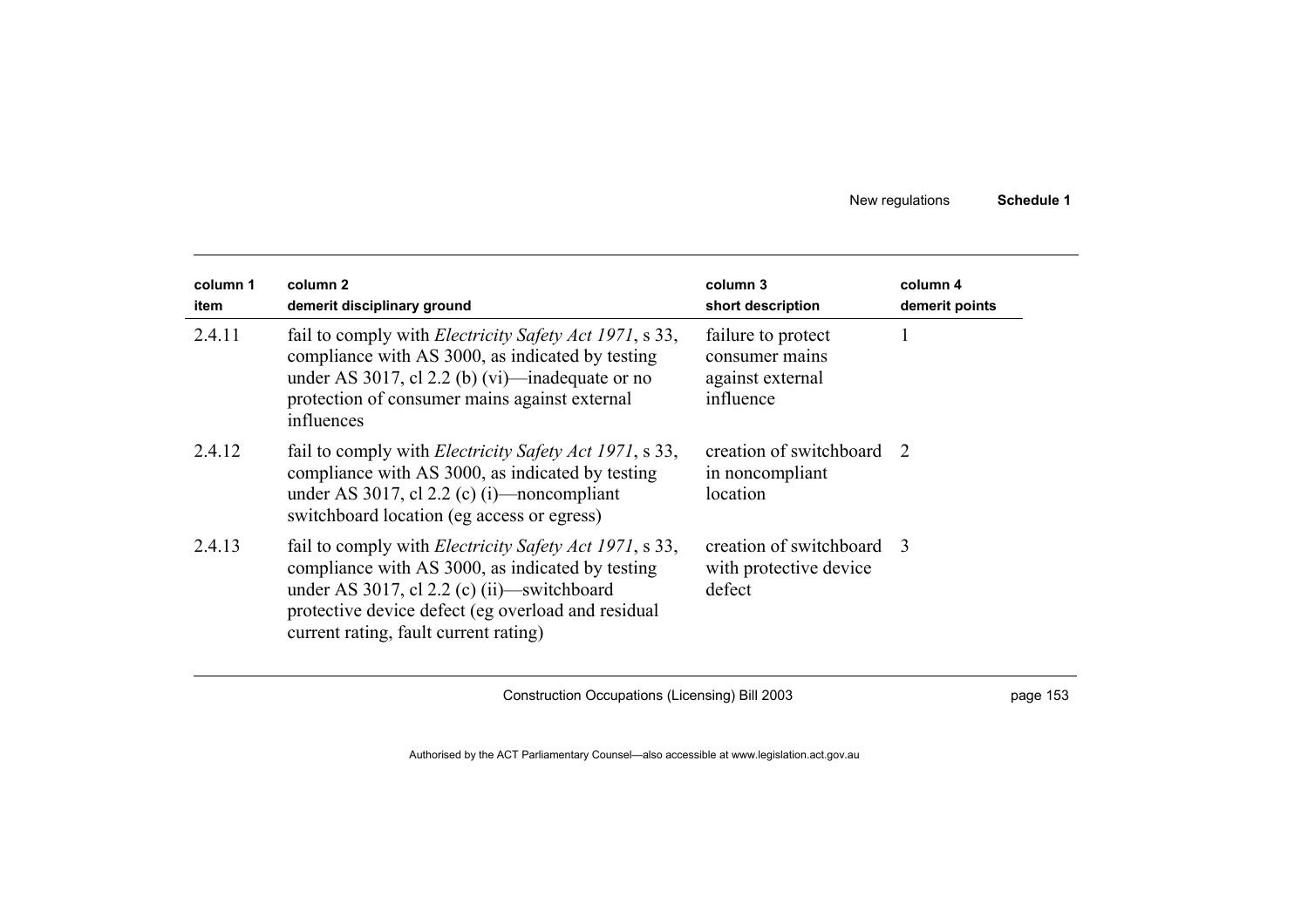| column 1 item | column 2 demerit disciplinary ground | column 3 short description | column 4 demerit points |
|---|---|---|---|
| 2.4.11 | fail to comply with *Electricity Safety Act 1971*, s 33, compliance with AS 3000, as indicated by testing under AS 3017, cl 2.2 (b) (vi)—inadequate or no protection of consumer mains against external influences | failure to protect consumer mains against external influence | 1 |
| 2.4.12 | fail to comply with *Electricity Safety Act 1971*, s 33, compliance with AS 3000, as indicated by testing under AS 3017, cl 2.2 (c) (i)—noncompliant switchboard location (eg access or egress) | creation of switchboard in noncompliant location | 2 |
| 2.4.13 | fail to comply with *Electricity Safety Act 1971*, s 33, compliance with AS 3000, as indicated by testing under AS 3017, cl 2.2 (c) (ii)—switchboard protective device defect (eg overload and residual current rating, fault current rating) | creation of switchboard with protective device defect | 3 |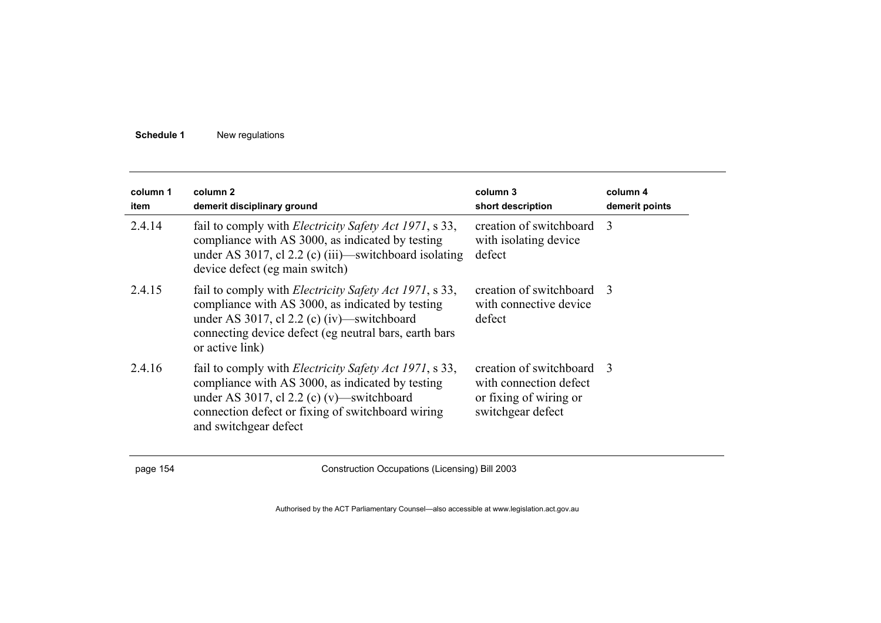| column 1<br>item | column 2<br>demerit disciplinary ground | column 3<br>short description | column 4<br>demerit points |
|---|---|---|---|
| 2.4.14 | fail to comply with *Electricity Safety Act 1971*, s 33, compliance with AS 3000, as indicated by testing under AS 3017, cl 2.2 (c) (iii)—switchboard isolating device defect (eg main switch) | creation of switchboard with isolating device defect | 3 |
| 2.4.15 | fail to comply with *Electricity Safety Act 1971*, s 33, compliance with AS 3000, as indicated by testing under AS 3017, cl 2.2 (c) (iv)—switchboard connecting device defect (eg neutral bars, earth bars or active link) | creation of switchboard with connective device defect | 3 |
| 2.4.16 | fail to comply with *Electricity Safety Act 1971*, s 33, compliance with AS 3000, as indicated by testing under AS 3017, cl 2.2 (c) (v)—switchboard connection defect or fixing of switchboard wiring and switchgear defect | creation of switchboard with connection defect or fixing of wiring or switchgear defect | 3 |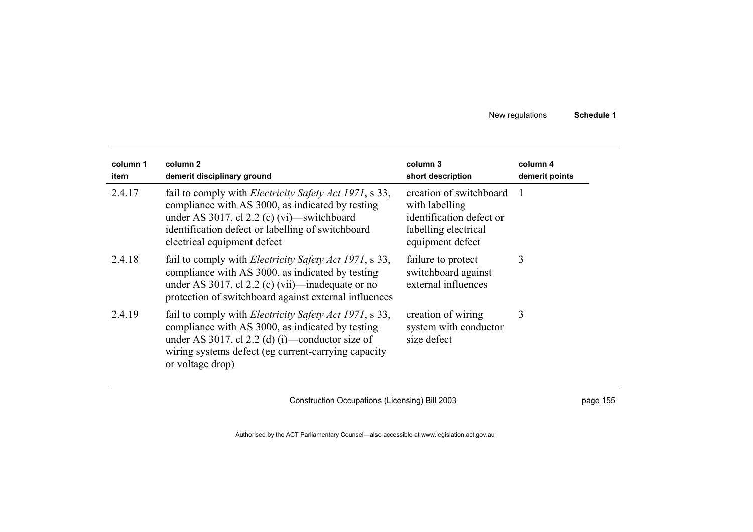| column 1<br>item | column 2<br>demerit disciplinary ground | column 3<br>short description | column 4<br>demerit points |
|---|---|---|---|
| 2.4.17 | fail to comply with *Electricity Safety Act 1971*, s 33, compliance with AS 3000, as indicated by testing under AS 3017, cl 2.2 (c) (vi)—switchboard identification defect or labelling of switchboard electrical equipment defect | creation of switchboard with labelling identification defect or labelling electrical equipment defect | 1 |
| 2.4.18 | fail to comply with *Electricity Safety Act 1971*, s 33, compliance with AS 3000, as indicated by testing under AS 3017, cl 2.2 (c) (vii)—inadequate or no protection of switchboard against external influences | failure to protect switchboard against external influences | 3 |
| 2.4.19 | fail to comply with *Electricity Safety Act 1971*, s 33, compliance with AS 3000, as indicated by testing under AS 3017, cl 2.2 (d) (i)—conductor size of wiring systems defect (eg current-carrying capacity or voltage drop) | creation of wiring system with conductor size defect | 3 |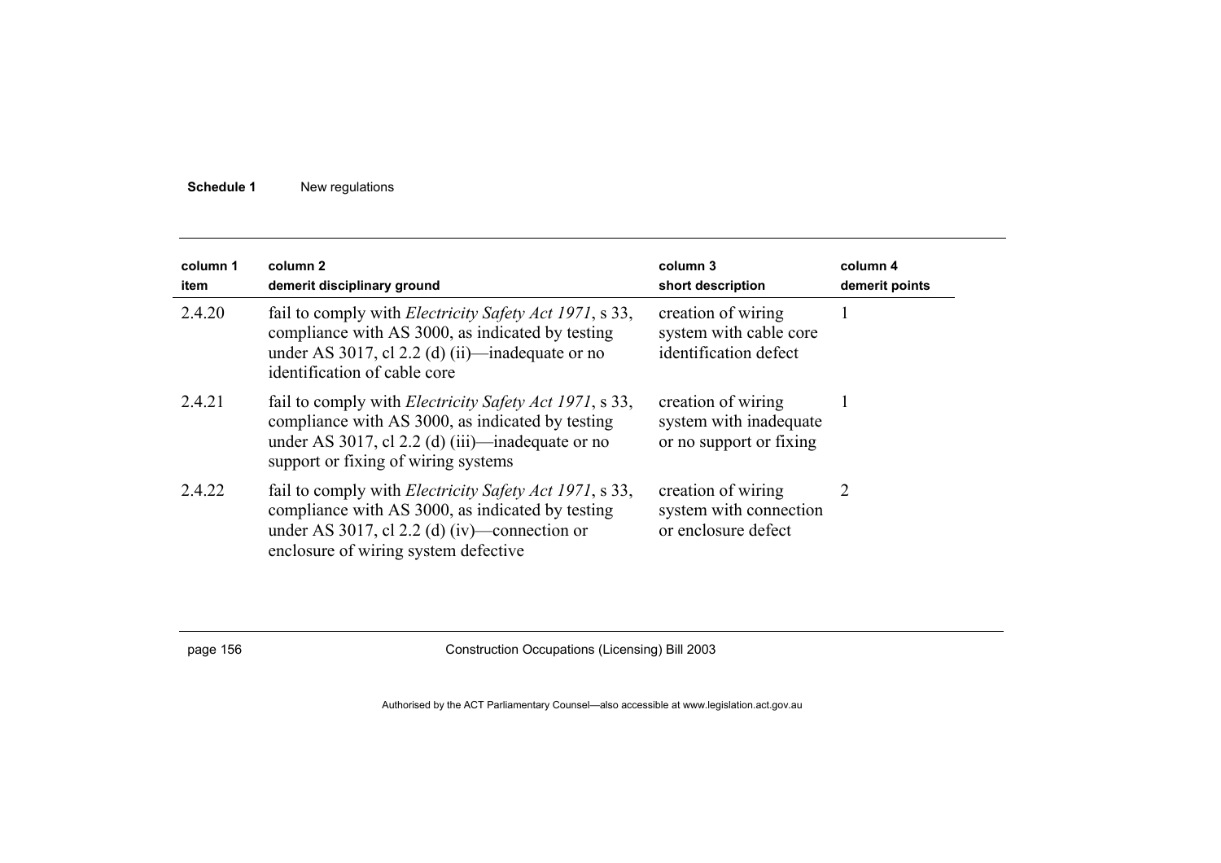| column 1 item | column 2 demerit disciplinary ground | column 3 short description | column 4 demerit points |
|---|---|---|---|
| 2.4.20 | fail to comply with *Electricity Safety Act 1971*, s 33, compliance with AS 3000, as indicated by testing under AS 3017, cl 2.2 (d) (ii)—inadequate or no identification of cable core | creation of wiring system with cable core identification defect | 1 |
| 2.4.21 | fail to comply with *Electricity Safety Act 1971*, s 33, compliance with AS 3000, as indicated by testing under AS 3017, cl 2.2 (d) (iii)—inadequate or no support or fixing of wiring systems | creation of wiring system with inadequate or no support or fixing | 1 |
| 2.4.22 | fail to comply with *Electricity Safety Act 1971*, s 33, compliance with AS 3000, as indicated by testing under AS 3017, cl 2.2 (d) (iv)—connection or enclosure of wiring system defective | creation of wiring system with connection or enclosure defect | 2 |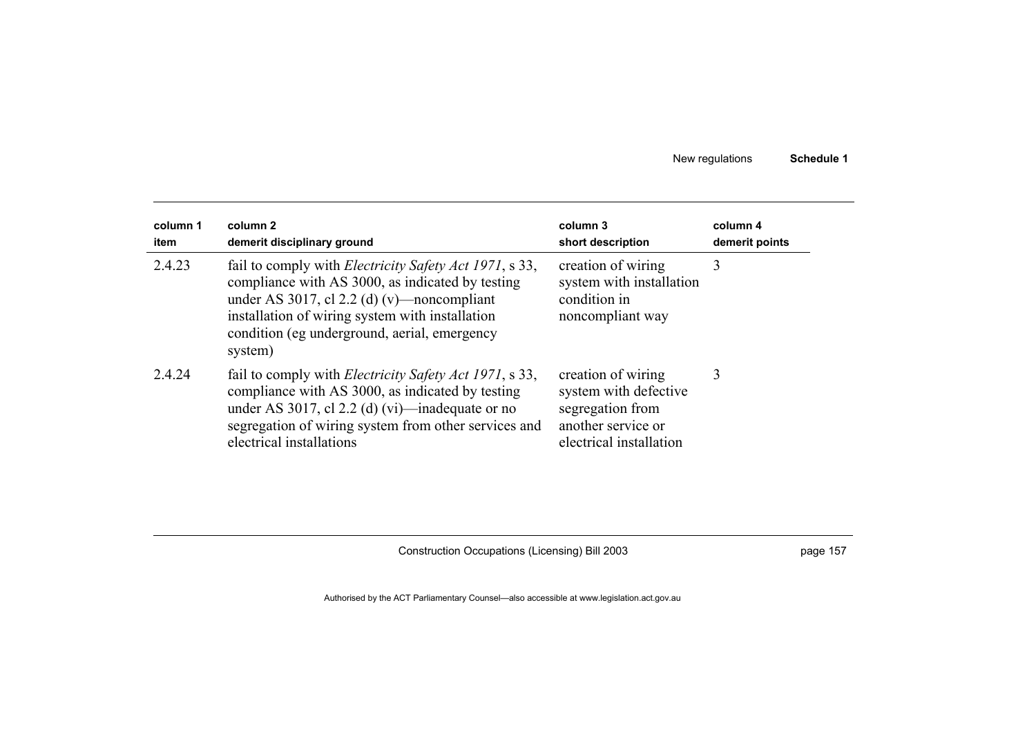| column 1<br>item | column 2<br>demerit disciplinary ground | column 3<br>short description | column 4<br>demerit points |
|---|---|---|---|
| 2.4.23 | fail to comply with *Electricity Safety Act 1971*, s 33, compliance with AS 3000, as indicated by testing under AS 3017, cl 2.2 (d) (v)—noncompliant installation of wiring system with installation condition (eg underground, aerial, emergency system) | creation of wiring system with installation condition in noncompliant way | 3 |
| 2.4.24 | fail to comply with *Electricity Safety Act 1971*, s 33, compliance with AS 3000, as indicated by testing under AS 3017, cl 2.2 (d) (vi)—inadequate or no segregation of wiring system from other services and electrical installations | creation of wiring system with defective segregation from another service or electrical installation | 3 |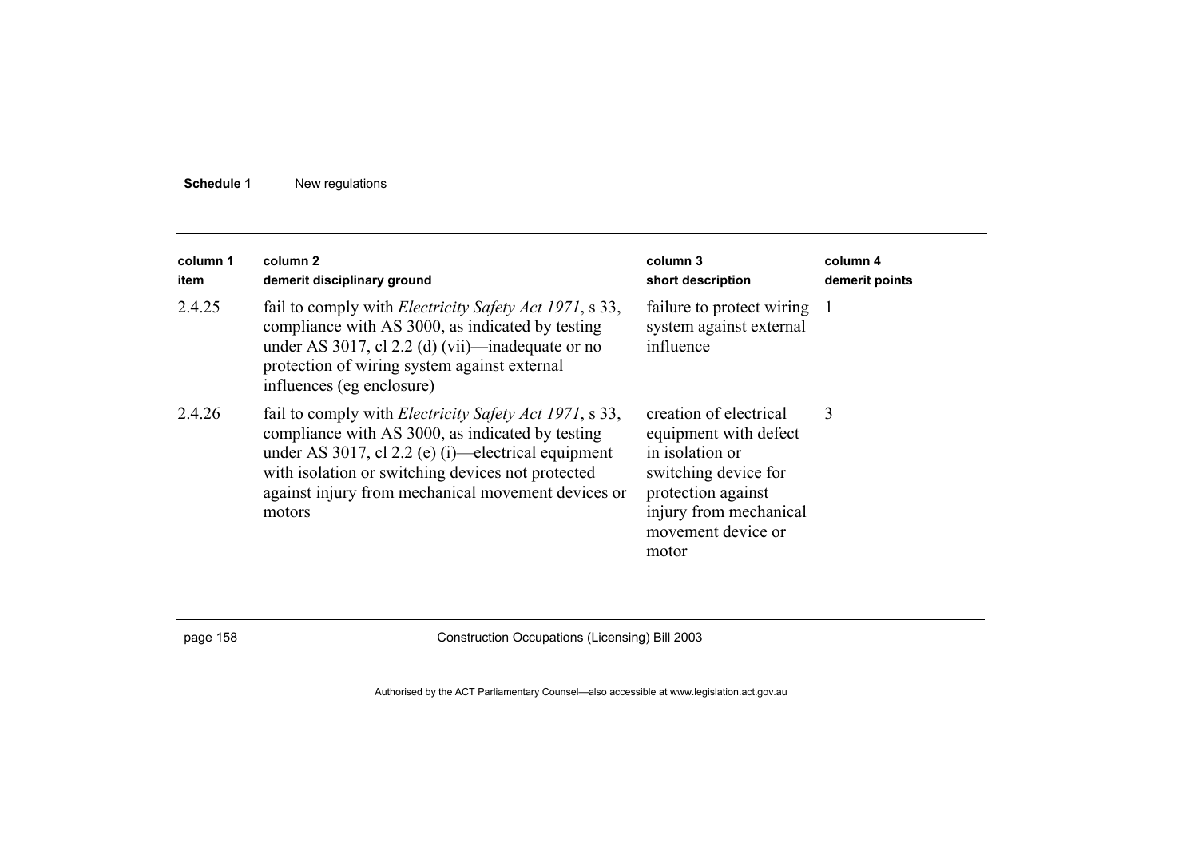| column 1 item | column 2 demerit disciplinary ground | column 3 short description | column 4 demerit points |
| --- | --- | --- | --- |
| 2.4.25 | fail to comply with *Electricity Safety Act 1971*, s 33, compliance with AS 3000, as indicated by testing under AS 3017, cl 2.2 (d) (vii)—inadequate or no protection of wiring system against external influences (eg enclosure) | failure to protect wiring system against external influence | 1 |
| 2.4.26 | fail to comply with *Electricity Safety Act 1971*, s 33, compliance with AS 3000, as indicated by testing under AS 3017, cl 2.2 (e) (i)—electrical equipment with isolation or switching devices not protected against injury from mechanical movement devices or motors | creation of electrical equipment with defect in isolation or switching device for protection against injury from mechanical movement device or motor | 3 |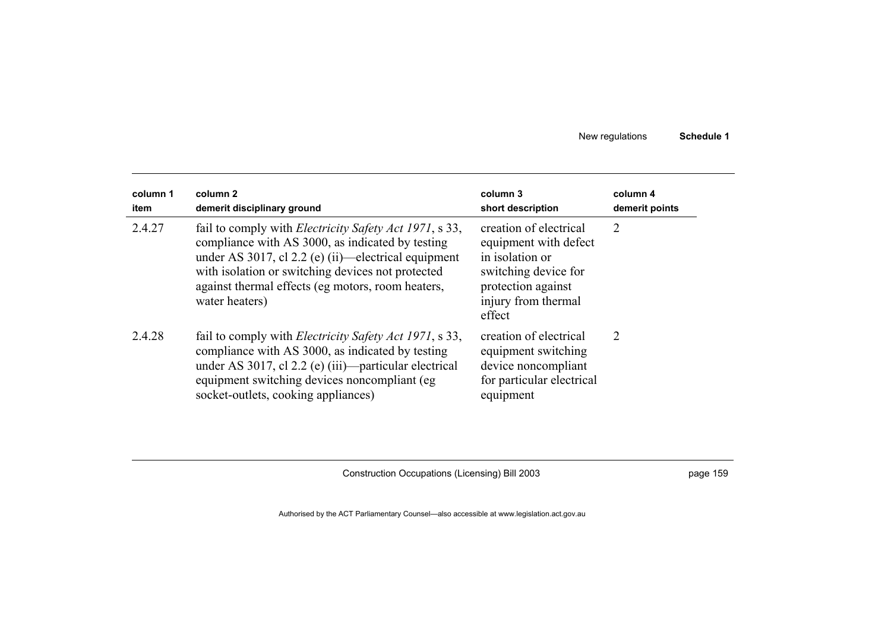| column 1 item | column 2 demerit disciplinary ground | column 3 short description | column 4 demerit points |
|---|---|---|---|
| 2.4.27 | fail to comply with *Electricity Safety Act 1971*, s 33, compliance with AS 3000, as indicated by testing under AS 3017, cl 2.2 (e) (ii)—electrical equipment with isolation or switching devices not protected against thermal effects (eg motors, room heaters, water heaters) | creation of electrical equipment with defect in isolation or switching device for protection against injury from thermal effect | 2 |
| 2.4.28 | fail to comply with *Electricity Safety Act 1971*, s 33, compliance with AS 3000, as indicated by testing under AS 3017, cl 2.2 (e) (iii)—particular electrical equipment switching devices noncompliant (eg socket-outlets, cooking appliances) | creation of electrical equipment switching device noncompliant for particular electrical equipment | 2 |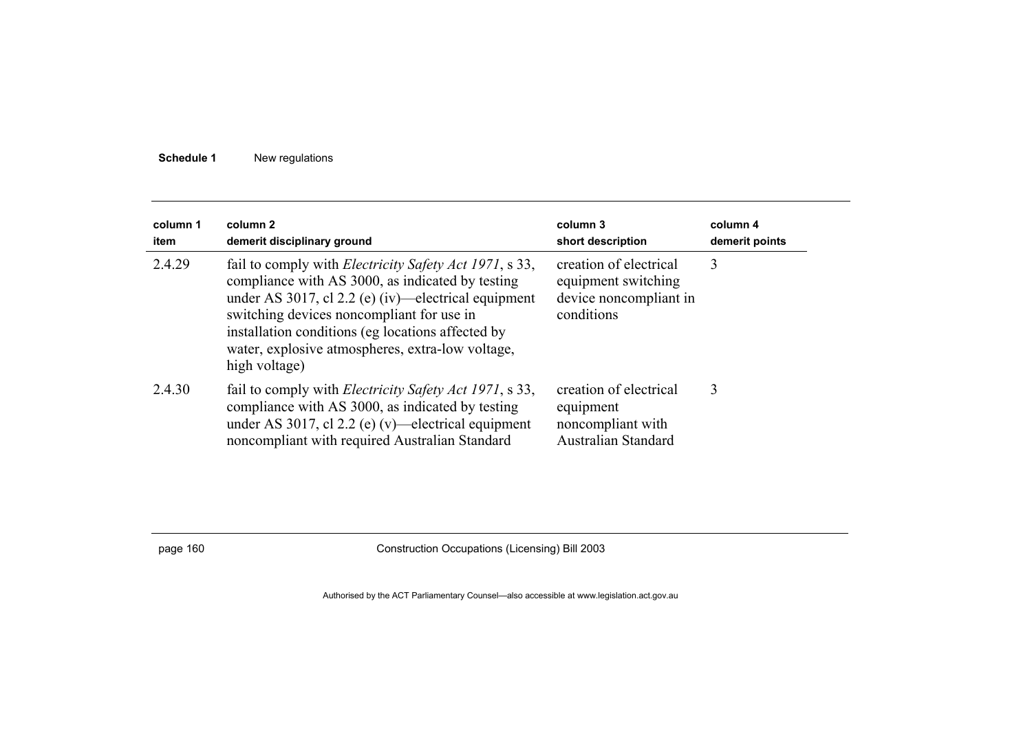| column 1 item | column 2 demerit disciplinary ground | column 3 short description | column 4 demerit points |
|---|---|---|---|
| 2.4.29 | fail to comply with *Electricity Safety Act 1971*, s 33, compliance with AS 3000, as indicated by testing under AS 3017, cl 2.2 (e) (iv)—electrical equipment switching devices noncompliant for use in installation conditions (eg locations affected by water, explosive atmospheres, extra-low voltage, high voltage) | creation of electrical equipment switching device noncompliant in conditions | 3 |
| 2.4.30 | fail to comply with *Electricity Safety Act 1971*, s 33, compliance with AS 3000, as indicated by testing under AS 3017, cl 2.2 (e) (v)—electrical equipment noncompliant with required Australian Standard | creation of electrical equipment noncompliant with Australian Standard | 3 |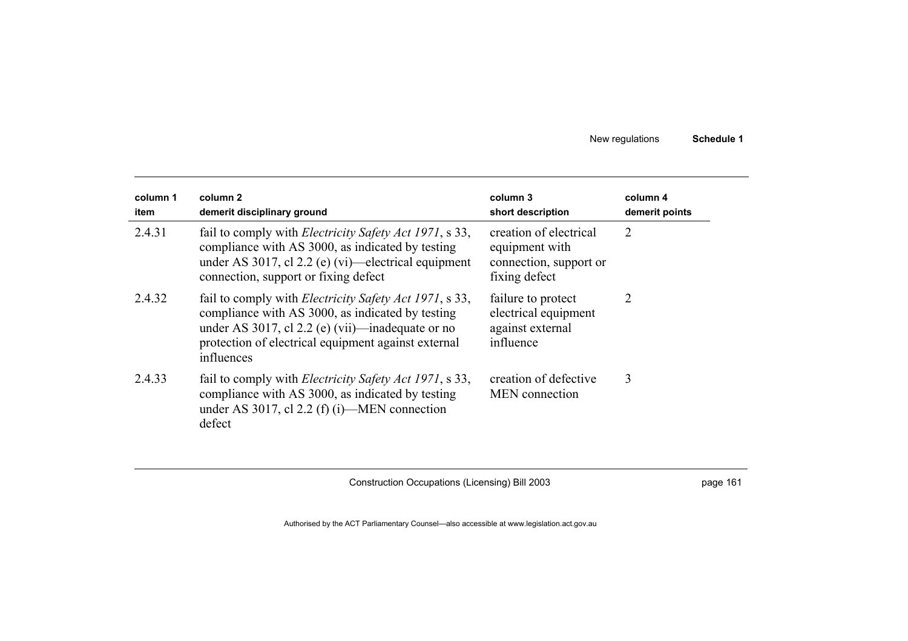| column 1 item | column 2 demerit disciplinary ground | column 3 short description | column 4 demerit points |
|---|---|---|---|
| 2.4.31 | fail to comply with *Electricity Safety Act 1971*, s 33, compliance with AS 3000, as indicated by testing under AS 3017, cl 2.2 (e) (vi)—electrical equipment connection, support or fixing defect | creation of electrical equipment with connection, support or fixing defect | 2 |
| 2.4.32 | fail to comply with *Electricity Safety Act 1971*, s 33, compliance with AS 3000, as indicated by testing under AS 3017, cl 2.2 (e) (vii)—inadequate or no protection of electrical equipment against external influences | failure to protect electrical equipment against external influence | 2 |
| 2.4.33 | fail to comply with *Electricity Safety Act 1971*, s 33, compliance with AS 3000, as indicated by testing under AS 3017, cl 2.2 (f) (i)—MEN connection defect | creation of defective MEN connection | 3 |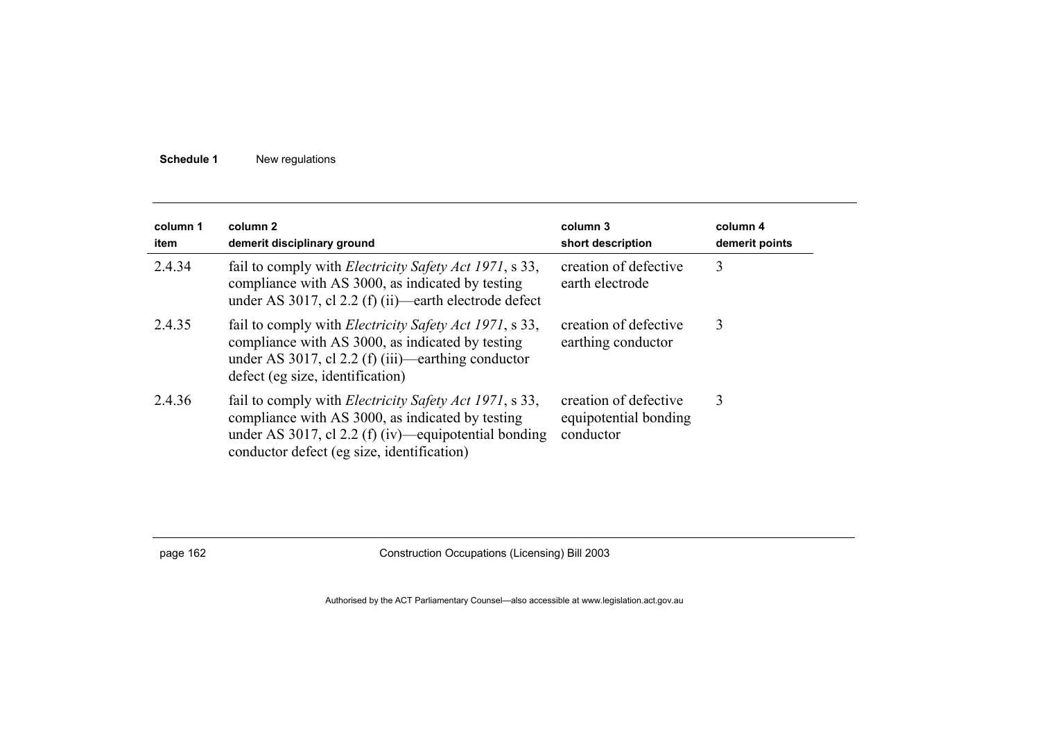| column 1 item | column 2 demerit disciplinary ground | column 3 short description | column 4 demerit points |
|---|---|---|---|
| 2.4.34 | fail to comply with *Electricity Safety Act 1971*, s 33, compliance with AS 3000, as indicated by testing under AS 3017, cl 2.2 (f) (ii)—earth electrode defect | creation of defective earth electrode | 3 |
| 2.4.35 | fail to comply with *Electricity Safety Act 1971*, s 33, compliance with AS 3000, as indicated by testing under AS 3017, cl 2.2 (f) (iii)—earthing conductor defect (eg size, identification) | creation of defective earthing conductor | 3 |
| 2.4.36 | fail to comply with *Electricity Safety Act 1971*, s 33, compliance with AS 3000, as indicated by testing under AS 3017, cl 2.2 (f) (iv)—equipotential bonding conductor defect (eg size, identification) | creation of defective equipotential bonding conductor | 3 |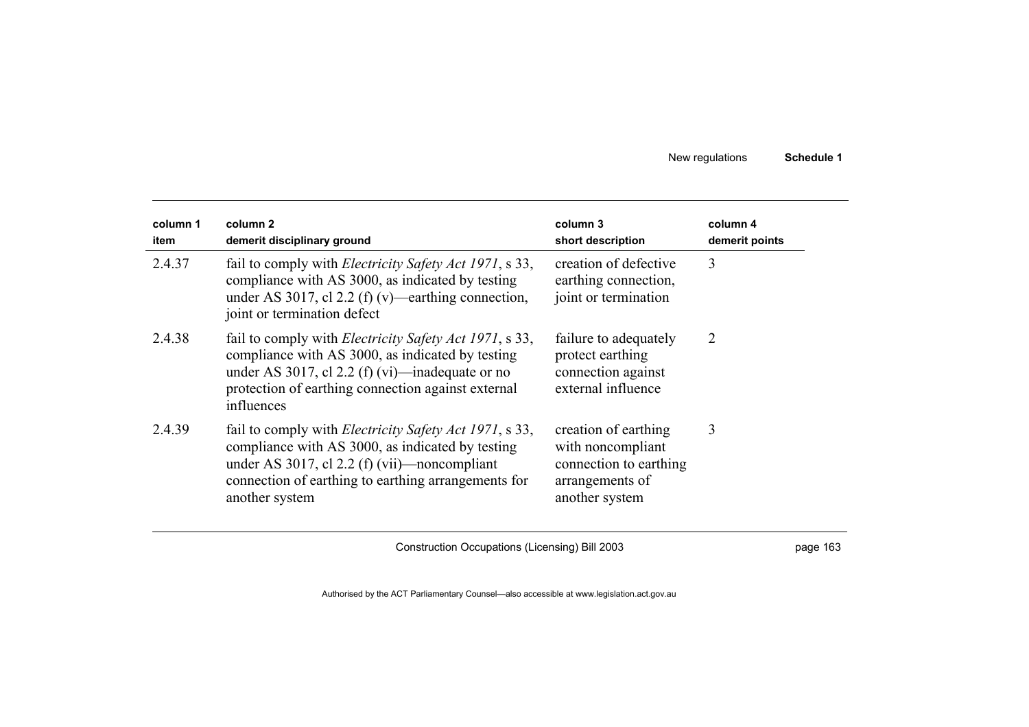| column 1<br>item | column 2<br>demerit disciplinary ground | column 3<br>short description | column 4<br>demerit points |
|---|---|---|---|
| 2.4.37 | fail to comply with *Electricity Safety Act 1971*, s 33, compliance with AS 3000, as indicated by testing under AS 3017, cl 2.2 (f) (v)—earthing connection, joint or termination defect | creation of defective earthing connection, joint or termination | 3 |
| 2.4.38 | fail to comply with *Electricity Safety Act 1971*, s 33, compliance with AS 3000, as indicated by testing under AS 3017, cl 2.2 (f) (vi)—inadequate or no protection of earthing connection against external influences | failure to adequately protect earthing connection against external influence | 2 |
| 2.4.39 | fail to comply with *Electricity Safety Act 1971*, s 33, compliance with AS 3000, as indicated by testing under AS 3017, cl 2.2 (f) (vii)—noncompliant connection of earthing to earthing arrangements for another system | creation of earthing with noncompliant connection to earthing arrangements of another system | 3 |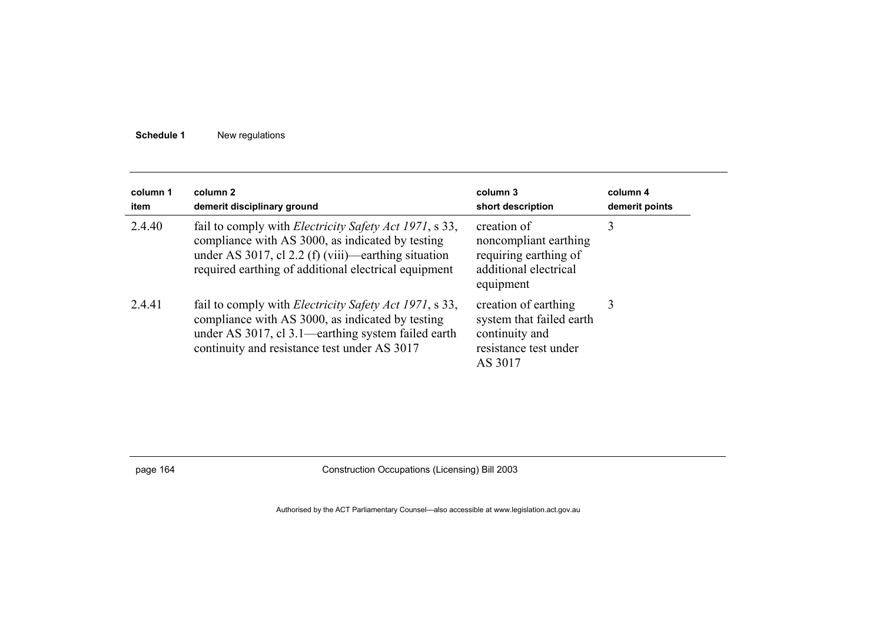| column 1 item | column 2 demerit disciplinary ground | column 3 short description | column 4 demerit points |
|---|---|---|---|
| 2.4.40 | fail to comply with *Electricity Safety Act 1971*, s 33, compliance with AS 3000, as indicated by testing under AS 3017, cl 2.2 (f) (viii)—earthing situation required earthing of additional electrical equipment | creation of noncompliant earthing requiring earthing of additional electrical equipment | 3 |
| 2.4.41 | fail to comply with *Electricity Safety Act 1971*, s 33, compliance with AS 3000, as indicated by testing under AS 3017, cl 3.1—earthing system failed earth continuity and resistance test under AS 3017 | creation of earthing system that failed earth continuity and resistance test under AS 3017 | 3 |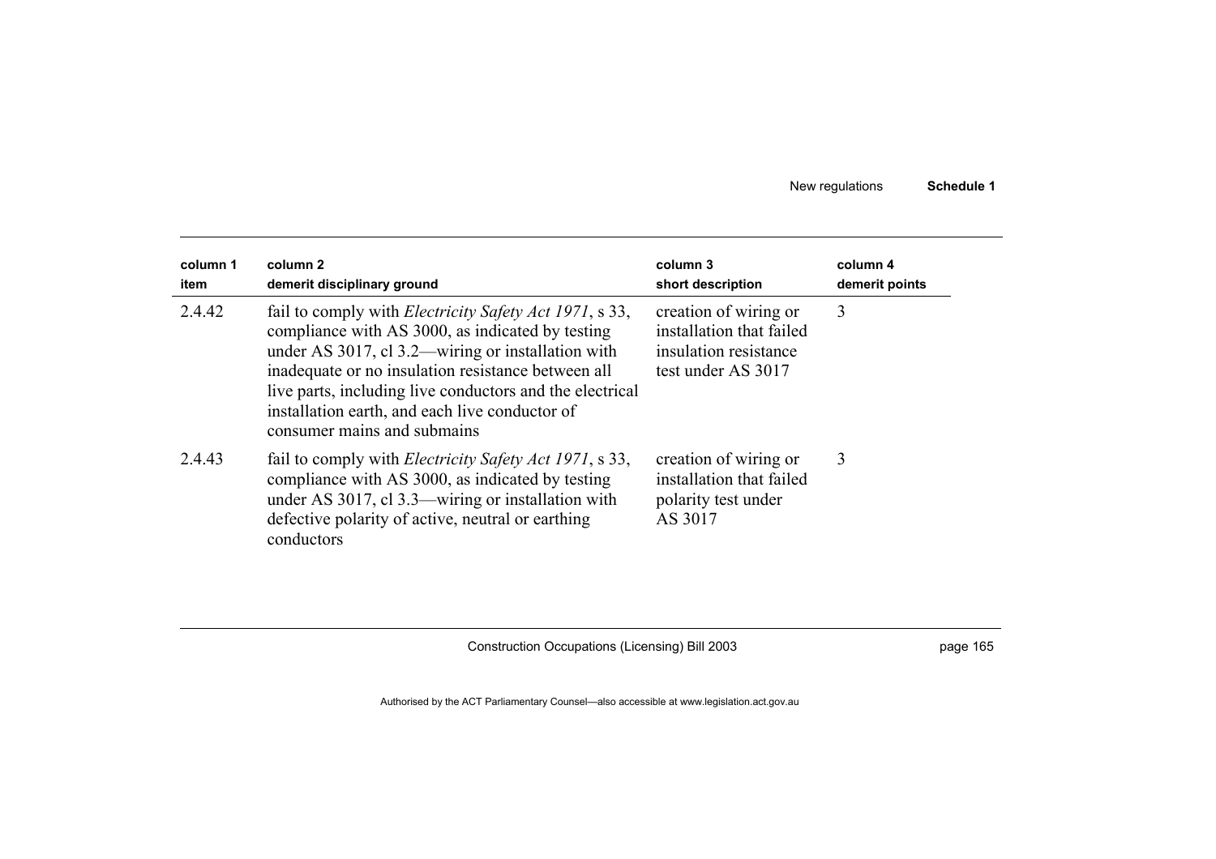| column 1 item | column 2 demerit disciplinary ground | column 3 short description | column 4 demerit points |
|---|---|---|---|
| 2.4.42 | fail to comply with *Electricity Safety Act 1971*, s 33, compliance with AS 3000, as indicated by testing under AS 3017, cl 3.2—wiring or installation with inadequate or no insulation resistance between all live parts, including live conductors and the electrical installation earth, and each live conductor of consumer mains and submains | creation of wiring or installation that failed insulation resistance test under AS 3017 | 3 |
| 2.4.43 | fail to comply with *Electricity Safety Act 1971*, s 33, compliance with AS 3000, as indicated by testing under AS 3017, cl 3.3—wiring or installation with defective polarity of active, neutral or earthing conductors | creation of wiring or installation that failed polarity test under AS 3017 | 3 |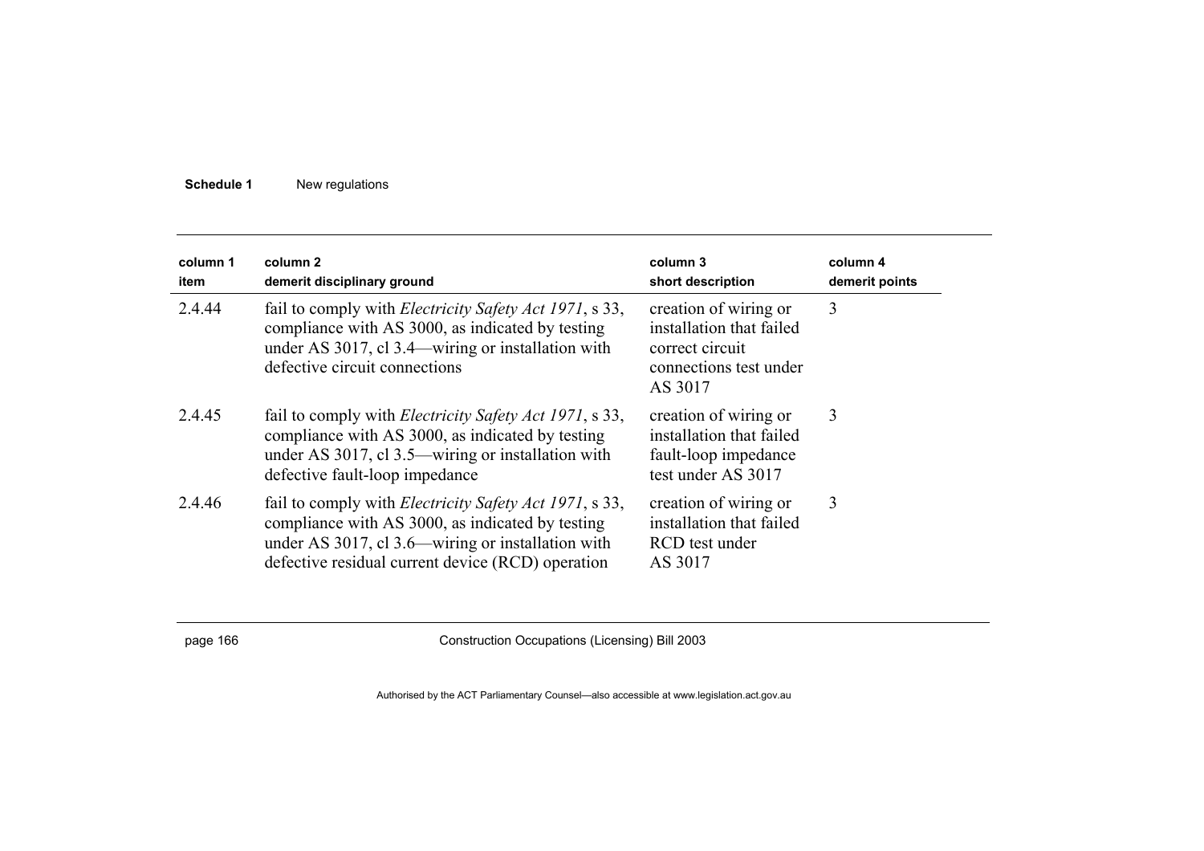| column 1<br>item | column 2<br>demerit disciplinary ground | column 3<br>short description | column 4<br>demerit points |
|---|---|---|---|
| 2.4.44 | fail to comply with *Electricity Safety Act 1971*, s 33, compliance with AS 3000, as indicated by testing under AS 3017, cl 3.4—wiring or installation with defective circuit connections | creation of wiring or installation that failed correct circuit connections test under AS 3017 | 3 |
| 2.4.45 | fail to comply with *Electricity Safety Act 1971*, s 33, compliance with AS 3000, as indicated by testing under AS 3017, cl 3.5—wiring or installation with defective fault-loop impedance | creation of wiring or installation that failed fault-loop impedance test under AS 3017 | 3 |
| 2.4.46 | fail to comply with *Electricity Safety Act 1971*, s 33, compliance with AS 3000, as indicated by testing under AS 3017, cl 3.6—wiring or installation with defective residual current device (RCD) operation | creation of wiring or installation that failed RCD test under AS 3017 | 3 |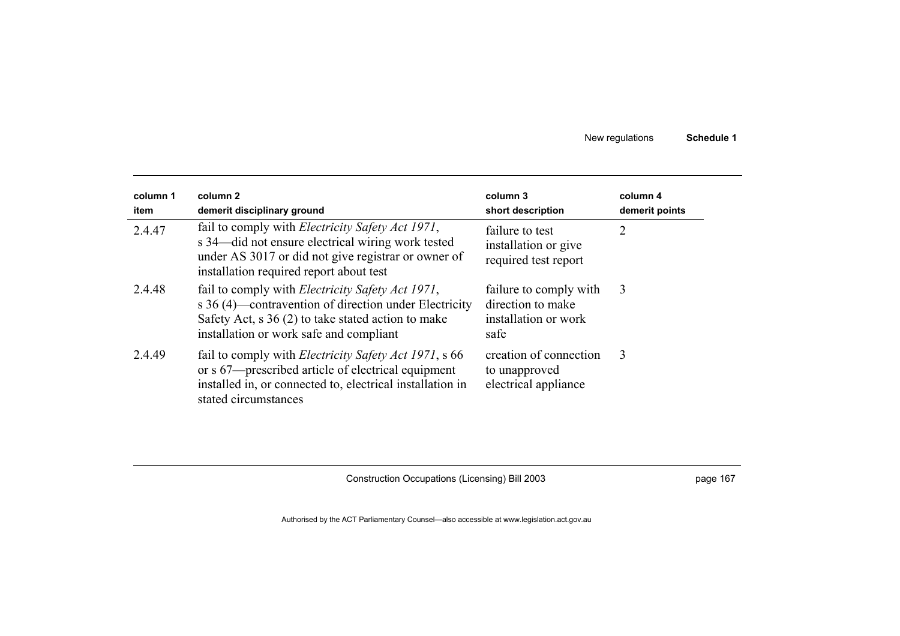| column 1<br>item | column 2<br>demerit disciplinary ground | column 3<br>short description | column 4<br>demerit points |
|---|---|---|---|
| 2.4.47 | fail to comply with *Electricity Safety Act 1971*, s 34—did not ensure electrical wiring work tested under AS 3017 or did not give registrar or owner of installation required report about test | failure to test installation or give required test report | 2 |
| 2.4.48 | fail to comply with *Electricity Safety Act 1971*, s 36 (4)—contravention of direction under Electricity Safety Act, s 36 (2) to take stated action to make installation or work safe and compliant | failure to comply with direction to make installation or work safe | 3 |
| 2.4.49 | fail to comply with *Electricity Safety Act 1971*, s 66 or s 67—prescribed article of electrical equipment installed in, or connected to, electrical installation in stated circumstances | creation of connection to unapproved electrical appliance | 3 |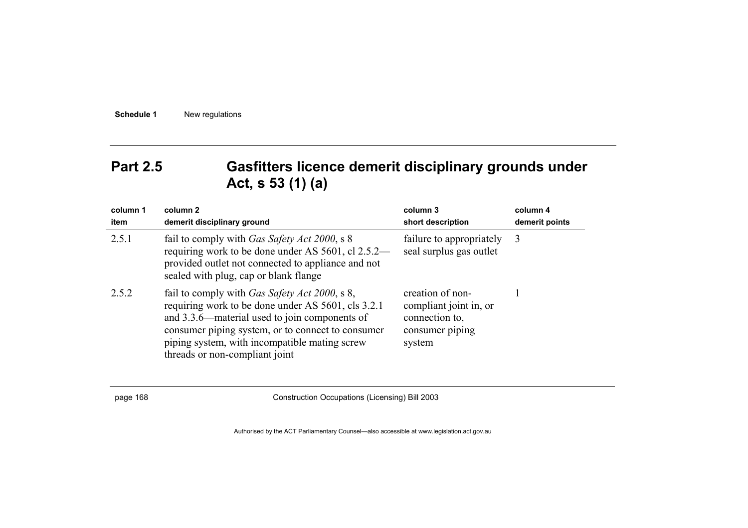## Part 2.5 Gasfitters licence demerit disciplinary grounds under Act, s 53 (1) (a)

| column 1<br>item | column 2<br>demerit disciplinary ground | column 3<br>short description | column 4<br>demerit points |
|---|---|---|---|
| 2.5.1 | fail to comply with *Gas Safety Act 2000*, s 8 requiring work to be done under AS 5601, cl 2.5.2—provided outlet not connected to appliance and not sealed with plug, cap or blank flange | failure to appropriately seal surplus gas outlet | 3 |
| 2.5.2 | fail to comply with *Gas Safety Act 2000*, s 8, requiring work to be done under AS 5601, cls 3.2.1 and 3.3.6—material used to join components of consumer piping system, or to connect to consumer piping system, with incompatible mating screw threads or non-compliant joint | creation of non-compliant joint in, or connection to, consumer piping system | 1 |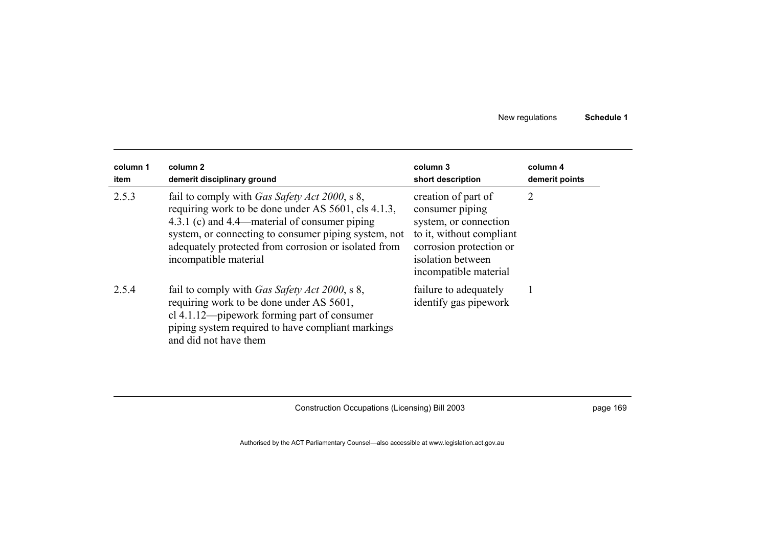| column 1 item | column 2 demerit disciplinary ground | column 3 short description | column 4 demerit points |
|---|---|---|---|
| 2.5.3 | fail to comply with *Gas Safety Act 2000*, s 8, requiring work to be done under AS 5601, cls 4.1.3, 4.3.1 (c) and 4.4—material of consumer piping system, or connecting to consumer piping system, not adequately protected from corrosion or isolated from incompatible material | creation of part of consumer piping system, or connection to it, without compliant corrosion protection or isolation between incompatible material | 2 |
| 2.5.4 | fail to comply with *Gas Safety Act 2000*, s 8, requiring work to be done under AS 5601, cl 4.1.12—pipework forming part of consumer piping system required to have compliant markings and did not have them | failure to adequately identify gas pipework | 1 |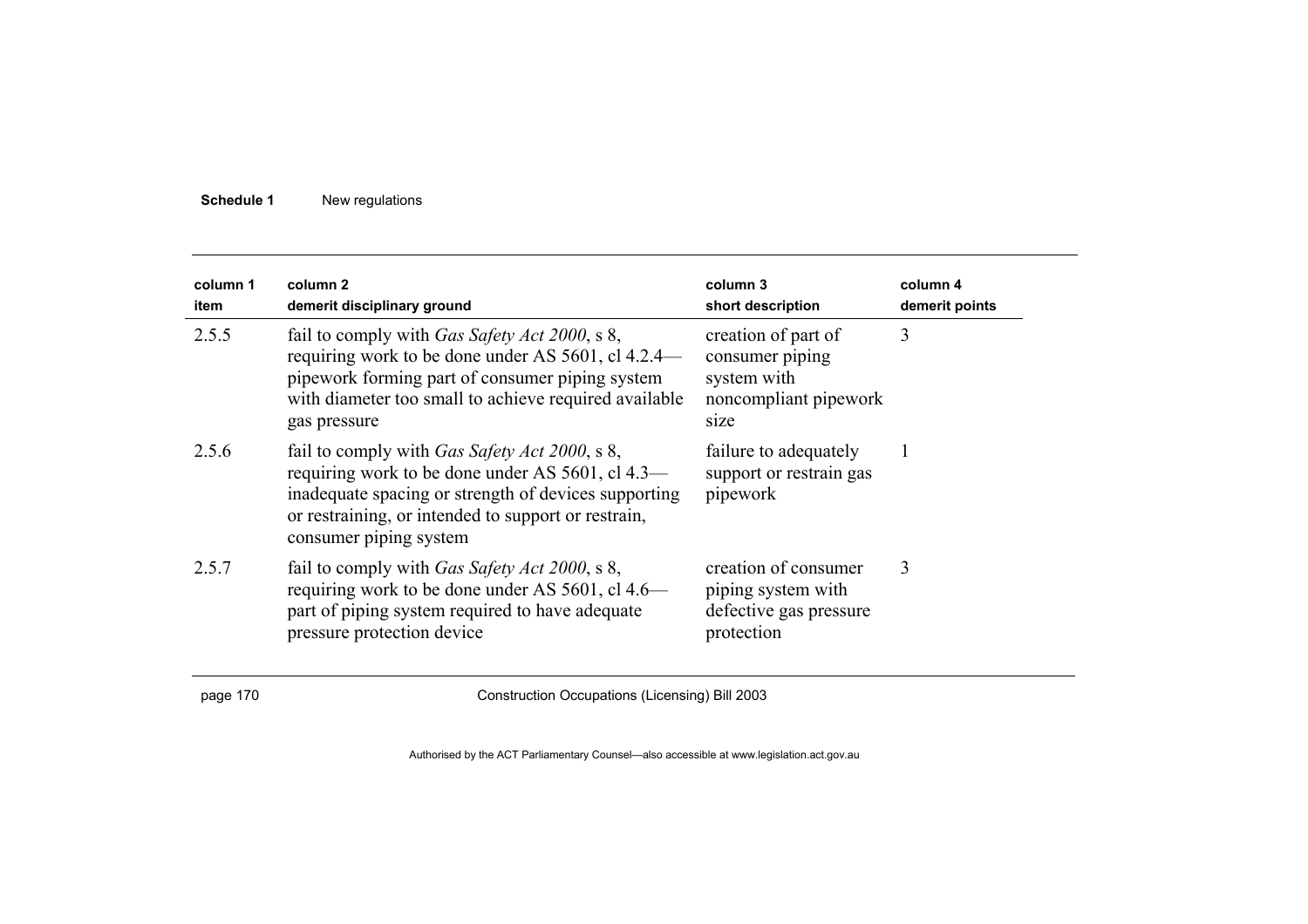| column 1 item | column 2 demerit disciplinary ground | column 3 short description | column 4 demerit points |
| --- | --- | --- | --- |
| 2.5.5 | fail to comply with *Gas Safety Act 2000*, s 8, requiring work to be done under AS 5601, cl 4.2.4—pipework forming part of consumer piping system with diameter too small to achieve required available gas pressure | creation of part of consumer piping system with noncompliant pipework size | 3 |
| 2.5.6 | fail to comply with *Gas Safety Act 2000*, s 8, requiring work to be done under AS 5601, cl 4.3—inadequate spacing or strength of devices supporting or restraining, or intended to support or restrain, consumer piping system | failure to adequately support or restrain gas pipework | 1 |
| 2.5.7 | fail to comply with *Gas Safety Act 2000*, s 8, requiring work to be done under AS 5601, cl 4.6—part of piping system required to have adequate pressure protection device | creation of consumer piping system with defective gas pressure protection | 3 |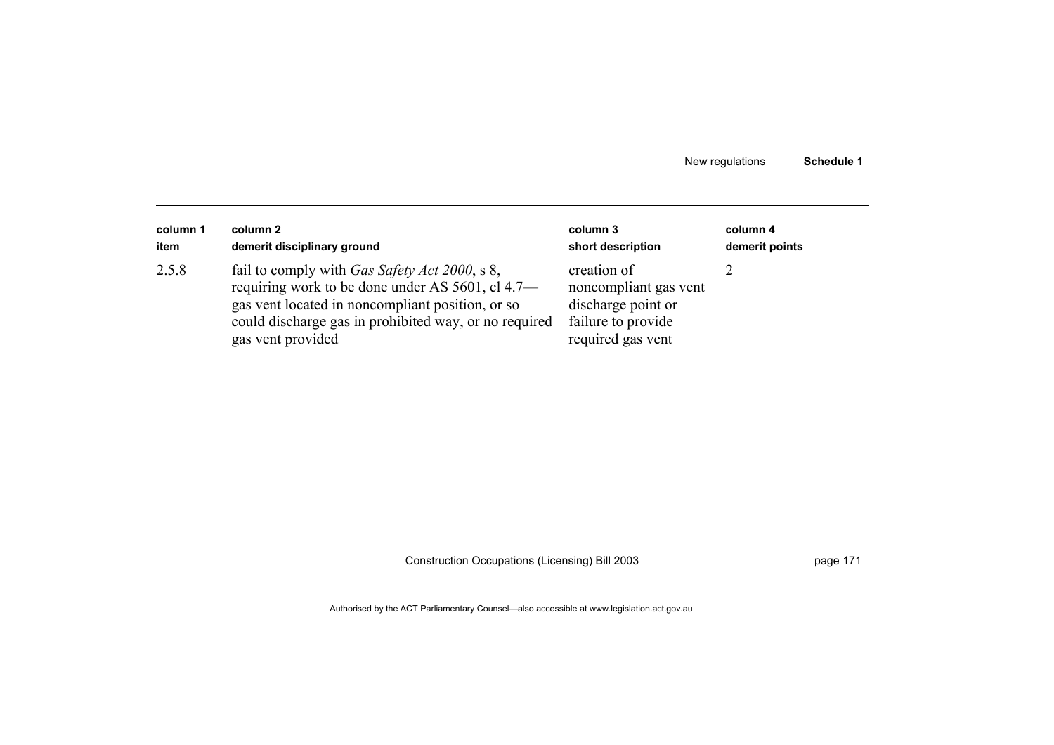| column 1<br>item | column 2<br>demerit disciplinary ground | column 3<br>short description | column 4<br>demerit points |
|---|---|---|---|
| 2.5.8 | fail to comply with *Gas Safety Act 2000*, s 8, requiring work to be done under AS 5601, cl 4.7—gas vent located in noncompliant position, or so could discharge gas in prohibited way, or no required gas vent provided | creation of noncompliant gas vent discharge point or failure to provide required gas vent | 2 |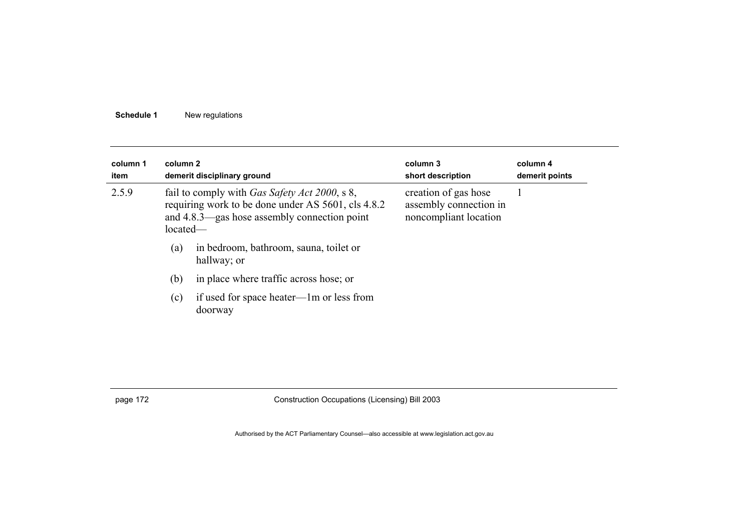| column 1 item | column 2 demerit disciplinary ground | column 3 short description | column 4 demerit points |
|---|---|---|---|
| 2.5.9 | fail to comply with *Gas Safety Act 2000*, s 8, requiring work to be done under AS 5601, cls 4.8.2 and 4.8.3—gas hose assembly connection point located—<br>(a) in bedroom, bathroom, sauna, toilet or hallway; or<br>(b) in place where traffic across hose; or<br>(c) if used for space heater—1m or less from doorway | creation of gas hose assembly connection in noncompliant location | 1 |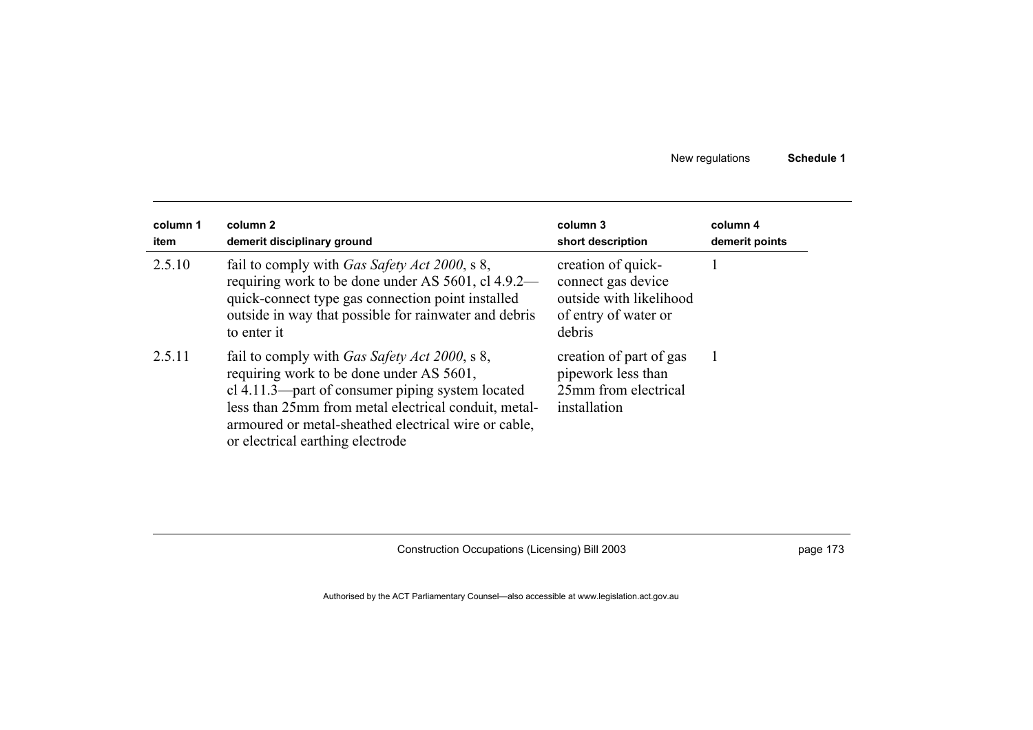| column 1<br>item | column 2<br>demerit disciplinary ground | column 3<br>short description | column 4<br>demerit points |
|---|---|---|---|
| 2.5.10 | fail to comply with *Gas Safety Act 2000*, s 8, requiring work to be done under AS 5601, cl 4.9.2—quick-connect type gas connection point installed outside in way that possible for rainwater and debris to enter it | creation of quick-connect gas device outside with likelihood of entry of water or debris | 1 |
| 2.5.11 | fail to comply with *Gas Safety Act 2000*, s 8, requiring work to be done under AS 5601, cl 4.11.3—part of consumer piping system located less than 25mm from metal electrical conduit, metal-armoured or metal-sheathed electrical wire or cable, or electrical earthing electrode | creation of part of gas pipework less than 25mm from electrical installation | 1 |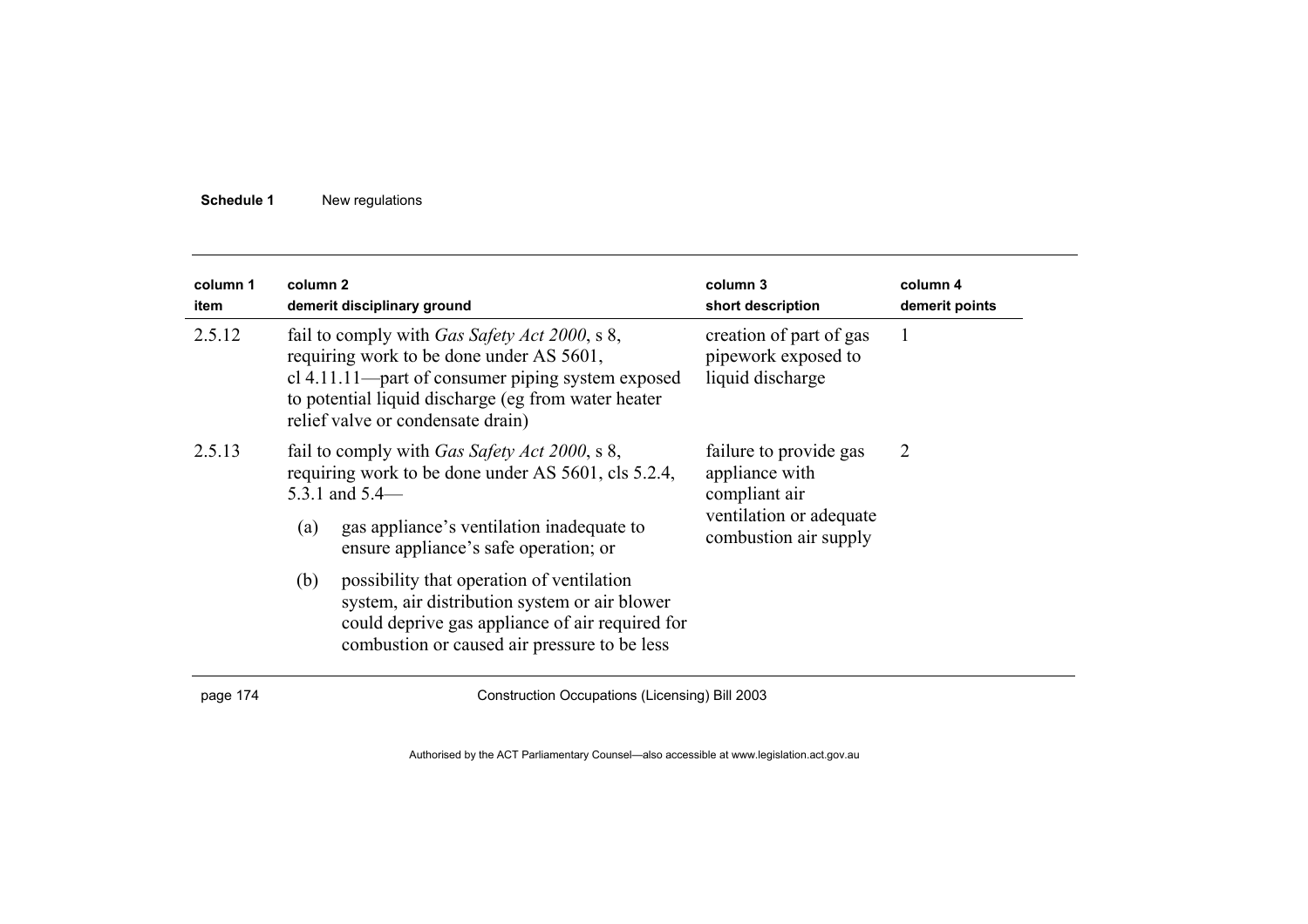| column 1 item | column 2 demerit disciplinary ground | column 3 short description | column 4 demerit points |
| --- | --- | --- | --- |
| 2.5.12 | fail to comply with *Gas Safety Act 2000*, s 8, requiring work to be done under AS 5601, cl 4.11.11—part of consumer piping system exposed to potential liquid discharge (eg from water heater relief valve or condensate drain) | creation of part of gas pipework exposed to liquid discharge | 1 |
| 2.5.13 | fail to comply with *Gas Safety Act 2000*, s 8, requiring work to be done under AS 5601, cls 5.2.4, 5.3.1 and 5.4—<br>(a) gas appliance's ventilation inadequate to ensure appliance's safe operation; or<br>(b) possibility that operation of ventilation system, air distribution system or air blower could deprive gas appliance of air required for combustion or caused air pressure to be less | failure to provide gas appliance with compliant air ventilation or adequate combustion air supply | 2 |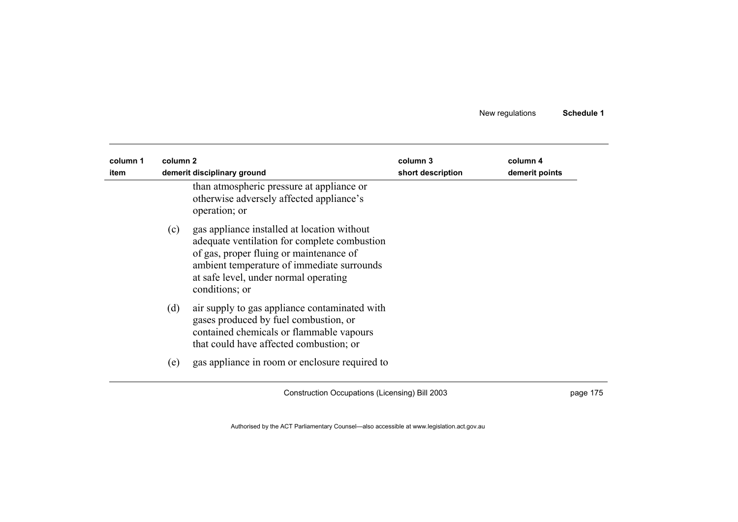| column 1 item | column 2 demerit disciplinary ground | column 3 short description | column 4 demerit points |
|---|---|---|---|
| | than atmospheric pressure at appliance or otherwise adversely affected appliance's operation; or | | |
| | (c) gas appliance installed at location without adequate ventilation for complete combustion of gas, proper fluing or maintenance of ambient temperature of immediate surrounds at safe level, under normal operating conditions; or | | |
| | (d) air supply to gas appliance contaminated with gases produced by fuel combustion, or contained chemicals or flammable vapours that could have affected combustion; or | | |
| | (e) gas appliance in room or enclosure required to | | |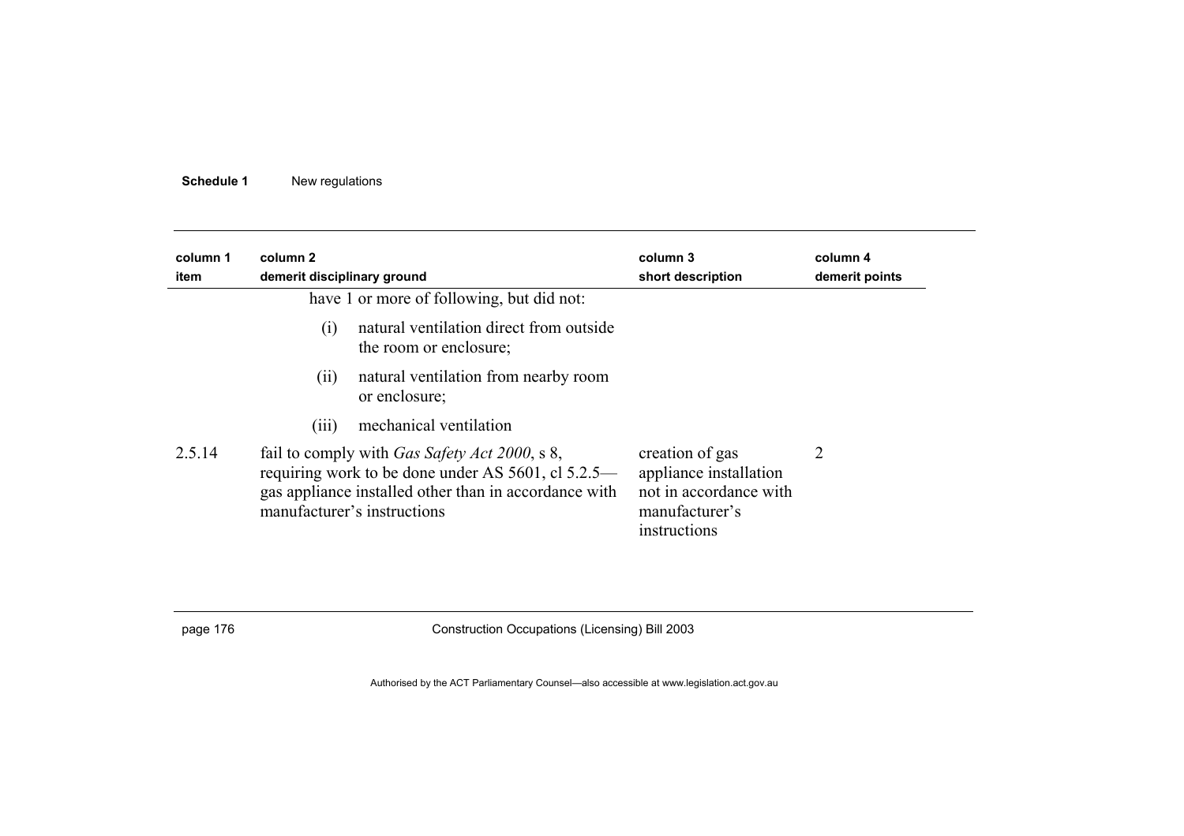| column 1 item | column 2 demerit disciplinary ground | column 3 short description | column 4 demerit points |
|---|---|---|---|
| | have 1 or more of following, but did not: (i) natural ventilation direct from outside the room or enclosure; (ii) natural ventilation from nearby room or enclosure; (iii) mechanical ventilation | | |
| 2.5.14 | fail to comply with *Gas Safety Act 2000*, s 8, requiring work to be done under AS 5601, cl 5.2.5—gas appliance installed other than in accordance with manufacturer's instructions | creation of gas appliance installation not in accordance with manufacturer's instructions | 2 |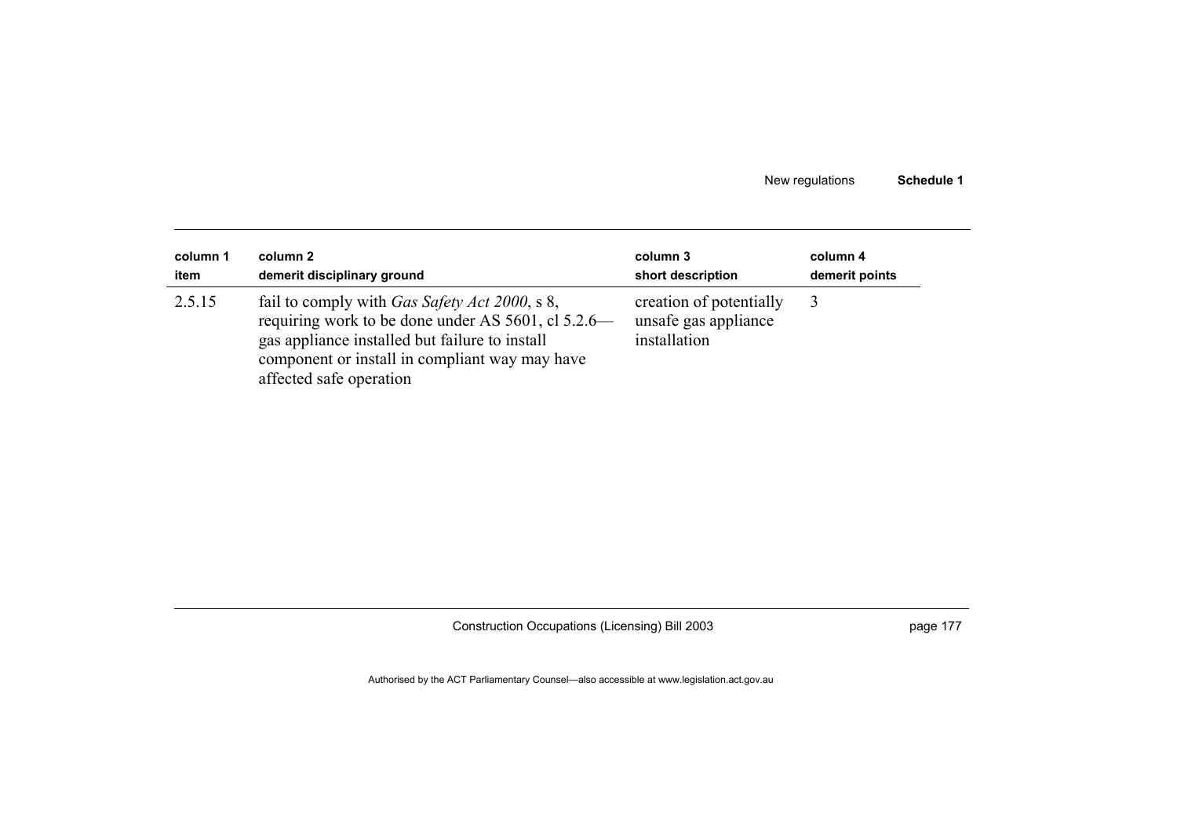| column 1 item | column 2 demerit disciplinary ground | column 3 short description | column 4 demerit points |
|---|---|---|---|
| 2.5.15 | fail to comply with *Gas Safety Act 2000*, s 8, requiring work to be done under AS 5601, cl 5.2.6—gas appliance installed but failure to install component or install in compliant way may have affected safe operation | creation of potentially unsafe gas appliance installation | 3 |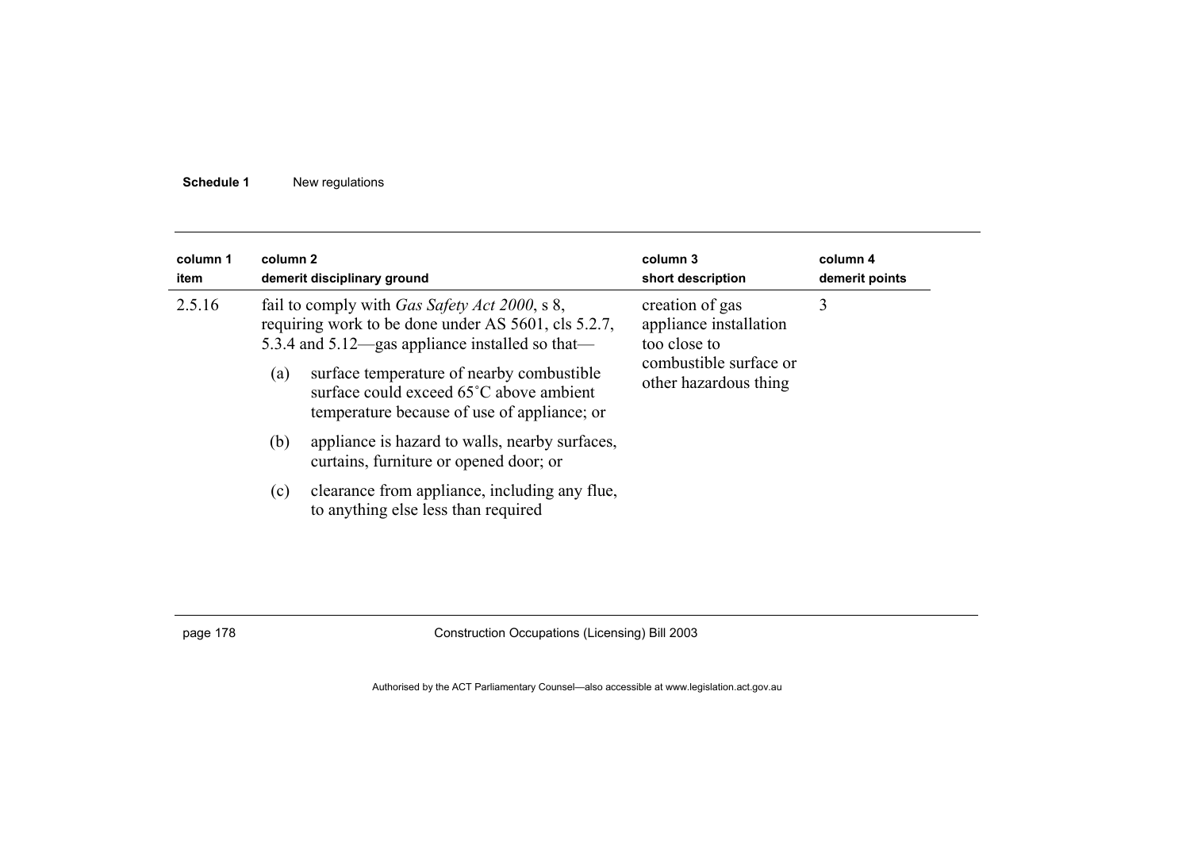| column 1 item | column 2 demerit disciplinary ground | column 3 short description | column 4 demerit points |
|---|---|---|---|
| 2.5.16 | fail to comply with *Gas Safety Act 2000*, s 8, requiring work to be done under AS 5601, cls 5.2.7, 5.3.4 and 5.12—gas appliance installed so that—<br>(a) surface temperature of nearby combustible surface could exceed 65˚C above ambient temperature because of use of appliance; or<br>(b) appliance is hazard to walls, nearby surfaces, curtains, furniture or opened door; or<br>(c) clearance from appliance, including any flue, to anything else less than required | creation of gas appliance installation too close to combustible surface or other hazardous thing | 3 |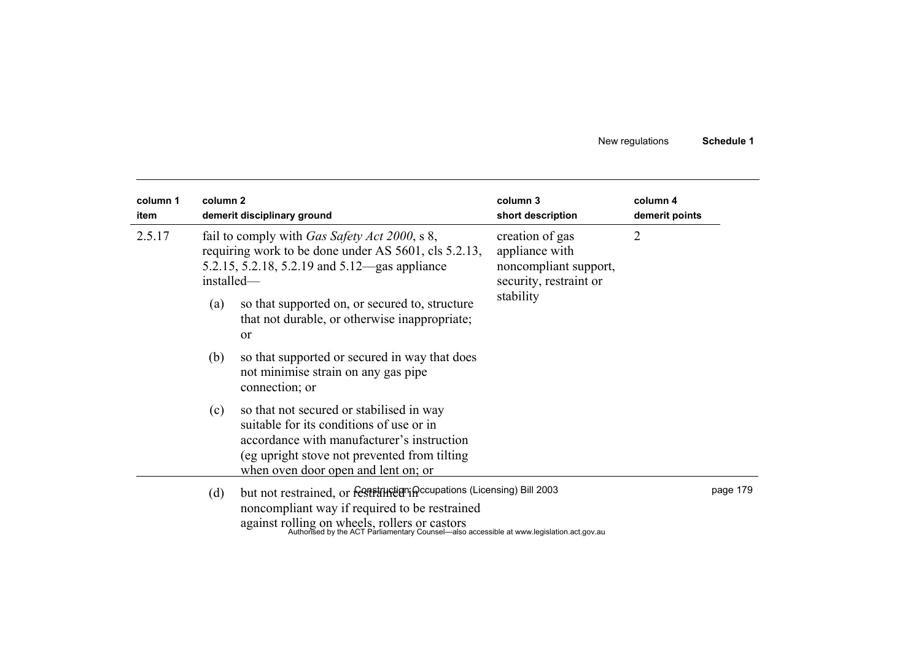| column 1 item | column 2 demerit disciplinary ground | column 3 short description | column 4 demerit points |
|---|---|---|---|
| 2.5.17 | fail to comply with *Gas Safety Act 2000*, s 8, requiring work to be done under AS 5601, cls 5.2.13, 5.2.15, 5.2.18, 5.2.19 and 5.12—gas appliance installed—<br>(a) so that supported on, or secured to, structure that not durable, or otherwise inappropriate; or<br>(b) so that supported or secured in way that does not minimise strain on any gas pipe connection; or<br>(c) so that not secured or stabilised in way suitable for its conditions of use or in accordance with manufacturer's instruction (eg upright stove not prevented from tilting when oven door open and lent on; or<br>(d) but not restrained, or restrained in noncompliant way if required to be restrained against rolling on wheels, rollers or castors | creation of gas appliance with noncompliant support, security, restraint or stability | 2 |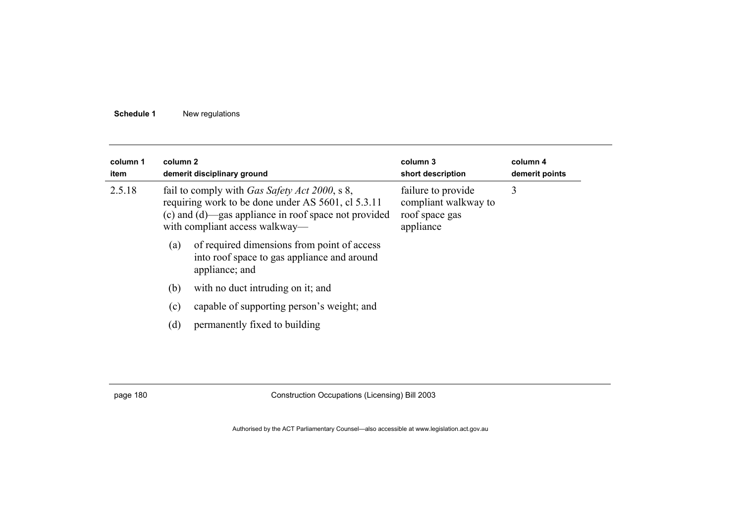| column 1 item | column 2 demerit disciplinary ground | column 3 short description | column 4 demerit points |
|---|---|---|---|
| 2.5.18 | fail to comply with *Gas Safety Act 2000*, s 8, requiring work to be done under AS 5601, cl 5.3.11 (c) and (d)—gas appliance in roof space not provided with compliant access walkway—<br>(a) of required dimensions from point of access into roof space to gas appliance and around appliance; and<br>(b) with no duct intruding on it; and<br>(c) capable of supporting person's weight; and<br>(d) permanently fixed to building | failure to provide compliant walkway to roof space gas appliance | 3 |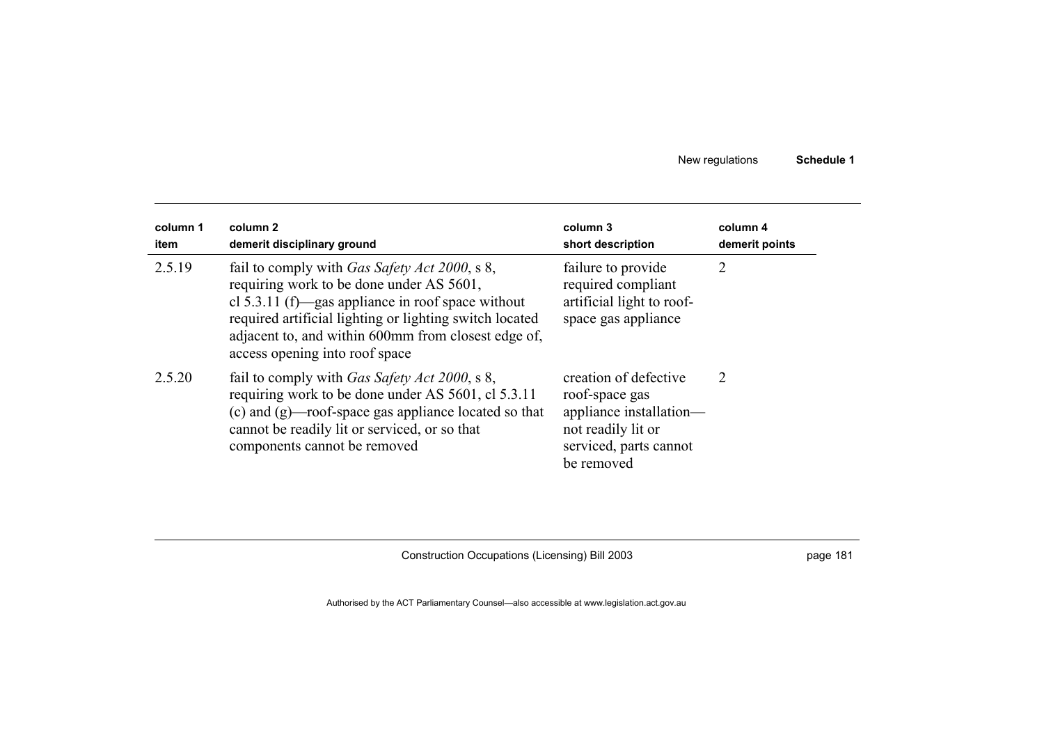| column 1 item | column 2 demerit disciplinary ground | column 3 short description | column 4 demerit points |
|---|---|---|---|
| 2.5.19 | fail to comply with *Gas Safety Act 2000*, s 8, requiring work to be done under AS 5601, cl 5.3.11 (f)—gas appliance in roof space without required artificial lighting or lighting switch located adjacent to, and within 600mm from closest edge of, access opening into roof space | failure to provide required compliant artificial light to roof-space gas appliance | 2 |
| 2.5.20 | fail to comply with *Gas Safety Act 2000*, s 8, requiring work to be done under AS 5601, cl 5.3.11 (c) and (g)—roof-space gas appliance located so that cannot be readily lit or serviced, or so that components cannot be removed | creation of defective roof-space gas appliance installation—not readily lit or serviced, parts cannot be removed | 2 |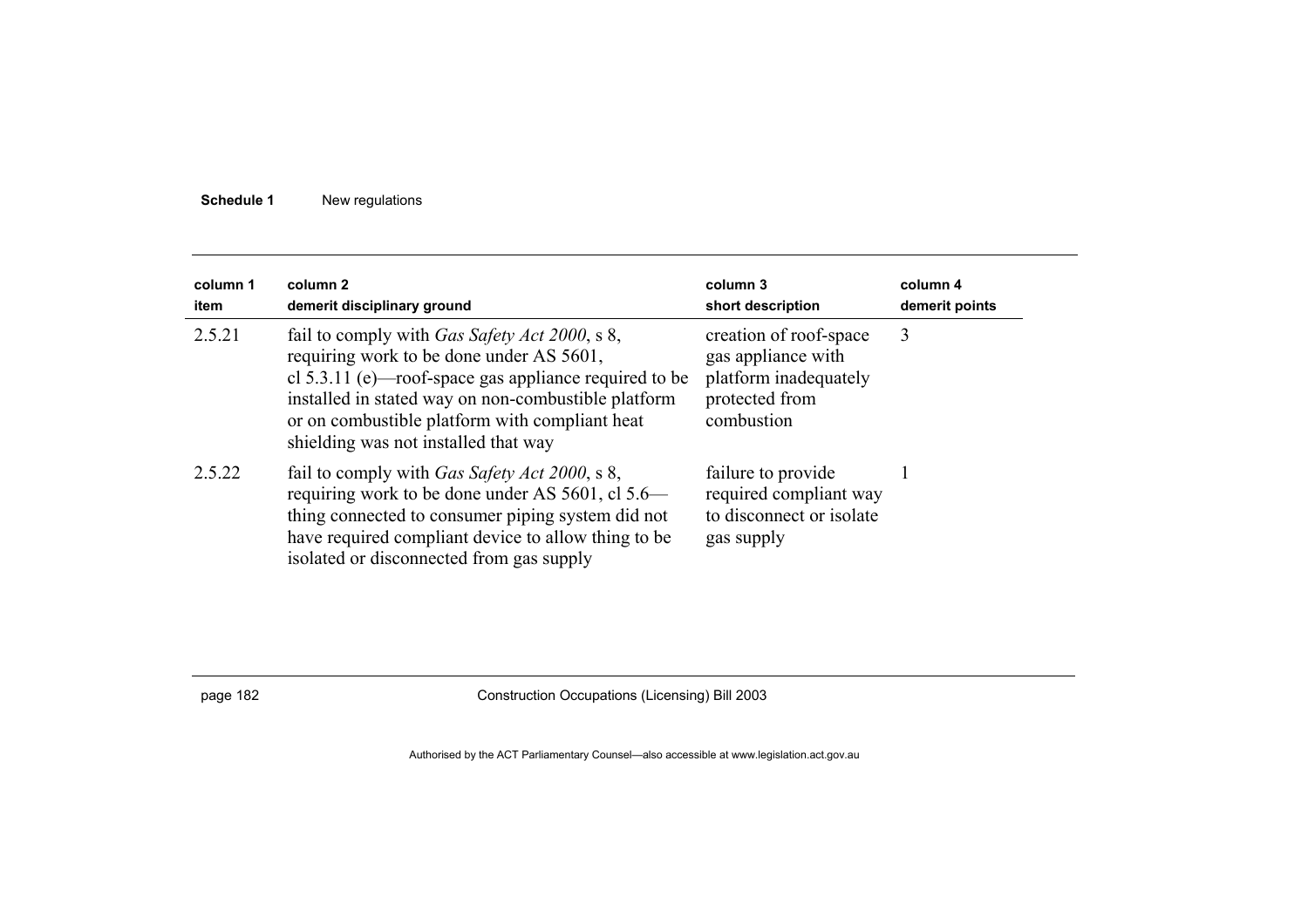| column 1 item | column 2 demerit disciplinary ground | column 3 short description | column 4 demerit points |
|---|---|---|---|
| 2.5.21 | fail to comply with *Gas Safety Act 2000*, s 8, requiring work to be done under AS 5601, cl 5.3.11 (e)—roof-space gas appliance required to be installed in stated way on non-combustible platform or on combustible platform with compliant heat shielding was not installed that way | creation of roof-space gas appliance with platform inadequately protected from combustion | 3 |
| 2.5.22 | fail to comply with *Gas Safety Act 2000*, s 8, requiring work to be done under AS 5601, cl 5.6—thing connected to consumer piping system did not have required compliant device to allow thing to be isolated or disconnected from gas supply | failure to provide required compliant way to disconnect or isolate gas supply | 1 |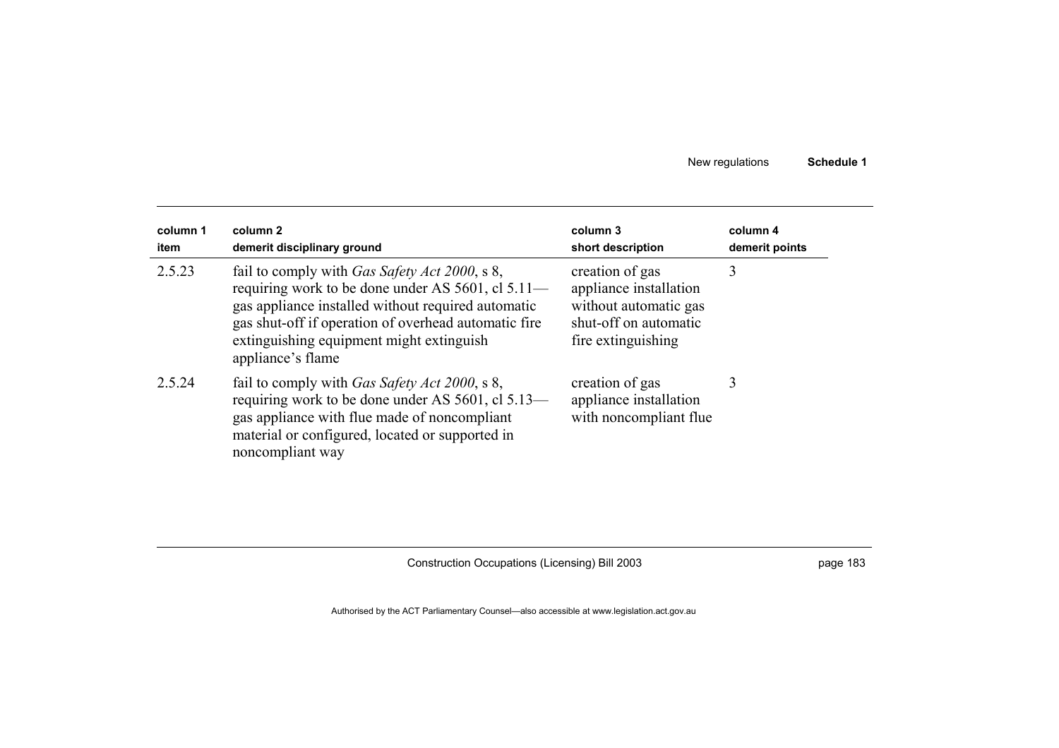| column 1 item | column 2 demerit disciplinary ground | column 3 short description | column 4 demerit points |
|---|---|---|---|
| 2.5.23 | fail to comply with *Gas Safety Act 2000*, s 8, requiring work to be done under AS 5601, cl 5.11—gas appliance installed without required automatic gas shut-off if operation of overhead automatic fire extinguishing equipment might extinguish appliance's flame | creation of gas appliance installation without automatic gas shut-off on automatic fire extinguishing | 3 |
| 2.5.24 | fail to comply with *Gas Safety Act 2000*, s 8, requiring work to be done under AS 5601, cl 5.13—gas appliance with flue made of noncompliant material or configured, located or supported in noncompliant way | creation of gas appliance installation with noncompliant flue | 3 |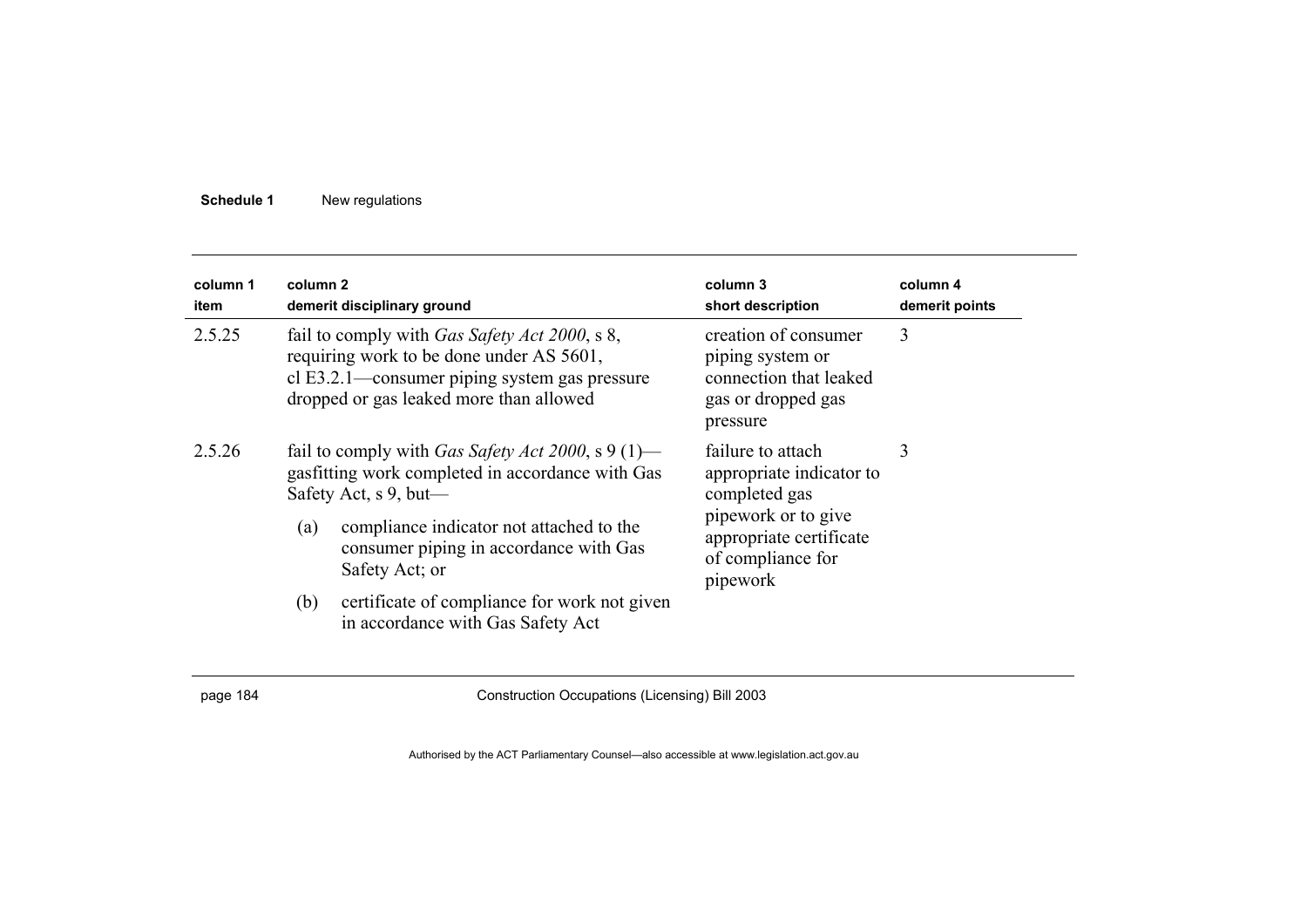| column 1 item | column 2 demerit disciplinary ground | column 3 short description | column 4 demerit points |
|---|---|---|---|
| 2.5.25 | fail to comply with *Gas Safety Act 2000*, s 8, requiring work to be done under AS 5601, cl E3.2.1—consumer piping system gas pressure dropped or gas leaked more than allowed | creation of consumer piping system or connection that leaked gas or dropped gas pressure | 3 |
| 2.5.26 | fail to comply with *Gas Safety Act 2000*, s 9 (1)—gasfitting work completed in accordance with Gas Safety Act, s 9, but—<br>(a) compliance indicator not attached to the consumer piping in accordance with Gas Safety Act; or<br>(b) certificate of compliance for work not given in accordance with Gas Safety Act | failure to attach appropriate indicator to completed gas pipework or to give appropriate certificate of compliance for pipework | 3 |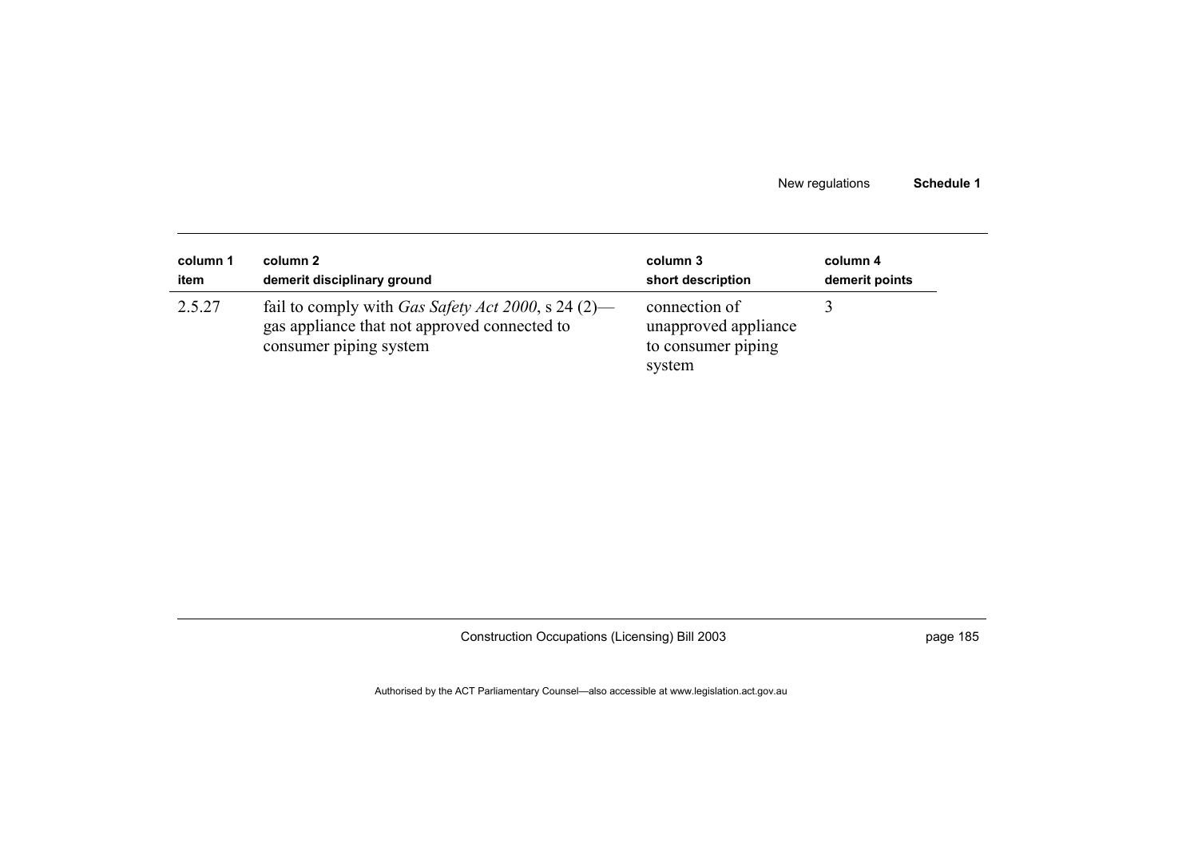| column 1 item | column 2 demerit disciplinary ground | column 3 short description | column 4 demerit points |
|---|---|---|---|
| 2.5.27 | fail to comply with *Gas Safety Act 2000*, s 24 (2)—gas appliance that not approved connected to consumer piping system | connection of unapproved appliance to consumer piping system | 3 |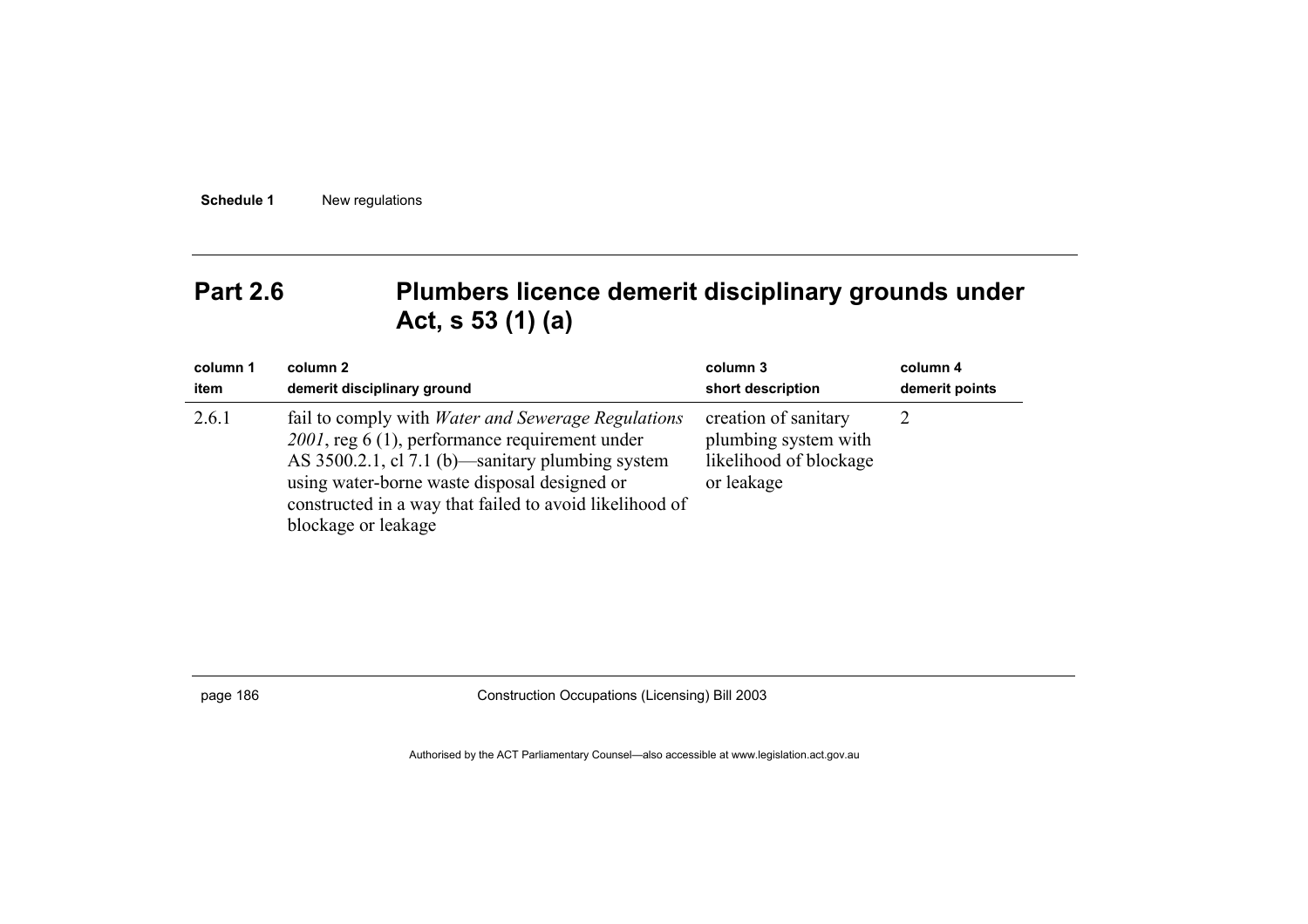## Part 2.6 Plumbers licence demerit disciplinary grounds under Act, s 53 (1) (a)

| column 1<br>item | column 2<br>demerit disciplinary ground | column 3<br>short description | column 4<br>demerit points |
|---|---|---|---|
| 2.6.1 | fail to comply with *Water and Sewerage Regulations 2001*, reg 6 (1), performance requirement under AS 3500.2.1, cl 7.1 (b)—sanitary plumbing system using water-borne waste disposal designed or constructed in a way that failed to avoid likelihood of blockage or leakage | creation of sanitary plumbing system with likelihood of blockage or leakage | 2 |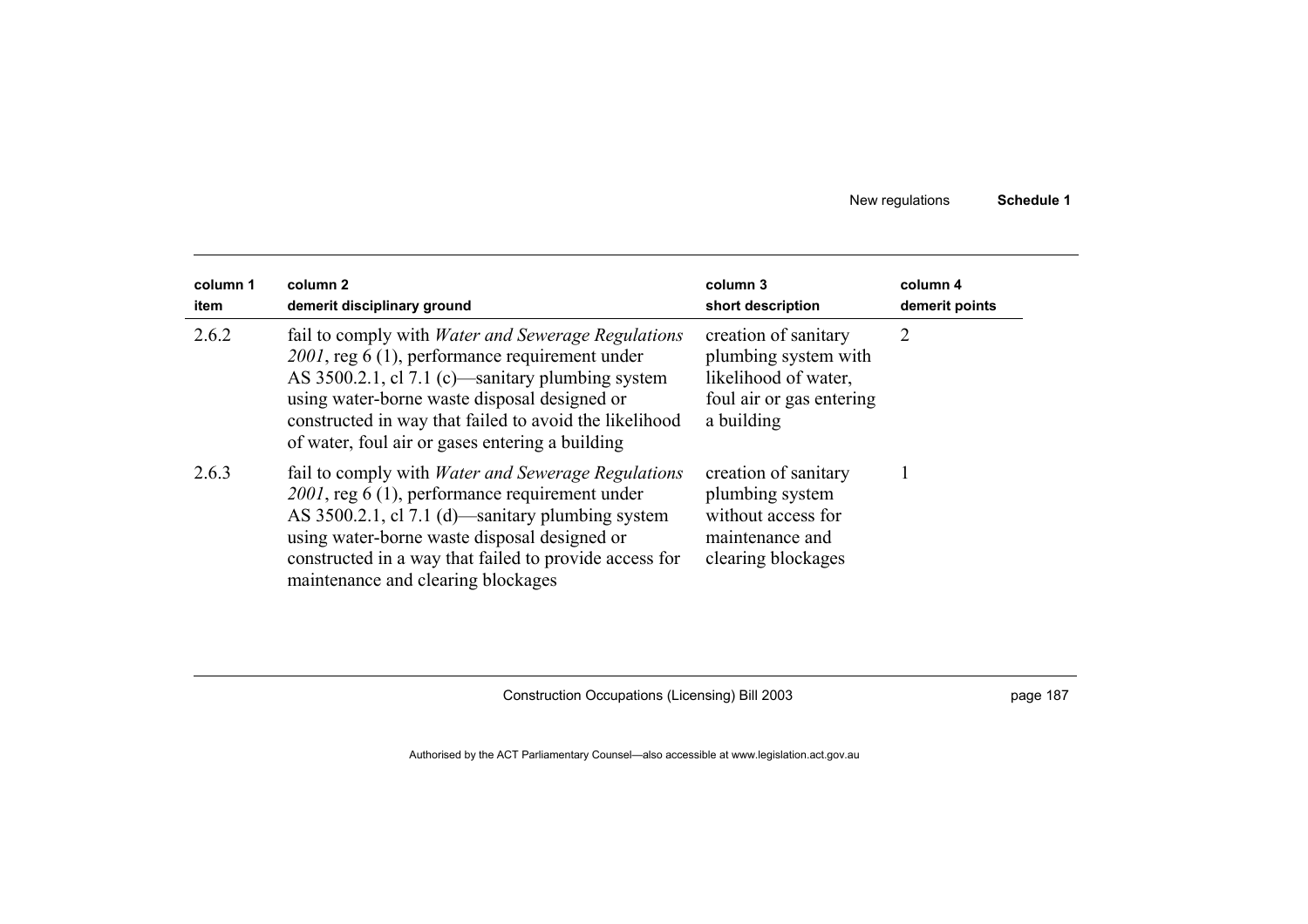| column 1<br>item | column 2<br>demerit disciplinary ground | column 3<br>short description | column 4<br>demerit points |
|---|---|---|---|
| 2.6.2 | fail to comply with *Water and Sewerage Regulations 2001*, reg 6 (1), performance requirement under AS 3500.2.1, cl 7.1 (c)—sanitary plumbing system using water-borne waste disposal designed or constructed in way that failed to avoid the likelihood of water, foul air or gases entering a building | creation of sanitary plumbing system with likelihood of water, foul air or gas entering a building | 2 |
| 2.6.3 | fail to comply with *Water and Sewerage Regulations 2001*, reg 6 (1), performance requirement under AS 3500.2.1, cl 7.1 (d)—sanitary plumbing system using water-borne waste disposal designed or constructed in a way that failed to provide access for maintenance and clearing blockages | creation of sanitary plumbing system without access for maintenance and clearing blockages | 1 |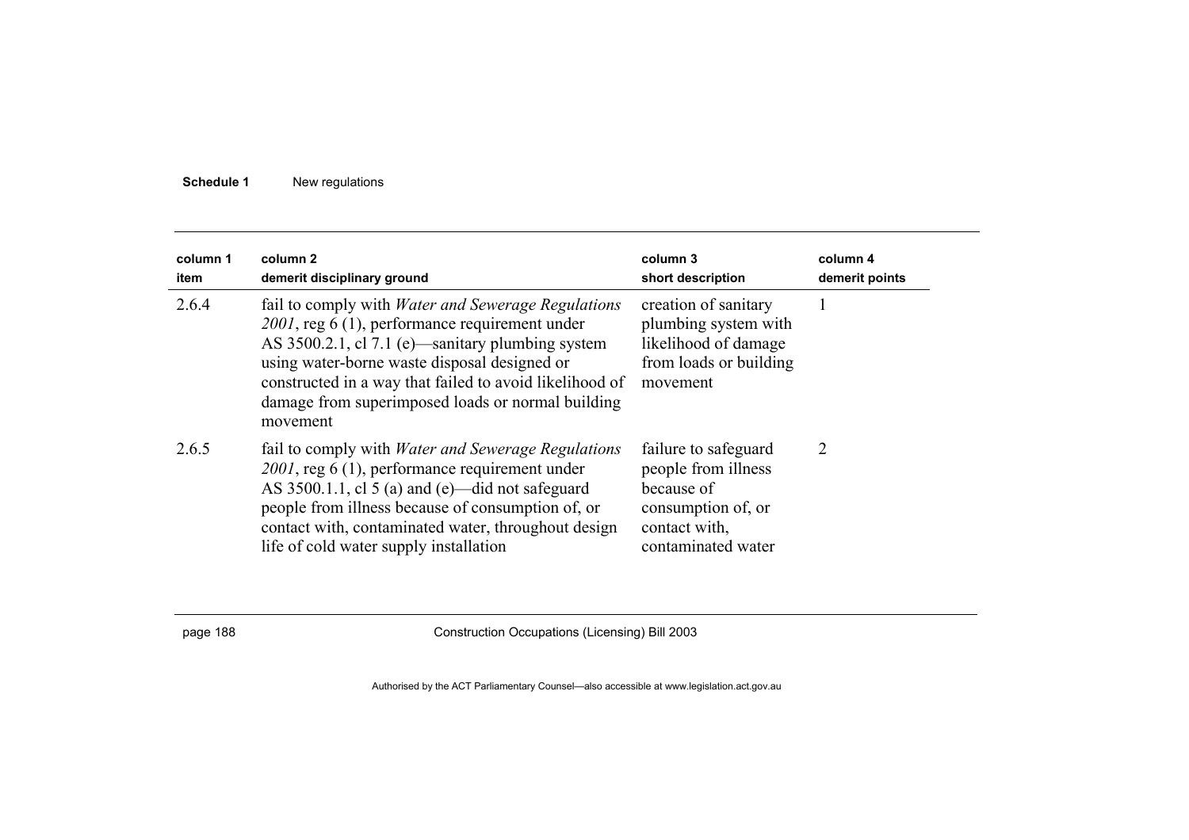| column 1 item | column 2 demerit disciplinary ground | column 3 short description | column 4 demerit points |
|---|---|---|---|
| 2.6.4 | fail to comply with *Water and Sewerage Regulations 2001*, reg 6 (1), performance requirement under AS 3500.2.1, cl 7.1 (e)—sanitary plumbing system using water-borne waste disposal designed or constructed in a way that failed to avoid likelihood of damage from superimposed loads or normal building movement | creation of sanitary plumbing system with likelihood of damage from loads or building movement | 1 |
| 2.6.5 | fail to comply with *Water and Sewerage Regulations 2001*, reg 6 (1), performance requirement under AS 3500.1.1, cl 5 (a) and (e)—did not safeguard people from illness because of consumption of, or contact with, contaminated water, throughout design life of cold water supply installation | failure to safeguard people from illness because of consumption of, or contact with, contaminated water | 2 |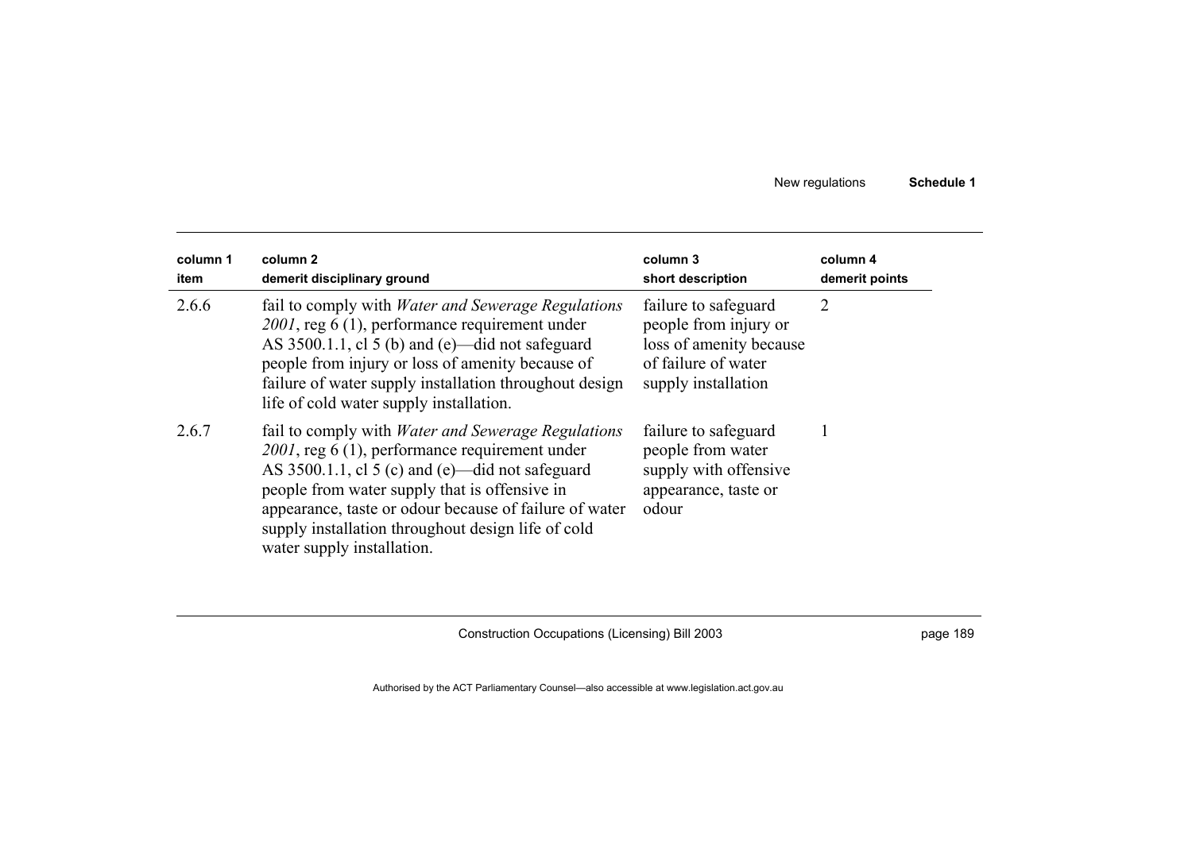| column 1<br>item | column 2<br>demerit disciplinary ground | column 3<br>short description | column 4<br>demerit points |
|---|---|---|---|
| 2.6.6 | fail to comply with *Water and Sewerage Regulations 2001*, reg 6 (1), performance requirement under AS 3500.1.1, cl 5 (b) and (e)—did not safeguard people from injury or loss of amenity because of failure of water supply installation throughout design life of cold water supply installation. | failure to safeguard people from injury or loss of amenity because of failure of water supply installation | 2 |
| 2.6.7 | fail to comply with *Water and Sewerage Regulations 2001*, reg 6 (1), performance requirement under AS 3500.1.1, cl 5 (c) and (e)—did not safeguard people from water supply that is offensive in appearance, taste or odour because of failure of water supply installation throughout design life of cold water supply installation. | failure to safeguard people from water supply with offensive appearance, taste or odour | 1 |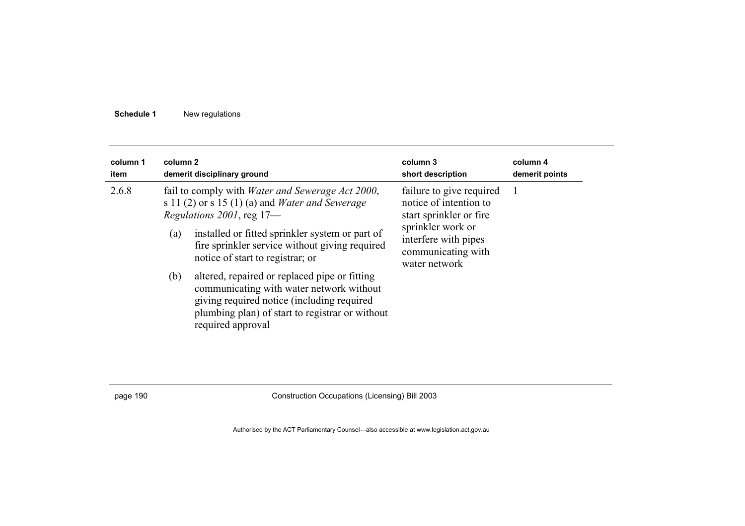| column 1 item | column 2 demerit disciplinary ground | column 3 short description | column 4 demerit points |
|---|---|---|---|
| 2.6.8 | fail to comply with *Water and Sewerage Act 2000*, s 11 (2) or s 15 (1) (a) and *Water and Sewerage Regulations 2001*, reg 17—<br>(a) installed or fitted sprinkler system or part of fire sprinkler service without giving required notice of start to registrar; or<br>(b) altered, repaired or replaced pipe or fitting communicating with water network without giving required notice (including required plumbing plan) of start to registrar or without required approval | failure to give required notice of intention to start sprinkler or fire sprinkler work or interfere with pipes communicating with water network | 1 |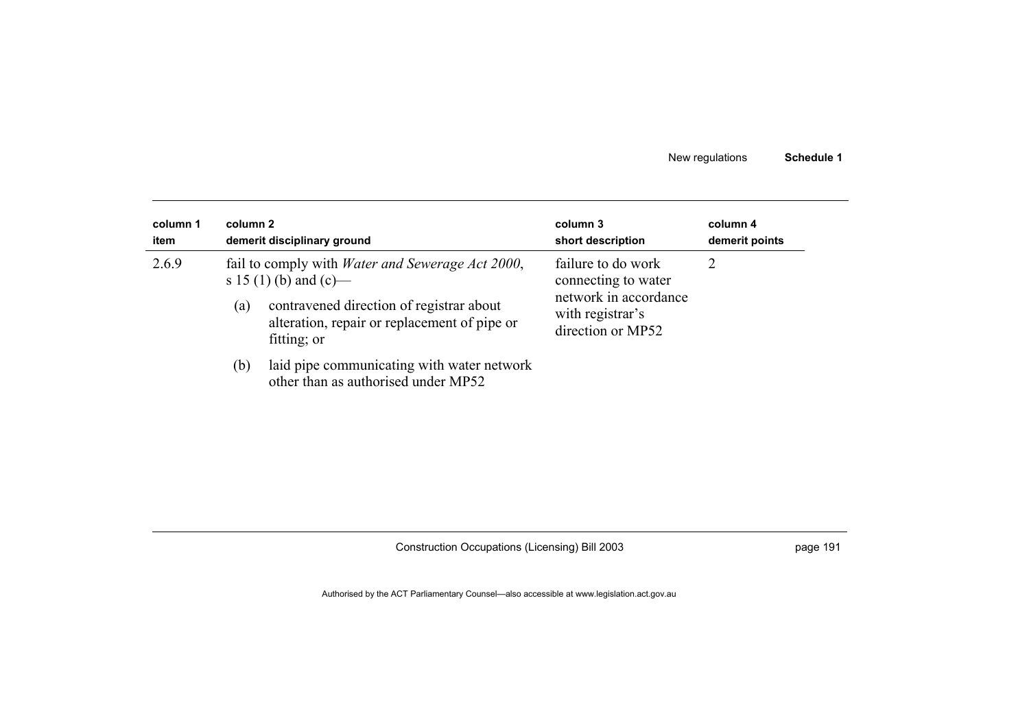| column 1<br>item | column 2<br>demerit disciplinary ground | column 3<br>short description | column 4<br>demerit points |
|---|---|---|---|
| 2.6.9 | fail to comply with *Water and Sewerage Act 2000*, s 15 (1) (b) and (c)—<br>(a) contravened direction of registrar about alteration, repair or replacement of pipe or fitting; or<br>(b) laid pipe communicating with water network other than as authorised under MP52 | failure to do work connecting to water network in accordance with registrar's direction or MP52 | 2 |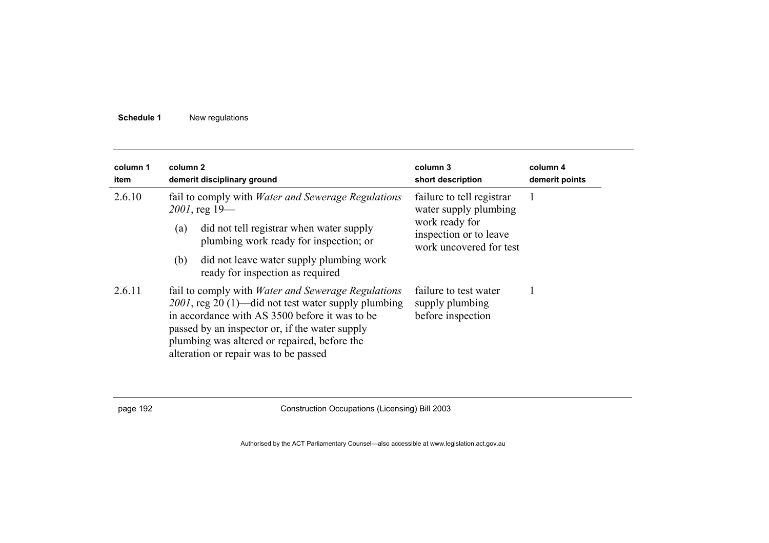| column 1 item | column 2 demerit disciplinary ground | column 3 short description | column 4 demerit points |
|---|---|---|---|
| 2.6.10 | fail to comply with *Water and Sewerage Regulations 2001*, reg 19—<br>(a) did not tell registrar when water supply plumbing work ready for inspection; or<br>(b) did not leave water supply plumbing work ready for inspection as required | failure to tell registrar water supply plumbing work ready for inspection or to leave work uncovered for test | 1 |
| 2.6.11 | fail to comply with *Water and Sewerage Regulations 2001*, reg 20 (1)—did not test water supply plumbing in accordance with AS 3500 before it was to be passed by an inspector or, if the water supply plumbing was altered or repaired, before the alteration or repair was to be passed | failure to test water supply plumbing before inspection | 1 |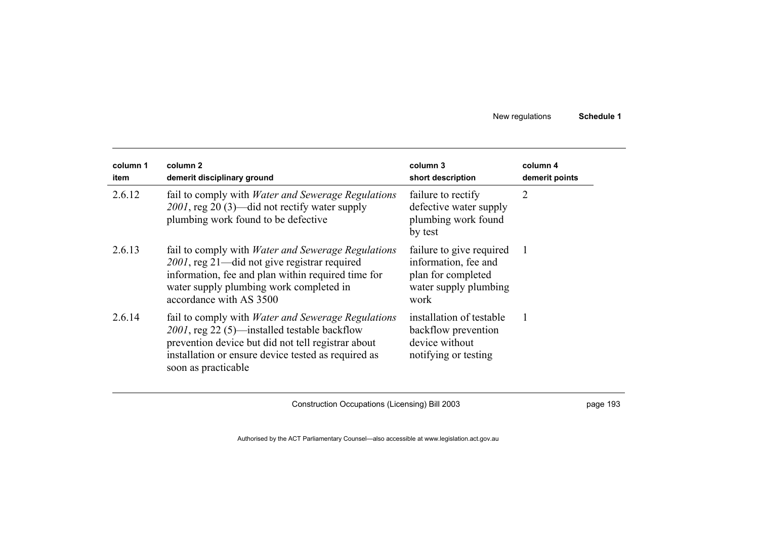| column 1<br>item | column 2<br>demerit disciplinary ground | column 3<br>short description | column 4<br>demerit points |
|---|---|---|---|
| 2.6.12 | fail to comply with *Water and Sewerage Regulations 2001*, reg 20 (3)—did not rectify water supply plumbing work found to be defective | failure to rectify defective water supply plumbing work found by test | 2 |
| 2.6.13 | fail to comply with *Water and Sewerage Regulations 2001*, reg 21—did not give registrar required information, fee and plan within required time for water supply plumbing work completed in accordance with AS 3500 | failure to give required information, fee and plan for completed water supply plumbing work | 1 |
| 2.6.14 | fail to comply with *Water and Sewerage Regulations 2001*, reg 22 (5)—installed testable backflow prevention device but did not tell registrar about installation or ensure device tested as required as soon as practicable | installation of testable backflow prevention device without notifying or testing | 1 |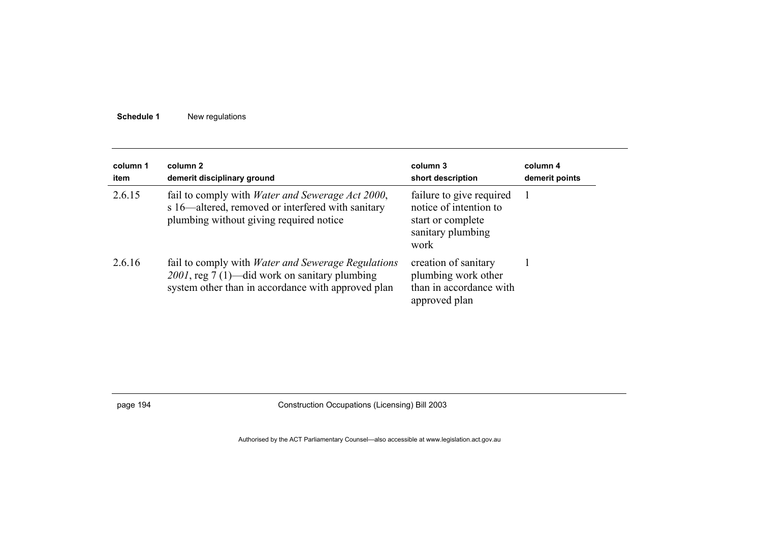| column 1<br>item | column 2<br>demerit disciplinary ground | column 3<br>short description | column 4<br>demerit points |
|---|---|---|---|
| 2.6.15 | fail to comply with *Water and Sewerage Act 2000*, s 16—altered, removed or interfered with sanitary plumbing without giving required notice | failure to give required notice of intention to start or complete sanitary plumbing work | 1 |
| 2.6.16 | fail to comply with *Water and Sewerage Regulations 2001*, reg 7 (1)—did work on sanitary plumbing system other than in accordance with approved plan | creation of sanitary plumbing work other than in accordance with approved plan | 1 |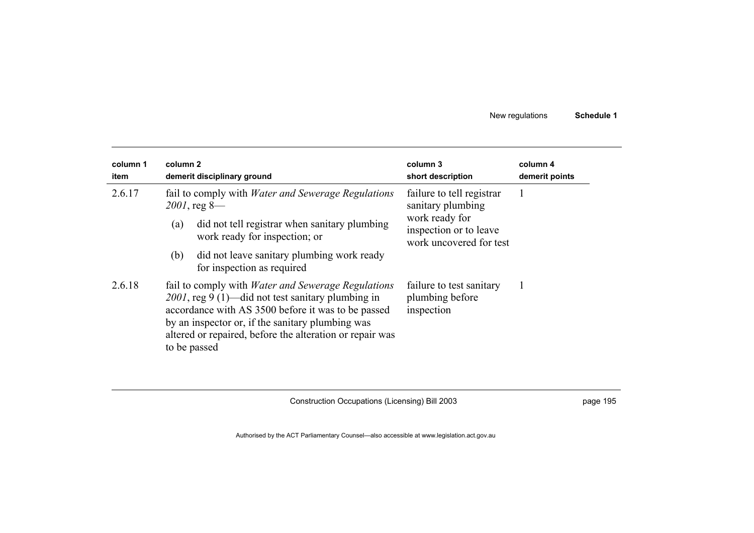| column 1 item | column 2 demerit disciplinary ground | column 3 short description | column 4 demerit points |
|---|---|---|---|
| 2.6.17 | fail to comply with *Water and Sewerage Regulations 2001*, reg 8—<br>(a) did not tell registrar when sanitary plumbing work ready for inspection; or<br>(b) did not leave sanitary plumbing work ready for inspection as required | failure to tell registrar sanitary plumbing work ready for inspection or to leave work uncovered for test | 1 |
| 2.6.18 | fail to comply with *Water and Sewerage Regulations 2001*, reg 9 (1)—did not test sanitary plumbing in accordance with AS 3500 before it was to be passed by an inspector or, if the sanitary plumbing was altered or repaired, before the alteration or repair was to be passed | failure to test sanitary plumbing before inspection | 1 |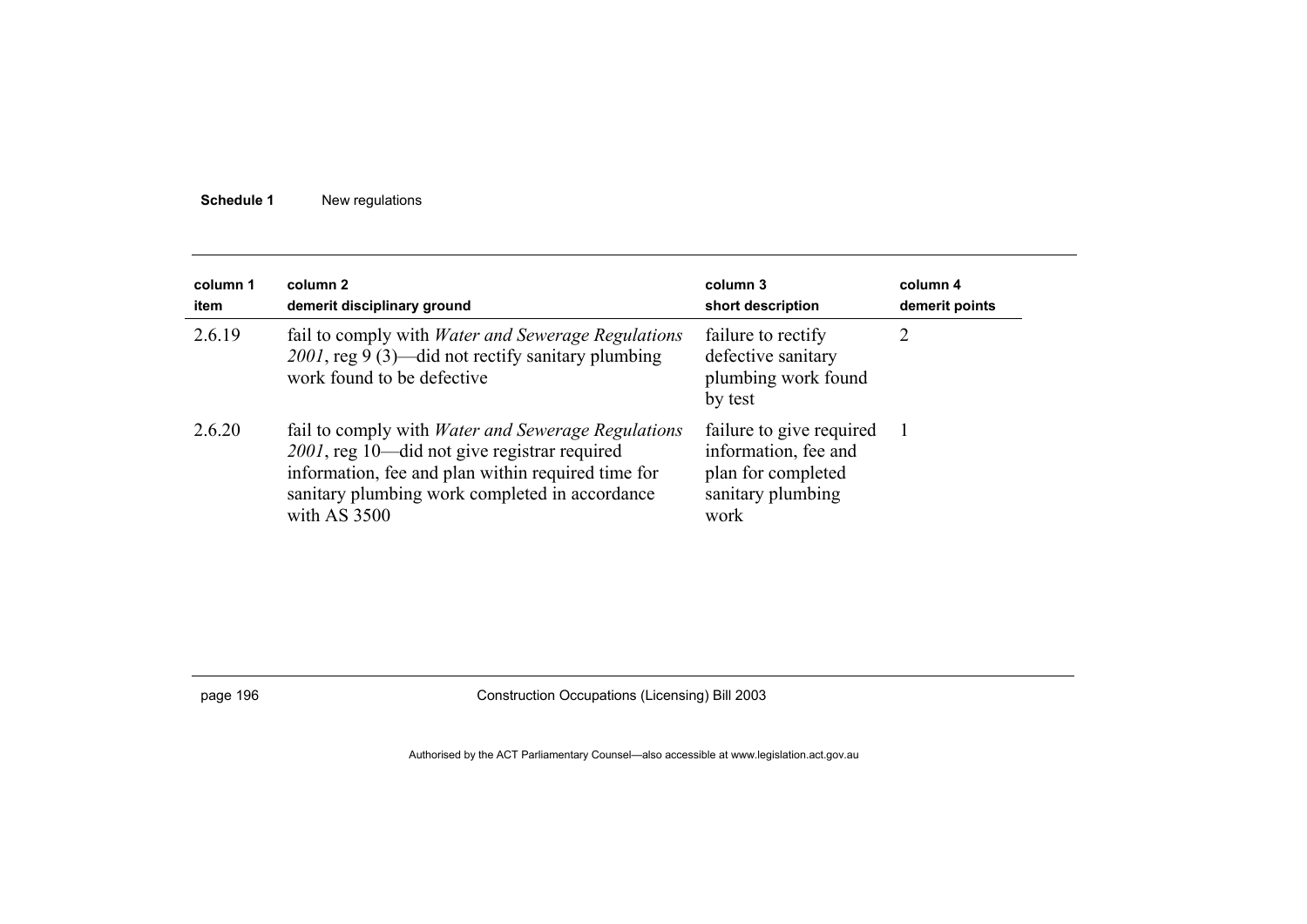| column 1<br>item | column 2<br>demerit disciplinary ground | column 3<br>short description | column 4<br>demerit points |
|---|---|---|---|
| 2.6.19 | fail to comply with *Water and Sewerage Regulations 2001*, reg 9 (3)—did not rectify sanitary plumbing work found to be defective | failure to rectify defective sanitary plumbing work found by test | 2 |
| 2.6.20 | fail to comply with *Water and Sewerage Regulations 2001*, reg 10—did not give registrar required information, fee and plan within required time for sanitary plumbing work completed in accordance with AS 3500 | failure to give required information, fee and plan for completed sanitary plumbing work | 1 |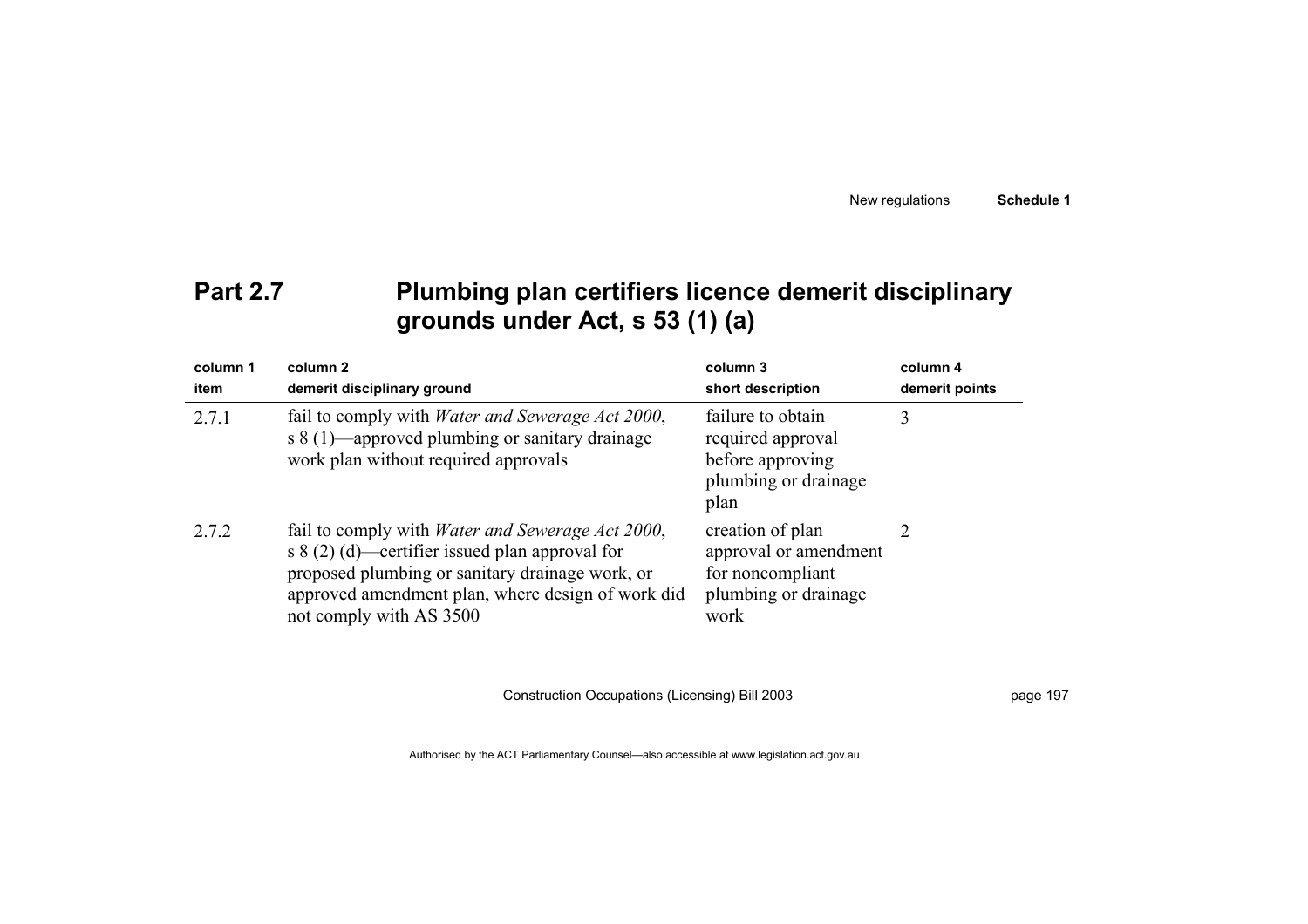## Part 2.7 Plumbing plan certifiers licence demerit disciplinary grounds under Act, s 53 (1) (a)

| column 1<br>item | column 2<br>demerit disciplinary ground | column 3<br>short description | column 4<br>demerit points |
|---|---|---|---|
| 2.7.1 | fail to comply with *Water and Sewerage Act 2000*, s 8 (1)—approved plumbing or sanitary drainage work plan without required approvals | failure to obtain required approval before approving plumbing or drainage plan | 3 |
| 2.7.2 | fail to comply with *Water and Sewerage Act 2000*, s 8 (2) (d)—certifier issued plan approval for proposed plumbing or sanitary drainage work, or approved amendment plan, where design of work did not comply with AS 3500 | creation of plan approval or amendment for noncompliant plumbing or drainage work | 2 |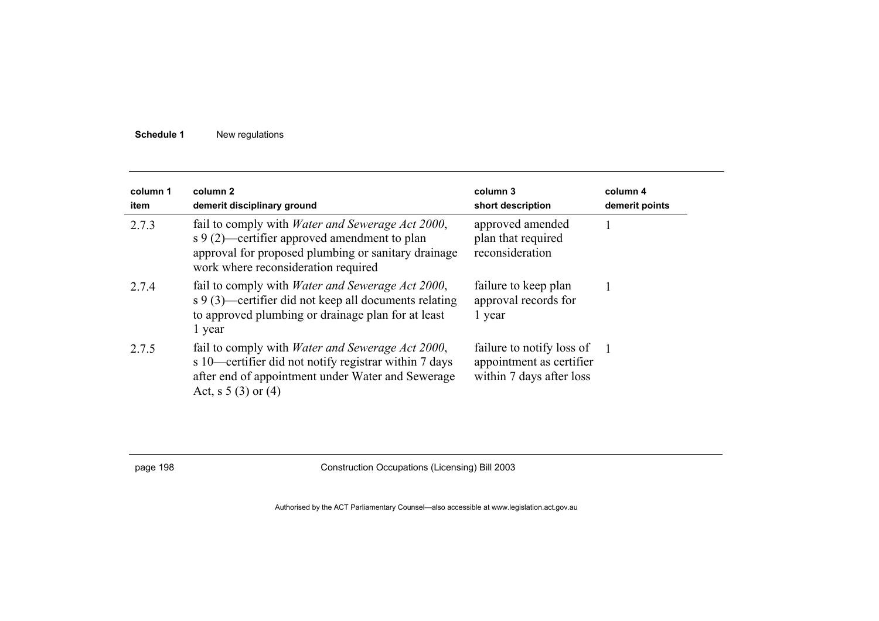| column 1<br>item | column 2<br>demerit disciplinary ground | column 3<br>short description | column 4<br>demerit points |
|---|---|---|---|
| 2.7.3 | fail to comply with *Water and Sewerage Act 2000*, s 9 (2)—certifier approved amendment to plan approval for proposed plumbing or sanitary drainage work where reconsideration required | approved amended plan that required reconsideration | 1 |
| 2.7.4 | fail to comply with *Water and Sewerage Act 2000*, s 9 (3)—certifier did not keep all documents relating to approved plumbing or drainage plan for at least 1 year | failure to keep plan approval records for 1 year | 1 |
| 2.7.5 | fail to comply with *Water and Sewerage Act 2000*, s 10—certifier did not notify registrar within 7 days after end of appointment under Water and Sewerage Act, s 5 (3) or (4) | failure to notify loss of appointment as certifier within 7 days after loss | 1 |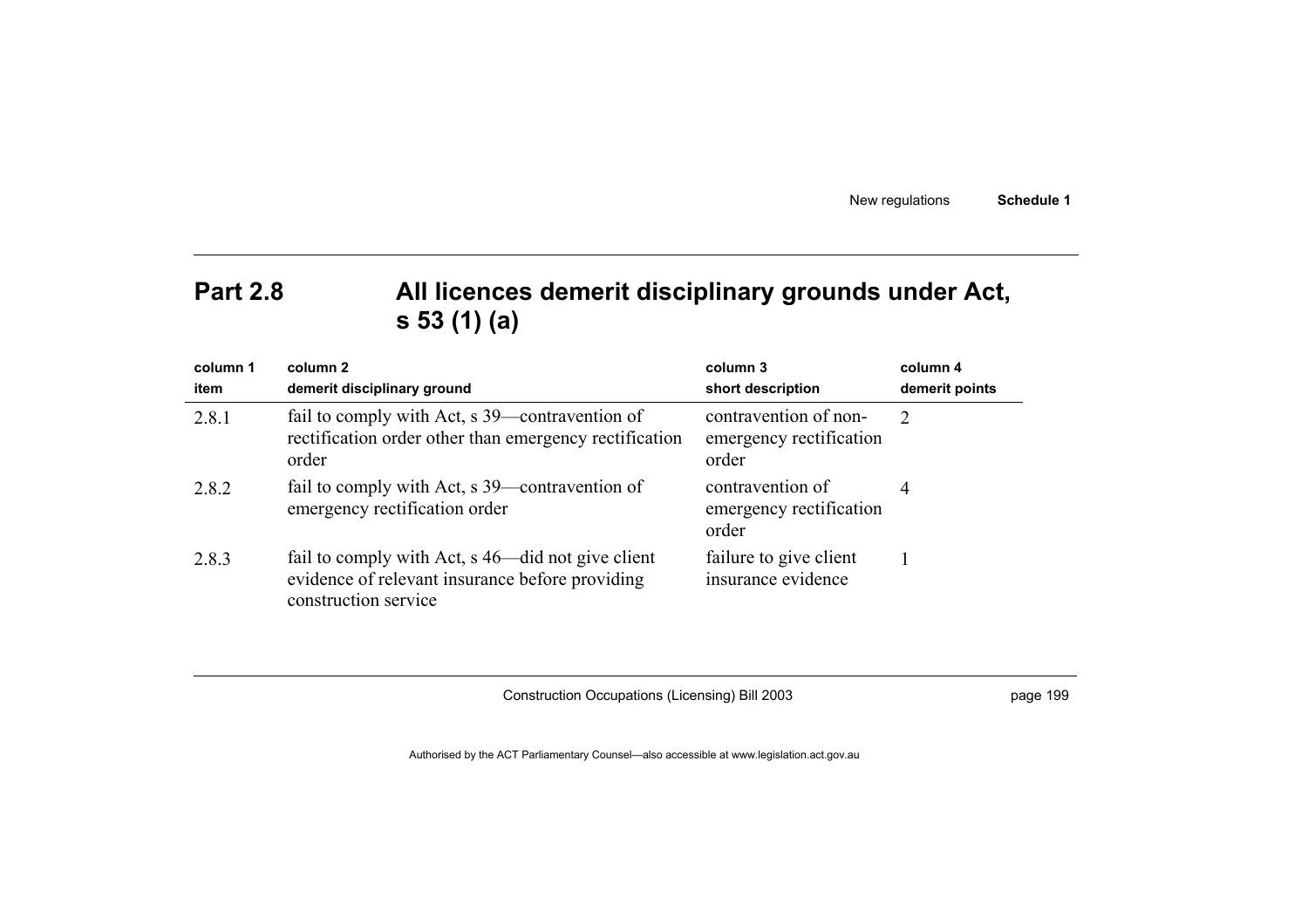## Part 2.8 All licences demerit disciplinary grounds under Act, s 53 (1) (a)

| column 1<br>item | column 2<br>demerit disciplinary ground | column 3<br>short description | column 4<br>demerit points |
|---|---|---|---|
| 2.8.1 | fail to comply with Act, s 39—contravention of rectification order other than emergency rectification order | contravention of non-emergency rectification order | 2 |
| 2.8.2 | fail to comply with Act, s 39—contravention of emergency rectification order | contravention of emergency rectification order | 4 |
| 2.8.3 | fail to comply with Act, s 46—did not give client evidence of relevant insurance before providing construction service | failure to give client insurance evidence | 1 |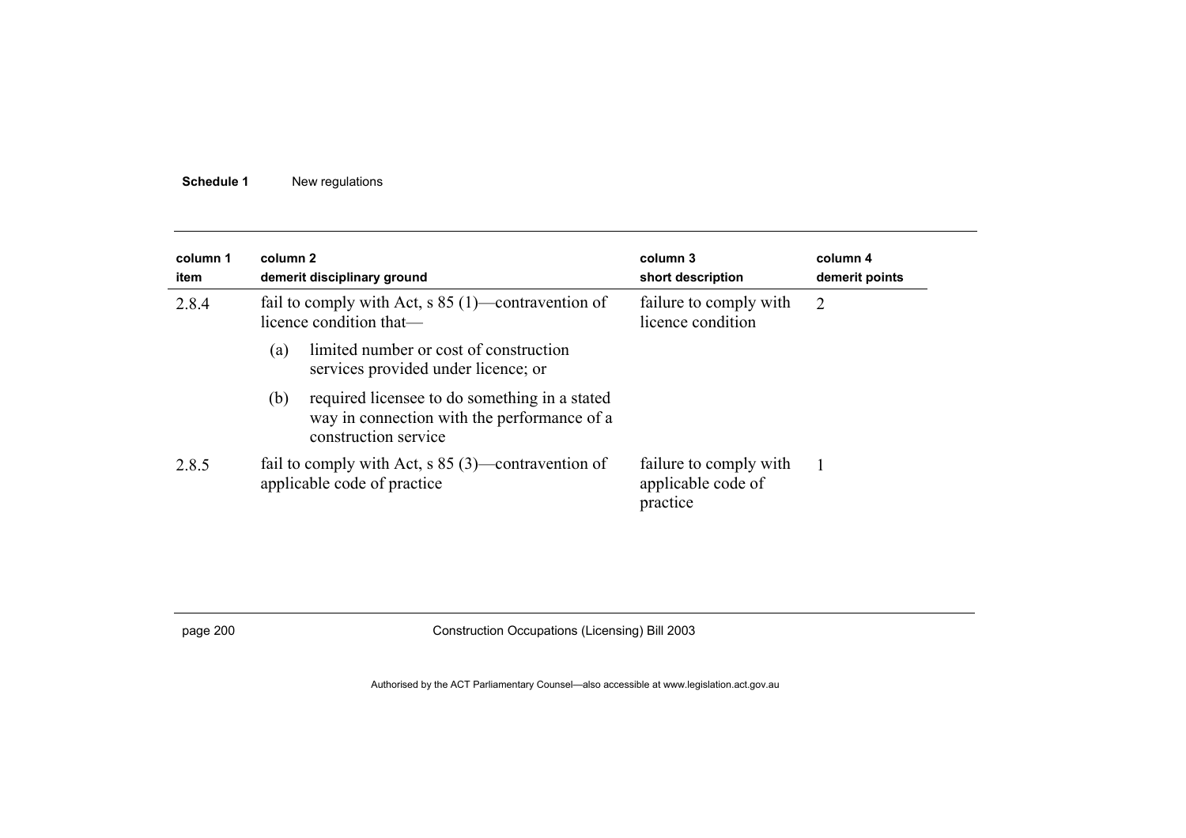| column 1<br>item | column 2<br>demerit disciplinary ground | column 3<br>short description | column 4<br>demerit points |
|---|---|---|---|
| 2.8.4 | fail to comply with Act, s 85 (1)—contravention of licence condition that—<br>(a) limited number or cost of construction services provided under licence; or<br>(b) required licensee to do something in a stated way in connection with the performance of a construction service | failure to comply with licence condition | 2 |
| 2.8.5 | fail to comply with Act, s 85 (3)—contravention of applicable code of practice | failure to comply with applicable code of practice | 1 |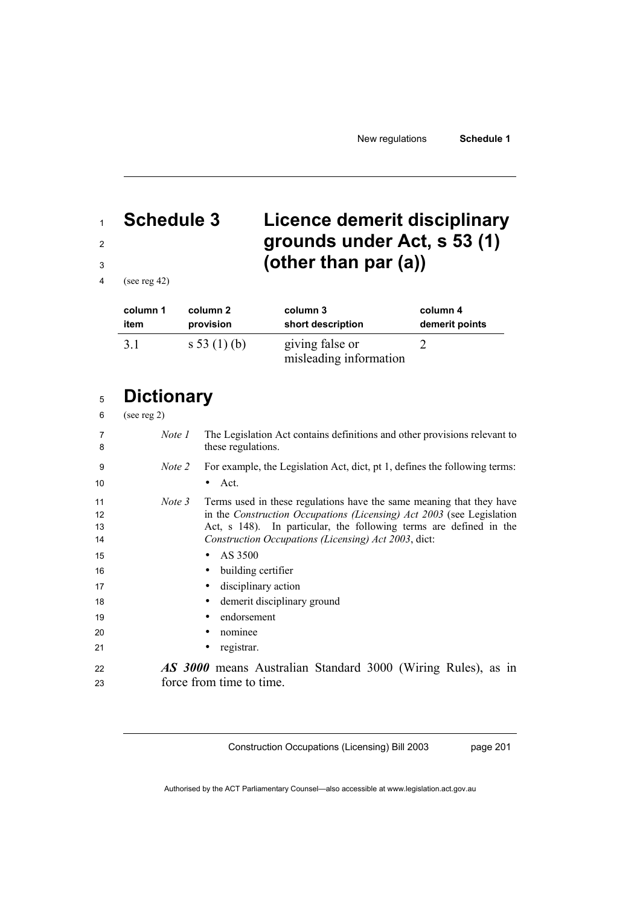# Schedule 3 Licence demerit disciplinary grounds under Act, s 53 (1) (other than par (a))

(see reg 42)

| column 1 item | column 2 provision | column 3 short description | column 4 demerit points |
|---|---|---|---|
| 3.1 | s 53 (1) (b) | giving false or misleading information | 2 |

# Dictionary

(see reg 2)

*Note 1* The Legislation Act contains definitions and other provisions relevant to these regulations.

*Note 2* For example, the Legislation Act, dict, pt 1, defines the following terms:

- Act.

*Note 3* Terms used in these regulations have the same meaning that they have in the *Construction Occupations (Licensing) Act 2003* (see Legislation Act, s 148). In particular, the following terms are defined in the *Construction Occupations (Licensing) Act 2003*, dict:

- AS 3500
- building certifier
- disciplinary action
- demerit disciplinary ground
- endorsement
- nominee
- registrar.

***AS 3000*** means Australian Standard 3000 (Wiring Rules), as in force from time to time.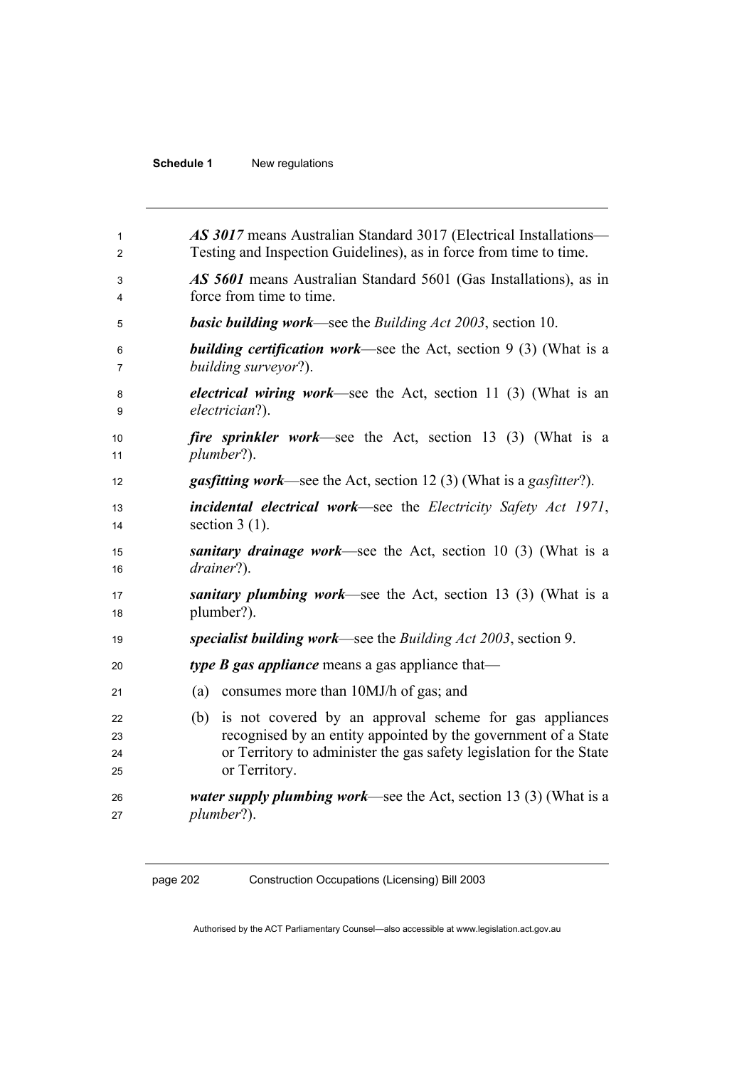***AS 3017*** means Australian Standard 3017 (Electrical Installations—Testing and Inspection Guidelines), as in force from time to time.

***AS 5601*** means Australian Standard 5601 (Gas Installations), as in force from time to time.

***basic building work***—see the *Building Act 2003*, section 10.

***building certification work***—see the Act, section 9 (3) (What is a *building surveyor*?).

***electrical wiring work***—see the Act, section 11 (3) (What is an *electrician*?).

***fire sprinkler work***—see the Act, section 13 (3) (What is a *plumber*?).

***gasfitting work***—see the Act, section 12 (3) (What is a *gasfitter*?).

***incidental electrical work***—see the *Electricity Safety Act 1971*, section 3 (1).

***sanitary drainage work***—see the Act, section 10 (3) (What is a *drainer*?).

***sanitary plumbing work***—see the Act, section 13 (3) (What is a plumber?).

***specialist building work***—see the *Building Act 2003*, section 9.

***type B gas appliance*** means a gas appliance that—

(a) consumes more than 10MJ/h of gas; and

(b) is not covered by an approval scheme for gas appliances recognised by an entity appointed by the government of a State or Territory to administer the gas safety legislation for the State or Territory.

***water supply plumbing work***—see the Act, section 13 (3) (What is a *plumber*?).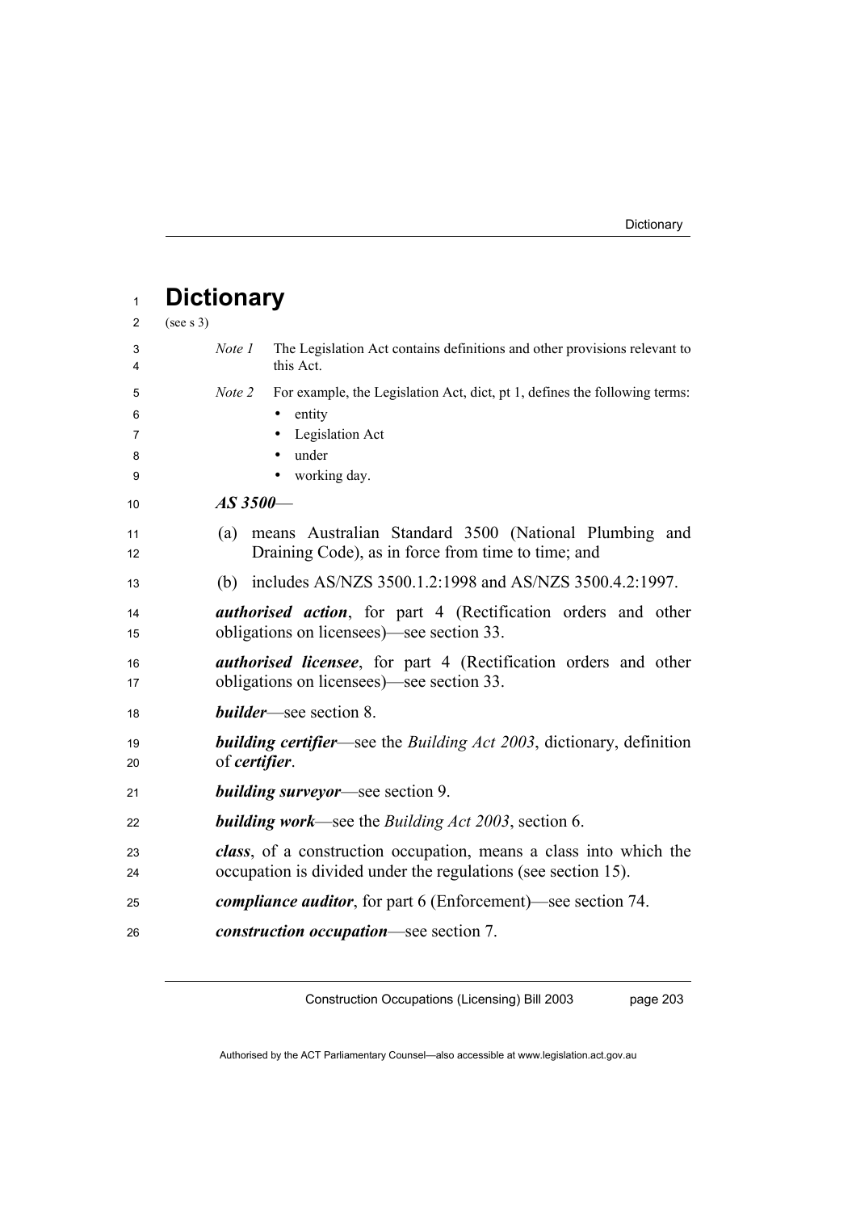# Dictionary

(see s 3)

*Note 1* The Legislation Act contains definitions and other provisions relevant to this Act.

*Note 2* For example, the Legislation Act, dict, pt 1, defines the following terms:

- entity
- Legislation Act
- under
- working day.

***AS 3500***—

(a) means Australian Standard 3500 (National Plumbing and Draining Code), as in force from time to time; and

(b) includes AS/NZS 3500.1.2:1998 and AS/NZS 3500.4.2:1997.

***authorised action***, for part 4 (Rectification orders and other obligations on licensees)—see section 33.

***authorised licensee***, for part 4 (Rectification orders and other obligations on licensees)—see section 33.

***builder***—see section 8.

***building certifier***—see the *Building Act 2003*, dictionary, definition of ***certifier***.

***building surveyor***—see section 9.

***building work***—see the *Building Act 2003*, section 6.

***class***, of a construction occupation, means a class into which the occupation is divided under the regulations (see section 15).

***compliance auditor***, for part 6 (Enforcement)—see section 74.

***construction occupation***—see section 7.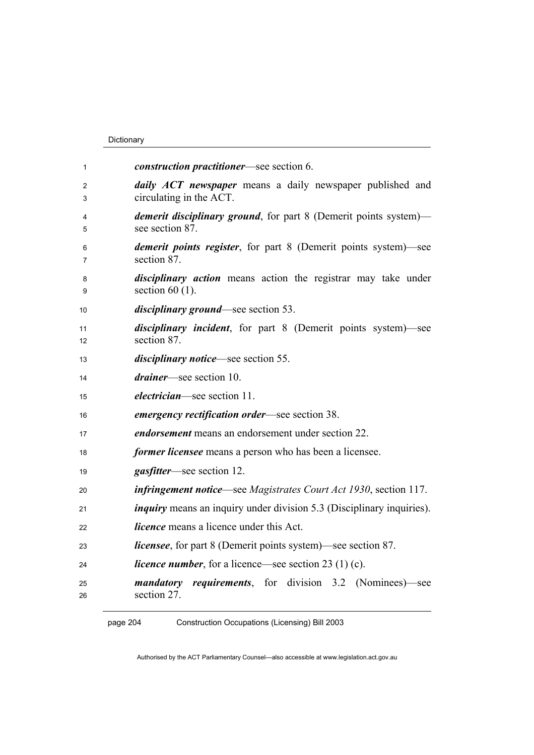***construction practitioner***—see section 6.

***daily ACT newspaper*** means a daily newspaper published and circulating in the ACT.

***demerit disciplinary ground***, for part 8 (Demerit points system)—see section 87.

***demerit points register***, for part 8 (Demerit points system)—see section 87.

***disciplinary action*** means action the registrar may take under section 60 (1).

***disciplinary ground***—see section 53.

***disciplinary incident***, for part 8 (Demerit points system)—see section 87.

***disciplinary notice***—see section 55.

***drainer***—see section 10.

***electrician***—see section 11.

***emergency rectification order***—see section 38.

***endorsement*** means an endorsement under section 22.

***former licensee*** means a person who has been a licensee.

***gasfitter***—see section 12.

***infringement notice***—see *Magistrates Court Act 1930*, section 117.

***inquiry*** means an inquiry under division 5.3 (Disciplinary inquiries).

***licence*** means a licence under this Act.

***licensee***, for part 8 (Demerit points system)—see section 87.

***licence number***, for a licence—see section 23 (1) (c).

***mandatory requirements***, for division 3.2 (Nominees)—see section 27.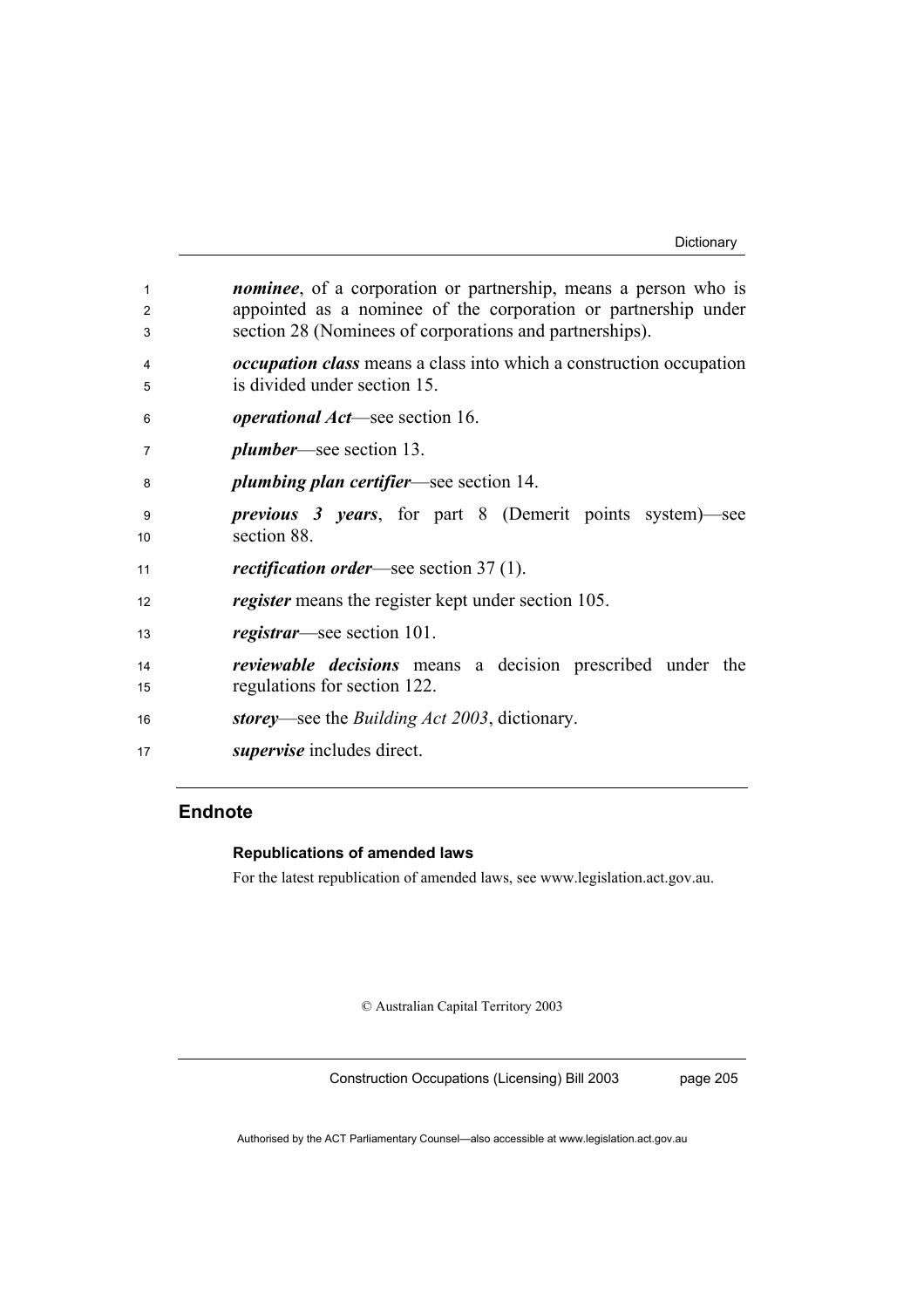***nominee***, of a corporation or partnership, means a person who is appointed as a nominee of the corporation or partnership under section 28 (Nominees of corporations and partnerships).

***occupation class*** means a class into which a construction occupation is divided under section 15.

***operational Act***—see section 16.

***plumber***—see section 13.

***plumbing plan certifier***—see section 14.

***previous 3 years***, for part 8 (Demerit points system)—see section 88.

***rectification order***—see section 37 (1).

***register*** means the register kept under section 105.

***registrar***—see section 101.

***reviewable decisions*** means a decision prescribed under the regulations for section 122.

***storey***—see the *Building Act 2003*, dictionary.

***supervise*** includes direct.

## Endnote

**Republications of amended laws**

For the latest republication of amended laws, see www.legislation.act.gov.au.

© Australian Capital Territory 2003